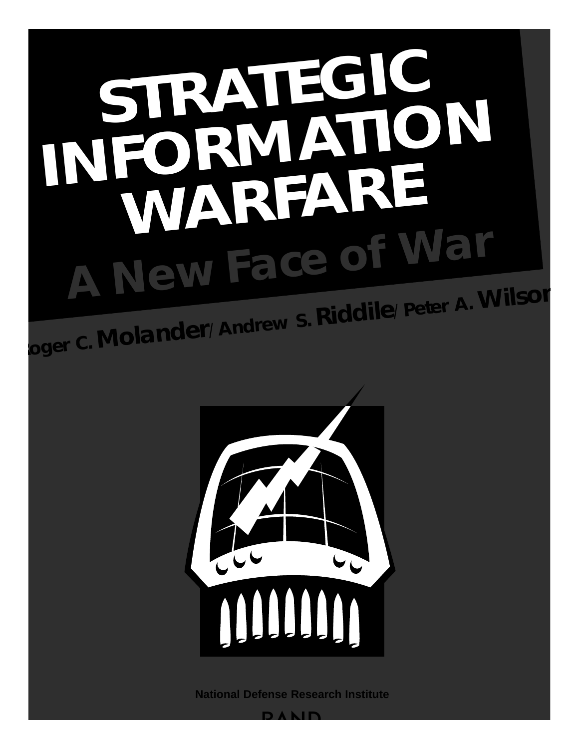# STRATEGIC INFORMATION WARFARE

## A New Face of War

Roger C. Molander / Andrew S. Riddile / Peter A. Wilson

National Defense Research Institute

RAND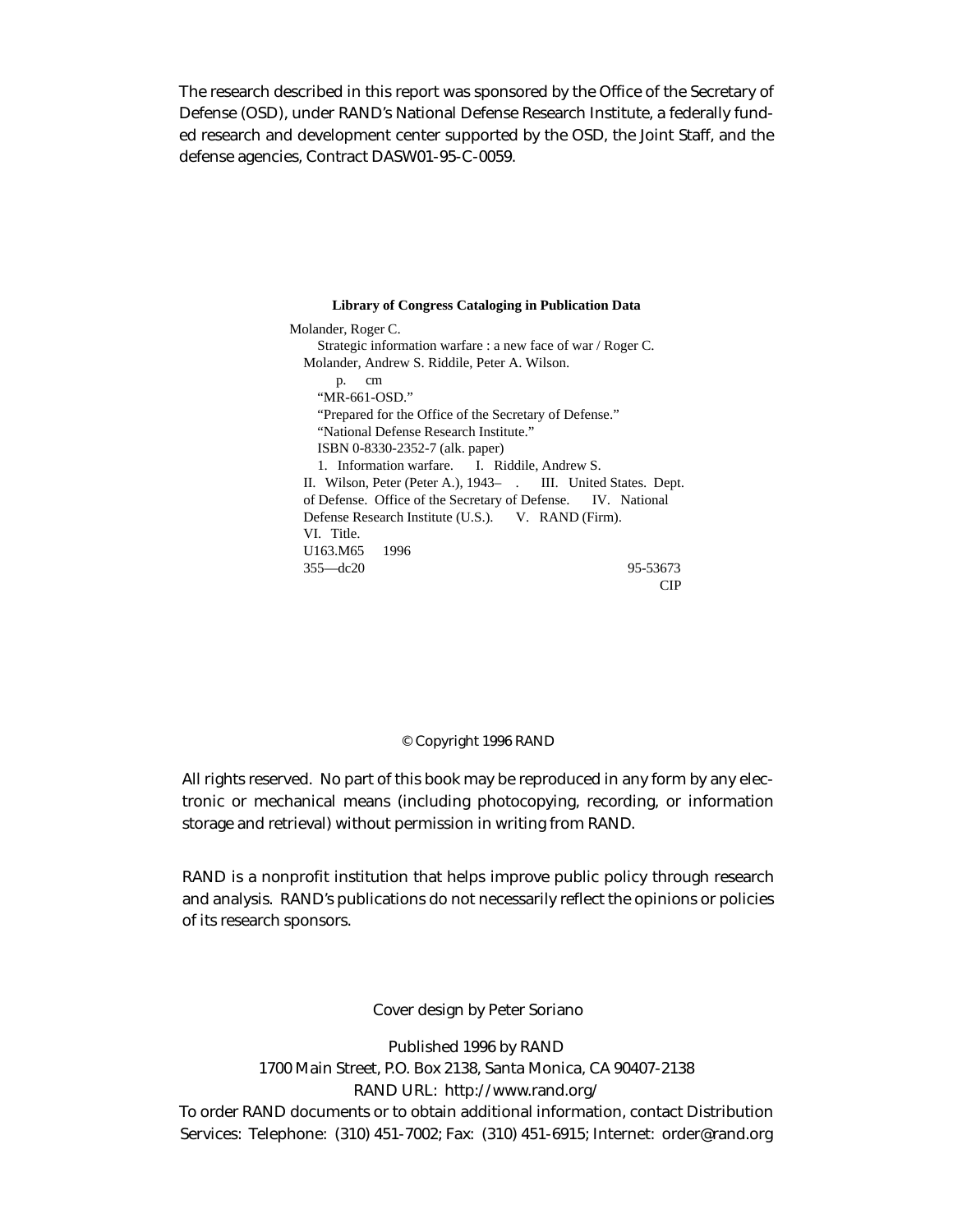The research described in this report was sponsored by the Office of the Secretary of Defense (OSD), under RAND's National Defense Research Institute, a federally funded research and development center supported by the OSD, the Joint Staff, and the defense agencies, Contract DASW01-95-C-0059.

**Library of Congress Cataloging in Publication Data**

Molander, Roger C.
Strategic information warfare : a new face of war / Roger C. Molander, Andrew S. Riddile, Peter A. Wilson.
p. cm
"MR-661-OSD."
"Prepared for the Office of the Secretary of Defense."
"National Defense Research Institute."
ISBN 0-8330-2352-7 (alk. paper)
1. Information warfare. I. Riddile, Andrew S. II. Wilson, Peter (Peter A.), 1943– . III. United States. Dept. of Defense. Office of the Secretary of Defense. IV. National Defense Research Institute (U.S.). V. RAND (Firm). VI. Title.
U163.M65 1996
355—dc20 95-53673
CIP

© Copyright 1996 RAND

All rights reserved. No part of this book may be reproduced in any form by any electronic or mechanical means (including photocopying, recording, or information storage and retrieval) without permission in writing from RAND.

RAND is a nonprofit institution that helps improve public policy through research and analysis. RAND's publications do not necessarily reflect the opinions or policies of its research sponsors.

Cover design by Peter Soriano

Published 1996 by RAND
1700 Main Street, P.O. Box 2138, Santa Monica, CA 90407-2138
RAND URL: http://www.rand.org/
To order RAND documents or to obtain additional information, contact Distribution Services: Telephone: (310) 451-7002; Fax: (310) 451-6915; Internet: order@rand.org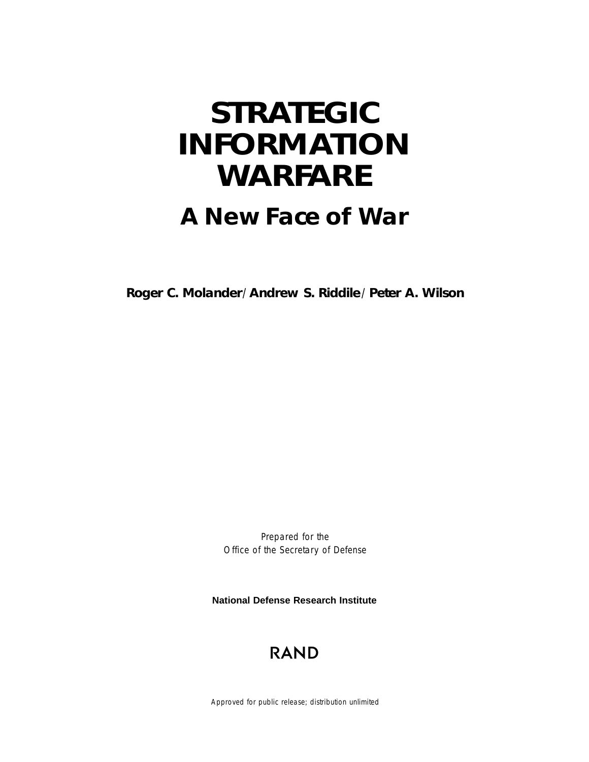# STRATEGIC INFORMATION WARFARE

## A New Face of War

**Roger C. Molander/Andrew S. Riddile/Peter A. Wilson**

Prepared for the
Office of the Secretary of Defense

**National Defense Research Institute**

RAND

Approved for public release; distribution unlimited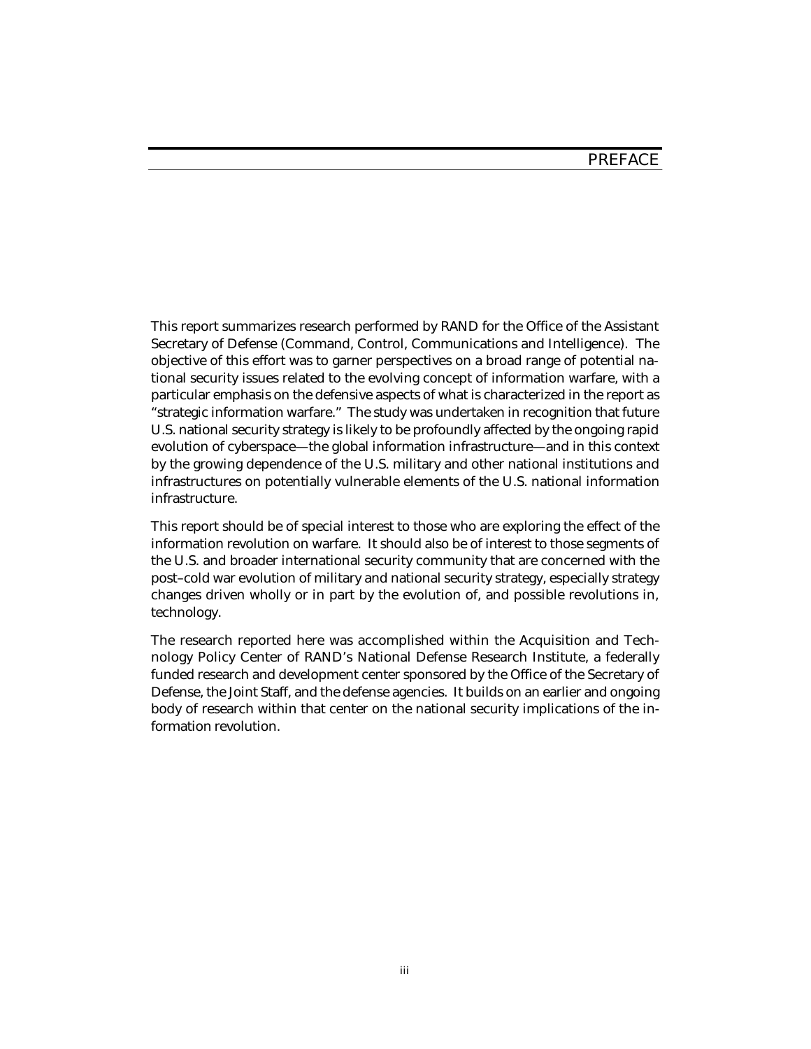## PREFACE

This report summarizes research performed by RAND for the Office of the Assistant Secretary of Defense (Command, Control, Communications and Intelligence). The objective of this effort was to garner perspectives on a broad range of potential national security issues related to the evolving concept of information warfare, with a particular emphasis on the defensive aspects of what is characterized in the report as "strategic information warfare." The study was undertaken in recognition that future U.S. national security strategy is likely to be profoundly affected by the ongoing rapid evolution of cyberspace—the global information infrastructure—and in this context by the growing dependence of the U.S. military and other national institutions and infrastructures on potentially vulnerable elements of the U.S. national information infrastructure.

This report should be of special interest to those who are exploring the effect of the information revolution on warfare. It should also be of interest to those segments of the U.S. and broader international security community that are concerned with the post–cold war evolution of military and national security strategy, especially strategy changes driven wholly or in part by the evolution of, and possible revolutions in, technology.

The research reported here was accomplished within the Acquisition and Technology Policy Center of RAND's National Defense Research Institute, a federally funded research and development center sponsored by the Office of the Secretary of Defense, the Joint Staff, and the defense agencies. It builds on an earlier and ongoing body of research within that center on the national security implications of the information revolution.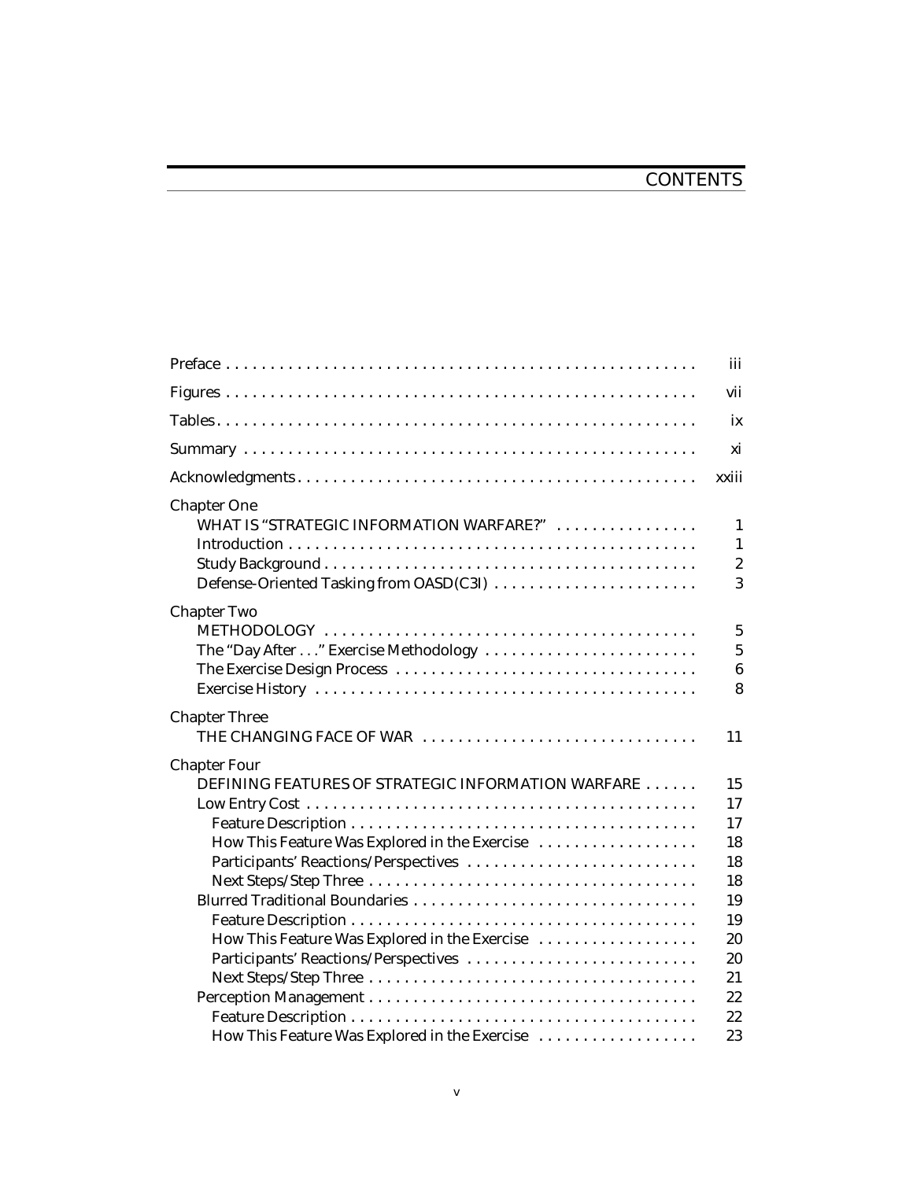# CONTENTS

| | |
|---|---|
| Preface | iii |
| Figures | vii |
| Tables | ix |
| Summary | xi |
| Acknowledgments | xxiii |
| **Chapter One** | |
| WHAT IS "STRATEGIC INFORMATION WARFARE?" | 1 |
| Introduction | 1 |
| Study Background | 2 |
| Defense-Oriented Tasking from OASD(C3I) | 3 |
| **Chapter Two** | |
| METHODOLOGY | 5 |
| The "Day After . . ." Exercise Methodology | 5 |
| The Exercise Design Process | 6 |
| Exercise History | 8 |
| **Chapter Three** | |
| THE CHANGING FACE OF WAR | 11 |
| **Chapter Four** | |
| DEFINING FEATURES OF STRATEGIC INFORMATION WARFARE | 15 |
| Low Entry Cost | 17 |
| Feature Description | 17 |
| How This Feature Was Explored in the Exercise | 18 |
| Participants' Reactions/Perspectives | 18 |
| Next Steps/Step Three | 18 |
| Blurred Traditional Boundaries | 19 |
| Feature Description | 19 |
| How This Feature Was Explored in the Exercise | 20 |
| Participants' Reactions/Perspectives | 20 |
| Next Steps/Step Three | 21 |
| Perception Management | 22 |
| Feature Description | 22 |
| How This Feature Was Explored in the Exercise | 23 |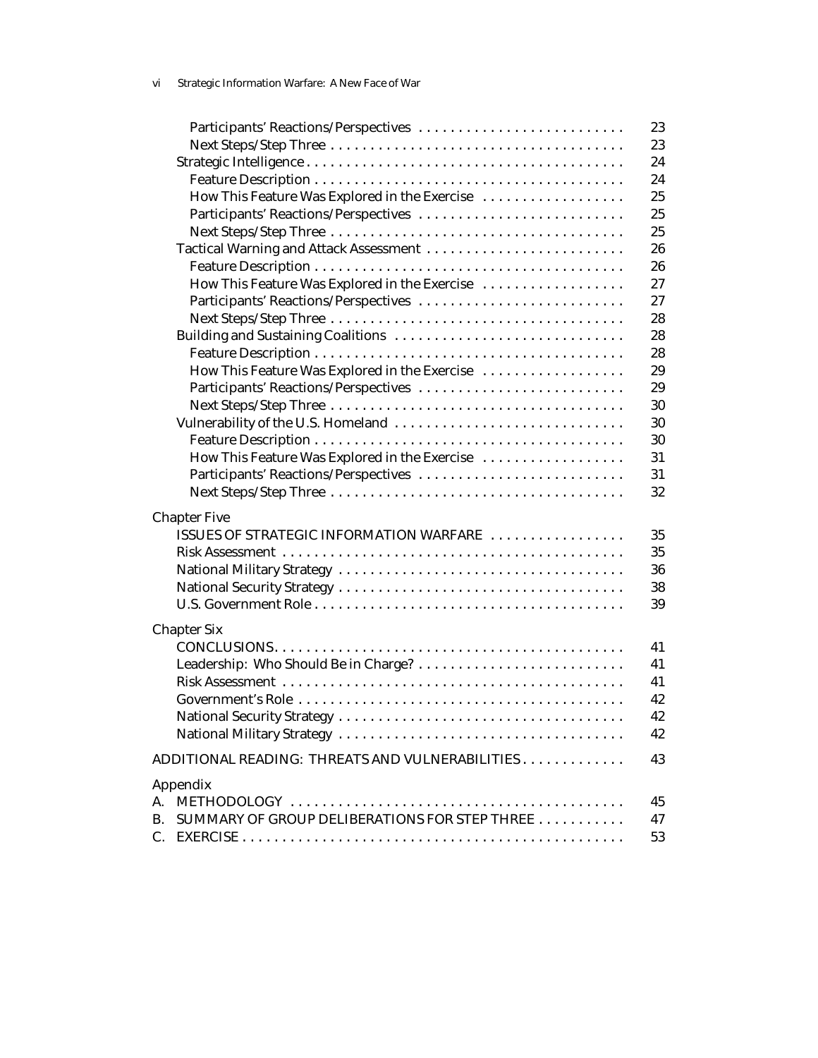Participants' Reactions/Perspectives . . . . . . . . . . . . . . . . . . . . . . . . . . 23
Next Steps/Step Three . . . . . . . . . . . . . . . . . . . . . . . . . . . . . . . . . . . . 23
Strategic Intelligence . . . . . . . . . . . . . . . . . . . . . . . . . . . . . . . . . . . . . . . 24
Feature Description . . . . . . . . . . . . . . . . . . . . . . . . . . . . . . . . . . . . . . 24
How This Feature Was Explored in the Exercise . . . . . . . . . . . . . . . . . . 25
Participants' Reactions/Perspectives . . . . . . . . . . . . . . . . . . . . . . . . . . 25
Next Steps/Step Three . . . . . . . . . . . . . . . . . . . . . . . . . . . . . . . . . . . . 25
Tactical Warning and Attack Assessment . . . . . . . . . . . . . . . . . . . . . . . . . 26
Feature Description . . . . . . . . . . . . . . . . . . . . . . . . . . . . . . . . . . . . . . 26
How This Feature Was Explored in the Exercise . . . . . . . . . . . . . . . . . . 27
Participants' Reactions/Perspectives . . . . . . . . . . . . . . . . . . . . . . . . . . 27
Next Steps/Step Three . . . . . . . . . . . . . . . . . . . . . . . . . . . . . . . . . . . . 28
Building and Sustaining Coalitions . . . . . . . . . . . . . . . . . . . . . . . . . . . . 28
Feature Description . . . . . . . . . . . . . . . . . . . . . . . . . . . . . . . . . . . . . . 28
How This Feature Was Explored in the Exercise . . . . . . . . . . . . . . . . . . 29
Participants' Reactions/Perspectives . . . . . . . . . . . . . . . . . . . . . . . . . . 29
Next Steps/Step Three . . . . . . . . . . . . . . . . . . . . . . . . . . . . . . . . . . . . 30
Vulnerability of the U.S. Homeland . . . . . . . . . . . . . . . . . . . . . . . . . . . . 30
Feature Description . . . . . . . . . . . . . . . . . . . . . . . . . . . . . . . . . . . . . . 30
How This Feature Was Explored in the Exercise . . . . . . . . . . . . . . . . . . 31
Participants' Reactions/Perspectives . . . . . . . . . . . . . . . . . . . . . . . . . . 31
Next Steps/Step Three . . . . . . . . . . . . . . . . . . . . . . . . . . . . . . . . . . . . 32

Chapter Five
ISSUES OF STRATEGIC INFORMATION WARFARE . . . . . . . . . . . . . . . . . 35
Risk Assessment . . . . . . . . . . . . . . . . . . . . . . . . . . . . . . . . . . . . . . . . . . 35
National Military Strategy . . . . . . . . . . . . . . . . . . . . . . . . . . . . . . . . . . . 36
National Security Strategy . . . . . . . . . . . . . . . . . . . . . . . . . . . . . . . . . . . 38
U.S. Government Role . . . . . . . . . . . . . . . . . . . . . . . . . . . . . . . . . . . . . . 39

Chapter Six
CONCLUSIONS. . . . . . . . . . . . . . . . . . . . . . . . . . . . . . . . . . . . . . . . . . . . 41
Leadership: Who Should Be in Charge? . . . . . . . . . . . . . . . . . . . . . . . . . 41
Risk Assessment . . . . . . . . . . . . . . . . . . . . . . . . . . . . . . . . . . . . . . . . . . 41
Government's Role . . . . . . . . . . . . . . . . . . . . . . . . . . . . . . . . . . . . . . . . 42
National Security Strategy . . . . . . . . . . . . . . . . . . . . . . . . . . . . . . . . . . . 42
National Military Strategy . . . . . . . . . . . . . . . . . . . . . . . . . . . . . . . . . . . 42

ADDITIONAL READING: THREATS AND VULNERABILITIES . . . . . . . . . . . . . 43

Appendix
A. METHODOLOGY . . . . . . . . . . . . . . . . . . . . . . . . . . . . . . . . . . . . . . . . . 45
B. SUMMARY OF GROUP DELIBERATIONS FOR STEP THREE . . . . . . . . . . . 47
C. EXERCISE . . . . . . . . . . . . . . . . . . . . . . . . . . . . . . . . . . . . . . . . . . . . . . 53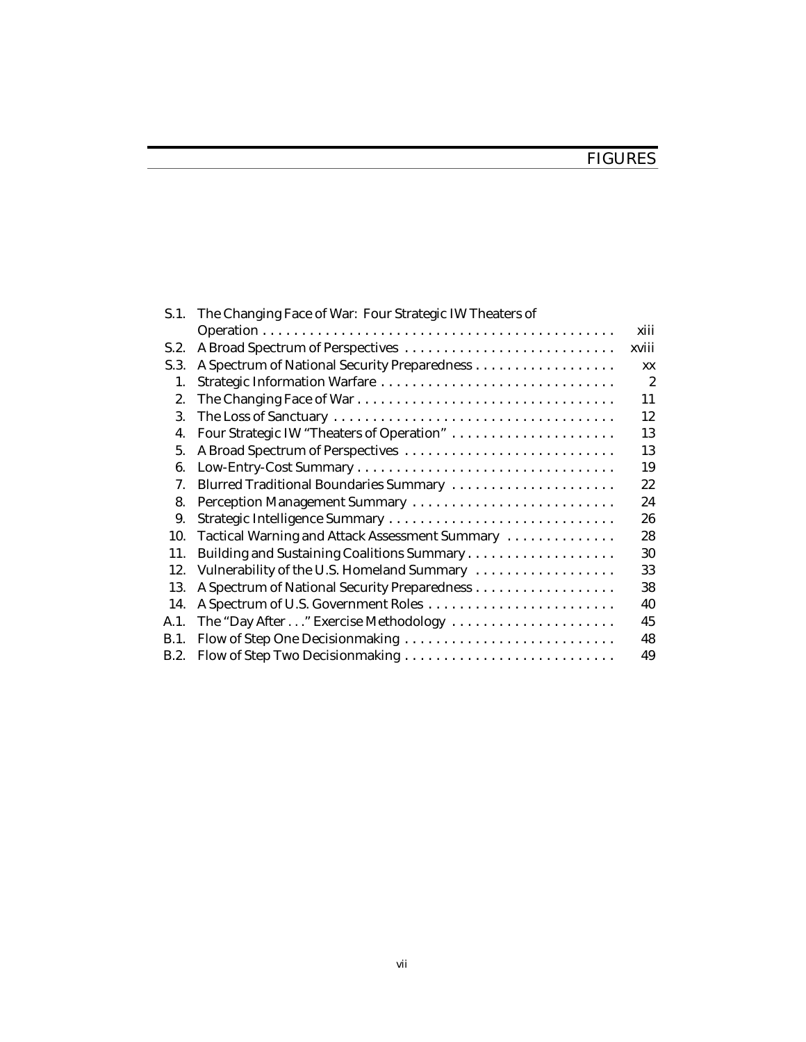# FIGURES

| | | |
|---|---|---|
| S.1. | The Changing Face of War: Four Strategic IW Theaters of Operation | xiii |
| S.2. | A Broad Spectrum of Perspectives | xviii |
| S.3. | A Spectrum of National Security Preparedness | xx |
| 1. | Strategic Information Warfare | 2 |
| 2. | The Changing Face of War | 11 |
| 3. | The Loss of Sanctuary | 12 |
| 4. | Four Strategic IW "Theaters of Operation" | 13 |
| 5. | A Broad Spectrum of Perspectives | 13 |
| 6. | Low-Entry-Cost Summary | 19 |
| 7. | Blurred Traditional Boundaries Summary | 22 |
| 8. | Perception Management Summary | 24 |
| 9. | Strategic Intelligence Summary | 26 |
| 10. | Tactical Warning and Attack Assessment Summary | 28 |
| 11. | Building and Sustaining Coalitions Summary | 30 |
| 12. | Vulnerability of the U.S. Homeland Summary | 33 |
| 13. | A Spectrum of National Security Preparedness | 38 |
| 14. | A Spectrum of U.S. Government Roles | 40 |
| A.1. | The "Day After . . ." Exercise Methodology | 45 |
| B.1. | Flow of Step One Decisionmaking | 48 |
| B.2. | Flow of Step Two Decisionmaking | 49 |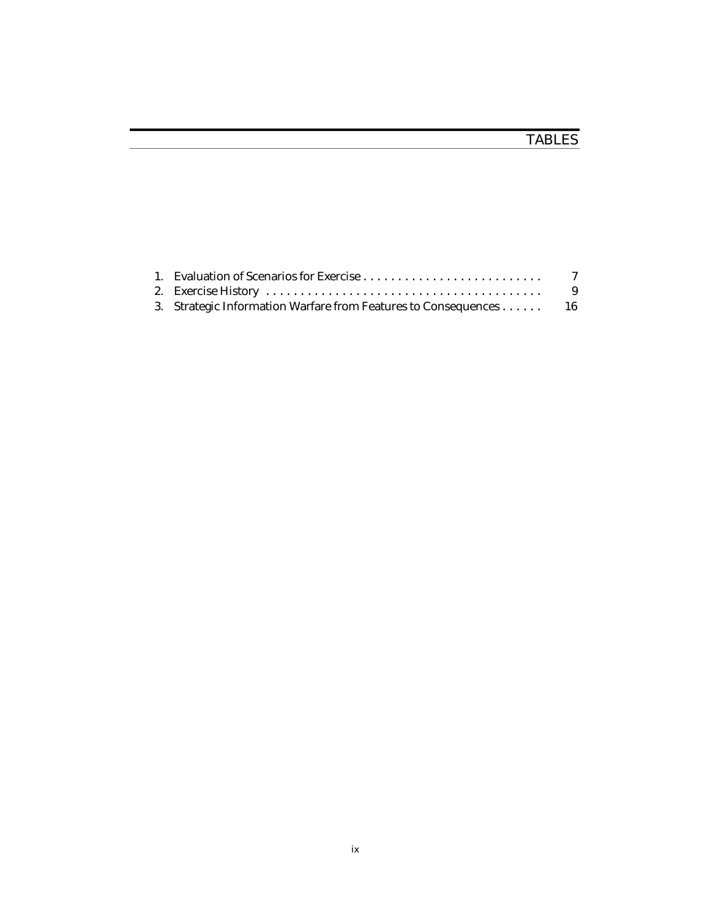# TABLES

1. Evaluation of Scenarios for Exercise . . . . . . . . . . . . . . . . . . . . . . . . . . 7
2. Exercise History . . . . . . . . . . . . . . . . . . . . . . . . . . . . . . . . . . . . . . . . 9
3. Strategic Information Warfare from Features to Consequences . . . . . . 16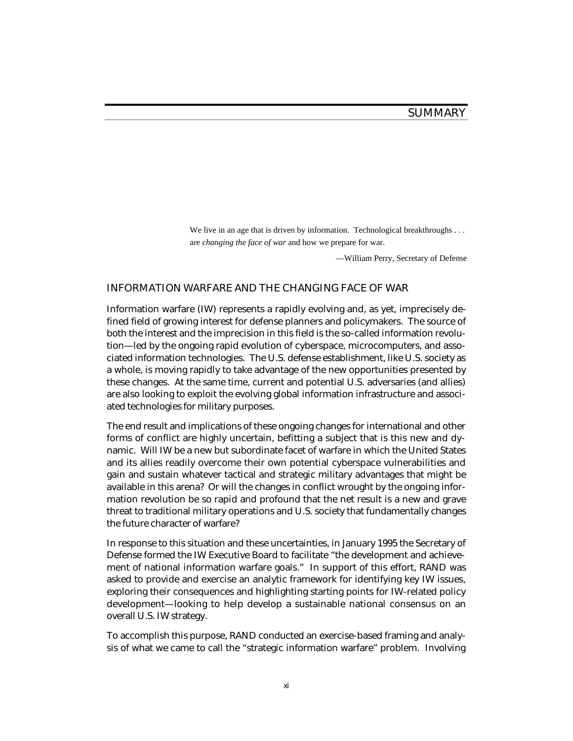# SUMMARY

> We live in an age that is driven by information. Technological breakthroughs . . . are *changing the face of war* and how we prepare for war.
>
> —William Perry, Secretary of Defense

## INFORMATION WARFARE AND THE CHANGING FACE OF WAR

Information warfare (IW) represents a rapidly evolving and, as yet, imprecisely defined field of growing interest for defense planners and policymakers. The source of both the interest and the imprecision in this field is the so-called information revolution—led by the ongoing rapid evolution of cyberspace, microcomputers, and associated information technologies. The U.S. defense establishment, like U.S. society as a whole, is moving rapidly to take advantage of the new opportunities presented by these changes. At the same time, current and potential U.S. adversaries (and allies) are also looking to exploit the evolving global information infrastructure and associated technologies for military purposes.

The end result and implications of these ongoing changes for international and other forms of conflict are highly uncertain, befitting a subject that is this new and dynamic. Will IW be a new but subordinate facet of warfare in which the United States and its allies readily overcome their own potential cyberspace vulnerabilities and gain and sustain whatever tactical and strategic military advantages that might be available in this arena? Or will the changes in conflict wrought by the ongoing information revolution be so rapid and profound that the net result is a new and grave threat to traditional military operations and U.S. society that fundamentally changes the future character of warfare?

In response to this situation and these uncertainties, in January 1995 the Secretary of Defense formed the IW Executive Board to facilitate "the development and achievement of national information warfare goals." In support of this effort, RAND was asked to provide and exercise an analytic framework for identifying key IW issues, exploring their consequences and highlighting starting points for IW-related policy development—looking to help develop a sustainable national consensus on an overall U.S. IW strategy.

To accomplish this purpose, RAND conducted an exercise-based framing and analysis of what we came to call the "strategic information warfare" problem. Involving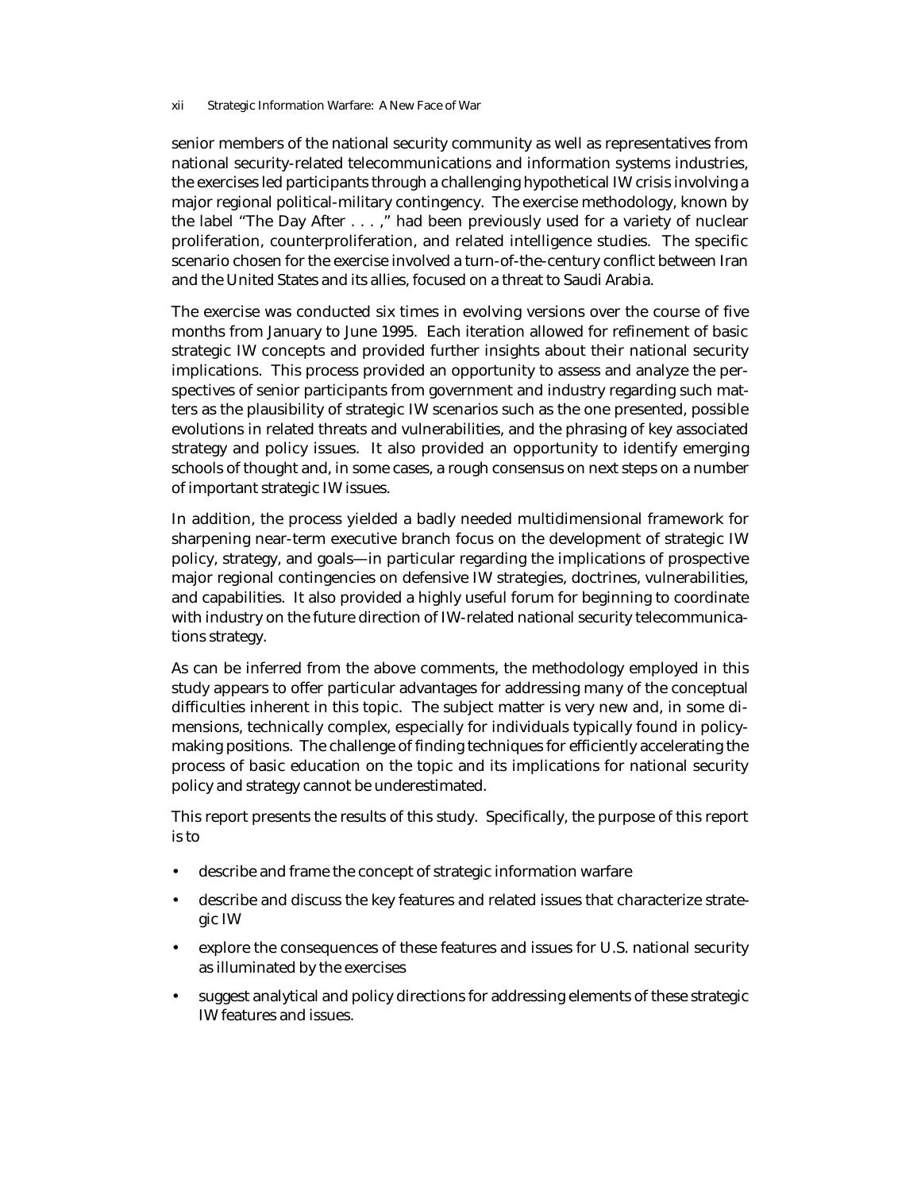senior members of the national security community as well as representatives from national security-related telecommunications and information systems industries, the exercises led participants through a challenging hypothetical IW crisis involving a major regional political-military contingency. The exercise methodology, known by the label "The Day After . . . ," had been previously used for a variety of nuclear proliferation, counterproliferation, and related intelligence studies. The specific scenario chosen for the exercise involved a turn-of-the-century conflict between Iran and the United States and its allies, focused on a threat to Saudi Arabia.

The exercise was conducted six times in evolving versions over the course of five months from January to June 1995. Each iteration allowed for refinement of basic strategic IW concepts and provided further insights about their national security implications. This process provided an opportunity to assess and analyze the perspectives of senior participants from government and industry regarding such matters as the plausibility of strategic IW scenarios such as the one presented, possible evolutions in related threats and vulnerabilities, and the phrasing of key associated strategy and policy issues. It also provided an opportunity to identify emerging schools of thought and, in some cases, a rough consensus on next steps on a number of important strategic IW issues.

In addition, the process yielded a badly needed multidimensional framework for sharpening near-term executive branch focus on the development of strategic IW policy, strategy, and goals—in particular regarding the implications of prospective major regional contingencies on defensive IW strategies, doctrines, vulnerabilities, and capabilities. It also provided a highly useful forum for beginning to coordinate with industry on the future direction of IW-related national security telecommunications strategy.

As can be inferred from the above comments, the methodology employed in this study appears to offer particular advantages for addressing many of the conceptual difficulties inherent in this topic. The subject matter is very new and, in some dimensions, technically complex, especially for individuals typically found in policymaking positions. The challenge of finding techniques for efficiently accelerating the process of basic education on the topic and its implications for national security policy and strategy cannot be underestimated.

This report presents the results of this study. Specifically, the purpose of this report is to

- describe and frame the concept of strategic information warfare
- describe and discuss the key features and related issues that characterize strategic IW
- explore the consequences of these features and issues for U.S. national security as illuminated by the exercises
- suggest analytical and policy directions for addressing elements of these strategic IW features and issues.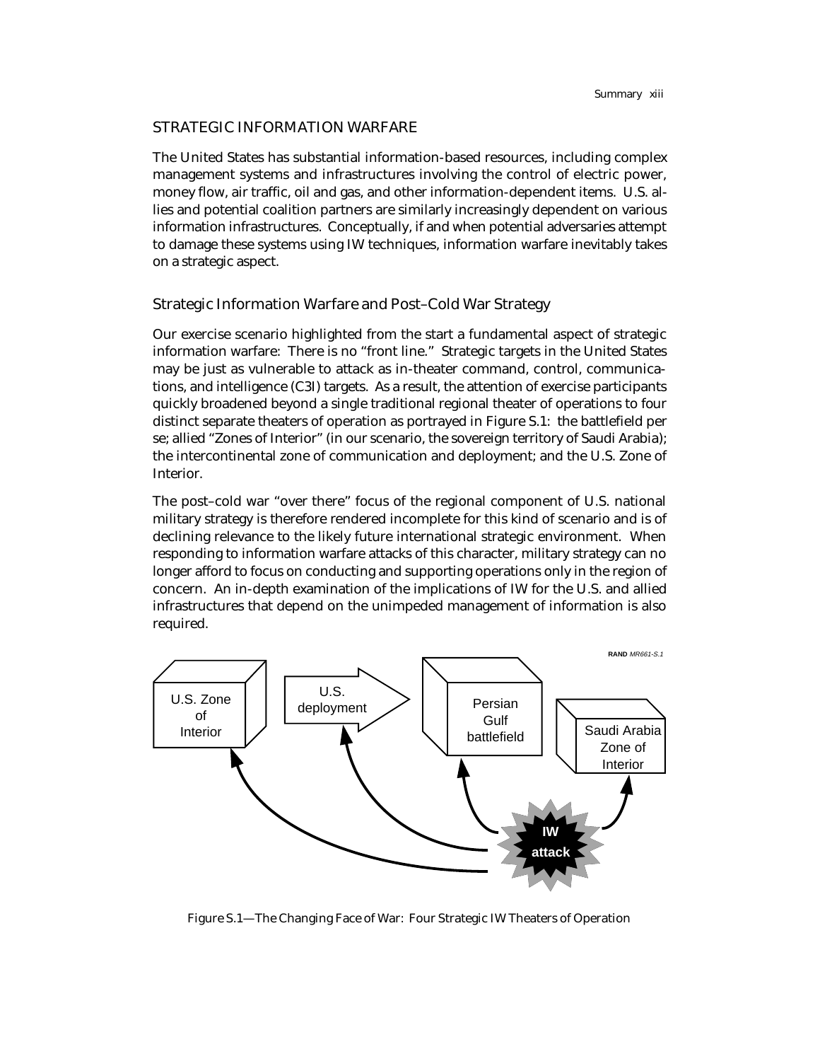## STRATEGIC INFORMATION WARFARE

The United States has substantial information-based resources, including complex management systems and infrastructures involving the control of electric power, money flow, air traffic, oil and gas, and other information-dependent items. U.S. allies and potential coalition partners are similarly increasingly dependent on various information infrastructures. Conceptually, if and when potential adversaries attempt to damage these systems using IW techniques, information warfare inevitably takes on a strategic aspect.

### Strategic Information Warfare and Post–Cold War Strategy

Our exercise scenario highlighted from the start a fundamental aspect of strategic information warfare: There is no "front line." Strategic targets in the United States may be just as vulnerable to attack as in-theater command, control, communications, and intelligence (C3I) targets. As a result, the attention of exercise participants quickly broadened beyond a single traditional regional theater of operations to four distinct separate theaters of operation as portrayed in Figure S.1: the battlefield per se; allied "Zones of Interior" (in our scenario, the sovereign territory of Saudi Arabia); the intercontinental zone of communication and deployment; and the U.S. Zone of Interior.

The post–cold war "over there" focus of the regional component of U.S. national military strategy is therefore rendered incomplete for this kind of scenario and is of declining relevance to the likely future international strategic environment. When responding to information warfare attacks of this character, military strategy can no longer afford to focus on conducting and supporting operations only in the region of concern. An in-depth examination of the implications of IW for the U.S. and allied infrastructures that depend on the unimpeded management of information is also required.

RAND MR661-S.1

U.S. Zone of Interior

U.S. deployment

Persian Gulf battlefield

Saudi Arabia Zone of Interior

IW attack

Figure S.1—The Changing Face of War: Four Strategic IW Theaters of Operation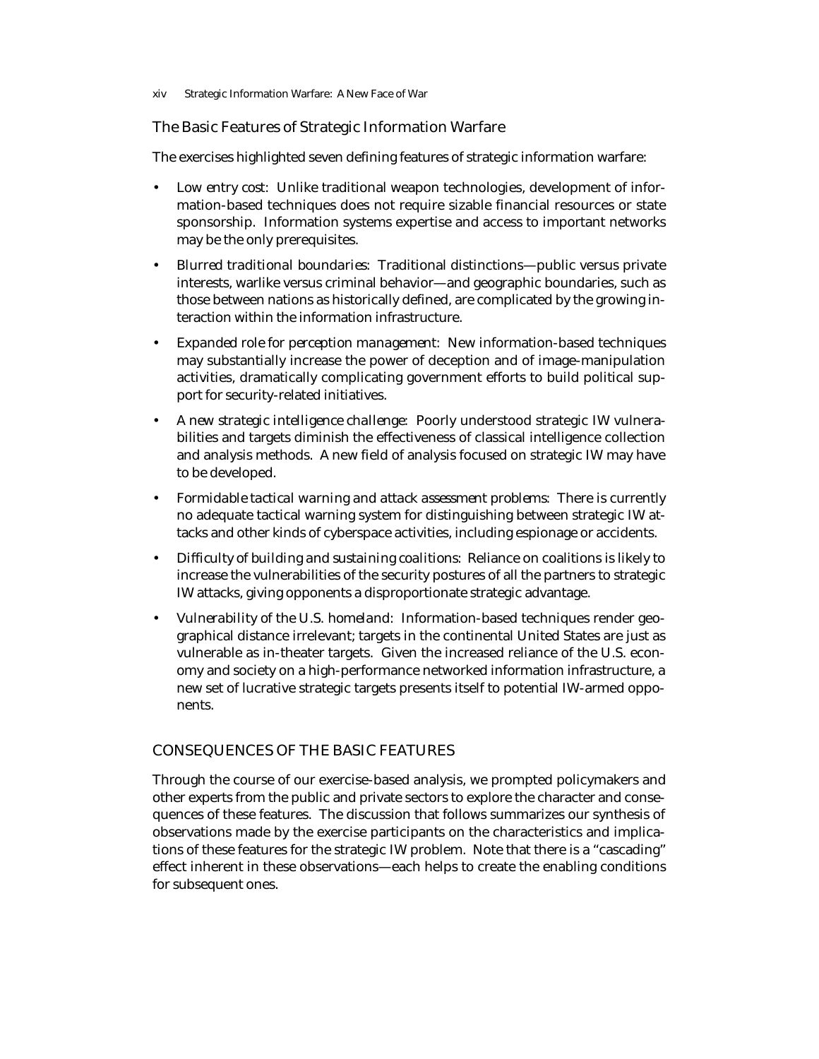## The Basic Features of Strategic Information Warfare

The exercises highlighted seven defining features of strategic information warfare:

- *Low entry cost*: Unlike traditional weapon technologies, development of information-based techniques does not require sizable financial resources or state sponsorship. Information systems expertise and access to important networks may be the only prerequisites.
- *Blurred traditional boundaries*: Traditional distinctions—public versus private interests, warlike versus criminal behavior—and geographic boundaries, such as those between nations as historically defined, are complicated by the growing interaction within the information infrastructure.
- *Expanded role for perception management*: New information-based techniques may substantially increase the power of deception and of image-manipulation activities, dramatically complicating government efforts to build political support for security-related initiatives.
- *A new strategic intelligence challenge*: Poorly understood strategic IW vulnerabilities and targets diminish the effectiveness of classical intelligence collection and analysis methods. A new field of analysis focused on strategic IW may have to be developed.
- *Formidable tactical warning and attack assessment problems*: There is currently no adequate tactical warning system for distinguishing between strategic IW attacks and other kinds of cyberspace activities, including espionage or accidents.
- *Difficulty of building and sustaining coalitions*: Reliance on coalitions is likely to increase the vulnerabilities of the security postures of all the partners to strategic IW attacks, giving opponents a disproportionate strategic advantage.
- *Vulnerability of the U.S. homeland*: Information-based techniques render geographical distance irrelevant; targets in the continental United States are just as vulnerable as in-theater targets. Given the increased reliance of the U.S. economy and society on a high-performance networked information infrastructure, a new set of lucrative strategic targets presents itself to potential IW-armed opponents.

## CONSEQUENCES OF THE BASIC FEATURES

Through the course of our exercise-based analysis, we prompted policymakers and other experts from the public and private sectors to explore the character and consequences of these features. The discussion that follows summarizes our synthesis of observations made by the exercise participants on the characteristics and implications of these features for the strategic IW problem. Note that there is a "cascading" effect inherent in these observations—each helps to create the enabling conditions for subsequent ones.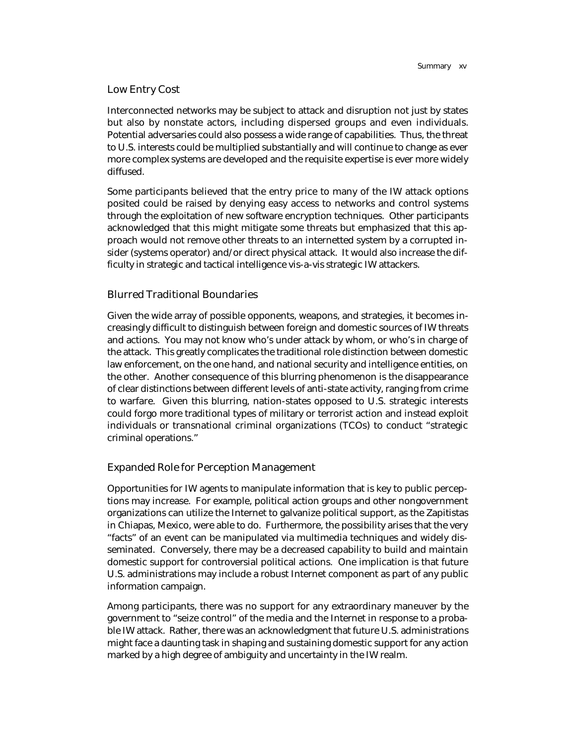### Low Entry Cost

Interconnected networks may be subject to attack and disruption not just by states but also by nonstate actors, including dispersed groups and even individuals. Potential adversaries could also possess a wide range of capabilities. Thus, the threat to U.S. interests could be multiplied substantially and will continue to change as ever more complex systems are developed and the requisite expertise is ever more widely diffused.

Some participants believed that the entry price to many of the IW attack options posited could be raised by denying easy access to networks and control systems through the exploitation of new software encryption techniques. Other participants acknowledged that this might mitigate some threats but emphasized that this approach would not remove other threats to an internetted system by a corrupted insider (systems operator) and/or direct physical attack. It would also increase the difficulty in strategic and tactical intelligence vis-a-vis strategic IW attackers.

### Blurred Traditional Boundaries

Given the wide array of possible opponents, weapons, and strategies, it becomes increasingly difficult to distinguish between foreign and domestic sources of IW threats and actions. You may not know who's under attack by whom, or who's in charge of the attack. This greatly complicates the traditional role distinction between domestic law enforcement, on the one hand, and national security and intelligence entities, on the other. Another consequence of this blurring phenomenon is the disappearance of clear distinctions between different levels of anti-state activity, ranging from crime to warfare. Given this blurring, nation-states opposed to U.S. strategic interests could forgo more traditional types of military or terrorist action and instead exploit individuals or transnational criminal organizations (TCOs) to conduct "strategic criminal operations."

### Expanded Role for Perception Management

Opportunities for IW agents to manipulate information that is key to public perceptions may increase. For example, political action groups and other nongovernment organizations can utilize the Internet to galvanize political support, as the Zapitistas in Chiapas, Mexico, were able to do. Furthermore, the possibility arises that the very "facts" of an event can be manipulated via multimedia techniques and widely disseminated. Conversely, there may be a decreased capability to build and maintain domestic support for controversial political actions. One implication is that future U.S. administrations may include a robust Internet component as part of any public information campaign.

Among participants, there was no support for any extraordinary maneuver by the government to "seize control" of the media and the Internet in response to a probable IW attack. Rather, there was an acknowledgment that future U.S. administrations might face a daunting task in shaping and sustaining domestic support for any action marked by a high degree of ambiguity and uncertainty in the IW realm.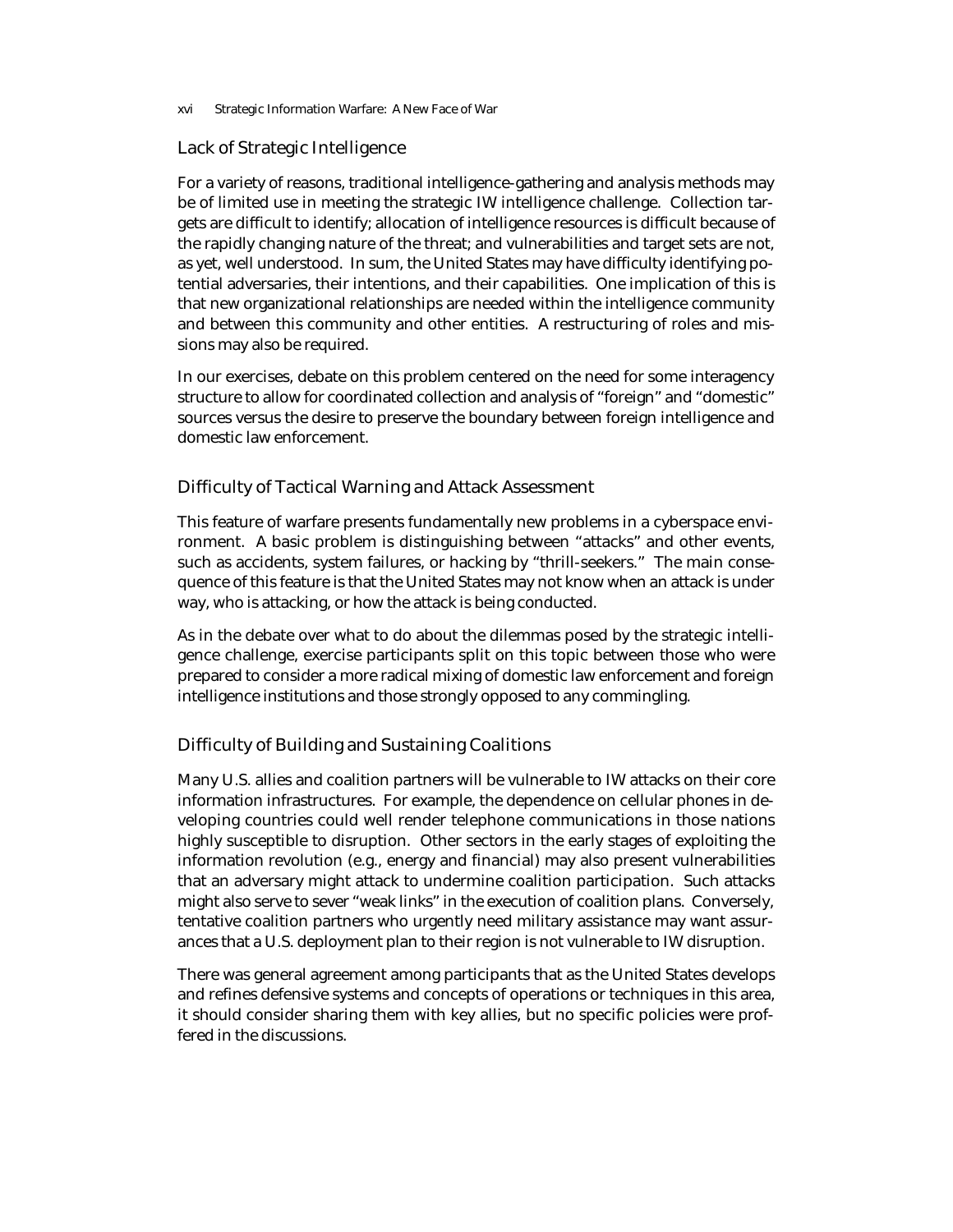## Lack of Strategic Intelligence

For a variety of reasons, traditional intelligence-gathering and analysis methods may be of limited use in meeting the strategic IW intelligence challenge. Collection targets are difficult to identify; allocation of intelligence resources is difficult because of the rapidly changing nature of the threat; and vulnerabilities and target sets are not, as yet, well understood. In sum, the United States may have difficulty identifying potential adversaries, their intentions, and their capabilities. One implication of this is that new organizational relationships are needed within the intelligence community and between this community and other entities. A restructuring of roles and missions may also be required.

In our exercises, debate on this problem centered on the need for some interagency structure to allow for coordinated collection and analysis of "foreign" and "domestic" sources versus the desire to preserve the boundary between foreign intelligence and domestic law enforcement.

## Difficulty of Tactical Warning and Attack Assessment

This feature of warfare presents fundamentally new problems in a cyberspace environment. A basic problem is distinguishing between "attacks" and other events, such as accidents, system failures, or hacking by "thrill-seekers." The main consequence of this feature is that the United States may not know when an attack is under way, who is attacking, or how the attack is being conducted.

As in the debate over what to do about the dilemmas posed by the strategic intelligence challenge, exercise participants split on this topic between those who were prepared to consider a more radical mixing of domestic law enforcement and foreign intelligence institutions and those strongly opposed to any commingling.

## Difficulty of Building and Sustaining Coalitions

Many U.S. allies and coalition partners will be vulnerable to IW attacks on their core information infrastructures. For example, the dependence on cellular phones in developing countries could well render telephone communications in those nations highly susceptible to disruption. Other sectors in the early stages of exploiting the information revolution (e.g., energy and financial) may also present vulnerabilities that an adversary might attack to undermine coalition participation. Such attacks might also serve to sever "weak links" in the execution of coalition plans. Conversely, tentative coalition partners who urgently need military assistance may want assurances that a U.S. deployment plan to their region is not vulnerable to IW disruption.

There was general agreement among participants that as the United States develops and refines defensive systems and concepts of operations or techniques in this area, it should consider sharing them with key allies, but no specific policies were proffered in the discussions.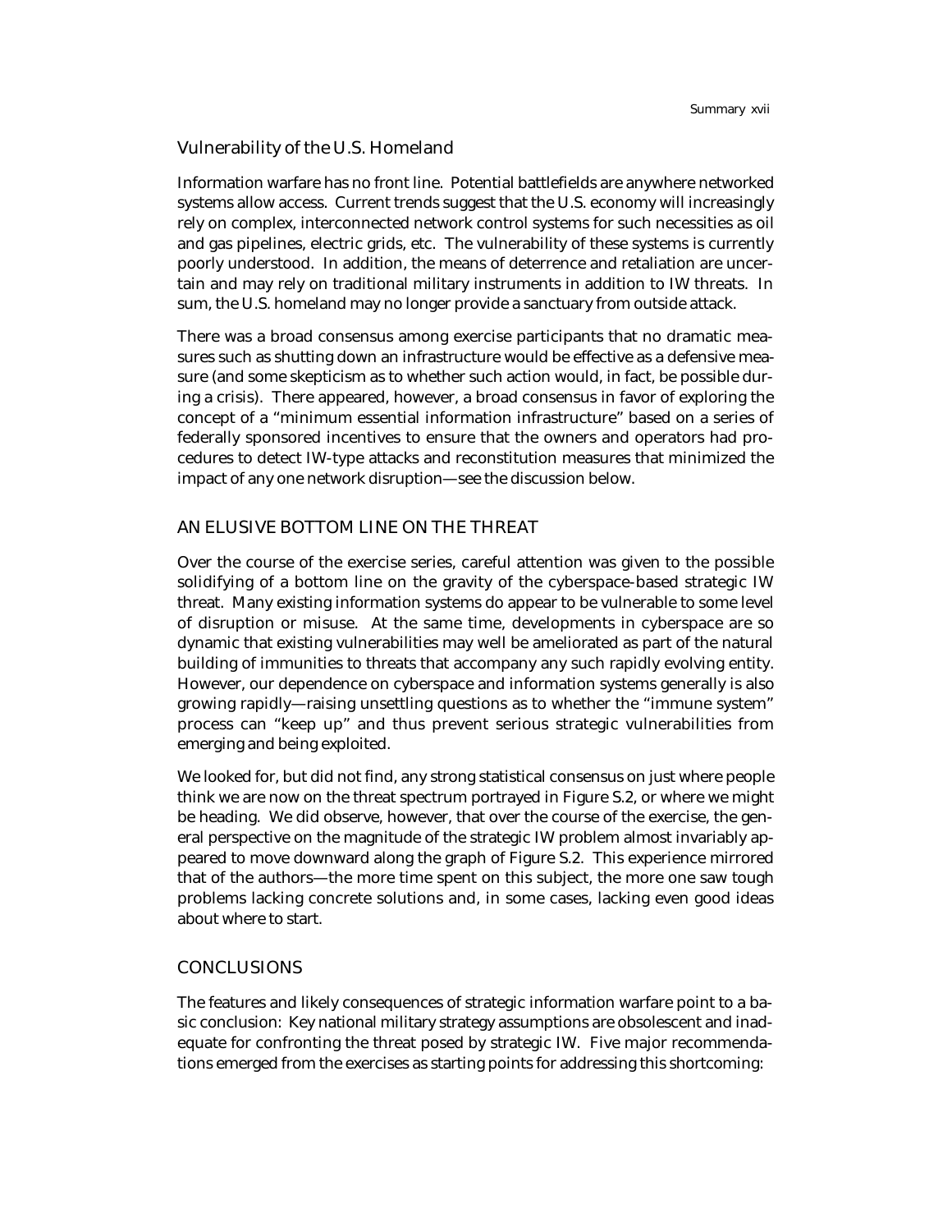### Vulnerability of the U.S. Homeland

Information warfare has no front line. Potential battlefields are anywhere networked systems allow access. Current trends suggest that the U.S. economy will increasingly rely on complex, interconnected network control systems for such necessities as oil and gas pipelines, electric grids, etc. The vulnerability of these systems is currently poorly understood. In addition, the means of deterrence and retaliation are uncertain and may rely on traditional military instruments in addition to IW threats. In sum, the U.S. homeland may no longer provide a sanctuary from outside attack.

There was a broad consensus among exercise participants that no dramatic measures such as shutting down an infrastructure would be effective as a defensive measure (and some skepticism as to whether such action would, in fact, be possible during a crisis). There appeared, however, a broad consensus in favor of exploring the concept of a "minimum essential information infrastructure" based on a series of federally sponsored incentives to ensure that the owners and operators had procedures to detect IW-type attacks and reconstitution measures that minimized the impact of any one network disruption—see the discussion below.

## AN ELUSIVE BOTTOM LINE ON THE THREAT

Over the course of the exercise series, careful attention was given to the possible solidifying of a bottom line on the gravity of the cyberspace-based strategic IW threat. Many existing information systems do appear to be vulnerable to some level of disruption or misuse. At the same time, developments in cyberspace are so dynamic that existing vulnerabilities may well be ameliorated as part of the natural building of immunities to threats that accompany any such rapidly evolving entity. However, our dependence on cyberspace and information systems generally is also growing rapidly—raising unsettling questions as to whether the "immune system" process can "keep up" and thus prevent serious strategic vulnerabilities from emerging and being exploited.

We looked for, but did not find, any strong statistical consensus on just where people think we are now on the threat spectrum portrayed in Figure S.2, or where we might be heading. We did observe, however, that over the course of the exercise, the general perspective on the magnitude of the strategic IW problem almost invariably appeared to move downward along the graph of Figure S.2. This experience mirrored that of the authors—the more time spent on this subject, the more one saw tough problems lacking concrete solutions and, in some cases, lacking even good ideas about where to start.

## CONCLUSIONS

The features and likely consequences of strategic information warfare point to a basic conclusion: Key national military strategy assumptions are obsolescent and inadequate for confronting the threat posed by strategic IW. Five major recommendations emerged from the exercises as starting points for addressing this shortcoming: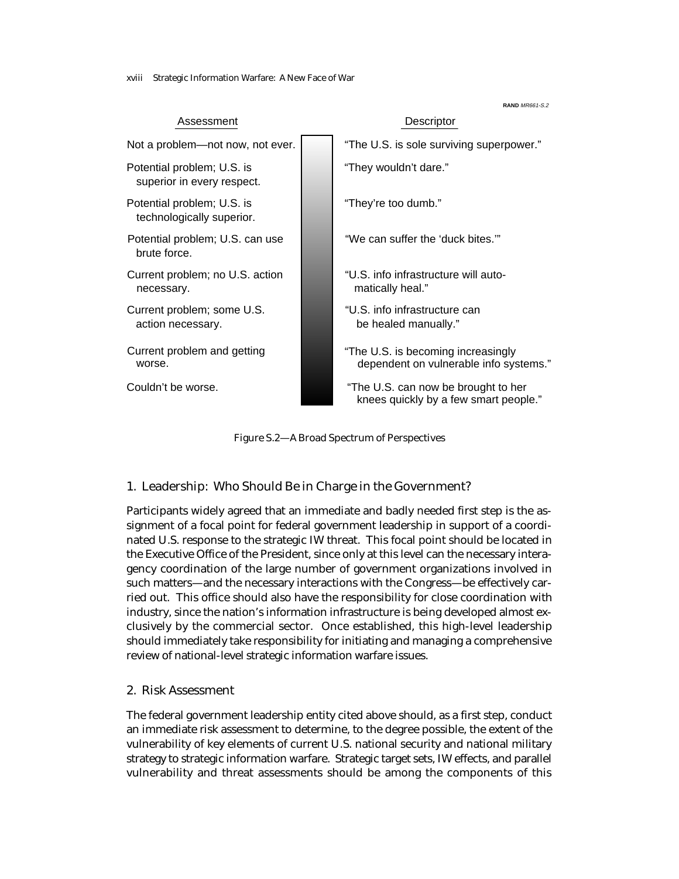RAND MR661-S.2

| Assessment | Descriptor |
| --- | --- |
| Not a problem—not now, not ever. | "The U.S. is sole surviving superpower." |
| Potential problem; U.S. is superior in every respect. | "They wouldn't dare." |
| Potential problem; U.S. is technologically superior. | "They're too dumb." |
| Potential problem; U.S. can use brute force. | "We can suffer the 'duck bites.'" |
| Current problem; no U.S. action necessary. | "U.S. info infrastructure will automatically heal." |
| Current problem; some U.S. action necessary. | "U.S. info infrastructure can be healed manually." |
| Current problem and getting worse. | "The U.S. is becoming increasingly dependent on vulnerable info systems." |
| Couldn't be worse. | "The U.S. can now be brought to her knees quickly by a few smart people." |

Figure S.2—A Broad Spectrum of Perspectives

### 1. Leadership: Who Should Be in Charge in the Government?

Participants widely agreed that an immediate and badly needed first step is the assignment of a focal point for federal government leadership in support of a coordinated U.S. response to the strategic IW threat. This focal point should be located in the Executive Office of the President, since only at this level can the necessary interagency coordination of the large number of government organizations involved in such matters—and the necessary interactions with the Congress—be effectively carried out. This office should also have the responsibility for close coordination with industry, since the nation's information infrastructure is being developed almost exclusively by the commercial sector. Once established, this high-level leadership should immediately take responsibility for initiating and managing a comprehensive review of national-level strategic information warfare issues.

### 2. Risk Assessment

The federal government leadership entity cited above should, as a first step, conduct an immediate risk assessment to determine, to the degree possible, the extent of the vulnerability of key elements of current U.S. national security and national military strategy to strategic information warfare. Strategic target sets, IW effects, and parallel vulnerability and threat assessments should be among the components of this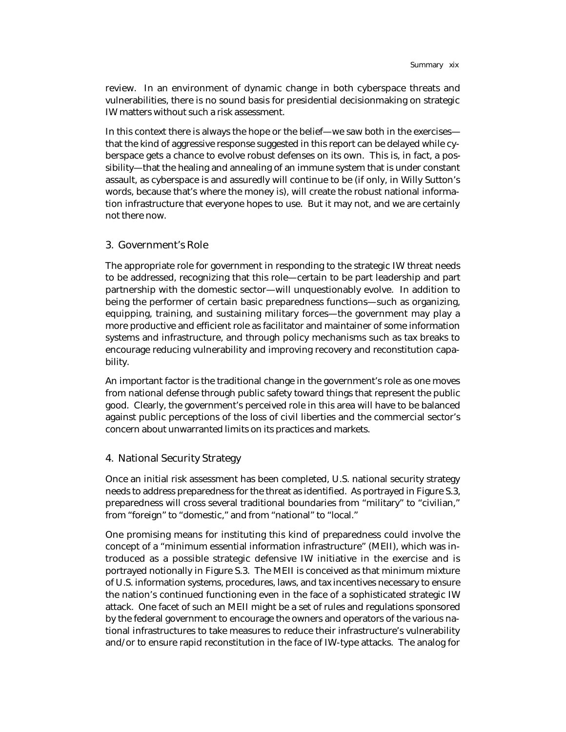review. In an environment of dynamic change in both cyberspace threats and vulnerabilities, there is no sound basis for presidential decisionmaking on strategic IW matters without such a risk assessment.

In this context there is always the hope or the belief—we saw both in the exercises—that the kind of aggressive response suggested in this report can be delayed while cyberspace gets a chance to evolve robust defenses on its own. This is, in fact, a possibility—that the healing and annealing of an immune system that is under constant assault, as cyberspace is and assuredly will continue to be (if only, in Willy Sutton's words, because that's where the money is), will create the robust national information infrastructure that everyone hopes to use. But it may not, and we are certainly not there now.

## 3. Government's Role

The appropriate role for government in responding to the strategic IW threat needs to be addressed, recognizing that this role—certain to be part leadership and part partnership with the domestic sector—will unquestionably evolve. In addition to being the performer of certain basic preparedness functions—such as organizing, equipping, training, and sustaining military forces—the government may play a more productive and efficient role as facilitator and maintainer of some information systems and infrastructure, and through policy mechanisms such as tax breaks to encourage reducing vulnerability and improving recovery and reconstitution capability.

An important factor is the traditional change in the government's role as one moves from national defense through public safety toward things that represent the public good. Clearly, the government's perceived role in this area will have to be balanced against public perceptions of the loss of civil liberties and the commercial sector's concern about unwarranted limits on its practices and markets.

## 4. National Security Strategy

Once an initial risk assessment has been completed, U.S. national security strategy needs to address preparedness for the threat as identified. As portrayed in Figure S.3, preparedness will cross several traditional boundaries from "military" to "civilian," from "foreign" to "domestic," and from "national" to "local."

One promising means for instituting this kind of preparedness could involve the concept of a "minimum essential information infrastructure" (MEII), which was introduced as a possible strategic defensive IW initiative in the exercise and is portrayed notionally in Figure S.3. The MEII is conceived as that minimum mixture of U.S. information systems, procedures, laws, and tax incentives necessary to ensure the nation's continued functioning even in the face of a sophisticated strategic IW attack. One facet of such an MEII might be a set of rules and regulations sponsored by the federal government to encourage the owners and operators of the various national infrastructures to take measures to reduce their infrastructure's vulnerability and/or to ensure rapid reconstitution in the face of IW-type attacks. The analog for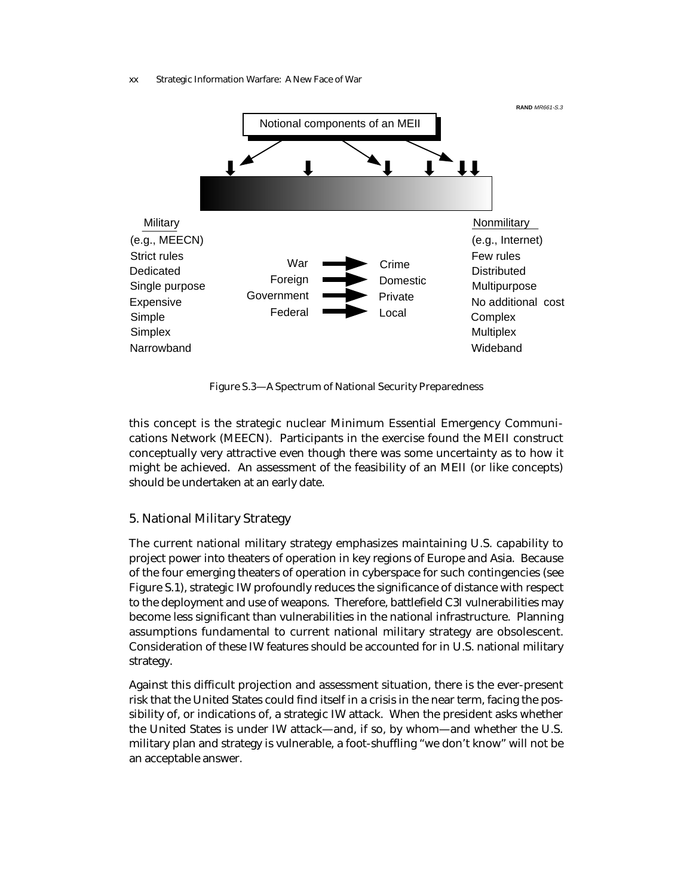RAND MR661-S.3

Notional components of an MEII

| Military | | | Nonmilitary |
|---|---|---|---|
| (e.g., MEECN) | | | (e.g., Internet) |
| Strict rules | War | Crime | Few rules |
| Dedicated | Foreign | Domestic | Distributed |
| Single purpose | Government | Private | Multipurpose |
| Expensive | Federal | Local | No additional cost |
| Simple | | | Complex |
| Simplex | | | Multiplex |
| Narrowband | | | Wideband |

Figure S.3—A Spectrum of National Security Preparedness

this concept is the strategic nuclear Minimum Essential Emergency Communications Network (MEECN). Participants in the exercise found the MEII construct conceptually very attractive even though there was some uncertainty as to how it might be achieved. An assessment of the feasibility of an MEII (or like concepts) should be undertaken at an early date.

## 5. National Military Strategy

The current national military strategy emphasizes maintaining U.S. capability to project power into theaters of operation in key regions of Europe and Asia. Because of the four emerging theaters of operation in cyberspace for such contingencies (see Figure S.1), strategic IW profoundly reduces the significance of distance with respect to the deployment and use of weapons. Therefore, battlefield C3I vulnerabilities may become less significant than vulnerabilities in the national infrastructure. Planning assumptions fundamental to current national military strategy are obsolescent. Consideration of these IW features should be accounted for in U.S. national military strategy.

Against this difficult projection and assessment situation, there is the ever-present risk that the United States could find itself in a crisis in the near term, facing the possibility of, or indications of, a strategic IW attack. When the president asks whether the United States is under IW attack—and, if so, by whom—and whether the U.S. military plan and strategy is vulnerable, a foot-shuffling "we don't know" will not be an acceptable answer.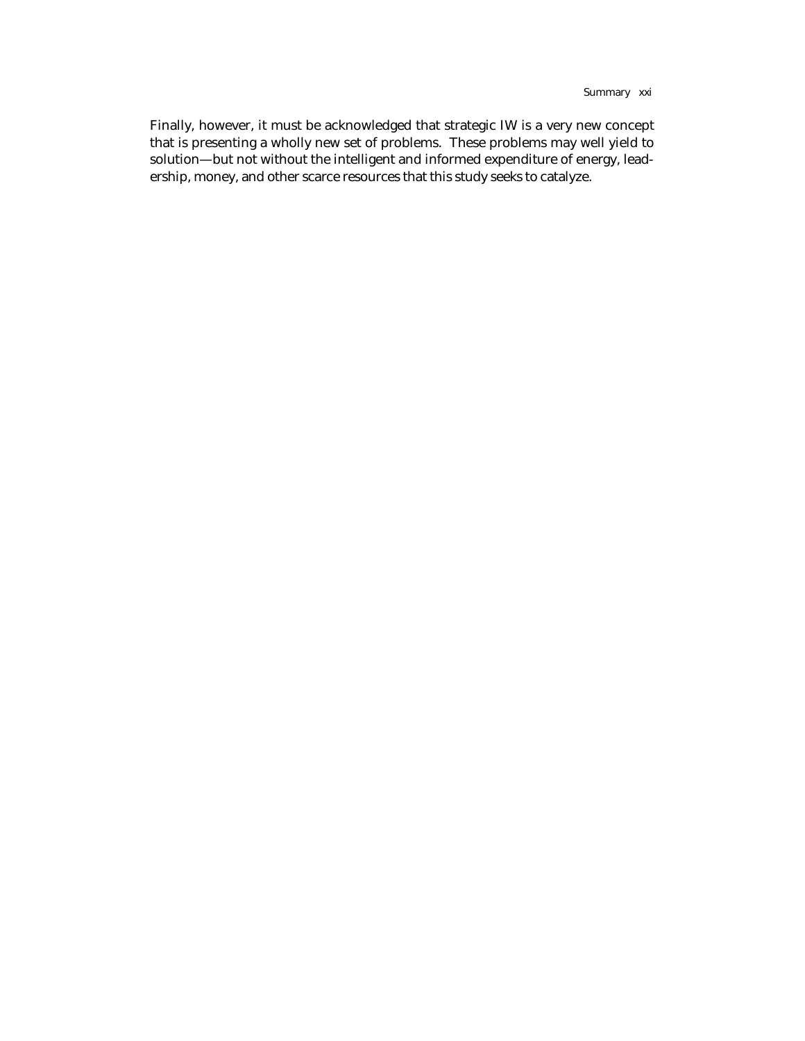Finally, however, it must be acknowledged that strategic IW is a very new concept that is presenting a wholly new set of problems. These problems may well yield to solution—but not without the intelligent and informed expenditure of energy, leadership, money, and other scarce resources that this study seeks to catalyze.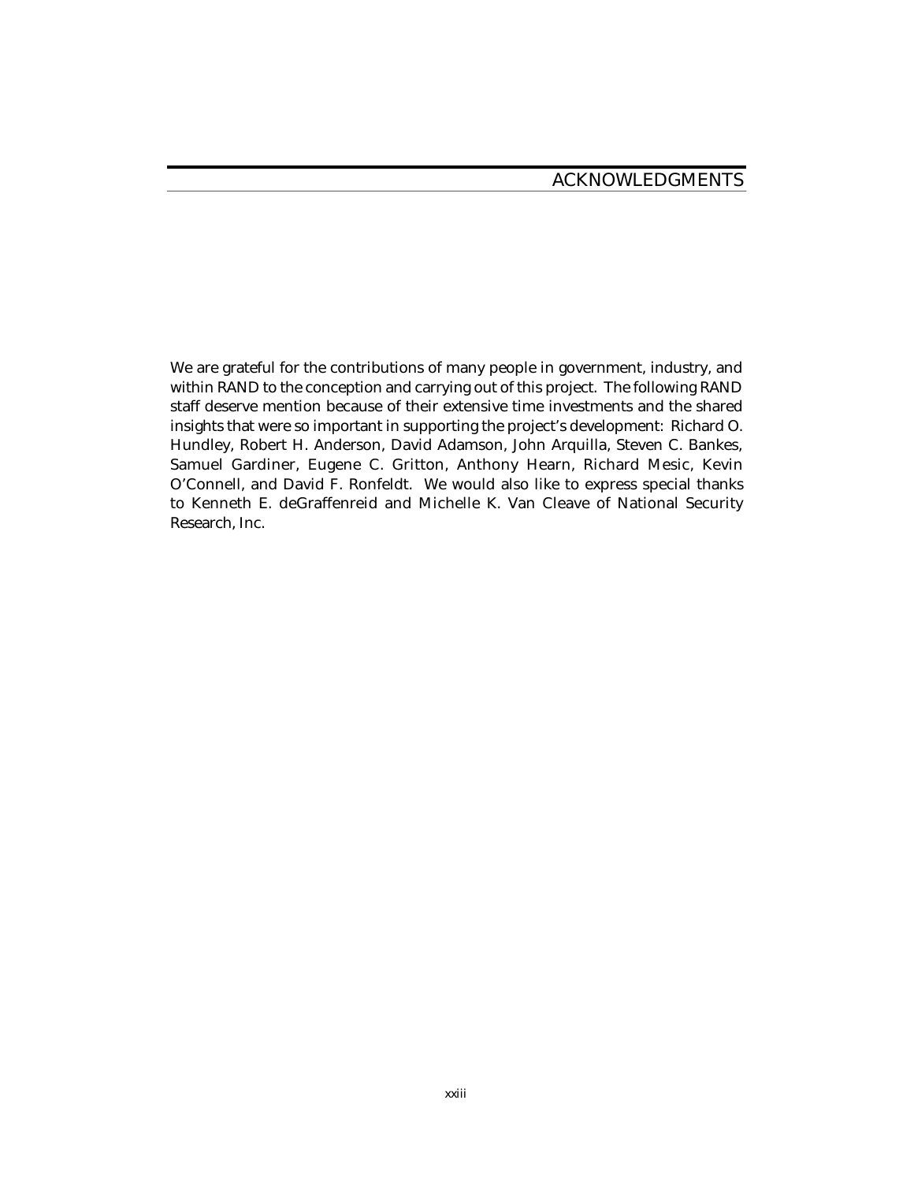# ACKNOWLEDGMENTS

We are grateful for the contributions of many people in government, industry, and within RAND to the conception and carrying out of this project. The following RAND staff deserve mention because of their extensive time investments and the shared insights that were so important in supporting the project's development: Richard O. Hundley, Robert H. Anderson, David Adamson, John Arquilla, Steven C. Bankes, Samuel Gardiner, Eugene C. Gritton, Anthony Hearn, Richard Mesic, Kevin O'Connell, and David F. Ronfeldt. We would also like to express special thanks to Kenneth E. deGraffenreid and Michelle K. Van Cleave of National Security Research, Inc.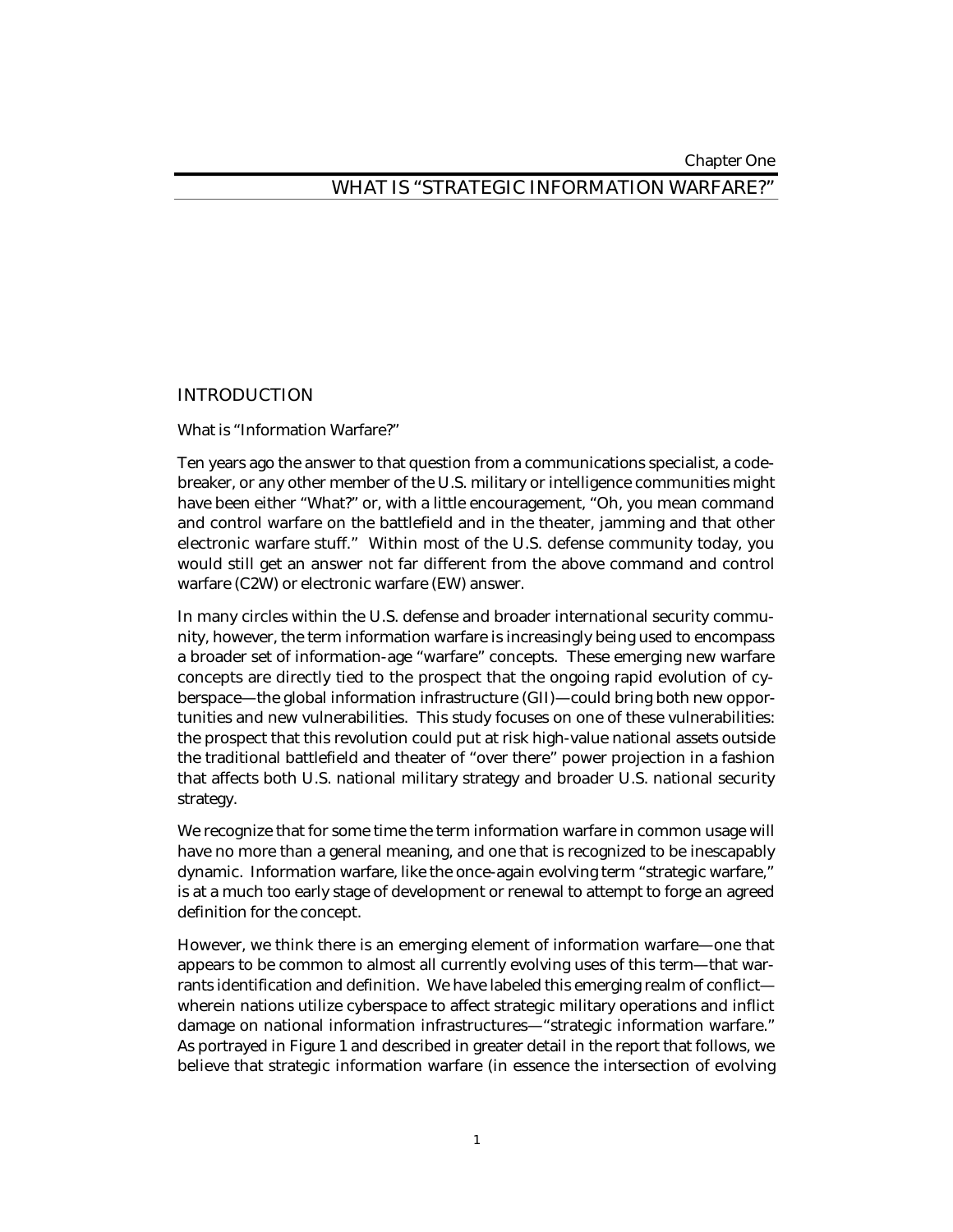Chapter One

# WHAT IS "STRATEGIC INFORMATION WARFARE?"

## INTRODUCTION

What is "Information Warfare?"

Ten years ago the answer to that question from a communications specialist, a code-breaker, or any other member of the U.S. military or intelligence communities might have been either "What?" or, with a little encouragement, "Oh, you mean command and control warfare on the battlefield and in the theater, jamming and that other electronic warfare stuff." Within most of the U.S. defense community today, you would still get an answer not far different from the above command and control warfare (C2W) or electronic warfare (EW) answer.

In many circles within the U.S. defense and broader international security community, however, the term information warfare is increasingly being used to encompass a broader set of information-age "warfare" concepts. These emerging new warfare concepts are directly tied to the prospect that the ongoing rapid evolution of cyberspace—the global information infrastructure (GII)—could bring both new opportunities and new vulnerabilities. This study focuses on one of these vulnerabilities: the prospect that this revolution could put at risk high-value national assets outside the traditional battlefield and theater of "over there" power projection in a fashion that affects both U.S. national military strategy and broader U.S. national security strategy.

We recognize that for some time the term information warfare in common usage will have no more than a general meaning, and one that is recognized to be inescapably dynamic. Information warfare, like the once-again evolving term "strategic warfare," is at a much too early stage of development or renewal to attempt to forge an agreed definition for the concept.

However, we think there is an emerging element of information warfare—one that appears to be common to almost all currently evolving uses of this term—that warrants identification and definition. We have labeled this emerging realm of conflict—wherein nations utilize cyberspace to affect strategic military operations and inflict damage on national information infrastructures—"strategic information warfare." As portrayed in Figure 1 and described in greater detail in the report that follows, we believe that strategic information warfare (in essence the intersection of evolving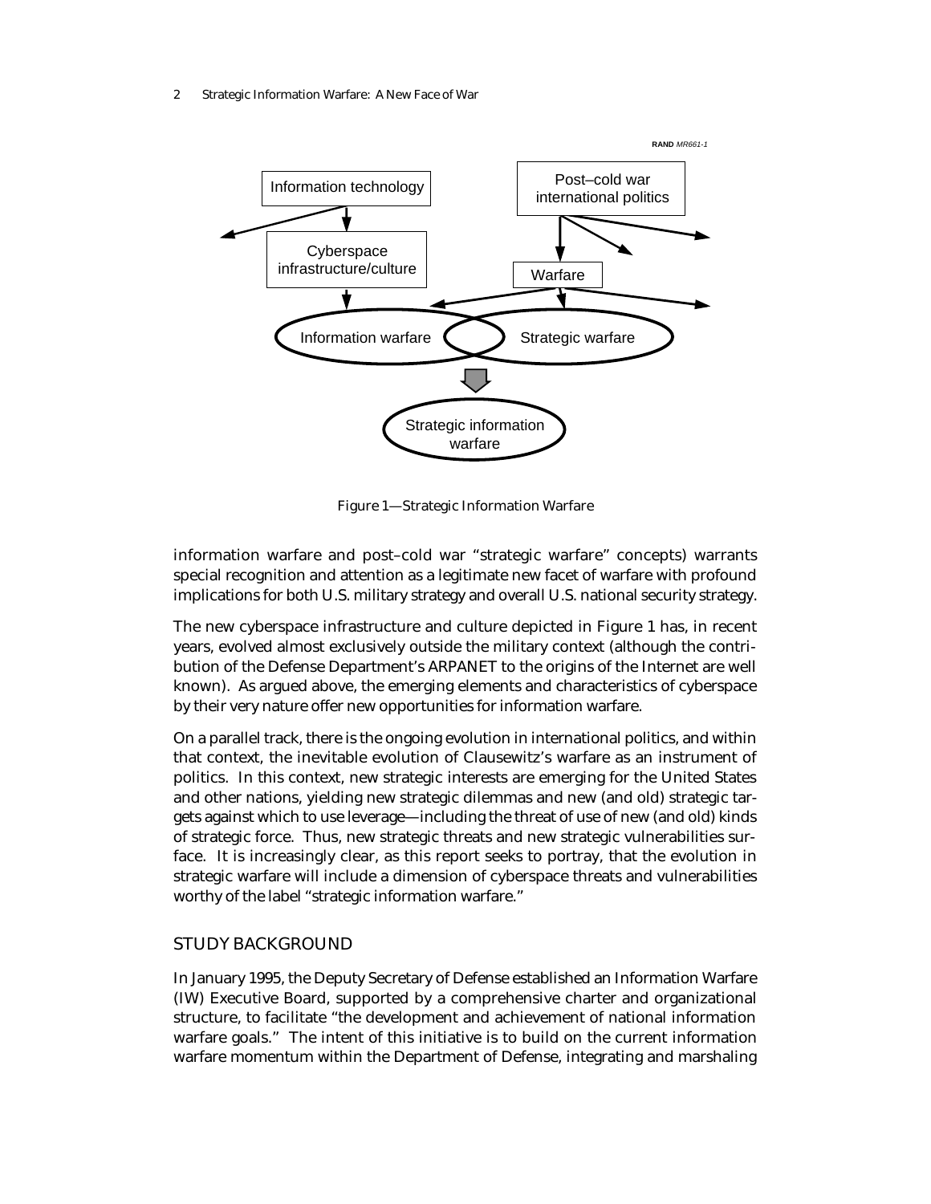Figure 1—Strategic Information Warfare

information warfare and post–cold war "strategic warfare" concepts) warrants special recognition and attention as a legitimate new facet of warfare with profound implications for both U.S. military strategy and overall U.S. national security strategy.

The new cyberspace infrastructure and culture depicted in Figure 1 has, in recent years, evolved almost exclusively outside the military context (although the contribution of the Defense Department's ARPANET to the origins of the Internet are well known). As argued above, the emerging elements and characteristics of cyberspace by their very nature offer new opportunities for information warfare.

On a parallel track, there is the ongoing evolution in international politics, and within that context, the inevitable evolution of Clausewitz's warfare as an instrument of politics. In this context, new strategic interests are emerging for the United States and other nations, yielding new strategic dilemmas and new (and old) strategic targets against which to use leverage—including the threat of use of new (and old) kinds of strategic force. Thus, new strategic threats and new strategic vulnerabilities surface. It is increasingly clear, as this report seeks to portray, that the evolution in strategic warfare will include a dimension of cyberspace threats and vulnerabilities worthy of the label "strategic information warfare."

## STUDY BACKGROUND

In January 1995, the Deputy Secretary of Defense established an Information Warfare (IW) Executive Board, supported by a comprehensive charter and organizational structure, to facilitate "the development and achievement of national information warfare goals." The intent of this initiative is to build on the current information warfare momentum within the Department of Defense, integrating and marshaling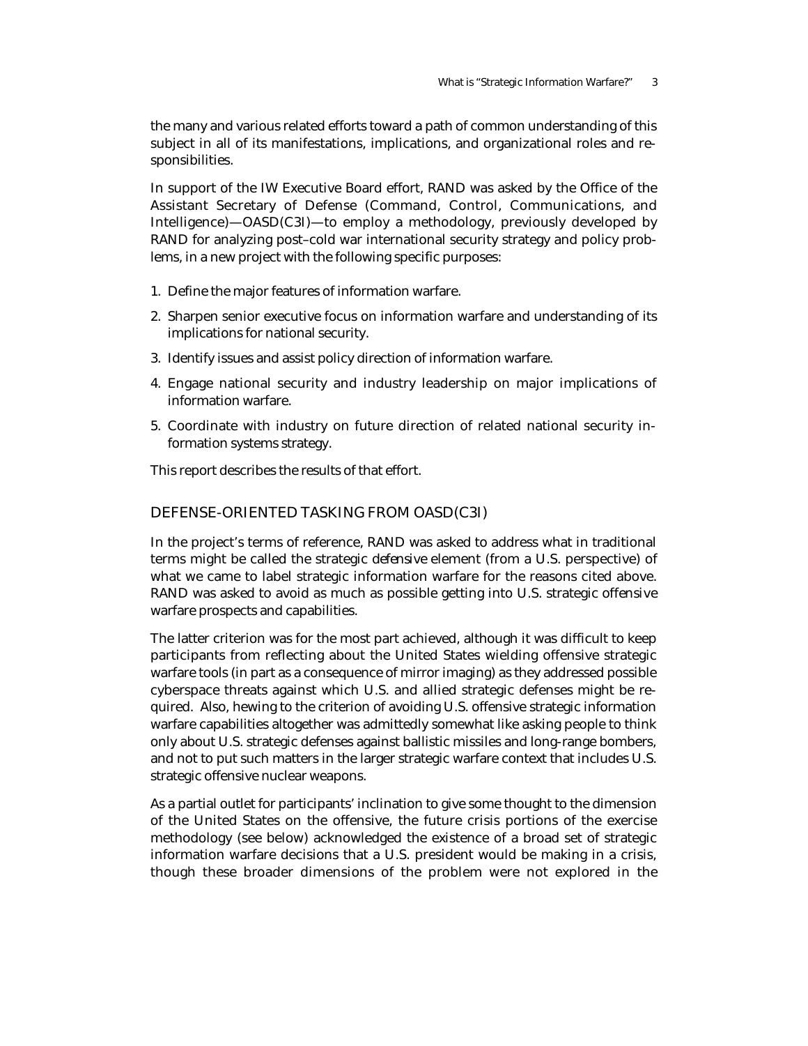the many and various related efforts toward a path of common understanding of this subject in all of its manifestations, implications, and organizational roles and responsibilities.

In support of the IW Executive Board effort, RAND was asked by the Office of the Assistant Secretary of Defense (Command, Control, Communications, and Intelligence)—OASD(C3I)—to employ a methodology, previously developed by RAND for analyzing post–cold war international security strategy and policy problems, in a new project with the following specific purposes:

1. Define the major features of information warfare.
2. Sharpen senior executive focus on information warfare and understanding of its implications for national security.
3. Identify issues and assist policy direction of information warfare.
4. Engage national security and industry leadership on major implications of information warfare.
5. Coordinate with industry on future direction of related national security information systems strategy.

This report describes the results of that effort.

## DEFENSE-ORIENTED TASKING FROM OASD(C3I)

In the project's terms of reference, RAND was asked to address what in traditional terms might be called the strategic *defensive* element (from a U.S. perspective) of what we came to label strategic information warfare for the reasons cited above. RAND was asked to avoid as much as possible getting into U.S. strategic *offensive* warfare prospects and capabilities.

The latter criterion was for the most part achieved, although it was difficult to keep participants from reflecting about the United States wielding offensive strategic warfare tools (in part as a consequence of mirror imaging) as they addressed possible cyberspace threats against which U.S. and allied strategic defenses might be required. Also, hewing to the criterion of avoiding U.S. offensive strategic information warfare capabilities altogether was admittedly somewhat like asking people to think only about U.S. strategic defenses against ballistic missiles and long-range bombers, and not to put such matters in the larger strategic warfare context that includes U.S. strategic offensive nuclear weapons.

As a partial outlet for participants' inclination to give some thought to the dimension of the United States on the offensive, the future crisis portions of the exercise methodology (see below) acknowledged the existence of a broad set of strategic information warfare decisions that a U.S. president would be making in a crisis, though these broader dimensions of the problem were not explored in the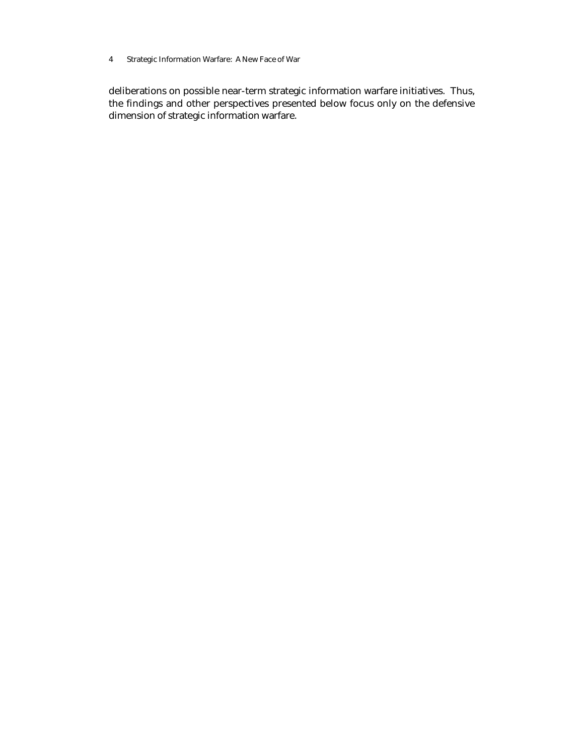deliberations on possible near-term strategic information warfare initiatives. Thus, the findings and other perspectives presented below focus only on the defensive dimension of strategic information warfare.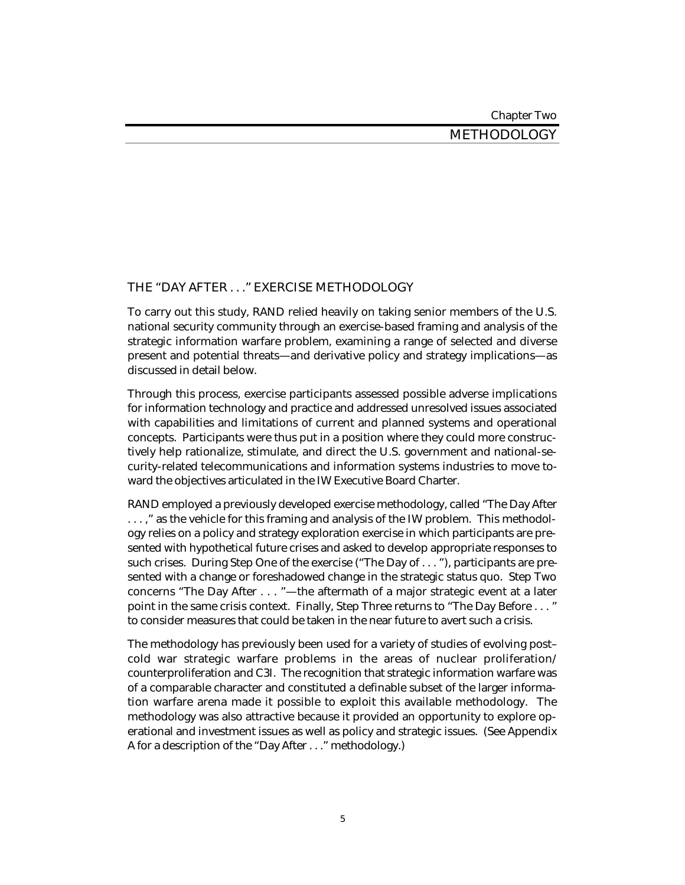# Chapter Two

# METHODOLOGY

## THE "DAY AFTER . . ." EXERCISE METHODOLOGY

To carry out this study, RAND relied heavily on taking senior members of the U.S. national security community through an exercise-based framing and analysis of the strategic information warfare problem, examining a range of selected and diverse present and potential threats—and derivative policy and strategy implications—as discussed in detail below.

Through this process, exercise participants assessed possible adverse implications for information technology and practice and addressed unresolved issues associated with capabilities and limitations of current and planned systems and operational concepts. Participants were thus put in a position where they could more constructively help rationalize, stimulate, and direct the U.S. government and national-security-related telecommunications and information systems industries to move toward the objectives articulated in the IW Executive Board Charter.

RAND employed a previously developed exercise methodology, called "The Day After . . . ," as the vehicle for this framing and analysis of the IW problem. This methodology relies on a policy and strategy exploration exercise in which participants are presented with hypothetical future crises and asked to develop appropriate responses to such crises. During Step One of the exercise ("The Day of . . . "), participants are presented with a change or foreshadowed change in the strategic status quo. Step Two concerns "The Day After . . . "—the aftermath of a major strategic event at a later point in the same crisis context. Finally, Step Three returns to "The Day Before . . . " to consider measures that could be taken in the near future to avert such a crisis.

The methodology has previously been used for a variety of studies of evolving post–cold war strategic warfare problems in the areas of nuclear proliferation/counterproliferation and C3I. The recognition that strategic information warfare was of a comparable character and constituted a definable subset of the larger information warfare arena made it possible to exploit this available methodology. The methodology was also attractive because it provided an opportunity to explore operational and investment issues as well as policy and strategic issues. (See Appendix A for a description of the "Day After . . ." methodology.)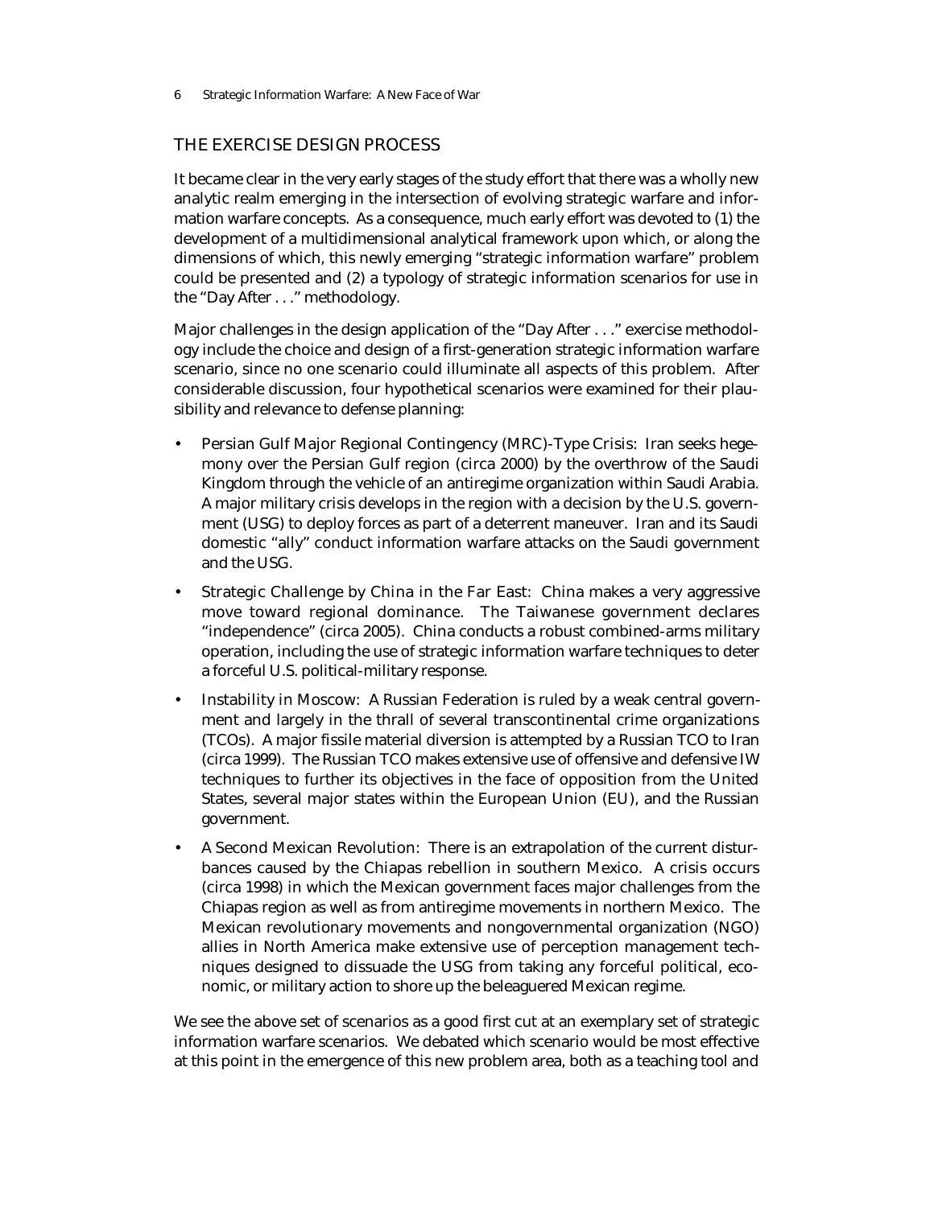## THE EXERCISE DESIGN PROCESS

It became clear in the very early stages of the study effort that there was a wholly new analytic realm emerging in the intersection of evolving strategic warfare and information warfare concepts. As a consequence, much early effort was devoted to (1) the development of a multidimensional analytical framework upon which, or along the dimensions of which, this newly emerging "strategic information warfare" problem could be presented and (2) a typology of strategic information scenarios for use in the "Day After . . ." methodology.

Major challenges in the design application of the "Day After . . ." exercise methodology include the choice and design of a first-generation strategic information warfare scenario, since no one scenario could illuminate all aspects of this problem. After considerable discussion, four hypothetical scenarios were examined for their plausibility and relevance to defense planning:

- Persian Gulf Major Regional Contingency (MRC)-Type Crisis: Iran seeks hegemony over the Persian Gulf region (circa 2000) by the overthrow of the Saudi Kingdom through the vehicle of an antiregime organization within Saudi Arabia. A major military crisis develops in the region with a decision by the U.S. government (USG) to deploy forces as part of a deterrent maneuver. Iran and its Saudi domestic "ally" conduct information warfare attacks on the Saudi government and the USG.
- Strategic Challenge by China in the Far East: China makes a very aggressive move toward regional dominance. The Taiwanese government declares "independence" (circa 2005). China conducts a robust combined-arms military operation, including the use of strategic information warfare techniques to deter a forceful U.S. political-military response.
- Instability in Moscow: A Russian Federation is ruled by a weak central government and largely in the thrall of several transcontinental crime organizations (TCOs). A major fissile material diversion is attempted by a Russian TCO to Iran (circa 1999). The Russian TCO makes extensive use of offensive and defensive IW techniques to further its objectives in the face of opposition from the United States, several major states within the European Union (EU), and the Russian government.
- A Second Mexican Revolution: There is an extrapolation of the current disturbances caused by the Chiapas rebellion in southern Mexico. A crisis occurs (circa 1998) in which the Mexican government faces major challenges from the Chiapas region as well as from antiregime movements in northern Mexico. The Mexican revolutionary movements and nongovernmental organization (NGO) allies in North America make extensive use of perception management techniques designed to dissuade the USG from taking any forceful political, economic, or military action to shore up the beleaguered Mexican regime.

We see the above set of scenarios as a good first cut at an exemplary set of strategic information warfare scenarios. We debated which scenario would be most effective at this point in the emergence of this new problem area, both as a teaching tool and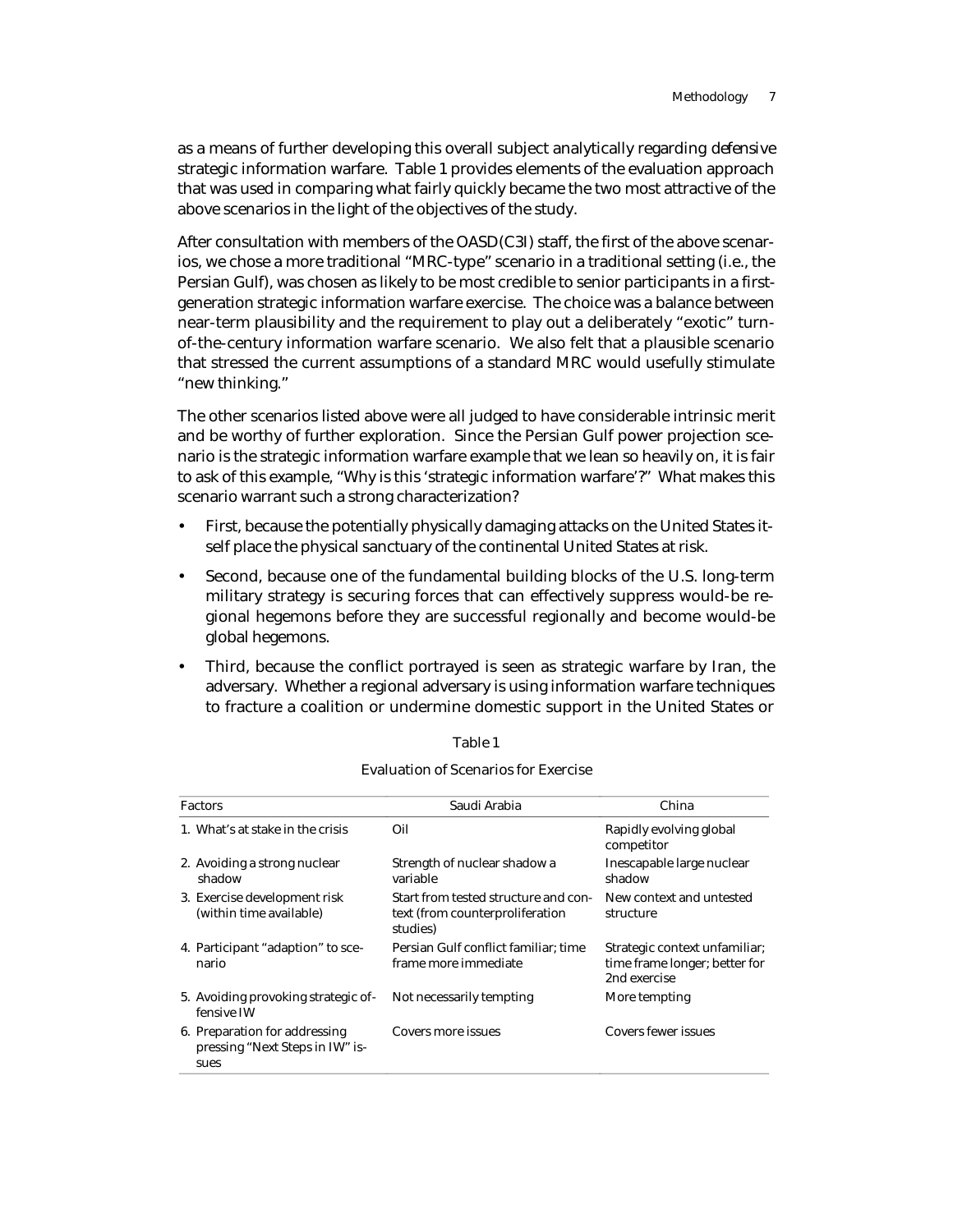as a means of further developing this overall subject analytically regarding *defensive* strategic information warfare. Table 1 provides elements of the evaluation approach that was used in comparing what fairly quickly became the two most attractive of the above scenarios in the light of the objectives of the study.

After consultation with members of the OASD(C3I) staff, the first of the above scenarios, we chose a more traditional "MRC-type" scenario in a traditional setting (i.e., the Persian Gulf), was chosen as likely to be most credible to senior participants in a first-generation strategic information warfare exercise. The choice was a balance between near-term plausibility and the requirement to play out a deliberately "exotic" turn-of-the-century information warfare scenario. We also felt that a plausible scenario that stressed the current assumptions of a standard MRC would usefully stimulate "new thinking."

The other scenarios listed above were all judged to have considerable intrinsic merit and be worthy of further exploration. Since the Persian Gulf power projection scenario is the strategic information warfare example that we lean so heavily on, it is fair to ask of this example, "Why is this 'strategic information warfare'?" What makes this scenario warrant such a strong characterization?

- First, because the potentially physically damaging attacks on the United States itself place the physical sanctuary of the continental United States at risk.
- Second, because one of the fundamental building blocks of the U.S. long-term military strategy is securing forces that can effectively suppress would-be regional hegemons before they are successful regionally and become would-be global hegemons.
- Third, because the conflict portrayed is seen as strategic warfare by Iran, the adversary. Whether a regional adversary is using information warfare techniques to fracture a coalition or undermine domestic support in the United States or

Table 1

Evaluation of Scenarios for Exercise

| Factors | Saudi Arabia | China |
|---|---|---|
| 1. What's at stake in the crisis | Oil | Rapidly evolving global competitor |
| 2. Avoiding a strong nuclear shadow | Strength of nuclear shadow a variable | Inescapable large nuclear shadow |
| 3. Exercise development risk (within time available) | Start from tested structure and context (from counterproliferation studies) | New context and untested structure |
| 4. Participant "adaption" to scenario | Persian Gulf conflict familiar; time frame more immediate | Strategic context unfamiliar; time frame longer; better for 2nd exercise |
| 5. Avoiding provoking strategic offensive IW | Not necessarily tempting | More tempting |
| 6. Preparation for addressing pressing "Next Steps in IW" issues | Covers more issues | Covers fewer issues |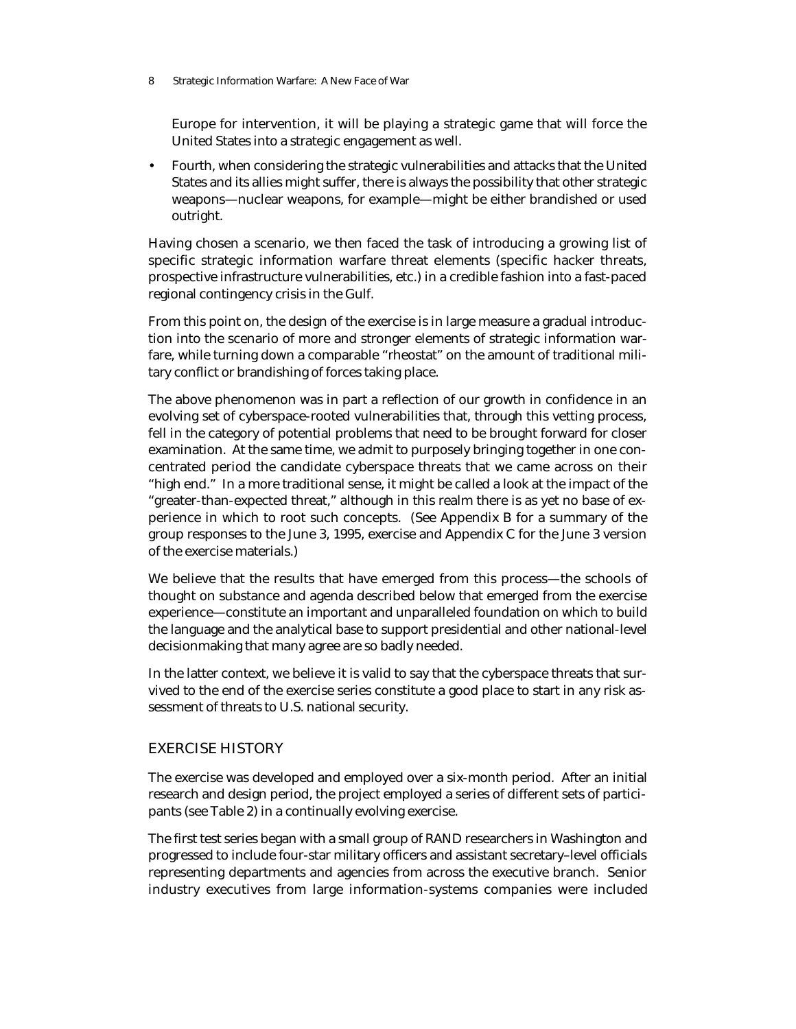Europe for intervention, it will be playing a strategic game that will force the United States into a strategic engagement as well.

- Fourth, when considering the strategic vulnerabilities and attacks that the United States and its allies might suffer, there is always the possibility that other strategic weapons—nuclear weapons, for example—might be either brandished or used outright.

Having chosen a scenario, we then faced the task of introducing a growing list of specific strategic information warfare threat elements (specific hacker threats, prospective infrastructure vulnerabilities, etc.) in a credible fashion into a fast-paced regional contingency crisis in the Gulf.

From this point on, the design of the exercise is in large measure a gradual introduction into the scenario of more and stronger elements of strategic information warfare, while turning down a comparable "rheostat" on the amount of traditional military conflict or brandishing of forces taking place.

The above phenomenon was in part a reflection of our growth in confidence in an evolving set of cyberspace-rooted vulnerabilities that, through this vetting process, fell in the category of potential problems that need to be brought forward for closer examination. At the same time, we admit to purposely bringing together in one concentrated period the candidate cyberspace threats that we came across on their "high end." In a more traditional sense, it might be called a look at the impact of the "greater-than-expected threat," although in this realm there is as yet no base of experience in which to root such concepts. (See Appendix B for a summary of the group responses to the June 3, 1995, exercise and Appendix C for the June 3 version of the exercise materials.)

We believe that the results that have emerged from this process—the schools of thought on substance and agenda described below that emerged from the exercise experience—constitute an important and unparalleled foundation on which to build the language and the analytical base to support presidential and other national-level decisionmaking that many agree are so badly needed.

In the latter context, we believe it is valid to say that the cyberspace threats that survived to the end of the exercise series constitute a good place to start in any risk assessment of threats to U.S. national security.

## EXERCISE HISTORY

The exercise was developed and employed over a six-month period. After an initial research and design period, the project employed a series of different sets of participants (see Table 2) in a continually evolving exercise.

The first test series began with a small group of RAND researchers in Washington and progressed to include four-star military officers and assistant secretary–level officials representing departments and agencies from across the executive branch. Senior industry executives from large information-systems companies were included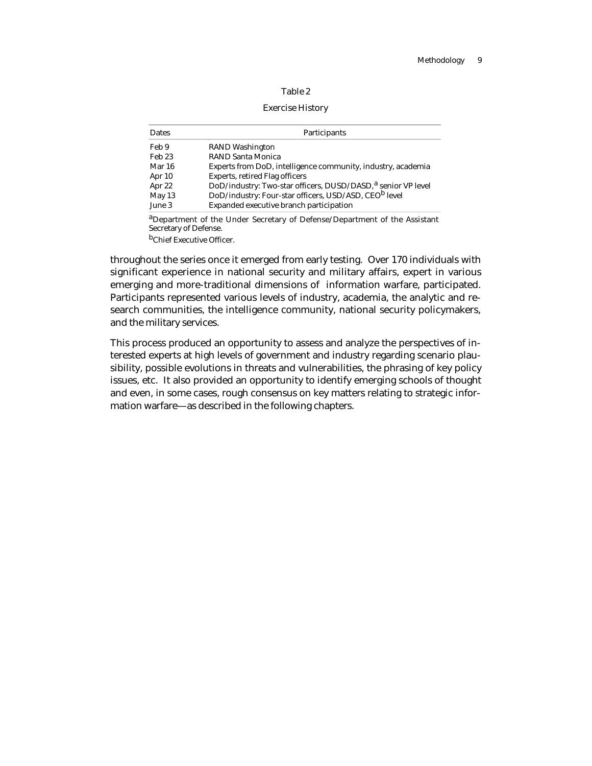Table 2

Exercise History

| Dates | Participants |
|---|---|
| Feb 9 | RAND Washington |
| Feb 23 | RAND Santa Monica |
| Mar 16 | Experts from DoD, intelligence community, industry, academia |
| Apr 10 | Experts, retired Flag officers |
| Apr 22 | DoD/industry: Two-star officers, DUSD/DASD,[a] senior VP level |
| May 13 | DoD/industry: Four-star officers, USD/ASD, CEO[b] level |
| June 3 | Expanded executive branch participation |

[a]Department of the Under Secretary of Defense/Department of the Assistant Secretary of Defense.

[b]Chief Executive Officer.

throughout the series once it emerged from early testing. Over 170 individuals with significant experience in national security and military affairs, expert in various emerging and more-traditional dimensions of information warfare, participated. Participants represented various levels of industry, academia, the analytic and research communities, the intelligence community, national security policymakers, and the military services.

This process produced an opportunity to assess and analyze the perspectives of interested experts at high levels of government and industry regarding scenario plausibility, possible evolutions in threats and vulnerabilities, the phrasing of key policy issues, etc. It also provided an opportunity to identify emerging schools of thought and even, in some cases, rough consensus on key matters relating to strategic information warfare—as described in the following chapters.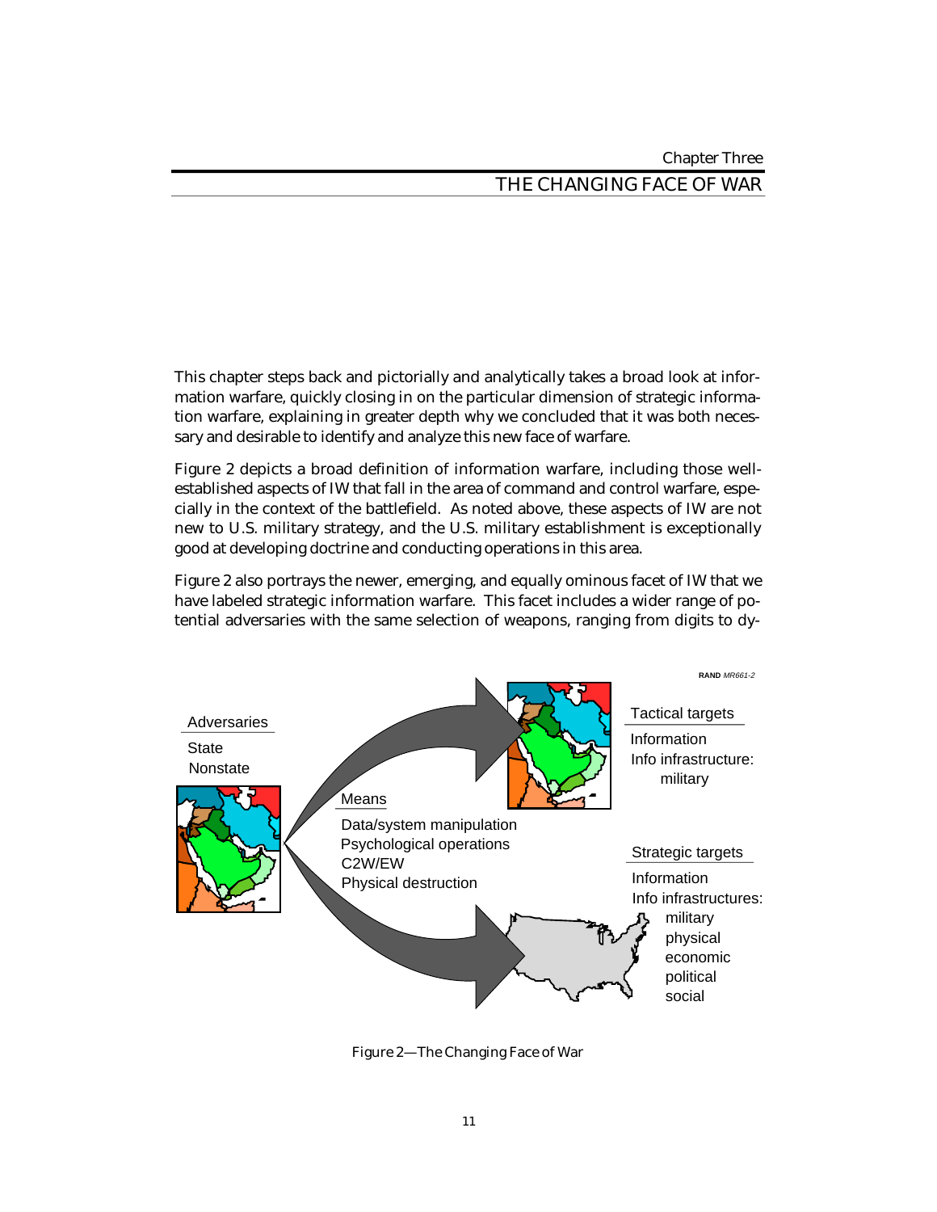Chapter Three

# THE CHANGING FACE OF WAR

This chapter steps back and pictorially and analytically takes a broad look at information warfare, quickly closing in on the particular dimension of strategic information warfare, explaining in greater depth why we concluded that it was both necessary and desirable to identify and analyze this new face of warfare.

Figure 2 depicts a broad definition of information warfare, including those well-established aspects of IW that fall in the area of command and control warfare, especially in the context of the battlefield. As noted above, these aspects of IW are not new to U.S. military strategy, and the U.S. military establishment is exceptionally good at developing doctrine and conducting operations in this area.

Figure 2 also portrays the newer, emerging, and equally ominous facet of IW that we have labeled strategic information warfare. This facet includes a wider range of potential adversaries with the same selection of weapons, ranging from digits to dy-

RAND *MR661-2*

Adversaries
State
Nonstate

Means
Data/system manipulation
Psychological operations
C2W/EW
Physical destruction

Tactical targets
Information
Info infrastructure:
military

Strategic targets
Information
Info infrastructures:
military
physical
economic
political
social

Figure 2—The Changing Face of War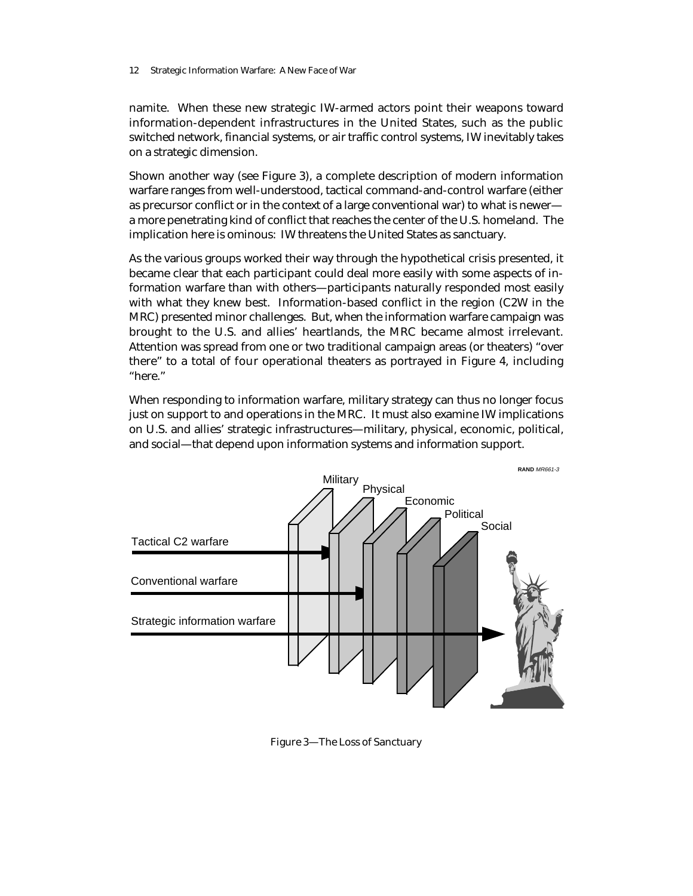namite. When these new strategic IW-armed actors point their weapons toward information-dependent infrastructures in the United States, such as the public switched network, financial systems, or air traffic control systems, IW inevitably takes on a strategic dimension.

Shown another way (see Figure 3), a complete description of modern information warfare ranges from well-understood, tactical command-and-control warfare (either as precursor conflict or in the context of a large conventional war) to what is newer—a more penetrating kind of conflict that reaches the center of the U.S. homeland. The implication here is ominous: IW threatens the United States as sanctuary.

As the various groups worked their way through the hypothetical crisis presented, it became clear that each participant could deal more easily with some aspects of information warfare than with others—participants naturally responded most easily with what they knew best. Information-based conflict in the region (C2W in the MRC) presented minor challenges. But, when the information warfare campaign was brought to the U.S. and allies' heartlands, the MRC became almost irrelevant. Attention was spread from one or two traditional campaign areas (or theaters) "over there" to a total of four operational theaters as portrayed in Figure 4, including "here."

When responding to information warfare, military strategy can thus no longer focus just on support to and operations in the MRC. It must also examine IW implications on U.S. and allies' strategic infrastructures—military, physical, economic, political, and social—that depend upon information systems and information support.

Figure 3—The Loss of Sanctuary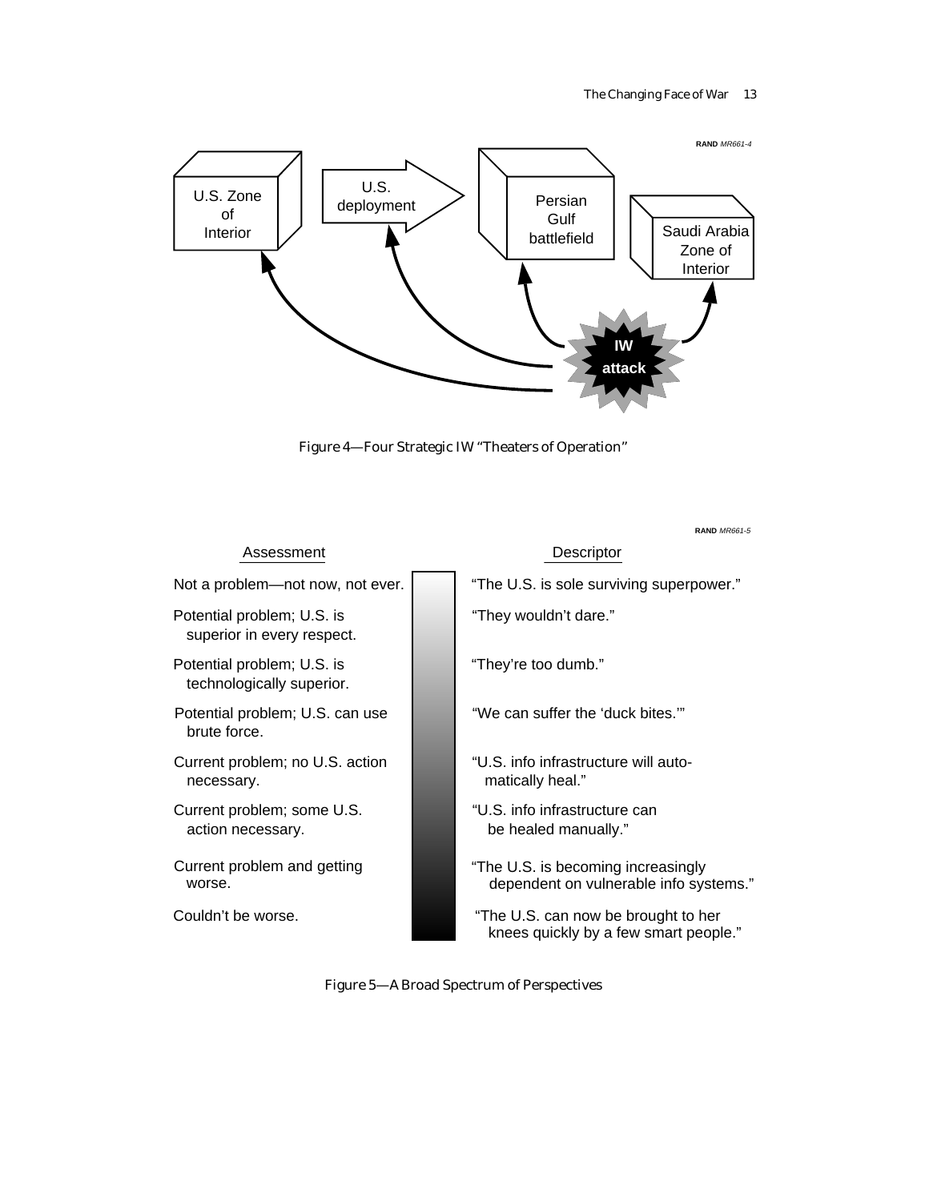RAND MR661-4

U.S. Zone of Interior

U.S. deployment

Persian Gulf battlefield

Saudi Arabia Zone of Interior

IW attack

Figure 4—Four Strategic IW "Theaters of Operation"

RAND MR661-5

| Assessment | Descriptor |
|---|---|
| Not a problem—not now, not ever. | "The U.S. is sole surviving superpower." |
| Potential problem; U.S. is superior in every respect. | "They wouldn't dare." |
| Potential problem; U.S. is technologically superior. | "They're too dumb." |
| Potential problem; U.S. can use brute force. | "We can suffer the 'duck bites.'" |
| Current problem; no U.S. action necessary. | "U.S. info infrastructure will automatically heal." |
| Current problem; some U.S. action necessary. | "U.S. info infrastructure can be healed manually." |
| Current problem and getting worse. | "The U.S. is becoming increasingly dependent on vulnerable info systems." |
| Couldn't be worse. | "The U.S. can now be brought to her knees quickly by a few smart people." |

Figure 5—A Broad Spectrum of Perspectives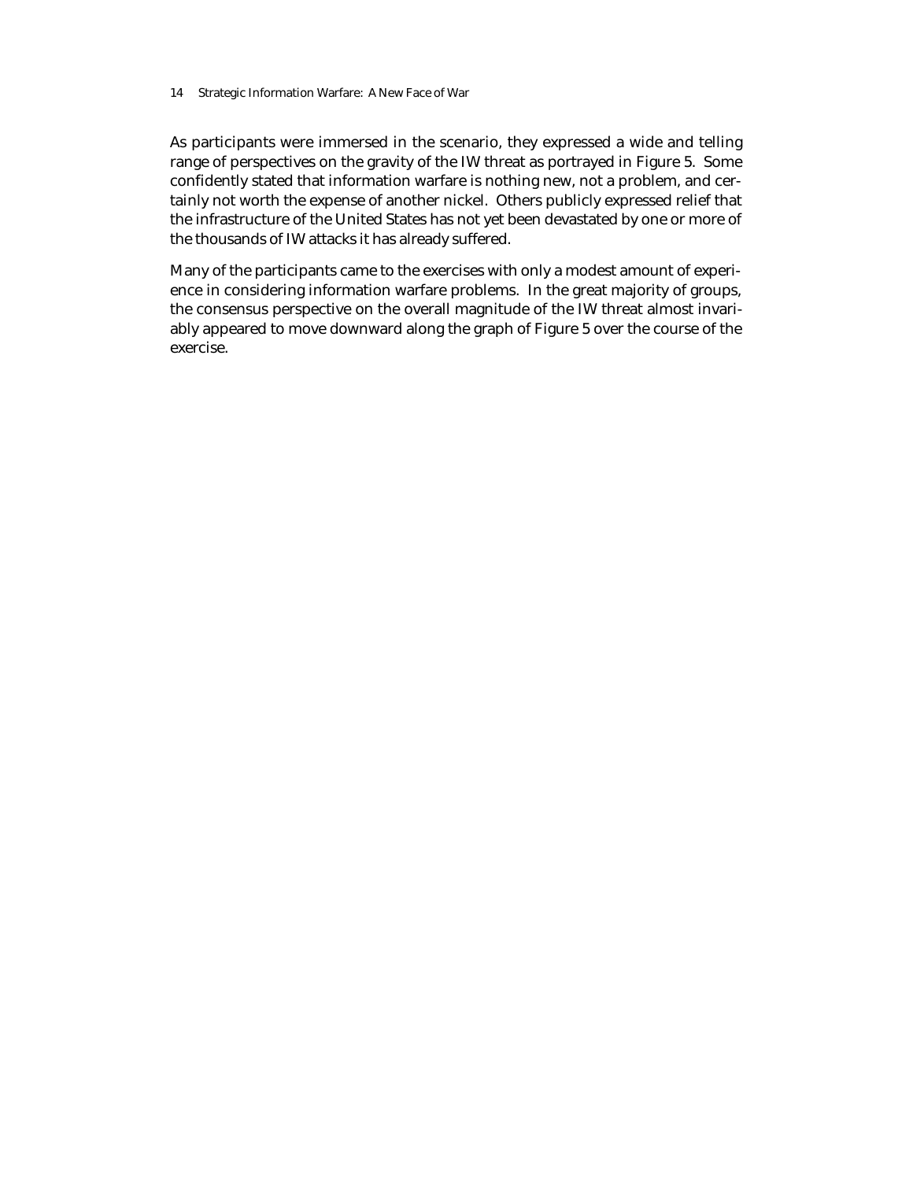As participants were immersed in the scenario, they expressed a wide and telling range of perspectives on the gravity of the IW threat as portrayed in Figure 5. Some confidently stated that information warfare is nothing new, not a problem, and certainly not worth the expense of another nickel. Others publicly expressed relief that the infrastructure of the United States has not yet been devastated by one or more of the thousands of IW attacks it has already suffered.

Many of the participants came to the exercises with only a modest amount of experience in considering information warfare problems. In the great majority of groups, the consensus perspective on the overall magnitude of the IW threat almost invariably appeared to move downward along the graph of Figure 5 over the course of the exercise.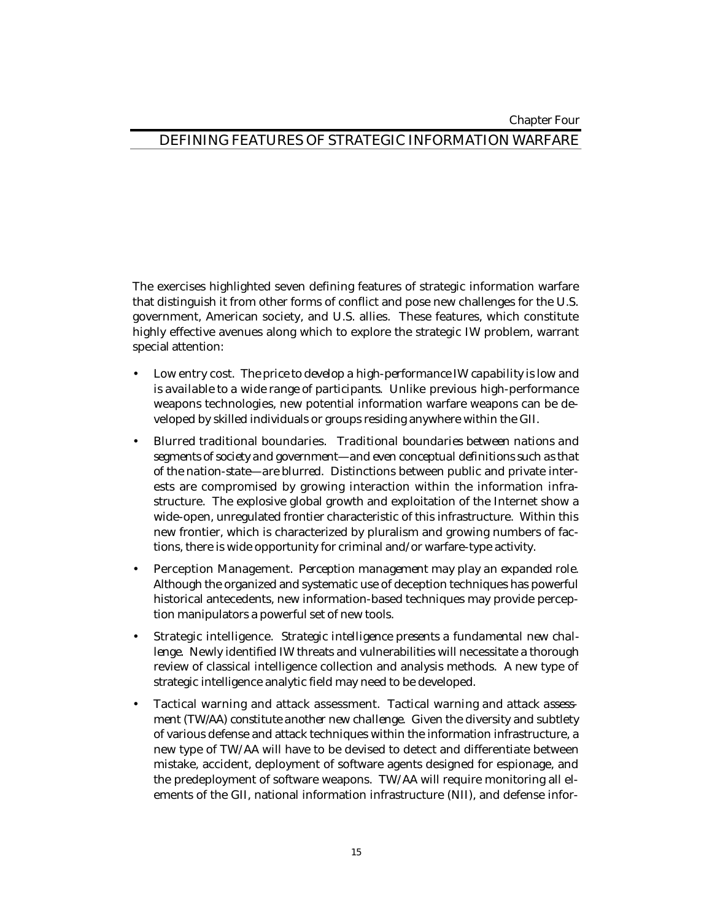Chapter Four

# DEFINING FEATURES OF STRATEGIC INFORMATION WARFARE

The exercises highlighted seven defining features of strategic information warfare that distinguish it from other forms of conflict and pose new challenges for the U.S. government, American society, and U.S. allies. These features, which constitute highly effective avenues along which to explore the strategic IW problem, warrant special attention:

- Low entry cost. *The price to develop a high-performance IW capability is low and is available to a wide range of participants.* Unlike previous high-performance weapons technologies, new potential information warfare weapons can be developed by skilled individuals or groups residing anywhere within the GII.
- Blurred traditional boundaries. *Traditional boundaries between nations and segments of society and government—and even conceptual definitions such as that of the nation-state—are blurred.* Distinctions between public and private interests are compromised by growing interaction within the information infrastructure. The explosive global growth and exploitation of the Internet show a wide-open, unregulated frontier characteristic of this infrastructure. Within this new frontier, which is characterized by pluralism and growing numbers of factions, there is wide opportunity for criminal and/or warfare-type activity.
- Perception Management. *Perception management may play an expanded role.* Although the organized and systematic use of deception techniques has powerful historical antecedents, new information-based techniques may provide perception manipulators a powerful set of new tools.
- Strategic intelligence. *Strategic intelligence presents a fundamental new challenge.* Newly identified IW threats and vulnerabilities will necessitate a thorough review of classical intelligence collection and analysis methods. A new type of strategic intelligence analytic field may need to be developed.
- Tactical warning and attack assessment. *Tactical warning and attack assessment (TW/AA) constitute another new challenge.* Given the diversity and subtlety of various defense and attack techniques within the information infrastructure, a new type of TW/AA will have to be devised to detect and differentiate between mistake, accident, deployment of software agents designed for espionage, and the predeployment of software weapons. TW/AA will require monitoring all elements of the GII, national information infrastructure (NII), and defense infor-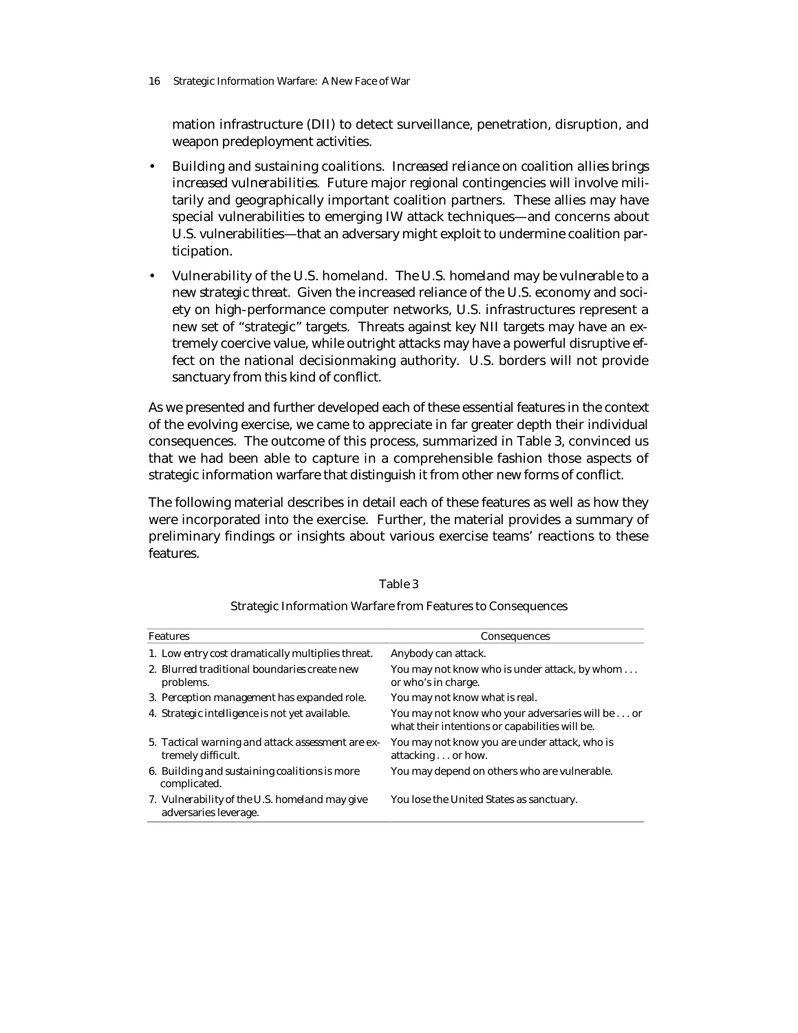mation infrastructure (DII) to detect surveillance, penetration, disruption, and weapon predeployment activities.

- Building and sustaining coalitions. *Increased reliance on coalition allies brings increased vulnerabilities.* Future major regional contingencies will involve militarily and geographically important coalition partners. These allies may have special vulnerabilities to emerging IW attack techniques—and concerns about U.S. vulnerabilities—that an adversary might exploit to undermine coalition participation.
- Vulnerability of the U.S. homeland. *The U.S. homeland may be vulnerable to a new strategic threat.* Given the increased reliance of the U.S. economy and society on high-performance computer networks, U.S. infrastructures represent a new set of "strategic" targets. Threats against key NII targets may have an extremely coercive value, while outright attacks may have a powerful disruptive effect on the national decisionmaking authority. U.S. borders will not provide sanctuary from this kind of conflict.

As we presented and further developed each of these essential features in the context of the evolving exercise, we came to appreciate in far greater depth their individual consequences. The outcome of this process, summarized in Table 3, convinced us that we had been able to capture in a comprehensible fashion those aspects of strategic information warfare that distinguish it from other new forms of conflict.

The following material describes in detail each of these features as well as how they were incorporated into the exercise. Further, the material provides a summary of preliminary findings or insights about various exercise teams' reactions to these features.

Table 3

Strategic Information Warfare from Features to Consequences

| Features | Consequences |
|---|---|
| 1. *Low entry cost* dramatically multiplies threat. | Anybody can attack. |
| 2. *Blurred traditional boundaries* create new problems. | You may not know who is under attack, by whom . . . or who's in charge. |
| 3. *Perception management* has expanded role. | You may not know what is real. |
| 4. *Strategic intelligence* is not yet available. | You may not know who your adversaries will be . . . or what their intentions or capabilities will be. |
| 5. *Tactical warning and attack assessment* are extremely difficult. | You may not know you are under attack, who is attacking . . . or how. |
| 6. *Building and sustaining coalitions* is more complicated. | You may depend on others who are vulnerable. |
| 7. *Vulnerability of the U.S. homeland* may give adversaries leverage. | You lose the United States as sanctuary. |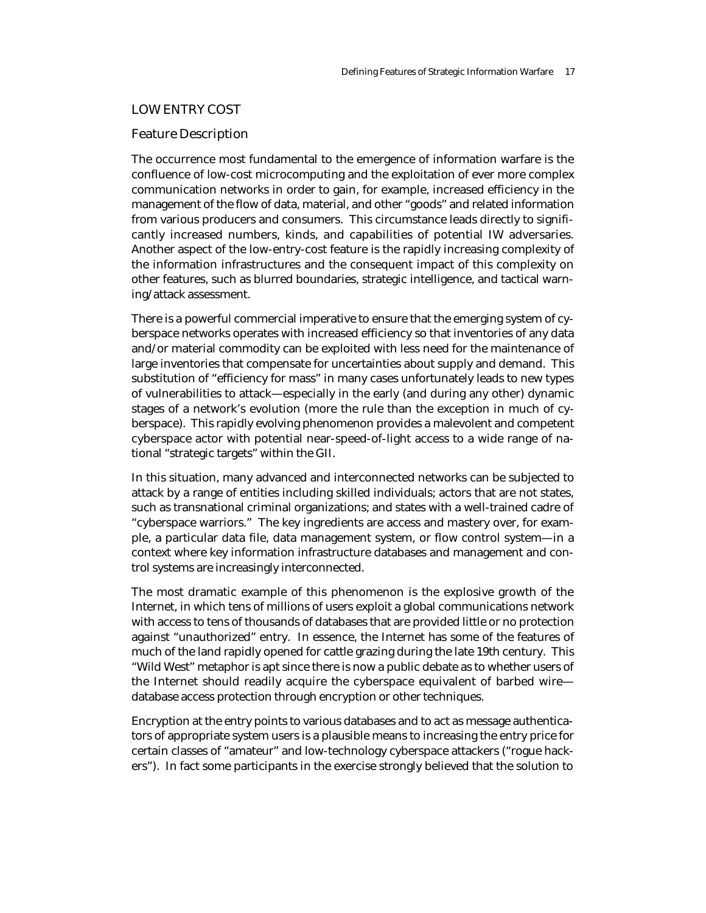## LOW ENTRY COST

### Feature Description

The occurrence most fundamental to the emergence of information warfare is the confluence of low-cost microcomputing and the exploitation of ever more complex communication networks in order to gain, for example, increased efficiency in the management of the flow of data, material, and other "goods" and related information from various producers and consumers. This circumstance leads directly to significantly increased numbers, kinds, and capabilities of potential IW adversaries. Another aspect of the low-entry-cost feature is the rapidly increasing complexity of the information infrastructures and the consequent impact of this complexity on other features, such as blurred boundaries, strategic intelligence, and tactical warning/attack assessment.

There is a powerful commercial imperative to ensure that the emerging system of cyberspace networks operates with increased efficiency so that inventories of any data and/or material commodity can be exploited with less need for the maintenance of large inventories that compensate for uncertainties about supply and demand. This substitution of "efficiency for mass" in many cases unfortunately leads to new types of vulnerabilities to attack—especially in the early (and during any other) dynamic stages of a network's evolution (more the rule than the exception in much of cyberspace). This rapidly evolving phenomenon provides a malevolent and competent cyberspace actor with potential near-speed-of-light access to a wide range of national "strategic targets" within the GII.

In this situation, many advanced and interconnected networks can be subjected to attack by a range of entities including skilled individuals; actors that are not states, such as transnational criminal organizations; and states with a well-trained cadre of "cyberspace warriors." The key ingredients are access and mastery over, for example, a particular data file, data management system, or flow control system—in a context where key information infrastructure databases and management and control systems are increasingly interconnected.

The most dramatic example of this phenomenon is the explosive growth of the Internet, in which tens of millions of users exploit a global communications network with access to tens of thousands of databases that are provided little or no protection against "unauthorized" entry. In essence, the Internet has some of the features of much of the land rapidly opened for cattle grazing during the late 19th century. This "Wild West" metaphor is apt since there is now a public debate as to whether users of the Internet should readily acquire the cyberspace equivalent of barbed wire—database access protection through encryption or other techniques.

Encryption at the entry points to various databases and to act as message authenticators of appropriate system users is a plausible means to increasing the entry price for certain classes of "amateur" and low-technology cyberspace attackers ("rogue hackers"). In fact some participants in the exercise strongly believed that the solution to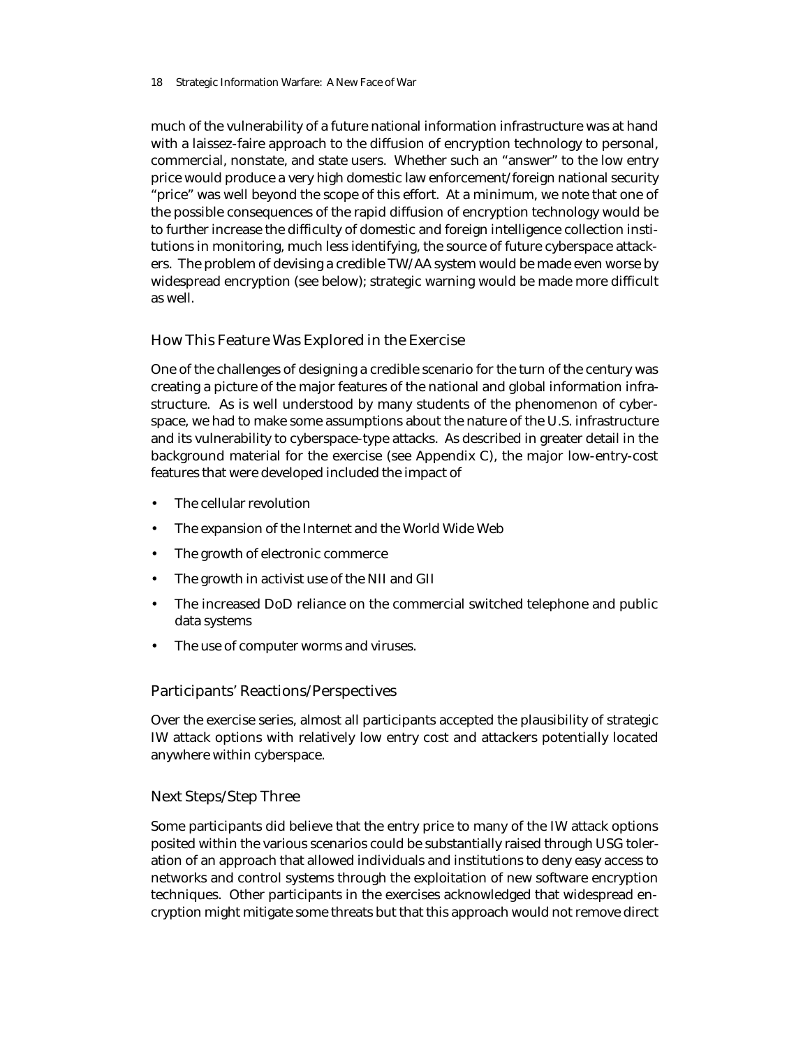much of the vulnerability of a future national information infrastructure was at hand with a laissez-faire approach to the diffusion of encryption technology to personal, commercial, nonstate, and state users. Whether such an "answer" to the low entry price would produce a very high domestic law enforcement/foreign national security "price" was well beyond the scope of this effort. At a minimum, we note that one of the possible consequences of the rapid diffusion of encryption technology would be to further increase the difficulty of domestic and foreign intelligence collection institutions in monitoring, much less identifying, the source of future cyberspace attackers. The problem of devising a credible TW/AA system would be made even worse by widespread encryption (see below); strategic warning would be made more difficult as well.

### How This Feature Was Explored in the Exercise

One of the challenges of designing a credible scenario for the turn of the century was creating a picture of the major features of the national and global information infrastructure. As is well understood by many students of the phenomenon of cyberspace, we had to make some assumptions about the nature of the U.S. infrastructure and its vulnerability to cyberspace-type attacks. As described in greater detail in the background material for the exercise (see Appendix C), the major low-entry-cost features that were developed included the impact of

- The cellular revolution
- The expansion of the Internet and the World Wide Web
- The growth of electronic commerce
- The growth in activist use of the NII and GII
- The increased DoD reliance on the commercial switched telephone and public data systems
- The use of computer worms and viruses.

### Participants' Reactions/Perspectives

Over the exercise series, almost all participants accepted the plausibility of strategic IW attack options with relatively low entry cost and attackers potentially located anywhere within cyberspace.

### Next Steps/Step Three

Some participants did believe that the entry price to many of the IW attack options posited within the various scenarios could be substantially raised through USG toleration of an approach that allowed individuals and institutions to deny easy access to networks and control systems through the exploitation of new software encryption techniques. Other participants in the exercises acknowledged that widespread encryption might mitigate some threats but that this approach would not remove direct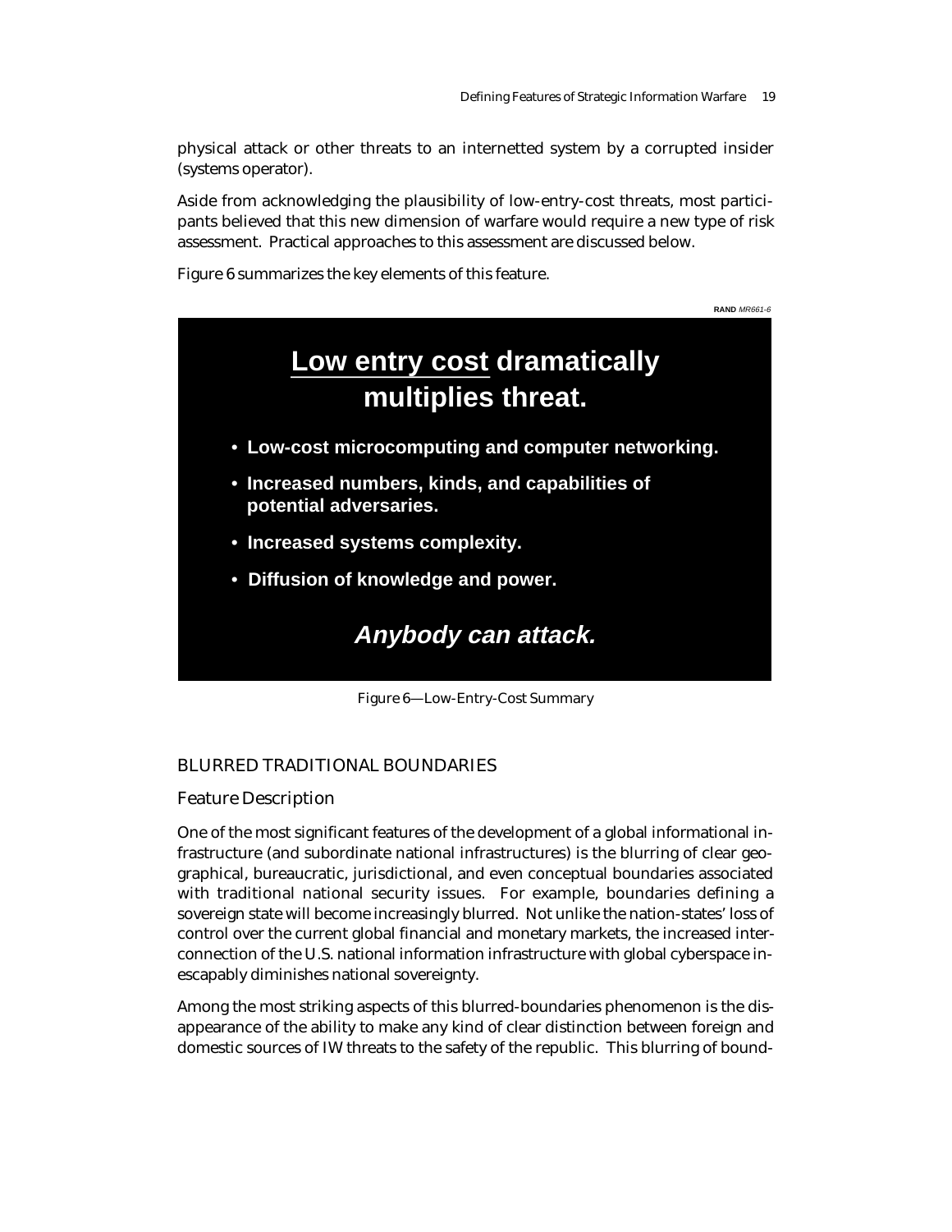physical attack or other threats to an internetted system by a corrupted insider (systems operator).

Aside from acknowledging the plausibility of low-entry-cost threats, most participants believed that this new dimension of warfare would require a new type of risk assessment. Practical approaches to this assessment are discussed below.

Figure 6 summarizes the key elements of this feature.

RAND *MR661-6*

**Low entry cost dramatically multiplies threat.**

- **Low-cost microcomputing and computer networking.**
- **Increased numbers, kinds, and capabilities of potential adversaries.**
- **Increased systems complexity.**
- **Diffusion of knowledge and power.**

***Anybody can attack.***

Figure 6—Low-Entry-Cost Summary

## BLURRED TRADITIONAL BOUNDARIES

### Feature Description

One of the most significant features of the development of a global informational infrastructure (and subordinate national infrastructures) is the blurring of clear geographical, bureaucratic, jurisdictional, and even conceptual boundaries associated with traditional national security issues. For example, boundaries defining a sovereign state will become increasingly blurred. Not unlike the nation-states' loss of control over the current global financial and monetary markets, the increased interconnection of the U.S. national information infrastructure with global cyberspace inescapably diminishes national sovereignty.

Among the most striking aspects of this blurred-boundaries phenomenon is the disappearance of the ability to make any kind of clear distinction between foreign and domestic sources of IW threats to the safety of the republic. This blurring of bound-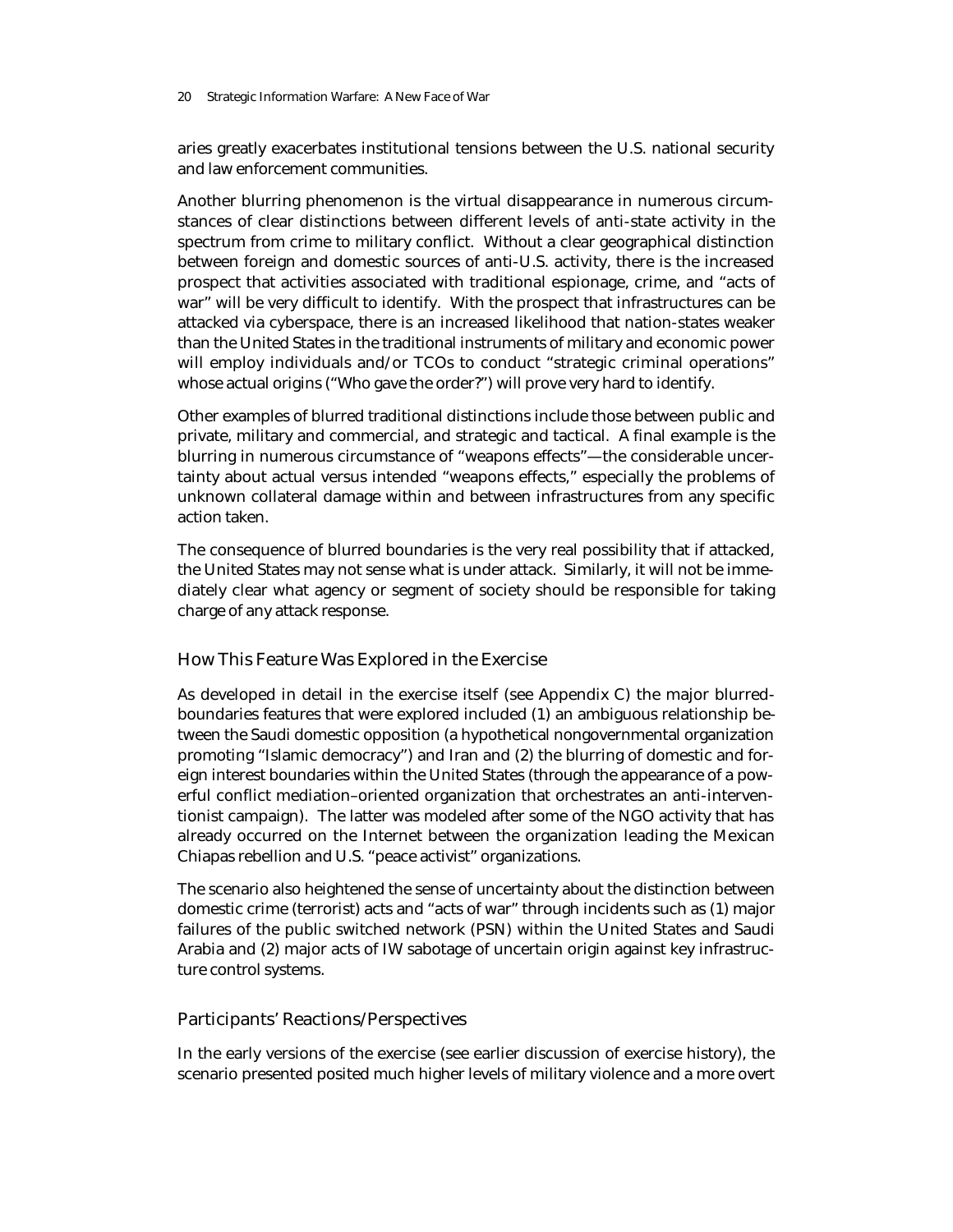aries greatly exacerbates institutional tensions between the U.S. national security and law enforcement communities.

Another blurring phenomenon is the virtual disappearance in numerous circumstances of clear distinctions between different levels of anti-state activity in the spectrum from crime to military conflict. Without a clear geographical distinction between foreign and domestic sources of anti-U.S. activity, there is the increased prospect that activities associated with traditional espionage, crime, and "acts of war" will be very difficult to identify. With the prospect that infrastructures can be attacked via cyberspace, there is an increased likelihood that nation-states weaker than the United States in the traditional instruments of military and economic power will employ individuals and/or TCOs to conduct "strategic criminal operations" whose actual origins ("Who gave the order?") will prove very hard to identify.

Other examples of blurred traditional distinctions include those between public and private, military and commercial, and strategic and tactical. A final example is the blurring in numerous circumstance of "weapons effects"—the considerable uncertainty about actual versus intended "weapons effects," especially the problems of unknown collateral damage within and between infrastructures from any specific action taken.

The consequence of blurred boundaries is the very real possibility that if attacked, the United States may not sense what is under attack. Similarly, it will not be immediately clear what agency or segment of society should be responsible for taking charge of any attack response.

### How This Feature Was Explored in the Exercise

As developed in detail in the exercise itself (see Appendix C) the major blurred-boundaries features that were explored included (1) an ambiguous relationship between the Saudi domestic opposition (a hypothetical nongovernmental organization promoting "Islamic democracy") and Iran and (2) the blurring of domestic and foreign interest boundaries within the United States (through the appearance of a powerful conflict mediation–oriented organization that orchestrates an anti-interventionist campaign). The latter was modeled after some of the NGO activity that has already occurred on the Internet between the organization leading the Mexican Chiapas rebellion and U.S. "peace activist" organizations.

The scenario also heightened the sense of uncertainty about the distinction between domestic crime (terrorist) acts and "acts of war" through incidents such as (1) major failures of the public switched network (PSN) within the United States and Saudi Arabia and (2) major acts of IW sabotage of uncertain origin against key infrastructure control systems.

### Participants' Reactions/Perspectives

In the early versions of the exercise (see earlier discussion of exercise history), the scenario presented posited much higher levels of military violence and a more overt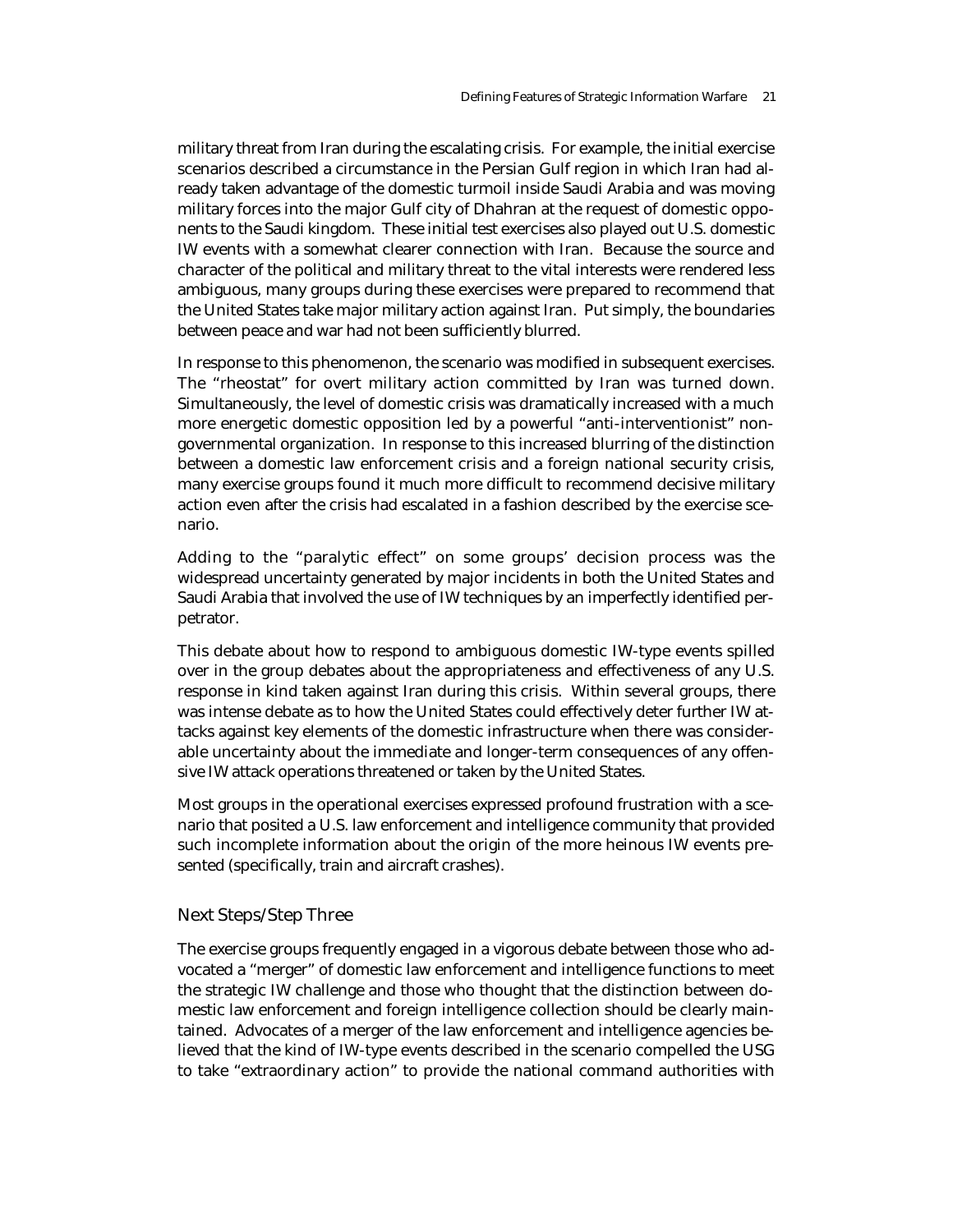military threat from Iran during the escalating crisis. For example, the initial exercise scenarios described a circumstance in the Persian Gulf region in which Iran had already taken advantage of the domestic turmoil inside Saudi Arabia and was moving military forces into the major Gulf city of Dhahran at the request of domestic opponents to the Saudi kingdom. These initial test exercises also played out U.S. domestic IW events with a somewhat clearer connection with Iran. Because the source and character of the political and military threat to the vital interests were rendered less ambiguous, many groups during these exercises were prepared to recommend that the United States take major military action against Iran. Put simply, the boundaries between peace and war had not been sufficiently blurred.

In response to this phenomenon, the scenario was modified in subsequent exercises. The "rheostat" for overt military action committed by Iran was turned down. Simultaneously, the level of domestic crisis was dramatically increased with a much more energetic domestic opposition led by a powerful "anti-interventionist" nongovernmental organization. In response to this increased blurring of the distinction between a domestic law enforcement crisis and a foreign national security crisis, many exercise groups found it much more difficult to recommend decisive military action even after the crisis had escalated in a fashion described by the exercise scenario.

Adding to the "paralytic effect" on some groups' decision process was the widespread uncertainty generated by major incidents in both the United States and Saudi Arabia that involved the use of IW techniques by an imperfectly identified perpetrator.

This debate about how to respond to ambiguous domestic IW-type events spilled over in the group debates about the appropriateness and effectiveness of any U.S. response in kind taken against Iran during this crisis. Within several groups, there was intense debate as to how the United States could effectively deter further IW attacks against key elements of the domestic infrastructure when there was considerable uncertainty about the immediate and longer-term consequences of any offensive IW attack operations threatened or taken by the United States.

Most groups in the operational exercises expressed profound frustration with a scenario that posited a U.S. law enforcement and intelligence community that provided such incomplete information about the origin of the more heinous IW events presented (specifically, train and aircraft crashes).

### Next Steps/Step Three

The exercise groups frequently engaged in a vigorous debate between those who advocated a "merger" of domestic law enforcement and intelligence functions to meet the strategic IW challenge and those who thought that the distinction between domestic law enforcement and foreign intelligence collection should be clearly maintained. Advocates of a merger of the law enforcement and intelligence agencies believed that the kind of IW-type events described in the scenario compelled the USG to take "extraordinary action" to provide the national command authorities with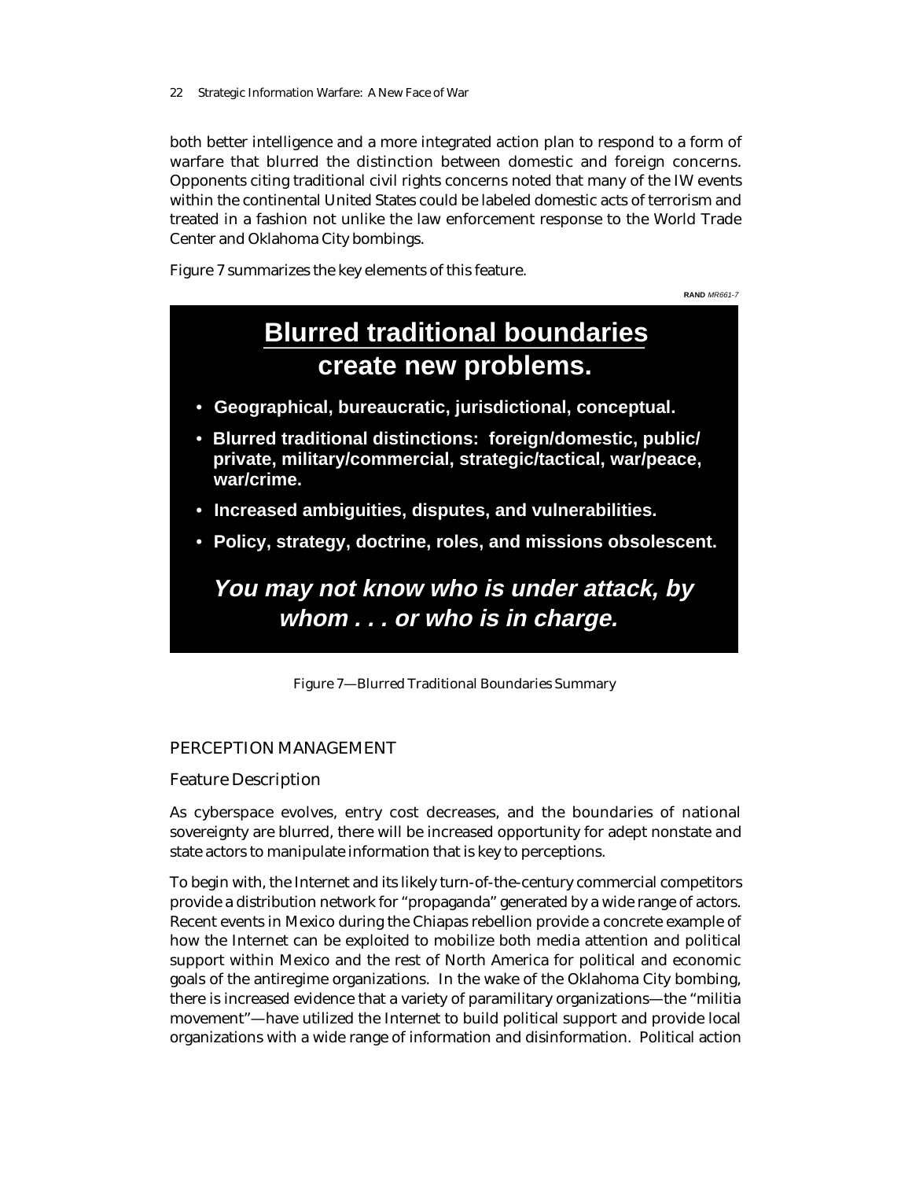both better intelligence and a more integrated action plan to respond to a form of warfare that blurred the distinction between domestic and foreign concerns. Opponents citing traditional civil rights concerns noted that many of the IW events within the continental United States could be labeled domestic acts of terrorism and treated in a fashion not unlike the law enforcement response to the World Trade Center and Oklahoma City bombings.

Figure 7 summarizes the key elements of this feature.

RAND MR661-7

**Blurred traditional boundaries create new problems.**

- **Geographical, bureaucratic, jurisdictional, conceptual.**
- **Blurred traditional distinctions: foreign/domestic, public/private, military/commercial, strategic/tactical, war/peace, war/crime.**
- **Increased ambiguities, disputes, and vulnerabilities.**
- **Policy, strategy, doctrine, roles, and missions obsolescent.**

***You may not know who is under attack, by whom . . . or who is in charge.***

Figure 7—Blurred Traditional Boundaries Summary

## PERCEPTION MANAGEMENT

### Feature Description

As cyberspace evolves, entry cost decreases, and the boundaries of national sovereignty are blurred, there will be increased opportunity for adept nonstate and state actors to manipulate information that is key to perceptions.

To begin with, the Internet and its likely turn-of-the-century commercial competitors provide a distribution network for "propaganda" generated by a wide range of actors. Recent events in Mexico during the Chiapas rebellion provide a concrete example of how the Internet can be exploited to mobilize both media attention and political support within Mexico and the rest of North America for political and economic goals of the antiregime organizations. In the wake of the Oklahoma City bombing, there is increased evidence that a variety of paramilitary organizations—the "militia movement"—have utilized the Internet to build political support and provide local organizations with a wide range of information and disinformation. Political action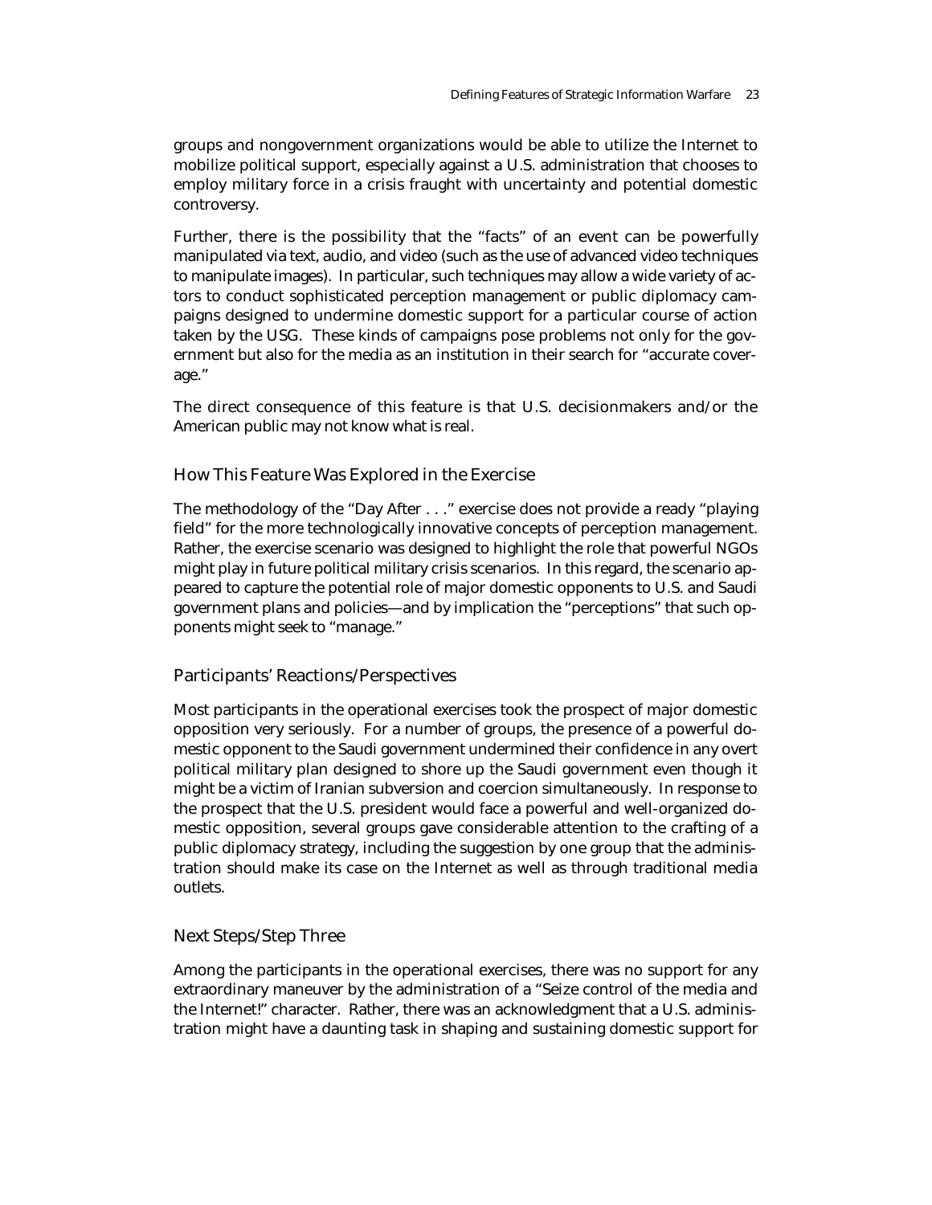groups and nongovernment organizations would be able to utilize the Internet to mobilize political support, especially against a U.S. administration that chooses to employ military force in a crisis fraught with uncertainty and potential domestic controversy.

Further, there is the possibility that the "facts" of an event can be powerfully manipulated via text, audio, and video (such as the use of advanced video techniques to manipulate images). In particular, such techniques may allow a wide variety of actors to conduct sophisticated perception management or public diplomacy campaigns designed to undermine domestic support for a particular course of action taken by the USG. These kinds of campaigns pose problems not only for the government but also for the media as an institution in their search for "accurate coverage."

The direct consequence of this feature is that U.S. decisionmakers and/or the American public may not know what is real.

### How This Feature Was Explored in the Exercise

The methodology of the "Day After . . ." exercise does not provide a ready "playing field" for the more technologically innovative concepts of perception management. Rather, the exercise scenario was designed to highlight the role that powerful NGOs might play in future political military crisis scenarios. In this regard, the scenario appeared to capture the potential role of major domestic opponents to U.S. and Saudi government plans and policies—and by implication the "perceptions" that such opponents might seek to "manage."

### Participants' Reactions/Perspectives

Most participants in the operational exercises took the prospect of major domestic opposition very seriously. For a number of groups, the presence of a powerful domestic opponent to the Saudi government undermined their confidence in any overt political military plan designed to shore up the Saudi government even though it might be a victim of Iranian subversion and coercion simultaneously. In response to the prospect that the U.S. president would face a powerful and well-organized domestic opposition, several groups gave considerable attention to the crafting of a public diplomacy strategy, including the suggestion by one group that the administration should make its case on the Internet as well as through traditional media outlets.

### Next Steps/Step Three

Among the participants in the operational exercises, there was no support for any extraordinary maneuver by the administration of a "Seize control of the media and the Internet!" character. Rather, there was an acknowledgment that a U.S. administration might have a daunting task in shaping and sustaining domestic support for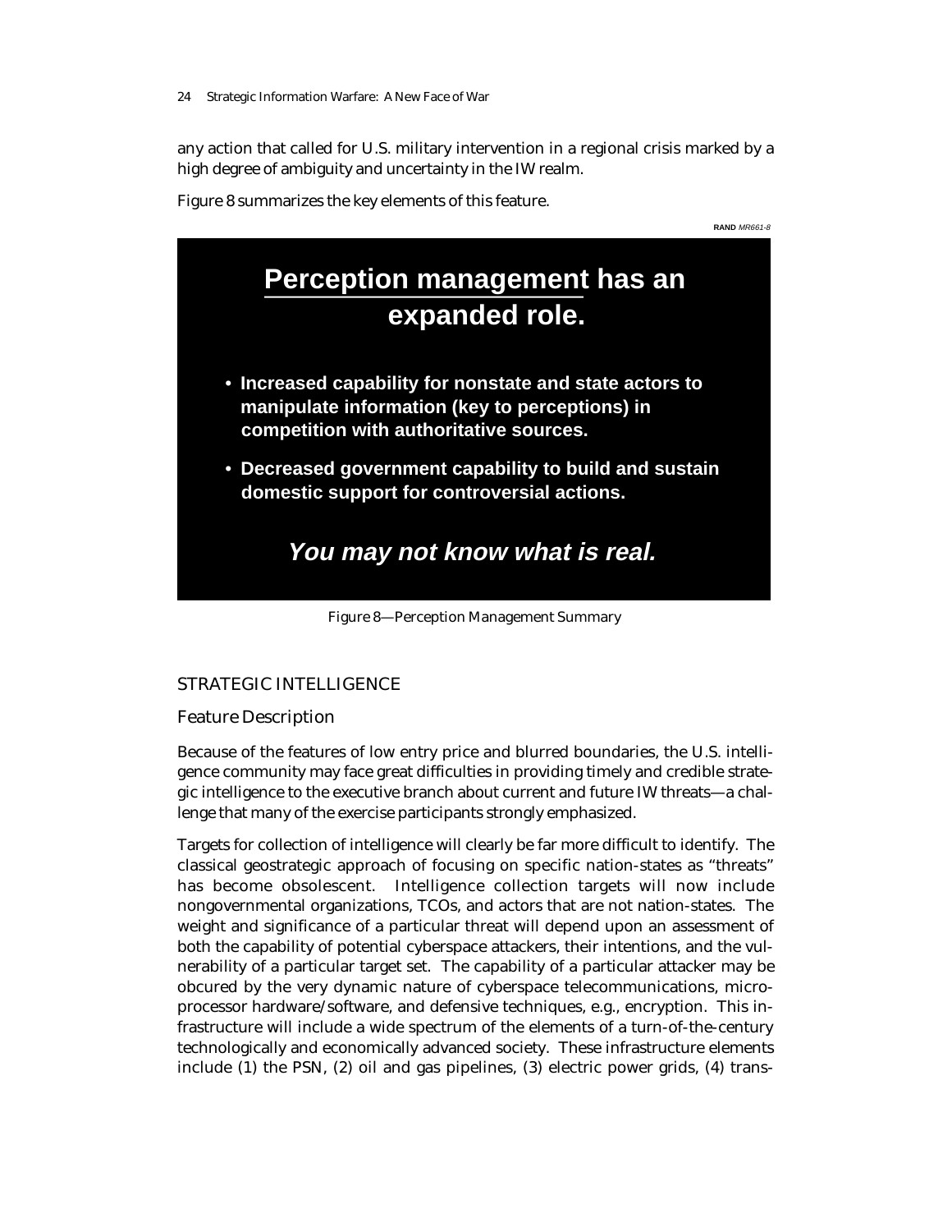any action that called for U.S. military intervention in a regional crisis marked by a high degree of ambiguity and uncertainty in the IW realm.

Figure 8 summarizes the key elements of this feature.

RAND *MR661-8*

**Perception management has an expanded role.**

- **Increased capability for nonstate and state actors to manipulate information (key to perceptions) in competition with authoritative sources.**
- **Decreased government capability to build and sustain domestic support for controversial actions.**

***You may not know what is real.***

Figure 8—Perception Management Summary

## STRATEGIC INTELLIGENCE

### Feature Description

Because of the features of low entry price and blurred boundaries, the U.S. intelligence community may face great difficulties in providing timely and credible strategic intelligence to the executive branch about current and future IW threats—a challenge that many of the exercise participants strongly emphasized.

Targets for collection of intelligence will clearly be far more difficult to identify. The classical geostrategic approach of focusing on specific nation-states as "threats" has become obsolescent. Intelligence collection targets will now include nongovernmental organizations, TCOs, and actors that are not nation-states. The weight and significance of a particular threat will depend upon an assessment of both the capability of potential cyberspace attackers, their intentions, and the vulnerability of a particular target set. The capability of a particular attacker may be obcured by the very dynamic nature of cyberspace telecommunications, microprocessor hardware/software, and defensive techniques, e.g., encryption. This infrastructure will include a wide spectrum of the elements of a turn-of-the-century technologically and economically advanced society. These infrastructure elements include (1) the PSN, (2) oil and gas pipelines, (3) electric power grids, (4) trans-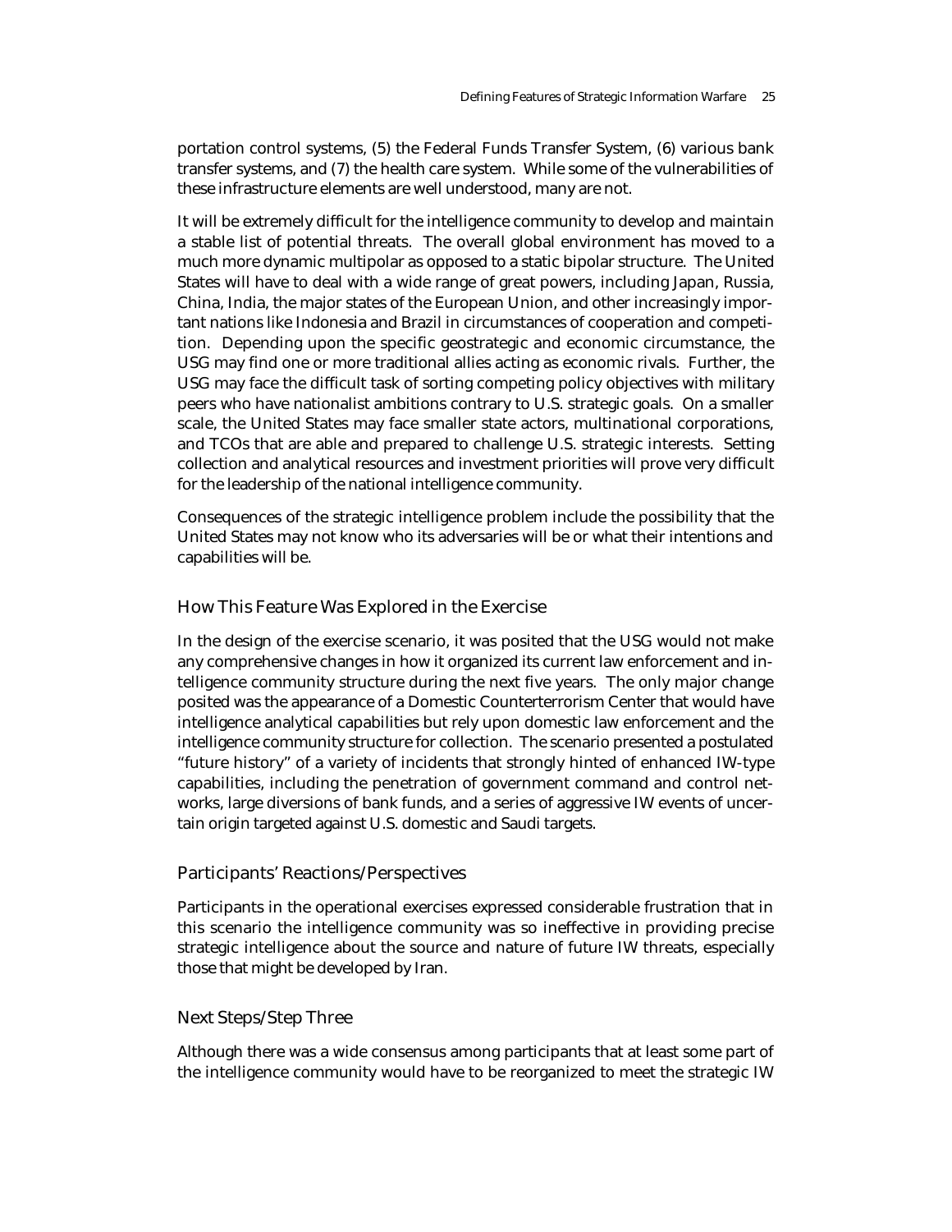portation control systems, (5) the Federal Funds Transfer System, (6) various bank transfer systems, and (7) the health care system. While some of the vulnerabilities of these infrastructure elements are well understood, many are not.

It will be extremely difficult for the intelligence community to develop and maintain a stable list of potential threats. The overall global environment has moved to a much more dynamic multipolar as opposed to a static bipolar structure. The United States will have to deal with a wide range of great powers, including Japan, Russia, China, India, the major states of the European Union, and other increasingly important nations like Indonesia and Brazil in circumstances of cooperation and competition. Depending upon the specific geostrategic and economic circumstance, the USG may find one or more traditional allies acting as economic rivals. Further, the USG may face the difficult task of sorting competing policy objectives with military peers who have nationalist ambitions contrary to U.S. strategic goals. On a smaller scale, the United States may face smaller state actors, multinational corporations, and TCOs that are able and prepared to challenge U.S. strategic interests. Setting collection and analytical resources and investment priorities will prove very difficult for the leadership of the national intelligence community.

Consequences of the strategic intelligence problem include the possibility that the United States may not know who its adversaries will be or what their intentions and capabilities will be.

### How This Feature Was Explored in the Exercise

In the design of the exercise scenario, it was posited that the USG would not make any comprehensive changes in how it organized its current law enforcement and intelligence community structure during the next five years. The only major change posited was the appearance of a Domestic Counterterrorism Center that would have intelligence analytical capabilities but rely upon domestic law enforcement and the intelligence community structure for collection. The scenario presented a postulated "future history" of a variety of incidents that strongly hinted of enhanced IW-type capabilities, including the penetration of government command and control networks, large diversions of bank funds, and a series of aggressive IW events of uncertain origin targeted against U.S. domestic and Saudi targets.

### Participants' Reactions/Perspectives

Participants in the operational exercises expressed considerable frustration that in this scenario the intelligence community was so ineffective in providing precise strategic intelligence about the source and nature of future IW threats, especially those that might be developed by Iran.

### Next Steps/Step Three

Although there was a wide consensus among participants that at least some part of the intelligence community would have to be reorganized to meet the strategic IW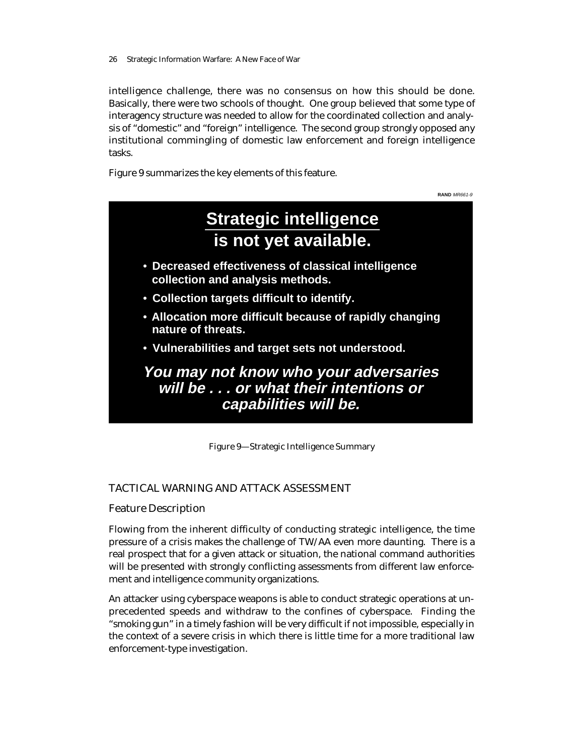intelligence challenge, there was no consensus on how this should be done. Basically, there were two schools of thought. One group believed that some type of interagency structure was needed to allow for the coordinated collection and analysis of "domestic" and "foreign" intelligence. The second group strongly opposed any institutional commingling of domestic law enforcement and foreign intelligence tasks.

Figure 9 summarizes the key elements of this feature.

RAND *MR661-9*

**Strategic intelligence is not yet available.**

- **Decreased effectiveness of classical intelligence collection and analysis methods.**
- **Collection targets difficult to identify.**
- **Allocation more difficult because of rapidly changing nature of threats.**
- **Vulnerabilities and target sets not understood.**

***You may not know who your adversaries will be . . . or what their intentions or capabilities will be.***

Figure 9—Strategic Intelligence Summary

## TACTICAL WARNING AND ATTACK ASSESSMENT

### Feature Description

Flowing from the inherent difficulty of conducting strategic intelligence, the time pressure of a crisis makes the challenge of TW/AA even more daunting. There is a real prospect that for a given attack or situation, the national command authorities will be presented with strongly conflicting assessments from different law enforcement and intelligence community organizations.

An attacker using cyberspace weapons is able to conduct strategic operations at unprecedented speeds and withdraw to the confines of cyberspace. Finding the "smoking gun" in a timely fashion will be very difficult if not impossible, especially in the context of a severe crisis in which there is little time for a more traditional law enforcement-type investigation.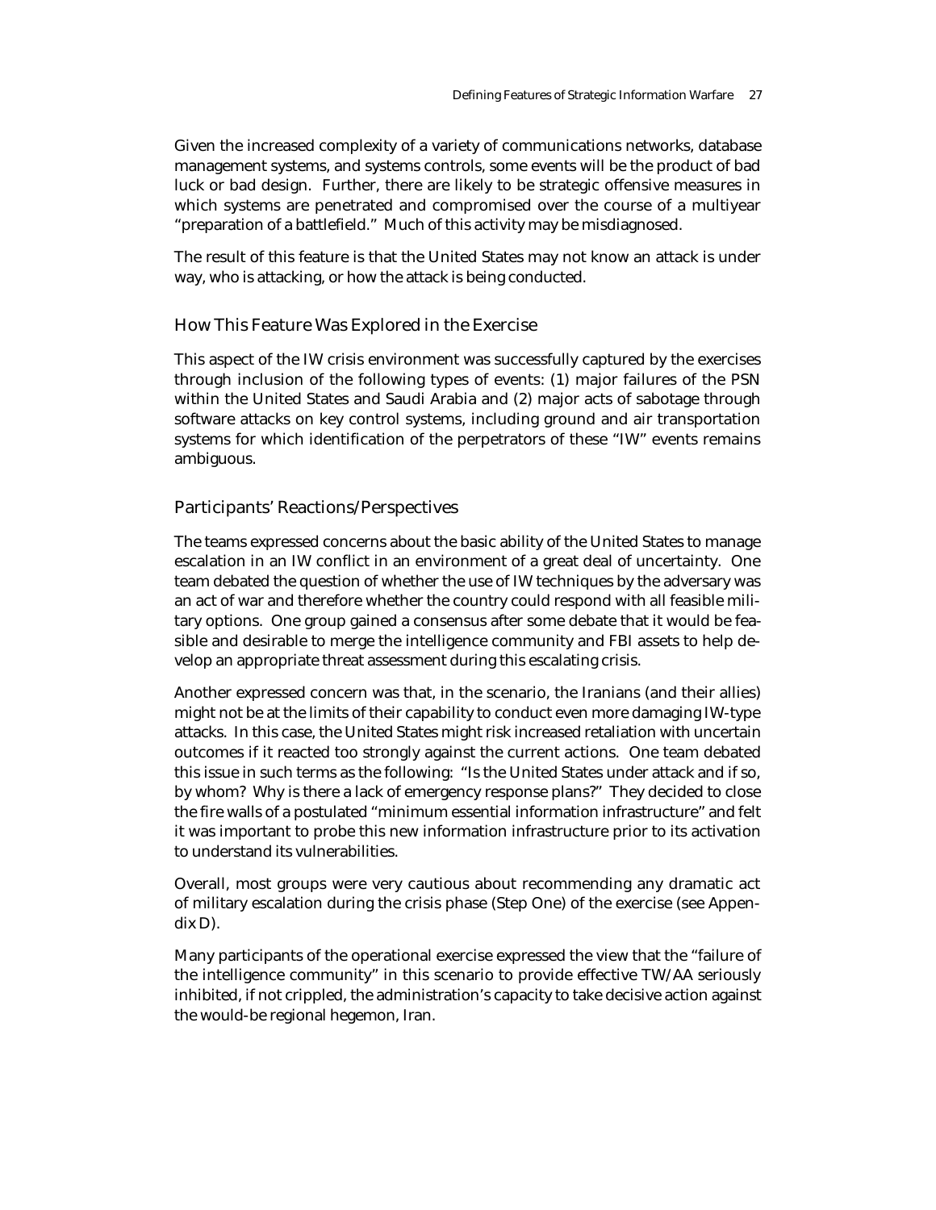Given the increased complexity of a variety of communications networks, database management systems, and systems controls, some events will be the product of bad luck or bad design. Further, there are likely to be strategic offensive measures in which systems are penetrated and compromised over the course of a multiyear "preparation of a battlefield." Much of this activity may be misdiagnosed.

The result of this feature is that the United States may not know an attack is under way, who is attacking, or how the attack is being conducted.

### How This Feature Was Explored in the Exercise

This aspect of the IW crisis environment was successfully captured by the exercises through inclusion of the following types of events: (1) major failures of the PSN within the United States and Saudi Arabia and (2) major acts of sabotage through software attacks on key control systems, including ground and air transportation systems for which identification of the perpetrators of these "IW" events remains ambiguous.

### Participants' Reactions/Perspectives

The teams expressed concerns about the basic ability of the United States to manage escalation in an IW conflict in an environment of a great deal of uncertainty. One team debated the question of whether the use of IW techniques by the adversary was an act of war and therefore whether the country could respond with all feasible military options. One group gained a consensus after some debate that it would be feasible and desirable to merge the intelligence community and FBI assets to help develop an appropriate threat assessment during this escalating crisis.

Another expressed concern was that, in the scenario, the Iranians (and their allies) might not be at the limits of their capability to conduct even more damaging IW-type attacks. In this case, the United States might risk increased retaliation with uncertain outcomes if it reacted too strongly against the current actions. One team debated this issue in such terms as the following: "Is the United States under attack and if so, by whom? Why is there a lack of emergency response plans?" They decided to close the fire walls of a postulated "minimum essential information infrastructure" and felt it was important to probe this new information infrastructure prior to its activation to understand its vulnerabilities.

Overall, most groups were very cautious about recommending any dramatic act of military escalation during the crisis phase (Step One) of the exercise (see Appendix D).

Many participants of the operational exercise expressed the view that the "failure of the intelligence community" in this scenario to provide effective TW/AA seriously inhibited, if not crippled, the administration's capacity to take decisive action against the would-be regional hegemon, Iran.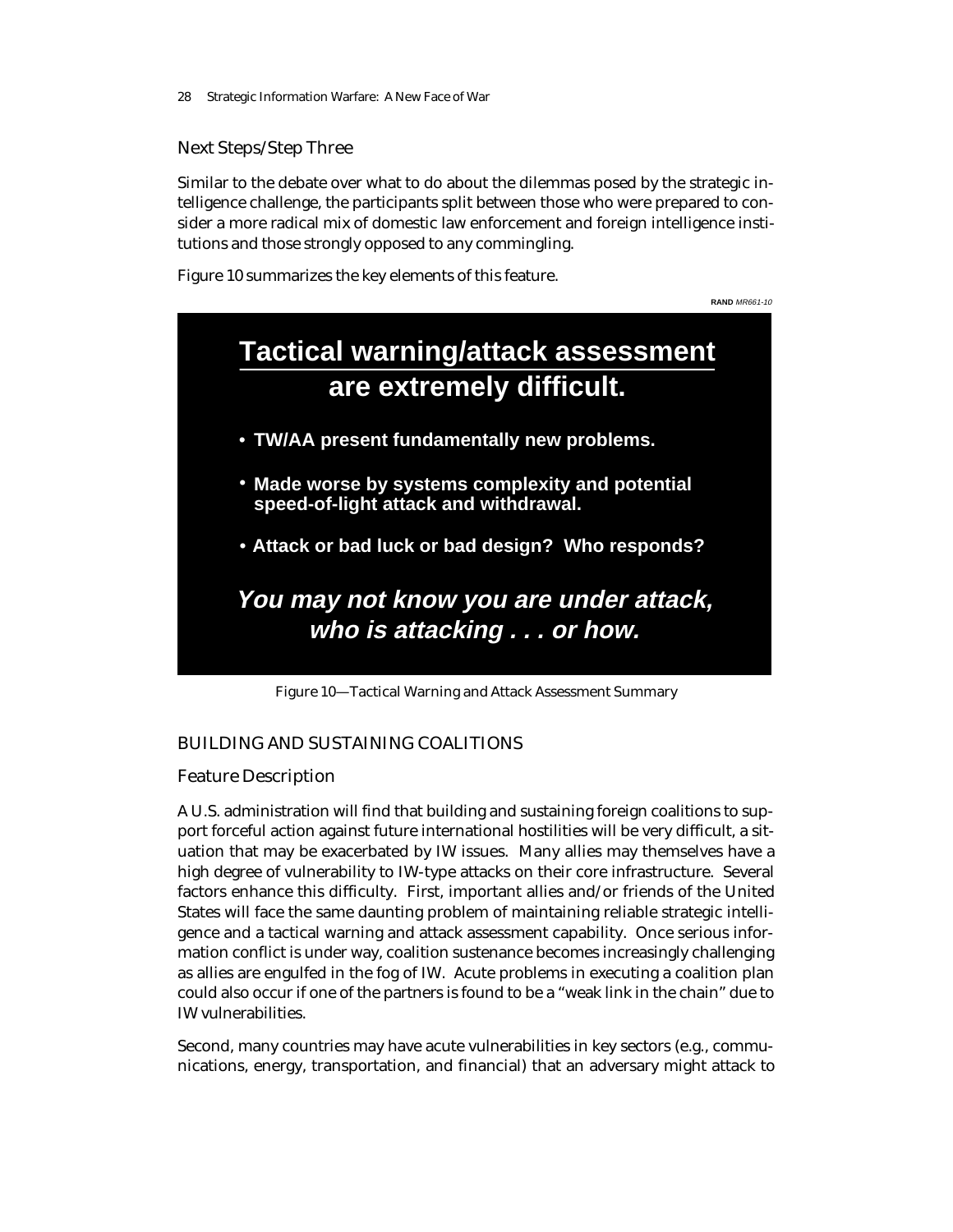### Next Steps/Step Three

Similar to the debate over what to do about the dilemmas posed by the strategic intelligence challenge, the participants split between those who were prepared to consider a more radical mix of domestic law enforcement and foreign intelligence institutions and those strongly opposed to any commingling.

Figure 10 summarizes the key elements of this feature.

RAND *MR661-10*

**Tactical warning/attack assessment are extremely difficult.**

- **TW/AA present fundamentally new problems.**
- **Made worse by systems complexity and potential speed-of-light attack and withdrawal.**
- **Attack or bad luck or bad design? Who responds?**

***You may not know you are under attack, who is attacking . . . or how.***

Figure 10—Tactical Warning and Attack Assessment Summary

## BUILDING AND SUSTAINING COALITIONS

### Feature Description

A U.S. administration will find that building and sustaining foreign coalitions to support forceful action against future international hostilities will be very difficult, a situation that may be exacerbated by IW issues. Many allies may themselves have a high degree of vulnerability to IW-type attacks on their core infrastructure. Several factors enhance this difficulty. First, important allies and/or friends of the United States will face the same daunting problem of maintaining reliable strategic intelligence and a tactical warning and attack assessment capability. Once serious information conflict is under way, coalition sustenance becomes increasingly challenging as allies are engulfed in the fog of IW. Acute problems in executing a coalition plan could also occur if one of the partners is found to be a "weak link in the chain" due to IW vulnerabilities.

Second, many countries may have acute vulnerabilities in key sectors (e.g., communications, energy, transportation, and financial) that an adversary might attack to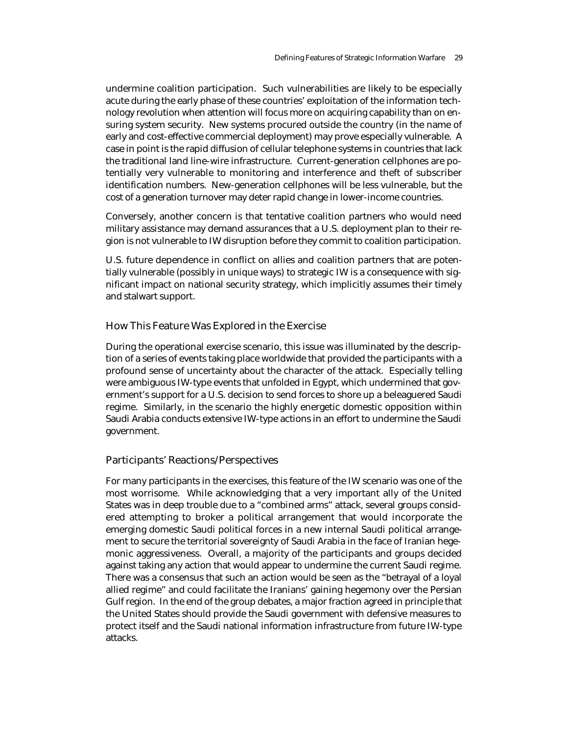undermine coalition participation. Such vulnerabilities are likely to be especially acute during the early phase of these countries' exploitation of the information technology revolution when attention will focus more on acquiring capability than on ensuring system security. New systems procured outside the country (in the name of early and cost-effective commercial deployment) may prove especially vulnerable. A case in point is the rapid diffusion of cellular telephone systems in countries that lack the traditional land line-wire infrastructure. Current-generation cellphones are potentially very vulnerable to monitoring and interference and theft of subscriber identification numbers. New-generation cellphones will be less vulnerable, but the cost of a generation turnover may deter rapid change in lower-income countries.

Conversely, another concern is that tentative coalition partners who would need military assistance may demand assurances that a U.S. deployment plan to their region is not vulnerable to IW disruption before they commit to coalition participation.

U.S. future dependence in conflict on allies and coalition partners that are potentially vulnerable (possibly in unique ways) to strategic IW is a consequence with significant impact on national security strategy, which implicitly assumes their timely and stalwart support.

### How This Feature Was Explored in the Exercise

During the operational exercise scenario, this issue was illuminated by the description of a series of events taking place worldwide that provided the participants with a profound sense of uncertainty about the character of the attack. Especially telling were ambiguous IW-type events that unfolded in Egypt, which undermined that government's support for a U.S. decision to send forces to shore up a beleaguered Saudi regime. Similarly, in the scenario the highly energetic domestic opposition within Saudi Arabia conducts extensive IW-type actions in an effort to undermine the Saudi government.

### Participants' Reactions/Perspectives

For many participants in the exercises, this feature of the IW scenario was one of the most worrisome. While acknowledging that a very important ally of the United States was in deep trouble due to a "combined arms" attack, several groups considered attempting to broker a political arrangement that would incorporate the emerging domestic Saudi political forces in a new internal Saudi political arrangement to secure the territorial sovereignty of Saudi Arabia in the face of Iranian hegemonic aggressiveness. Overall, a majority of the participants and groups decided against taking any action that would appear to undermine the current Saudi regime. There was a consensus that such an action would be seen as the "betrayal of a loyal allied regime" and could facilitate the Iranians' gaining hegemony over the Persian Gulf region. In the end of the group debates, a major fraction agreed in principle that the United States should provide the Saudi government with defensive measures to protect itself and the Saudi national information infrastructure from future IW-type attacks.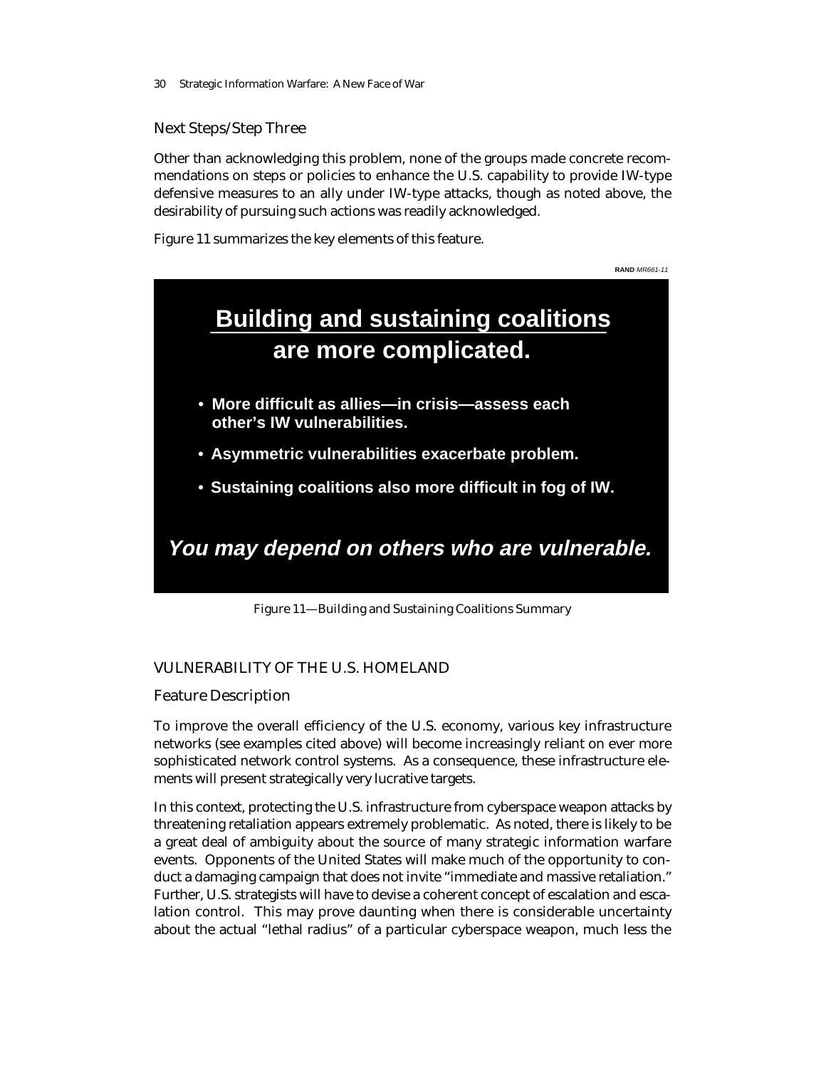### Next Steps/Step Three

Other than acknowledging this problem, none of the groups made concrete recommendations on steps or policies to enhance the U.S. capability to provide IW-type defensive measures to an ally under IW-type attacks, though as noted above, the desirability of pursuing such actions was readily acknowledged.

Figure 11 summarizes the key elements of this feature.

RAND *MR661-11*

**Building and sustaining coalitions are more complicated.**

- **More difficult as allies—in crisis—assess each other's IW vulnerabilities.**
- **Asymmetric vulnerabilities exacerbate problem.**
- **Sustaining coalitions also more difficult in fog of IW.**

***You may depend on others who are vulnerable.***

Figure 11—Building and Sustaining Coalitions Summary

## VULNERABILITY OF THE U.S. HOMELAND

### Feature Description

To improve the overall efficiency of the U.S. economy, various key infrastructure networks (see examples cited above) will become increasingly reliant on ever more sophisticated network control systems. As a consequence, these infrastructure elements will present strategically very lucrative targets.

In this context, protecting the U.S. infrastructure from cyberspace weapon attacks by threatening retaliation appears extremely problematic. As noted, there is likely to be a great deal of ambiguity about the source of many strategic information warfare events. Opponents of the United States will make much of the opportunity to conduct a damaging campaign that does not invite "immediate and massive retaliation." Further, U.S. strategists will have to devise a coherent concept of escalation and escalation control. This may prove daunting when there is considerable uncertainty about the actual "lethal radius" of a particular cyberspace weapon, much less the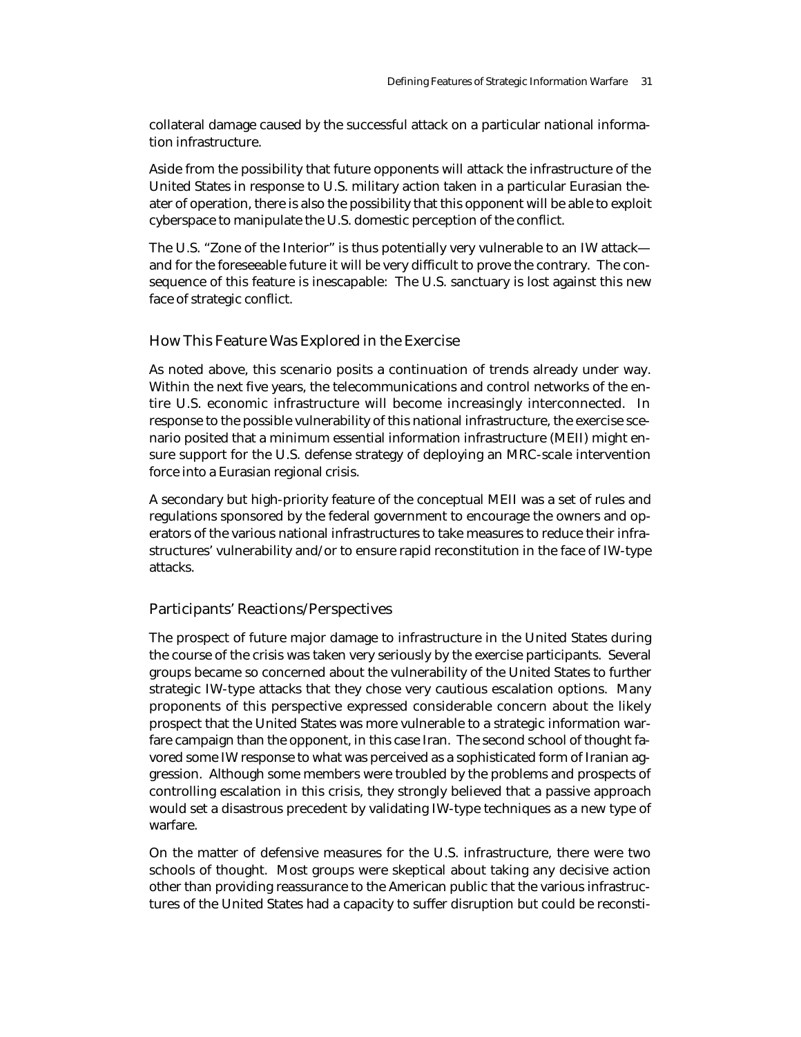collateral damage caused by the successful attack on a particular national information infrastructure.

Aside from the possibility that future opponents will attack the infrastructure of the United States in response to U.S. military action taken in a particular Eurasian theater of operation, there is also the possibility that this opponent will be able to exploit cyberspace to manipulate the U.S. domestic perception of the conflict.

The U.S. "Zone of the Interior" is thus potentially very vulnerable to an IW attack—and for the foreseeable future it will be very difficult to prove the contrary. The consequence of this feature is inescapable: The U.S. sanctuary is lost against this new face of strategic conflict.

### How This Feature Was Explored in the Exercise

As noted above, this scenario posits a continuation of trends already under way. Within the next five years, the telecommunications and control networks of the entire U.S. economic infrastructure will become increasingly interconnected. In response to the possible vulnerability of this national infrastructure, the exercise scenario posited that a minimum essential information infrastructure (MEII) might ensure support for the U.S. defense strategy of deploying an MRC-scale intervention force into a Eurasian regional crisis.

A secondary but high-priority feature of the conceptual MEII was a set of rules and regulations sponsored by the federal government to encourage the owners and operators of the various national infrastructures to take measures to reduce their infrastructures' vulnerability and/or to ensure rapid reconstitution in the face of IW-type attacks.

### Participants' Reactions/Perspectives

The prospect of future major damage to infrastructure in the United States during the course of the crisis was taken very seriously by the exercise participants. Several groups became so concerned about the vulnerability of the United States to further strategic IW-type attacks that they chose very cautious escalation options. Many proponents of this perspective expressed considerable concern about the likely prospect that the United States was more vulnerable to a strategic information warfare campaign than the opponent, in this case Iran. The second school of thought favored some IW response to what was perceived as a sophisticated form of Iranian aggression. Although some members were troubled by the problems and prospects of controlling escalation in this crisis, they strongly believed that a passive approach would set a disastrous precedent by validating IW-type techniques as a new type of warfare.

On the matter of defensive measures for the U.S. infrastructure, there were two schools of thought. Most groups were skeptical about taking any decisive action other than providing reassurance to the American public that the various infrastructures of the United States had a capacity to suffer disruption but could be reconsti-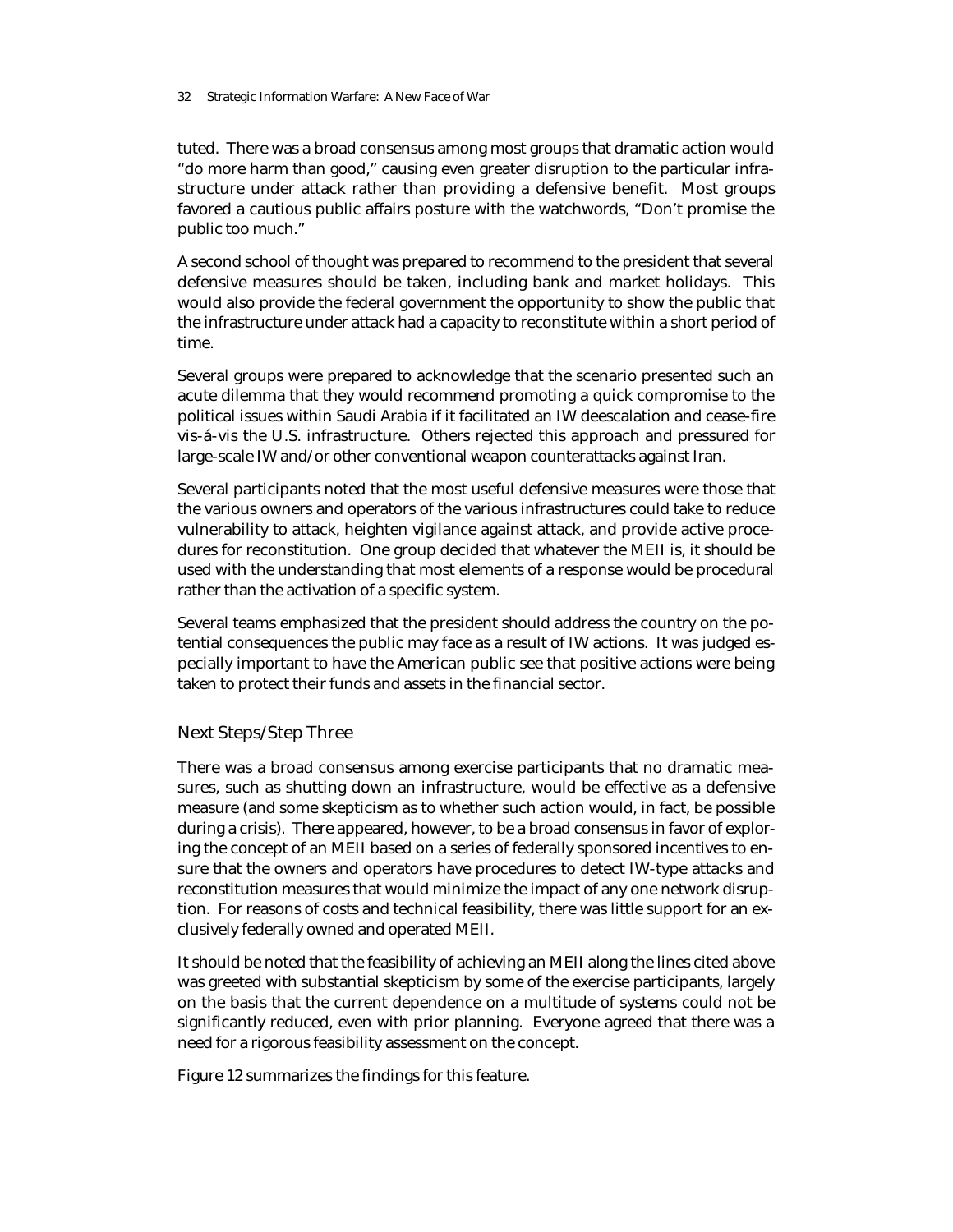tuted. There was a broad consensus among most groups that dramatic action would "do more harm than good," causing even greater disruption to the particular infrastructure under attack rather than providing a defensive benefit. Most groups favored a cautious public affairs posture with the watchwords, "Don't promise the public too much."

A second school of thought was prepared to recommend to the president that several defensive measures should be taken, including bank and market holidays. This would also provide the federal government the opportunity to show the public that the infrastructure under attack had a capacity to reconstitute within a short period of time.

Several groups were prepared to acknowledge that the scenario presented such an acute dilemma that they would recommend promoting a quick compromise to the political issues within Saudi Arabia if it facilitated an IW deescalation and cease-fire vis-á-vis the U.S. infrastructure. Others rejected this approach and pressured for large-scale IW and/or other conventional weapon counterattacks against Iran.

Several participants noted that the most useful defensive measures were those that the various owners and operators of the various infrastructures could take to reduce vulnerability to attack, heighten vigilance against attack, and provide active procedures for reconstitution. One group decided that whatever the MEII is, it should be used with the understanding that most elements of a response would be procedural rather than the activation of a specific system.

Several teams emphasized that the president should address the country on the potential consequences the public may face as a result of IW actions. It was judged especially important to have the American public see that positive actions were being taken to protect their funds and assets in the financial sector.

### Next Steps/Step Three

There was a broad consensus among exercise participants that no dramatic measures, such as shutting down an infrastructure, would be effective as a defensive measure (and some skepticism as to whether such action would, in fact, be possible during a crisis). There appeared, however, to be a broad consensus in favor of exploring the concept of an MEII based on a series of federally sponsored incentives to ensure that the owners and operators have procedures to detect IW-type attacks and reconstitution measures that would minimize the impact of any one network disruption. For reasons of costs and technical feasibility, there was little support for an exclusively federally owned and operated MEII.

It should be noted that the feasibility of achieving an MEII along the lines cited above was greeted with substantial skepticism by some of the exercise participants, largely on the basis that the current dependence on a multitude of systems could not be significantly reduced, even with prior planning. Everyone agreed that there was a need for a rigorous feasibility assessment on the concept.

Figure 12 summarizes the findings for this feature.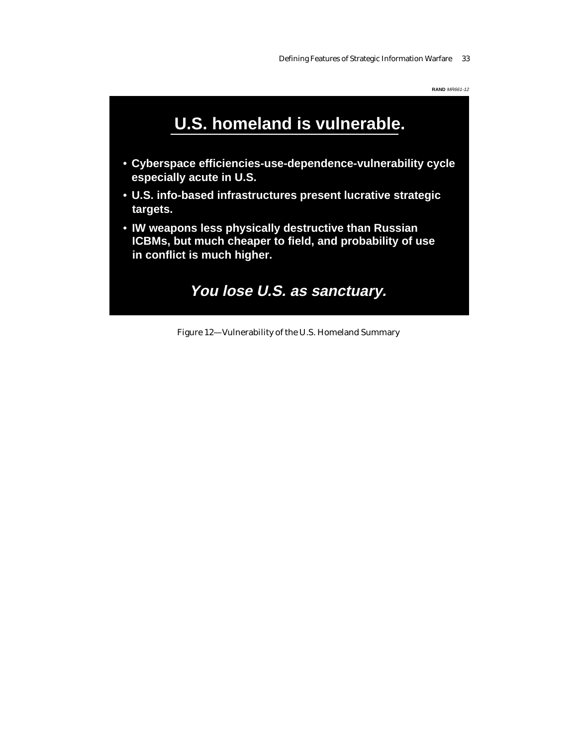RAND MR661-12

## U.S. homeland is vulnerable.

- Cyberspace efficiencies-use-dependence-vulnerability cycle especially acute in U.S.
- U.S. info-based infrastructures present lucrative strategic targets.
- IW weapons less physically destructive than Russian ICBMs, but much cheaper to field, and probability of use in conflict is much higher.

***You lose U.S. as sanctuary.***

Figure 12—Vulnerability of the U.S. Homeland Summary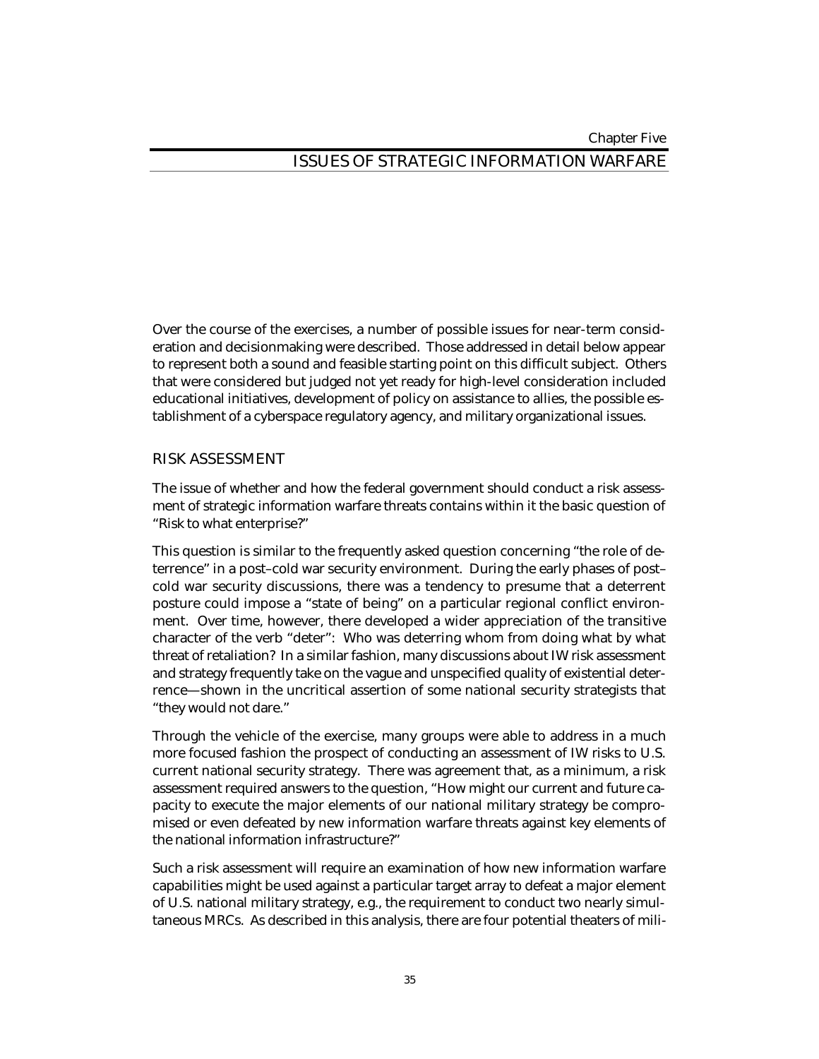Chapter Five

# ISSUES OF STRATEGIC INFORMATION WARFARE

Over the course of the exercises, a number of possible issues for near-term consideration and decisionmaking were described. Those addressed in detail below appear to represent both a sound and feasible starting point on this difficult subject. Others that were considered but judged not yet ready for high-level consideration included educational initiatives, development of policy on assistance to allies, the possible establishment of a cyberspace regulatory agency, and military organizational issues.

## RISK ASSESSMENT

The issue of whether and how the federal government should conduct a risk assessment of strategic information warfare threats contains within it the basic question of "Risk to what enterprise?"

This question is similar to the frequently asked question concerning "the role of deterrence" in a post–cold war security environment. During the early phases of post–cold war security discussions, there was a tendency to presume that a deterrent posture could impose a "state of being" on a particular regional conflict environment. Over time, however, there developed a wider appreciation of the transitive character of the verb "deter": Who was deterring whom from doing what by what threat of retaliation? In a similar fashion, many discussions about IW risk assessment and strategy frequently take on the vague and unspecified quality of existential deterrence—shown in the uncritical assertion of some national security strategists that "they would not dare."

Through the vehicle of the exercise, many groups were able to address in a much more focused fashion the prospect of conducting an assessment of IW risks to U.S. current national security strategy. There was agreement that, as a minimum, a risk assessment required answers to the question, "How might our current and future capacity to execute the major elements of our national military strategy be compromised or even defeated by new information warfare threats against key elements of the national information infrastructure?"

Such a risk assessment will require an examination of how new information warfare capabilities might be used against a particular target array to defeat a major element of U.S. national military strategy, e.g., the requirement to conduct two nearly simultaneous MRCs. As described in this analysis, there are four potential theaters of mili-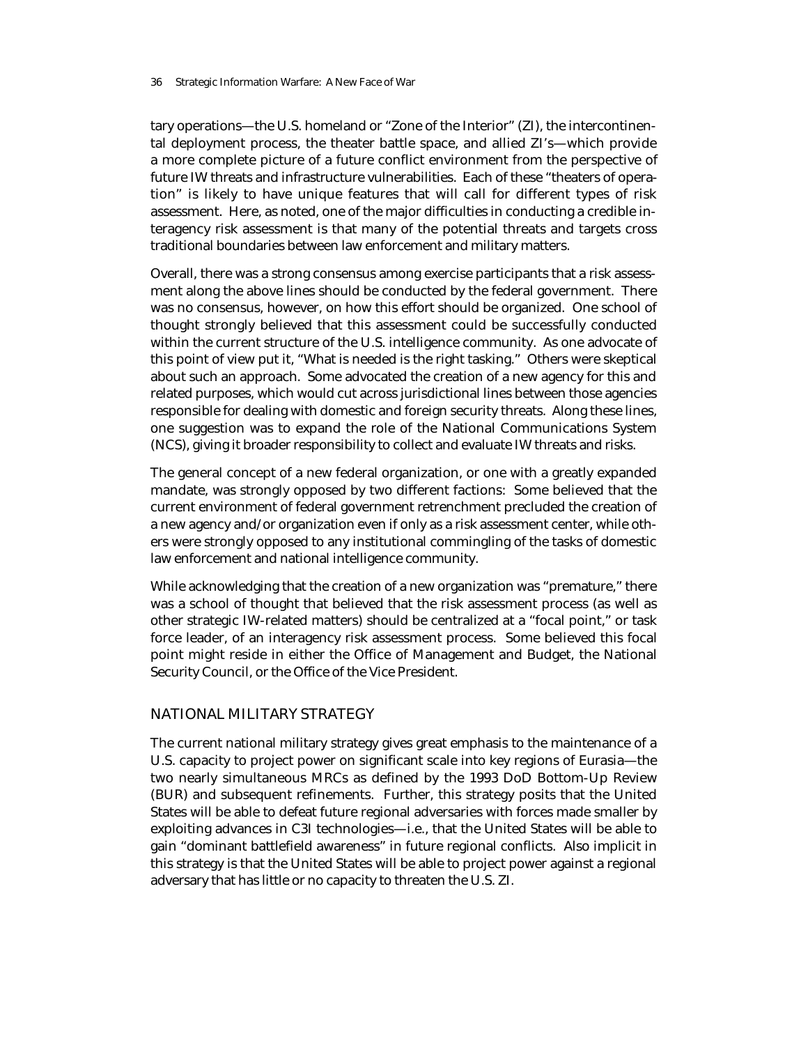tary operations—the U.S. homeland or "Zone of the Interior" (ZI), the intercontinental deployment process, the theater battle space, and allied ZI's—which provide a more complete picture of a future conflict environment from the perspective of future IW threats and infrastructure vulnerabilities. Each of these "theaters of operation" is likely to have unique features that will call for different types of risk assessment. Here, as noted, one of the major difficulties in conducting a credible interagency risk assessment is that many of the potential threats and targets cross traditional boundaries between law enforcement and military matters.

Overall, there was a strong consensus among exercise participants that a risk assessment along the above lines should be conducted by the federal government. There was no consensus, however, on how this effort should be organized. One school of thought strongly believed that this assessment could be successfully conducted within the current structure of the U.S. intelligence community. As one advocate of this point of view put it, "What is needed is the right tasking." Others were skeptical about such an approach. Some advocated the creation of a new agency for this and related purposes, which would cut across jurisdictional lines between those agencies responsible for dealing with domestic and foreign security threats. Along these lines, one suggestion was to expand the role of the National Communications System (NCS), giving it broader responsibility to collect and evaluate IW threats and risks.

The general concept of a new federal organization, or one with a greatly expanded mandate, was strongly opposed by two different factions: Some believed that the current environment of federal government retrenchment precluded the creation of a new agency and/or organization even if only as a risk assessment center, while others were strongly opposed to any institutional commingling of the tasks of domestic law enforcement and national intelligence community.

While acknowledging that the creation of a new organization was "premature," there was a school of thought that believed that the risk assessment process (as well as other strategic IW-related matters) should be centralized at a "focal point," or task force leader, of an interagency risk assessment process. Some believed this focal point might reside in either the Office of Management and Budget, the National Security Council, or the Office of the Vice President.

## NATIONAL MILITARY STRATEGY

The current national military strategy gives great emphasis to the maintenance of a U.S. capacity to project power on significant scale into key regions of Eurasia—the two nearly simultaneous MRCs as defined by the 1993 DoD Bottom-Up Review (BUR) and subsequent refinements. Further, this strategy posits that the United States will be able to defeat future regional adversaries with forces made smaller by exploiting advances in C3I technologies—i.e., that the United States will be able to gain "dominant battlefield awareness" in future regional conflicts. Also implicit in this strategy is that the United States will be able to project power against a regional adversary that has little or no capacity to threaten the U.S. ZI.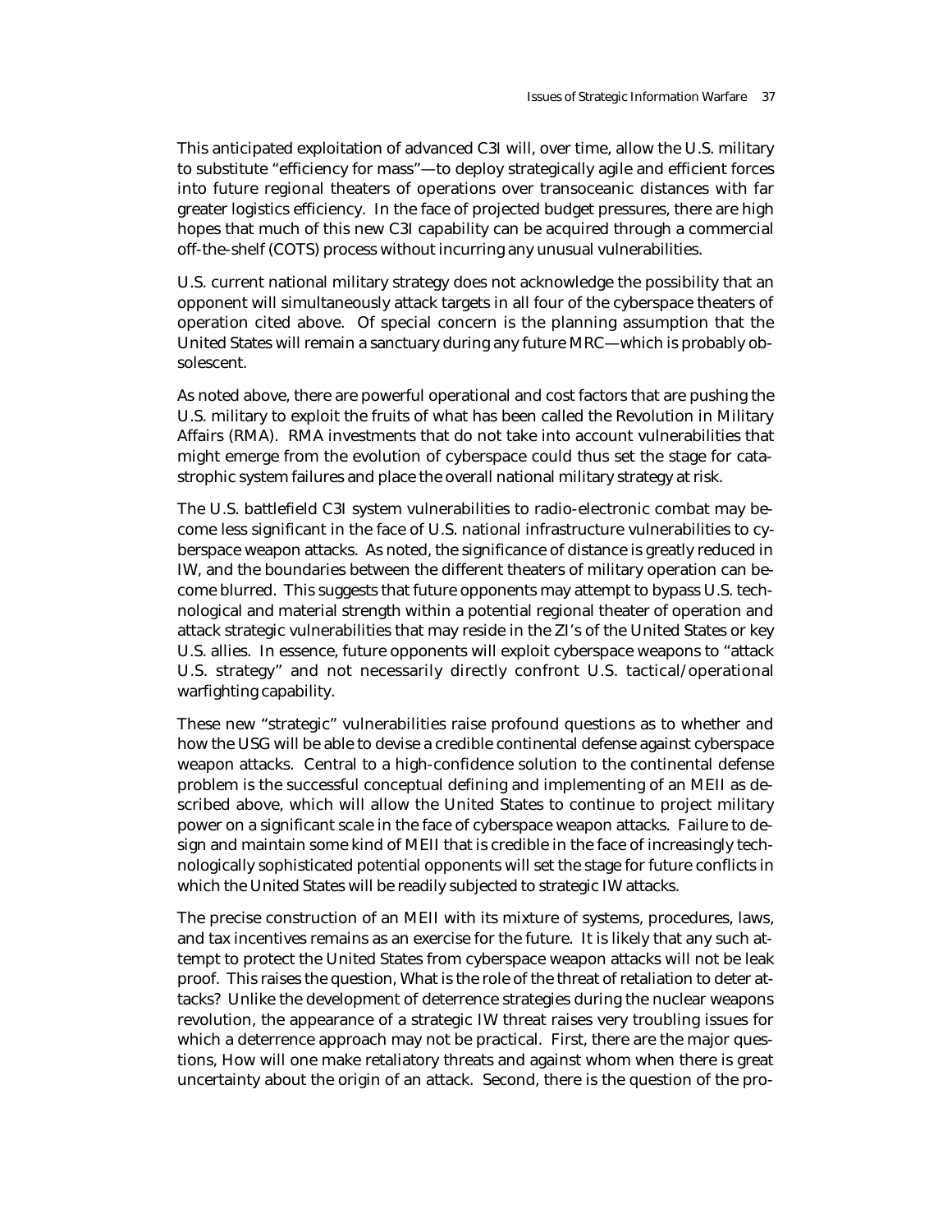This anticipated exploitation of advanced C3I will, over time, allow the U.S. military to substitute "efficiency for mass"—to deploy strategically agile and efficient forces into future regional theaters of operations over transoceanic distances with far greater logistics efficiency. In the face of projected budget pressures, there are high hopes that much of this new C3I capability can be acquired through a commercial off-the-shelf (COTS) process without incurring any unusual vulnerabilities.

U.S. current national military strategy does not acknowledge the possibility that an opponent will simultaneously attack targets in all four of the cyberspace theaters of operation cited above. Of special concern is the planning assumption that the United States will remain a sanctuary during any future MRC—which is probably obsolescent.

As noted above, there are powerful operational and cost factors that are pushing the U.S. military to exploit the fruits of what has been called the Revolution in Military Affairs (RMA). RMA investments that do not take into account vulnerabilities that might emerge from the evolution of cyberspace could thus set the stage for catastrophic system failures and place the overall national military strategy at risk.

The U.S. battlefield C3I system vulnerabilities to radio-electronic combat may become less significant in the face of U.S. national infrastructure vulnerabilities to cyberspace weapon attacks. As noted, the significance of distance is greatly reduced in IW, and the boundaries between the different theaters of military operation can become blurred. This suggests that future opponents may attempt to bypass U.S. technological and material strength within a potential regional theater of operation and attack strategic vulnerabilities that may reside in the ZI's of the United States or key U.S. allies. In essence, future opponents will exploit cyberspace weapons to "attack U.S. strategy" and not necessarily directly confront U.S. tactical/operational warfighting capability.

These new "strategic" vulnerabilities raise profound questions as to whether and how the USG will be able to devise a credible continental defense against cyberspace weapon attacks. Central to a high-confidence solution to the continental defense problem is the successful conceptual defining and implementing of an MEII as described above, which will allow the United States to continue to project military power on a significant scale in the face of cyberspace weapon attacks. Failure to design and maintain some kind of MEII that is credible in the face of increasingly technologically sophisticated potential opponents will set the stage for future conflicts in which the United States will be readily subjected to strategic IW attacks.

The precise construction of an MEII with its mixture of systems, procedures, laws, and tax incentives remains as an exercise for the future. It is likely that any such attempt to protect the United States from cyberspace weapon attacks will not be leak proof. This raises the question, What is the role of the threat of retaliation to deter attacks? Unlike the development of deterrence strategies during the nuclear weapons revolution, the appearance of a strategic IW threat raises very troubling issues for which a deterrence approach may not be practical. First, there are the major questions, How will one make retaliatory threats and against whom when there is great uncertainty about the origin of an attack. Second, there is the question of the pro-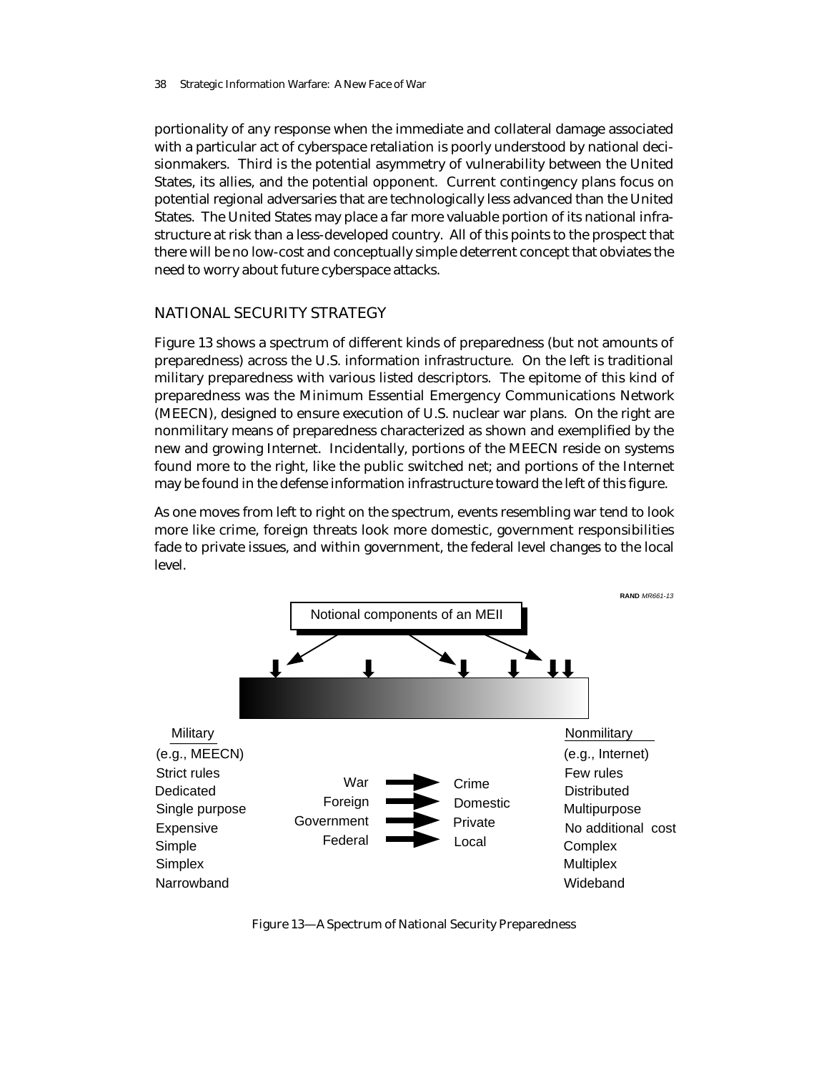portionality of any response when the immediate and collateral damage associated with a particular act of cyberspace retaliation is poorly understood by national decisionmakers. Third is the potential asymmetry of vulnerability between the United States, its allies, and the potential opponent. Current contingency plans focus on potential regional adversaries that are technologically less advanced than the United States. The United States may place a far more valuable portion of its national infrastructure at risk than a less-developed country. All of this points to the prospect that there will be no low-cost and conceptually simple deterrent concept that obviates the need to worry about future cyberspace attacks.

## NATIONAL SECURITY STRATEGY

Figure 13 shows a spectrum of different kinds of preparedness (but not amounts of preparedness) across the U.S. information infrastructure. On the left is traditional military preparedness with various listed descriptors. The epitome of this kind of preparedness was the Minimum Essential Emergency Communications Network (MEECN), designed to ensure execution of U.S. nuclear war plans. On the right are nonmilitary means of preparedness characterized as shown and exemplified by the new and growing Internet. Incidentally, portions of the MEECN reside on systems found more to the right, like the public switched net; and portions of the Internet may be found in the defense information infrastructure toward the left of this figure.

As one moves from left to right on the spectrum, events resembling war tend to look more like crime, foreign threats look more domestic, government responsibilities fade to private issues, and within government, the federal level changes to the local level.

RAND MR661-13

Notional components of an MEII

Military
(e.g., MEECN)
Strict rules
Dedicated
Single purpose
Expensive
Simple
Simplex
Narrowband

War → Crime
Foreign → Domestic
Government → Private
Federal → Local

Nonmilitary
(e.g., Internet)
Few rules
Distributed
Multipurpose
No additional cost
Complex
Multiplex
Wideband

Figure 13—A Spectrum of National Security Preparedness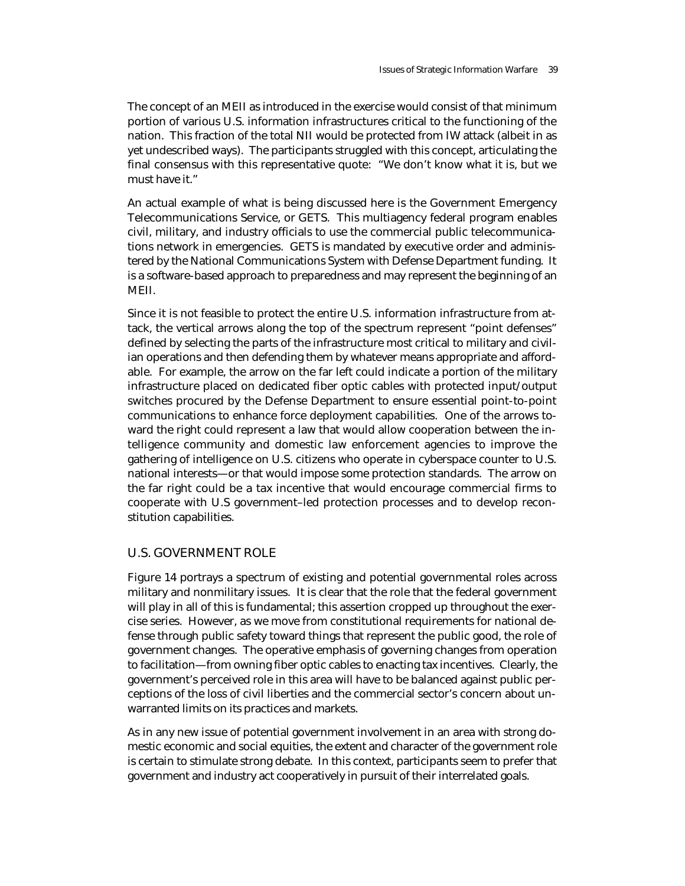The concept of an MEII as introduced in the exercise would consist of that minimum portion of various U.S. information infrastructures critical to the functioning of the nation. This fraction of the total NII would be protected from IW attack (albeit in as yet undescribed ways). The participants struggled with this concept, articulating the final consensus with this representative quote: "We don't know what it is, but we must have it."

An actual example of what is being discussed here is the Government Emergency Telecommunications Service, or GETS. This multiagency federal program enables civil, military, and industry officials to use the commercial public telecommunications network in emergencies. GETS is mandated by executive order and administered by the National Communications System with Defense Department funding. It is a software-based approach to preparedness and may represent the beginning of an MEII.

Since it is not feasible to protect the entire U.S. information infrastructure from attack, the vertical arrows along the top of the spectrum represent "point defenses" defined by selecting the parts of the infrastructure most critical to military and civilian operations and then defending them by whatever means appropriate and affordable. For example, the arrow on the far left could indicate a portion of the military infrastructure placed on dedicated fiber optic cables with protected input/output switches procured by the Defense Department to ensure essential point-to-point communications to enhance force deployment capabilities. One of the arrows toward the right could represent a law that would allow cooperation between the intelligence community and domestic law enforcement agencies to improve the gathering of intelligence on U.S. citizens who operate in cyberspace counter to U.S. national interests—or that would impose some protection standards. The arrow on the far right could be a tax incentive that would encourage commercial firms to cooperate with U.S government–led protection processes and to develop reconstitution capabilities.

## U.S. GOVERNMENT ROLE

Figure 14 portrays a spectrum of existing and potential governmental roles across military and nonmilitary issues. It is clear that the role that the federal government will play in all of this is fundamental; this assertion cropped up throughout the exercise series. However, as we move from constitutional requirements for national defense through public safety toward things that represent the public good, the role of government changes. The operative emphasis of governing changes from operation to facilitation—from owning fiber optic cables to enacting tax incentives. Clearly, the government's perceived role in this area will have to be balanced against public perceptions of the loss of civil liberties and the commercial sector's concern about unwarranted limits on its practices and markets.

As in any new issue of potential government involvement in an area with strong domestic economic and social equities, the extent and character of the government role is certain to stimulate strong debate. In this context, participants seem to prefer that government and industry act cooperatively in pursuit of their interrelated goals.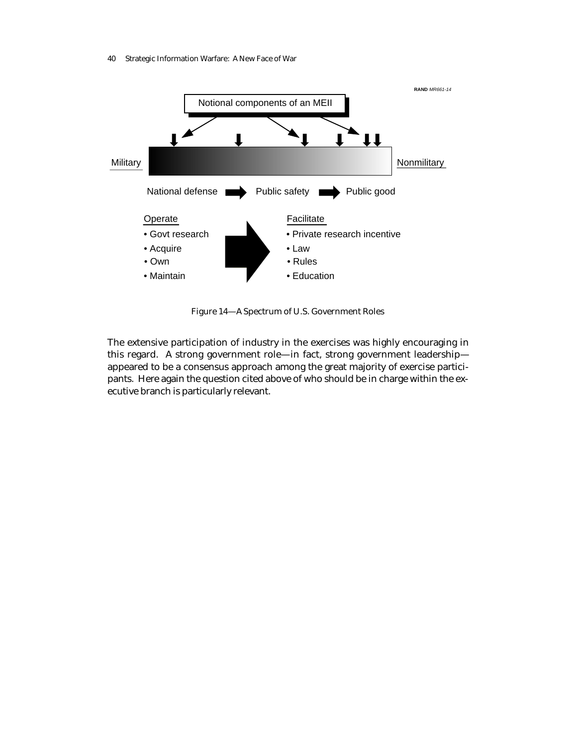Notional components of an MEII

Military | Nonmilitary

National defense → Public safety → Public good

Operate
- Govt research
- Acquire
- Own
- Maintain

Facilitate
- Private research incentive
- Law
- Rules
- Education

Figure 14—A Spectrum of U.S. Government Roles

The extensive participation of industry in the exercises was highly encouraging in this regard. A strong government role—in fact, strong government leadership—appeared to be a consensus approach among the great majority of exercise participants. Here again the question cited above of who should be in charge within the executive branch is particularly relevant.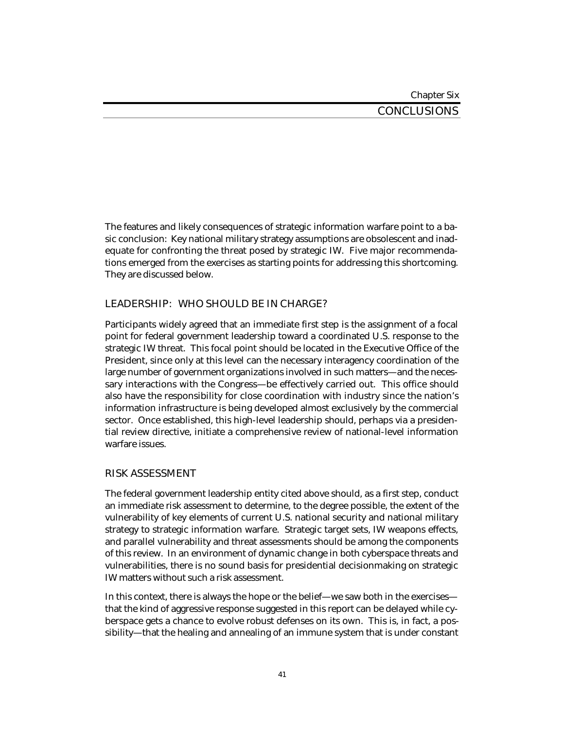# Chapter Six
# CONCLUSIONS

The features and likely consequences of strategic information warfare point to a basic conclusion: Key national military strategy assumptions are obsolescent and inadequate for confronting the threat posed by strategic IW. Five major recommendations emerged from the exercises as starting points for addressing this shortcoming. They are discussed below.

## LEADERSHIP: WHO SHOULD BE IN CHARGE?

Participants widely agreed that an immediate first step is the assignment of a focal point for federal government leadership toward a coordinated U.S. response to the strategic IW threat. This focal point should be located in the Executive Office of the President, since only at this level can the necessary interagency coordination of the large number of government organizations involved in such matters—and the necessary interactions with the Congress—be effectively carried out. This office should also have the responsibility for close coordination with industry since the nation's information infrastructure is being developed almost exclusively by the commercial sector. Once established, this high-level leadership should, perhaps via a presidential review directive, initiate a comprehensive review of national-level information warfare issues.

## RISK ASSESSMENT

The federal government leadership entity cited above should, as a first step, conduct an immediate risk assessment to determine, to the degree possible, the extent of the vulnerability of key elements of current U.S. national security and national military strategy to strategic information warfare. Strategic target sets, IW weapons effects, and parallel vulnerability and threat assessments should be among the components of this review. In an environment of dynamic change in both cyberspace threats and vulnerabilities, there is no sound basis for presidential decisionmaking on strategic IW matters without such a risk assessment.

In this context, there is always the hope or the belief—we saw both in the exercises—that the kind of aggressive response suggested in this report can be delayed while cyberspace gets a chance to evolve robust defenses on its own. This is, in fact, a possibility—that the healing and annealing of an immune system that is under constant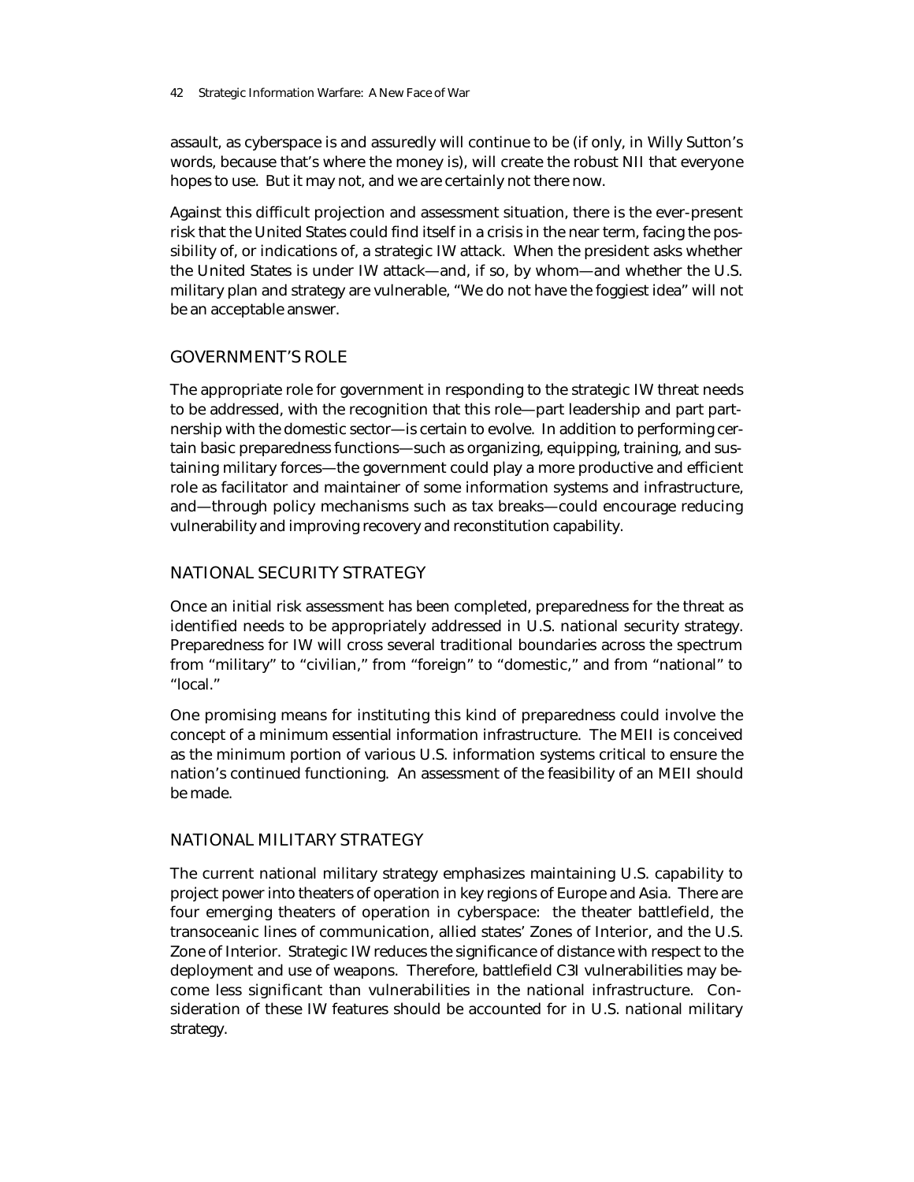assault, as cyberspace is and assuredly will continue to be (if only, in Willy Sutton's words, because that's where the money is), will create the robust NII that everyone hopes to use. But it may not, and we are certainly not there now.

Against this difficult projection and assessment situation, there is the ever-present risk that the United States could find itself in a crisis in the near term, facing the possibility of, or indications of, a strategic IW attack. When the president asks whether the United States is under IW attack—and, if so, by whom—and whether the U.S. military plan and strategy are vulnerable, "We do not have the foggiest idea" will not be an acceptable answer.

## GOVERNMENT'S ROLE

The appropriate role for government in responding to the strategic IW threat needs to be addressed, with the recognition that this role—part leadership and part partnership with the domestic sector—is certain to evolve. In addition to performing certain basic preparedness functions—such as organizing, equipping, training, and sustaining military forces—the government could play a more productive and efficient role as facilitator and maintainer of some information systems and infrastructure, and—through policy mechanisms such as tax breaks—could encourage reducing vulnerability and improving recovery and reconstitution capability.

## NATIONAL SECURITY STRATEGY

Once an initial risk assessment has been completed, preparedness for the threat as identified needs to be appropriately addressed in U.S. national security strategy. Preparedness for IW will cross several traditional boundaries across the spectrum from "military" to "civilian," from "foreign" to "domestic," and from "national" to "local."

One promising means for instituting this kind of preparedness could involve the concept of a minimum essential information infrastructure. The MEII is conceived as the minimum portion of various U.S. information systems critical to ensure the nation's continued functioning. An assessment of the feasibility of an MEII should be made.

## NATIONAL MILITARY STRATEGY

The current national military strategy emphasizes maintaining U.S. capability to project power into theaters of operation in key regions of Europe and Asia. There are four emerging theaters of operation in cyberspace: the theater battlefield, the transoceanic lines of communication, allied states' Zones of Interior, and the U.S. Zone of Interior. Strategic IW reduces the significance of distance with respect to the deployment and use of weapons. Therefore, battlefield C3I vulnerabilities may become less significant than vulnerabilities in the national infrastructure. Consideration of these IW features should be accounted for in U.S. national military strategy.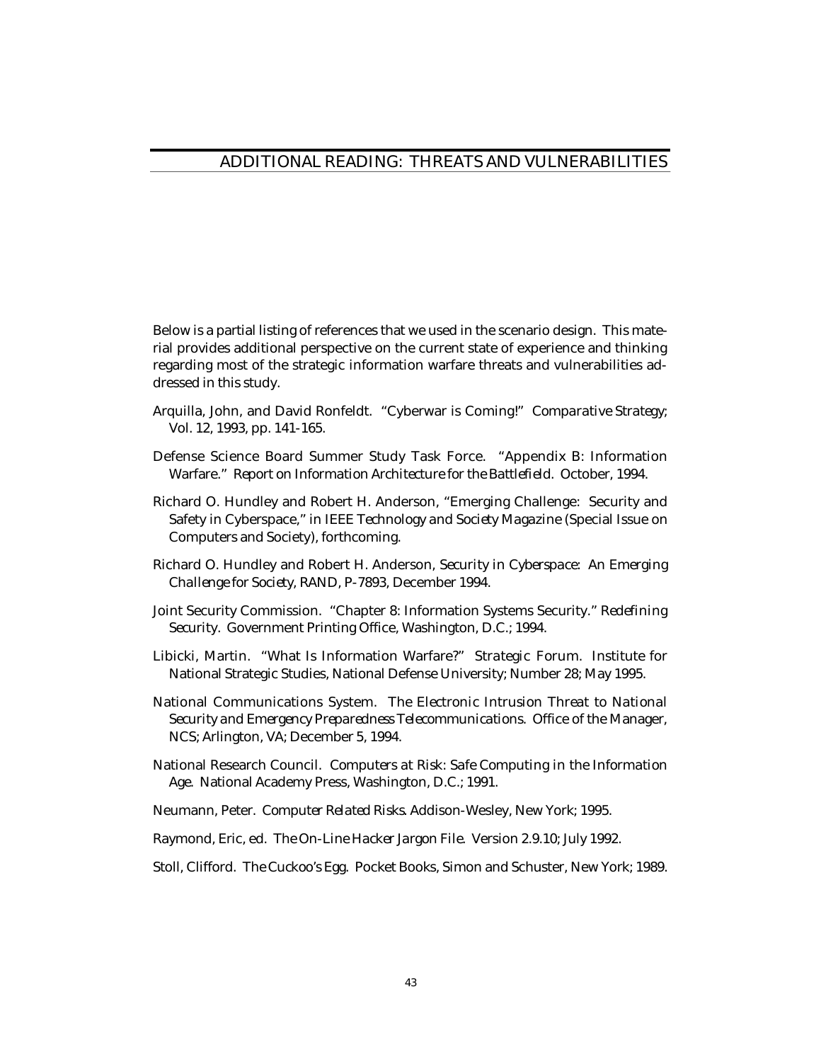# ADDITIONAL READING: THREATS AND VULNERABILITIES

Below is a partial listing of references that we used in the scenario design. This material provides additional perspective on the current state of experience and thinking regarding most of the strategic information warfare threats and vulnerabilities addressed in this study.

Arquilla, John, and David Ronfeldt. "Cyberwar is Coming!" *Comparative Strategy*; Vol. 12, 1993, pp. 141-165.

Defense Science Board Summer Study Task Force. "Appendix B: Information Warfare." *Report on Information Architecture for the Battlefield*. October, 1994.

Richard O. Hundley and Robert H. Anderson, "Emerging Challenge: Security and Safety in Cyberspace," in *IEEE Technology and Society Magazine* (Special Issue on Computers and Society), forthcoming.

Richard O. Hundley and Robert H. Anderson, *Security in Cyberspace: An Emerging Challenge for Society*, RAND, P-7893, December 1994.

Joint Security Commission. "Chapter 8: Information Systems Security." *Redefining Security*. Government Printing Office, Washington, D.C.; 1994.

Libicki, Martin. "What Is Information Warfare?" *Strategic Forum*. Institute for National Strategic Studies, National Defense University; Number 28; May 1995.

National Communications System. *The Electronic Intrusion Threat to National Security and Emergency Preparedness Telecommunications*. Office of the Manager, NCS; Arlington, VA; December 5, 1994.

National Research Council. *Computers at Risk: Safe Computing in the Information Age*. National Academy Press, Washington, D.C.; 1991.

Neumann, Peter. *Computer Related Risks*. Addison-Wesley, New York; 1995.

Raymond, Eric, ed. *The On-Line Hacker Jargon File*. Version 2.9.10; July 1992.

Stoll, Clifford. *The Cuckoo's Egg*. Pocket Books, Simon and Schuster, New York; 1989.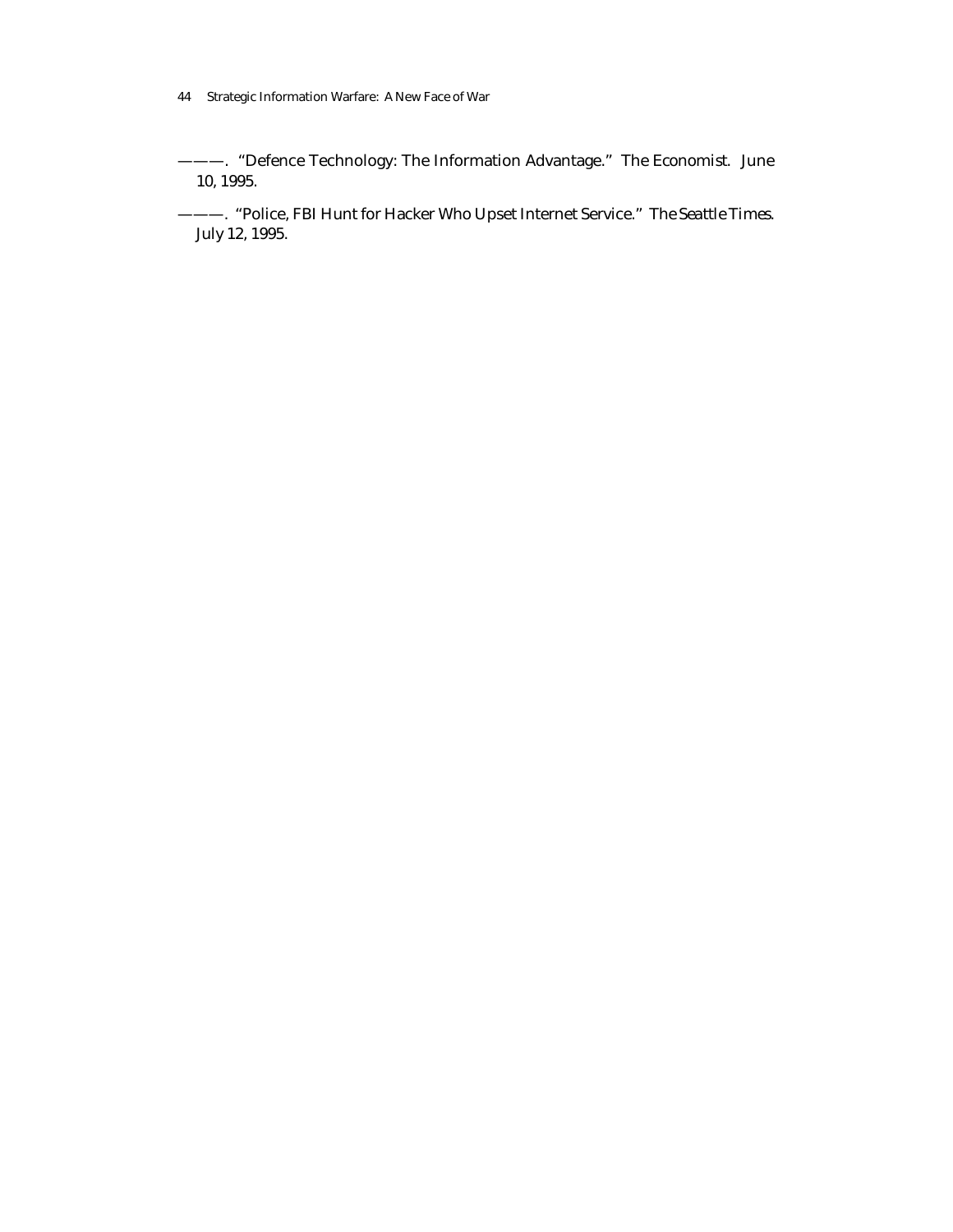———. "Defence Technology: The Information Advantage." The Economist. June 10, 1995.

———. "Police, FBI Hunt for Hacker Who Upset Internet Service." *The Seattle Times*. July 12, 1995.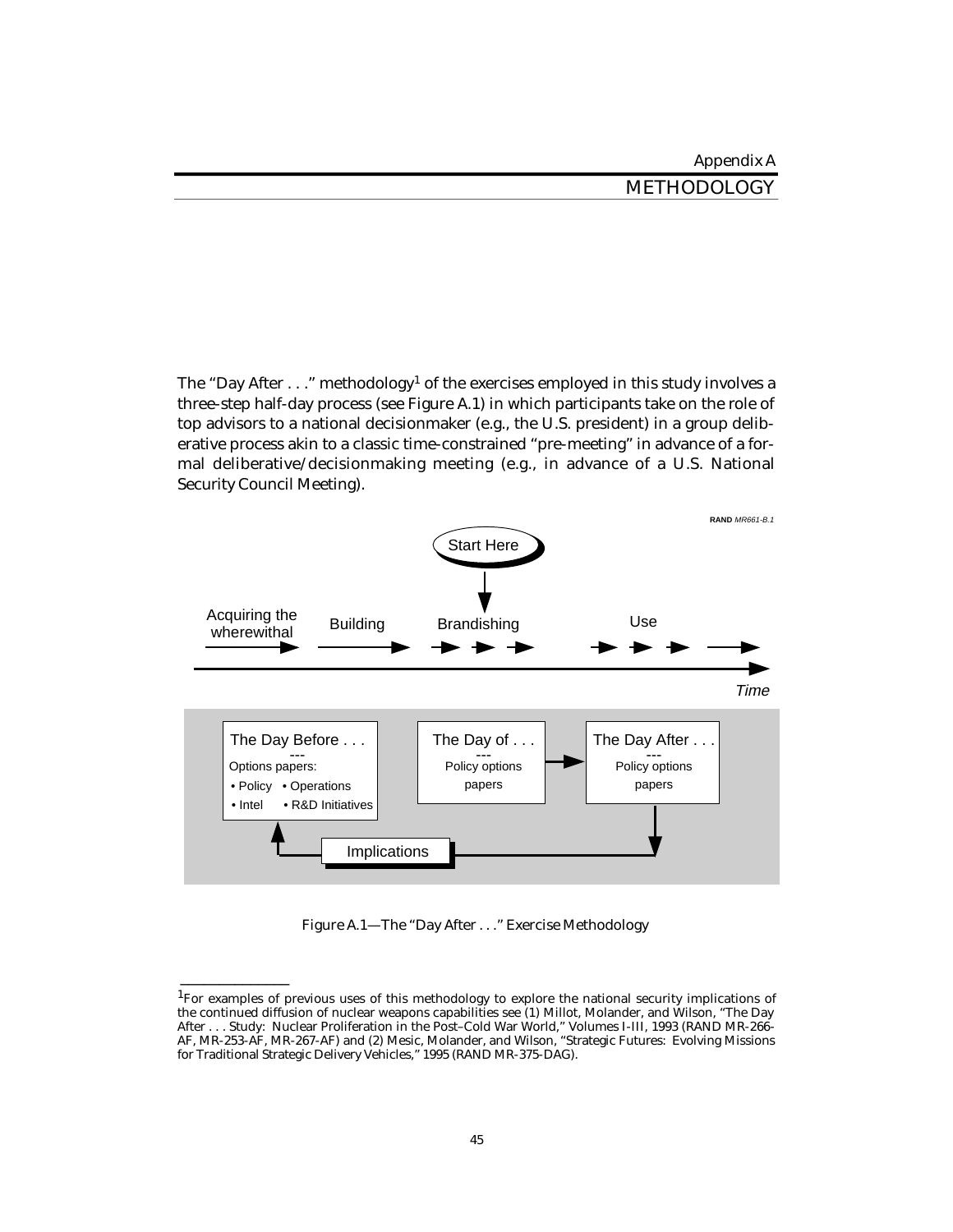# Appendix A

# METHODOLOGY

The "Day After . . ." methodology[1] of the exercises employed in this study involves a three-step half-day process (see Figure A.1) in which participants take on the role of top advisors to a national decisionmaker (e.g., the U.S. president) in a group deliberative process akin to a classic time-constrained "pre-meeting" in advance of a formal deliberative/decisionmaking meeting (e.g., in advance of a U.S. National Security Council Meeting).

RAND *MR661-B.1*

Start Here

Acquiring the wherewithal — Building — Brandishing — Use

*Time*

| The Day Before . . . | The Day of . . . | The Day After . . . |
| --- | --- | --- |
| Options papers: • Policy • Operations • Intel • R&D Initiatives | Policy options papers | Policy options papers |

Implications

Figure A.1—The "Day After . . ." Exercise Methodology

---

[1]For examples of previous uses of this methodology to explore the national security implications of the continued diffusion of nuclear weapons capabilities see (1) Millot, Molander, and Wilson, "The Day After . . . Study: Nuclear Proliferation in the Post–Cold War World," Volumes I-III, 1993 (RAND MR-266-AF, MR-253-AF, MR-267-AF) and (2) Mesic, Molander, and Wilson, "Strategic Futures: Evolving Missions for Traditional Strategic Delivery Vehicles," 1995 (RAND MR-375-DAG).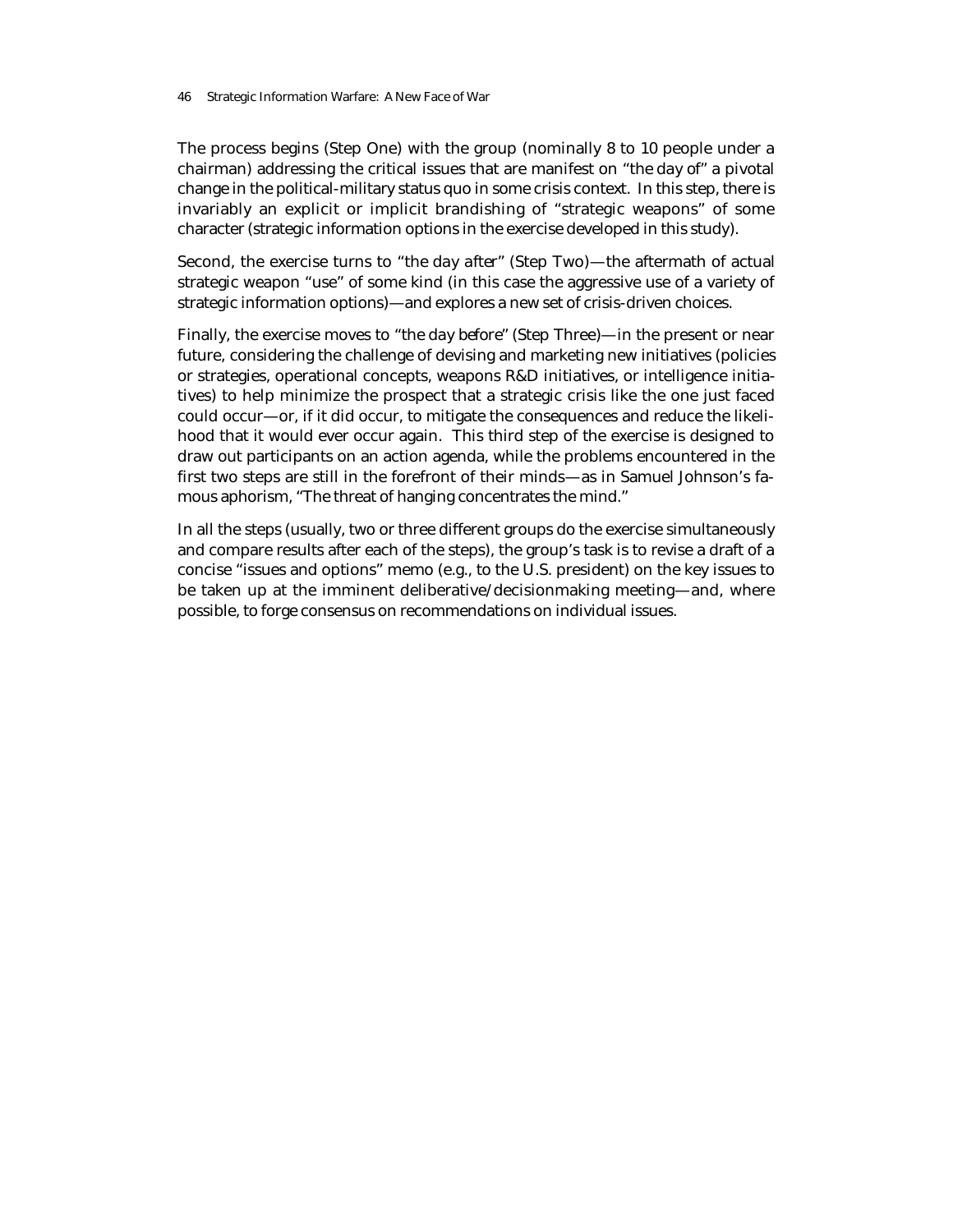The process begins (Step One) with the group (nominally 8 to 10 people under a chairman) addressing the critical issues that are manifest on "the day *of*" a pivotal change in the political-military status quo in some crisis context. In this step, there is invariably an explicit or implicit brandishing of "strategic weapons" of some character (strategic information options in the exercise developed in this study).

Second, the exercise turns to "the day *after*" (Step Two)—the aftermath of actual strategic weapon "use" of some kind (in this case the aggressive use of a variety of strategic information options)—and explores a new set of crisis-driven choices.

Finally, the exercise moves to "the day *before*" (Step Three)—in the present or near future, considering the challenge of devising and marketing new initiatives (policies or strategies, operational concepts, weapons R&D initiatives, or intelligence initiatives) to help minimize the prospect that a strategic crisis like the one just faced could occur—or, if it did occur, to mitigate the consequences and reduce the likelihood that it would ever occur again. This third step of the exercise is designed to draw out participants on an action agenda, while the problems encountered in the first two steps are still in the forefront of their minds—as in Samuel Johnson's famous aphorism, "The threat of hanging concentrates the mind."

In all the steps (usually, two or three different groups do the exercise simultaneously and compare results after each of the steps), the group's task is to revise a draft of a concise "issues and options" memo (e.g., to the U.S. president) on the key issues to be taken up at the imminent deliberative/decisionmaking meeting—and, where possible, to forge consensus on recommendations on individual issues.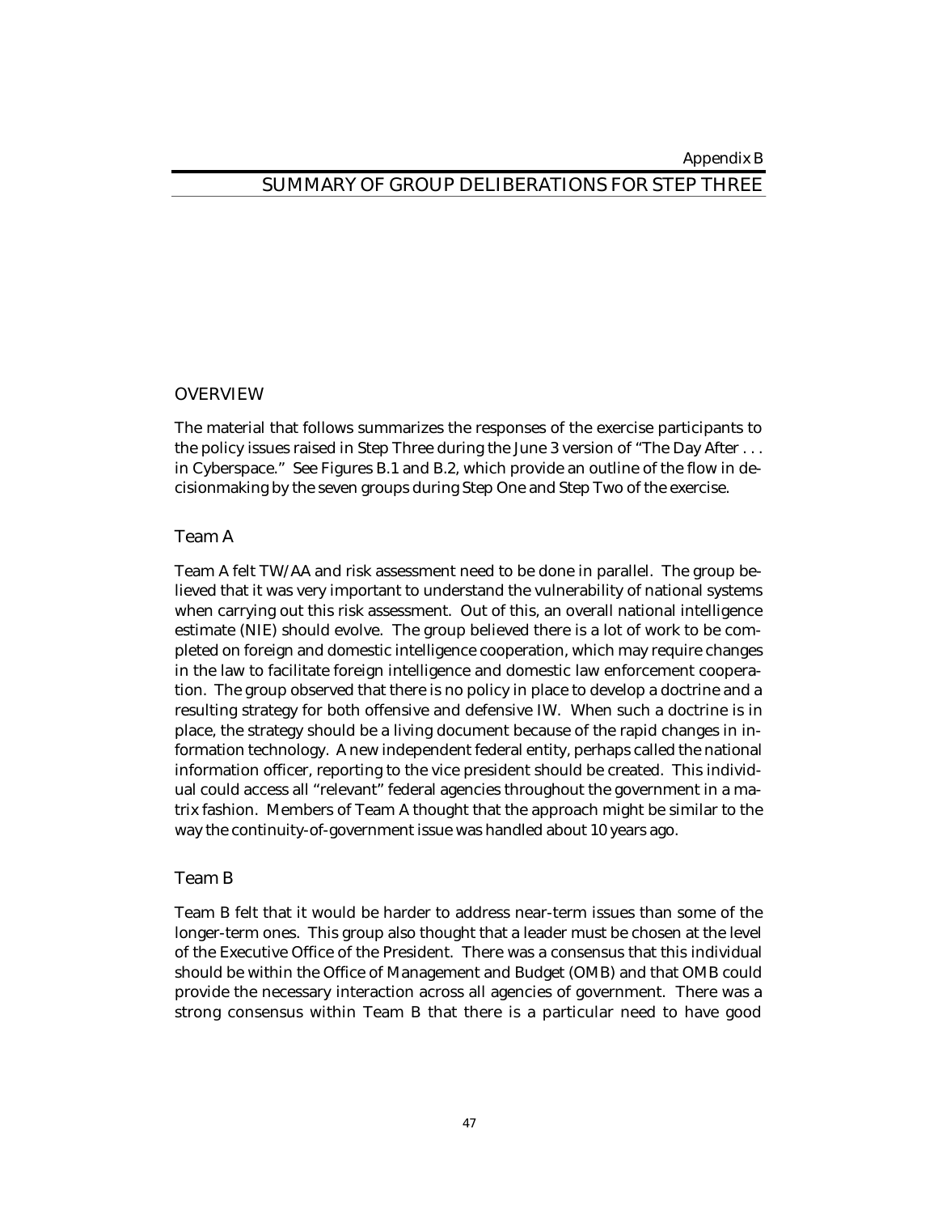Appendix B

# SUMMARY OF GROUP DELIBERATIONS FOR STEP THREE

## OVERVIEW

The material that follows summarizes the responses of the exercise participants to the policy issues raised in Step Three during the June 3 version of "The Day After . . . in Cyberspace." See Figures B.1 and B.2, which provide an outline of the flow in decisionmaking by the seven groups during Step One and Step Two of the exercise.

### Team A

Team A felt TW/AA and risk assessment need to be done in parallel. The group believed that it was very important to understand the vulnerability of national systems when carrying out this risk assessment. Out of this, an overall national intelligence estimate (NIE) should evolve. The group believed there is a lot of work to be completed on foreign and domestic intelligence cooperation, which may require changes in the law to facilitate foreign intelligence and domestic law enforcement cooperation. The group observed that there is no policy in place to develop a doctrine and a resulting strategy for both offensive and defensive IW. When such a doctrine is in place, the strategy should be a living document because of the rapid changes in information technology. A new independent federal entity, perhaps called the national information officer, reporting to the vice president should be created. This individual could access all "relevant" federal agencies throughout the government in a matrix fashion. Members of Team A thought that the approach might be similar to the way the continuity-of-government issue was handled about 10 years ago.

### Team B

Team B felt that it would be harder to address near-term issues than some of the longer-term ones. This group also thought that a leader must be chosen at the level of the Executive Office of the President. There was a consensus that this individual should be within the Office of Management and Budget (OMB) and that OMB could provide the necessary interaction across all agencies of government. There was a strong consensus within Team B that there is a particular need to have good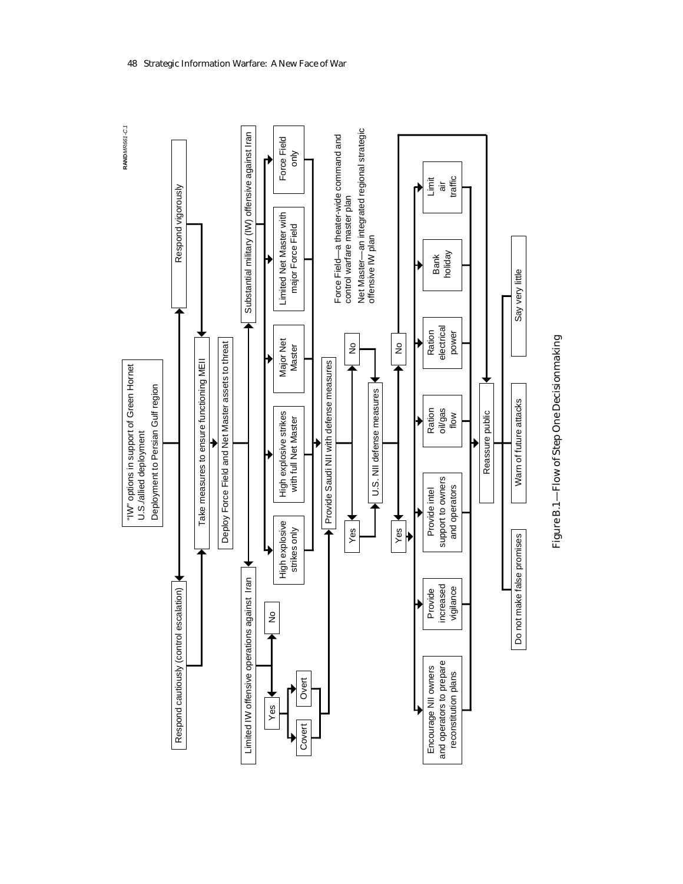RAND*MR661-C.1*

"IW" options in support of Green Hornet
U.S./allied deployment
Deployment to Persian Gulf region

- Respond cautiously (control escalation)
- Respond vigorously

Take measures to ensure functioning MEII

Deploy Force Field and Net Master assets to threat

- Limited IW offensive operations against Iran
  - Yes
    - Covert
    - Overt
  - No
- Substantial military (IW) offensive against Iran
  - High explosive strikes only
  - High explosive strikes with full Net Master
  - Major Net Master
  - Limited Net Master with major Force Field
  - Force Field only

Force Field—a theater-wide command and control warfare master plan

Net Master—an integrated regional strategic offensive IW plan

Provide Saudi NII with defense measures

- Yes
- No

U.S. NII defense measures

- Yes
  - Encourage NII owners and operators to prepare reconstitution plans
  - Provide increased vigilance
  - Provide intel support to owners and operators
  - Ration oil/gas flow
  - Ration electrical power
  - Bank holiday
  - Limit air traffic
- No

Reassure public

- Do not make false promises
- Warn of future attacks
- Say very little

Figure B.1—Flow of Step One Decisionmaking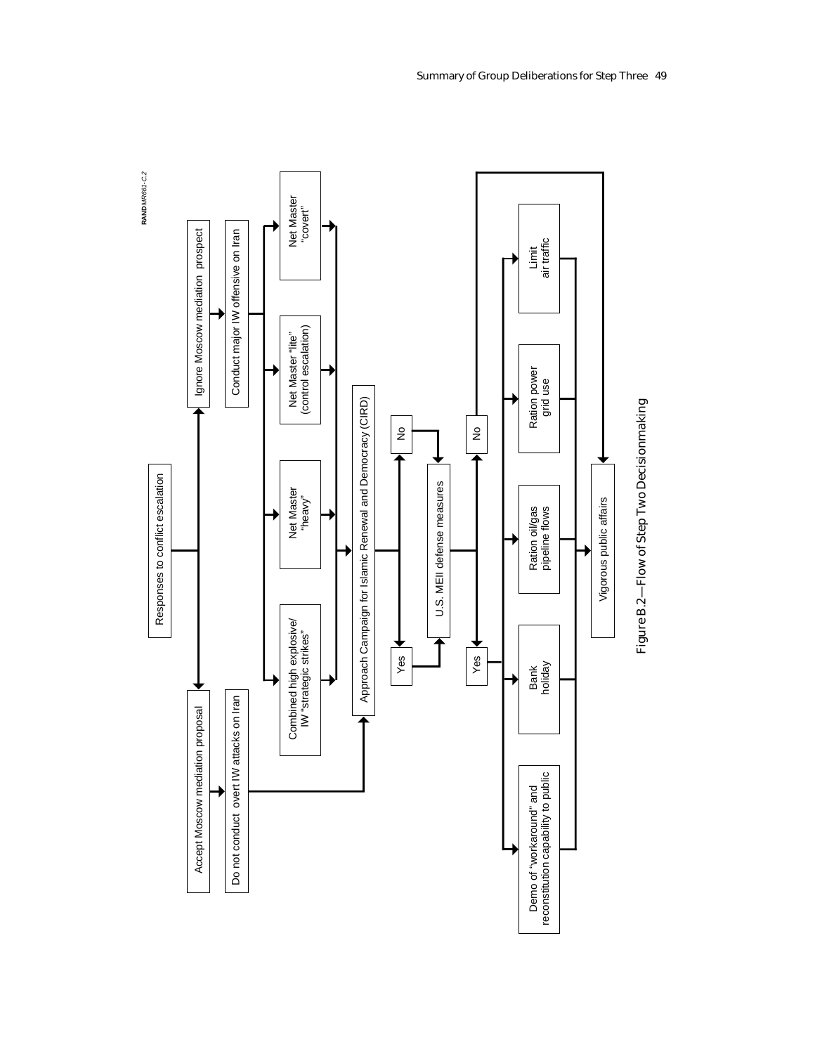RAND MR661-C.2

Responses to conflict escalation

- Accept Moscow mediation proposal
  - Do not conduct overt IW attacks on Iran
- Ignore Moscow mediation prospect
  - Conduct major IW offensive on Iran
    - Combined high explosive/ IW "strategic strikes"
    - Net Master "heavy"
    - Net Master "lite" (control escalation)
    - Net Master "covert"

Approach Campaign for Islamic Renewal and Democracy (CIRD)

- Yes
- No

U.S. MEII defense measures

- Yes
  - Demo of "workaround" and reconstitution capability to public
  - Bank holiday
  - Ration oil/gas pipeline flows
  - Ration power grid use
  - Limit air traffic
- No

Vigorous public affairs

Figure B.2—Flow of Step Two Decisionmaking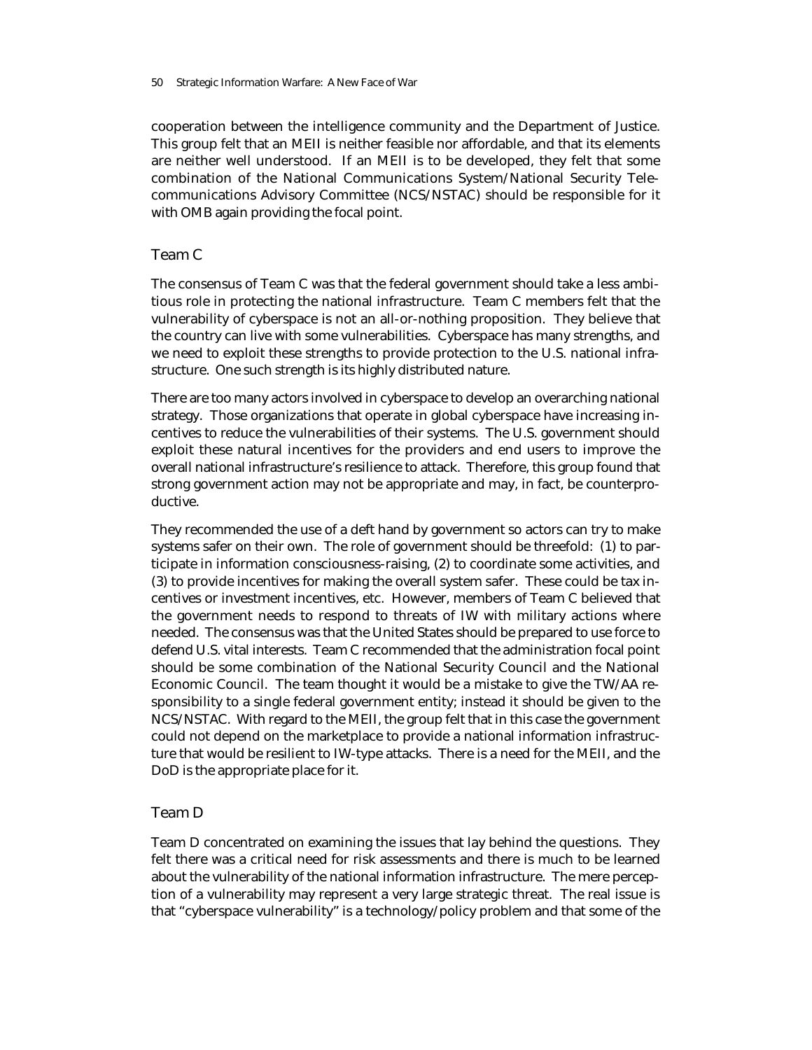cooperation between the intelligence community and the Department of Justice. This group felt that an MEII is neither feasible nor affordable, and that its elements are neither well understood. If an MEII is to be developed, they felt that some combination of the National Communications System/National Security Telecommunications Advisory Committee (NCS/NSTAC) should be responsible for it with OMB again providing the focal point.

### Team C

The consensus of Team C was that the federal government should take a less ambitious role in protecting the national infrastructure. Team C members felt that the vulnerability of cyberspace is not an all-or-nothing proposition. They believe that the country can live with some vulnerabilities. Cyberspace has many strengths, and we need to exploit these strengths to provide protection to the U.S. national infrastructure. One such strength is its highly distributed nature.

There are too many actors involved in cyberspace to develop an overarching national strategy. Those organizations that operate in global cyberspace have increasing incentives to reduce the vulnerabilities of their systems. The U.S. government should exploit these natural incentives for the providers and end users to improve the overall national infrastructure's resilience to attack. Therefore, this group found that strong government action may not be appropriate and may, in fact, be counterproductive.

They recommended the use of a deft hand by government so actors can try to make systems safer on their own. The role of government should be threefold: (1) to participate in information consciousness-raising, (2) to coordinate some activities, and (3) to provide incentives for making the overall system safer. These could be tax incentives or investment incentives, etc. However, members of Team C believed that the government needs to respond to threats of IW with military actions where needed. The consensus was that the United States should be prepared to use force to defend U.S. vital interests. Team C recommended that the administration focal point should be some combination of the National Security Council and the National Economic Council. The team thought it would be a mistake to give the TW/AA responsibility to a single federal government entity; instead it should be given to the NCS/NSTAC. With regard to the MEII, the group felt that in this case the government could not depend on the marketplace to provide a national information infrastructure that would be resilient to IW-type attacks. There is a need for the MEII, and the DoD is the appropriate place for it.

### Team D

Team D concentrated on examining the issues that lay behind the questions. They felt there was a critical need for risk assessments and there is much to be learned about the vulnerability of the national information infrastructure. The mere perception of a vulnerability may represent a very large strategic threat. The real issue is that "cyberspace vulnerability" is a technology/policy problem and that some of the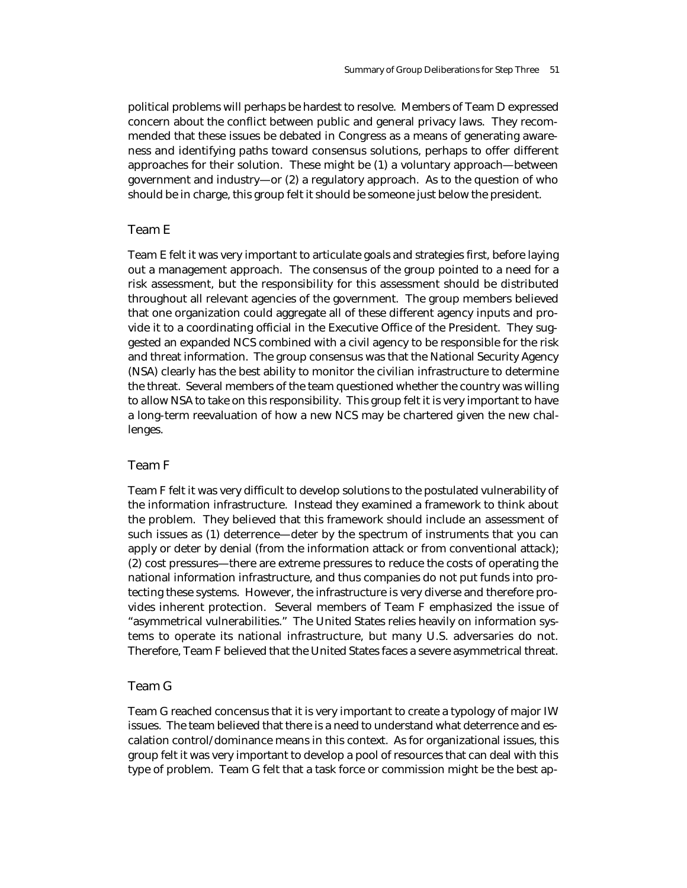political problems will perhaps be hardest to resolve. Members of Team D expressed concern about the conflict between public and general privacy laws. They recommended that these issues be debated in Congress as a means of generating awareness and identifying paths toward consensus solutions, perhaps to offer different approaches for their solution. These might be (1) a voluntary approach—between government and industry—or (2) a regulatory approach. As to the question of who should be in charge, this group felt it should be someone just below the president.

### Team E

Team E felt it was very important to articulate goals and strategies first, before laying out a management approach. The consensus of the group pointed to a need for a risk assessment, but the responsibility for this assessment should be distributed throughout all relevant agencies of the government. The group members believed that one organization could aggregate all of these different agency inputs and provide it to a coordinating official in the Executive Office of the President. They suggested an expanded NCS combined with a civil agency to be responsible for the risk and threat information. The group consensus was that the National Security Agency (NSA) clearly has the best ability to monitor the civilian infrastructure to determine the threat. Several members of the team questioned whether the country was willing to allow NSA to take on this responsibility. This group felt it is very important to have a long-term reevaluation of how a new NCS may be chartered given the new challenges.

### Team F

Team F felt it was very difficult to develop solutions to the postulated vulnerability of the information infrastructure. Instead they examined a framework to think about the problem. They believed that this framework should include an assessment of such issues as (1) deterrence—deter by the spectrum of instruments that you can apply or deter by denial (from the information attack or from conventional attack); (2) cost pressures—there are extreme pressures to reduce the costs of operating the national information infrastructure, and thus companies do not put funds into protecting these systems. However, the infrastructure is very diverse and therefore provides inherent protection. Several members of Team F emphasized the issue of "asymmetrical vulnerabilities." The United States relies heavily on information systems to operate its national infrastructure, but many U.S. adversaries do not. Therefore, Team F believed that the United States faces a severe asymmetrical threat.

### Team G

Team G reached concensus that it is very important to create a typology of major IW issues. The team believed that there is a need to understand what deterrence and escalation control/dominance means in this context. As for organizational issues, this group felt it was very important to develop a pool of resources that can deal with this type of problem. Team G felt that a task force or commission might be the best ap-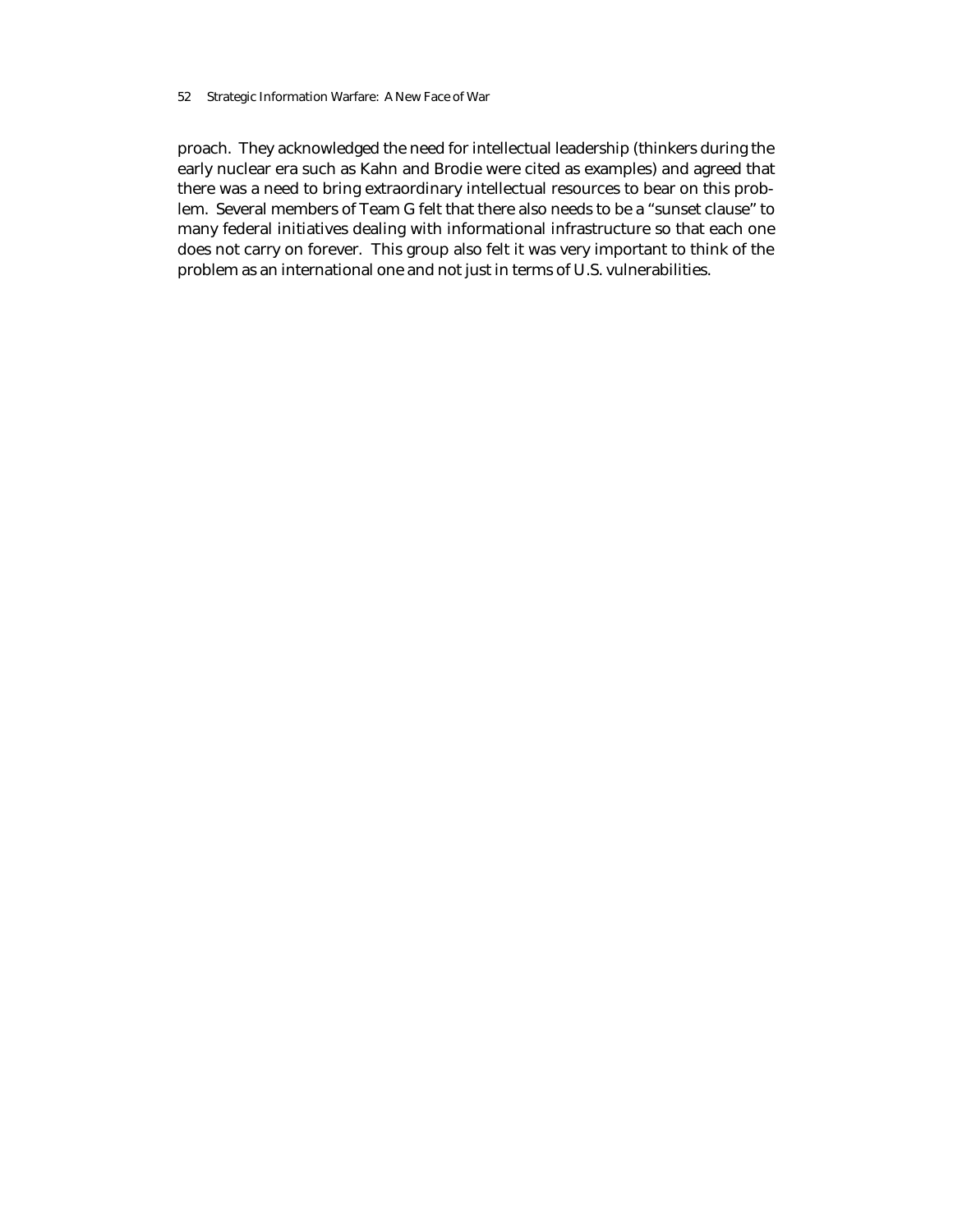proach. They acknowledged the need for intellectual leadership (thinkers during the early nuclear era such as Kahn and Brodie were cited as examples) and agreed that there was a need to bring extraordinary intellectual resources to bear on this problem. Several members of Team G felt that there also needs to be a "sunset clause" to many federal initiatives dealing with informational infrastructure so that each one does not carry on forever. This group also felt it was very important to think of the problem as an international one and not just in terms of U.S. vulnerabilities.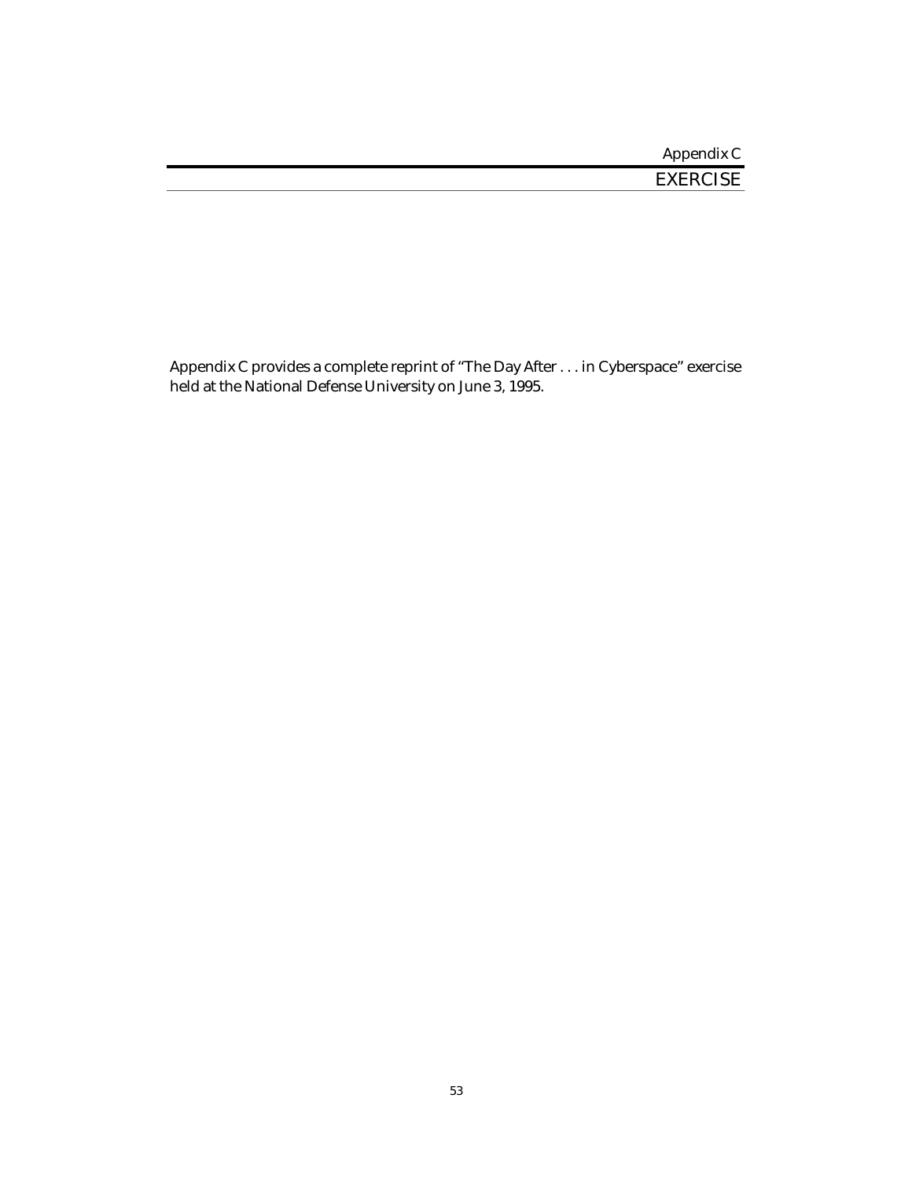# Appendix C

## EXERCISE

Appendix C provides a complete reprint of "The Day After . . . in Cyberspace" exercise held at the National Defense University on June 3, 1995.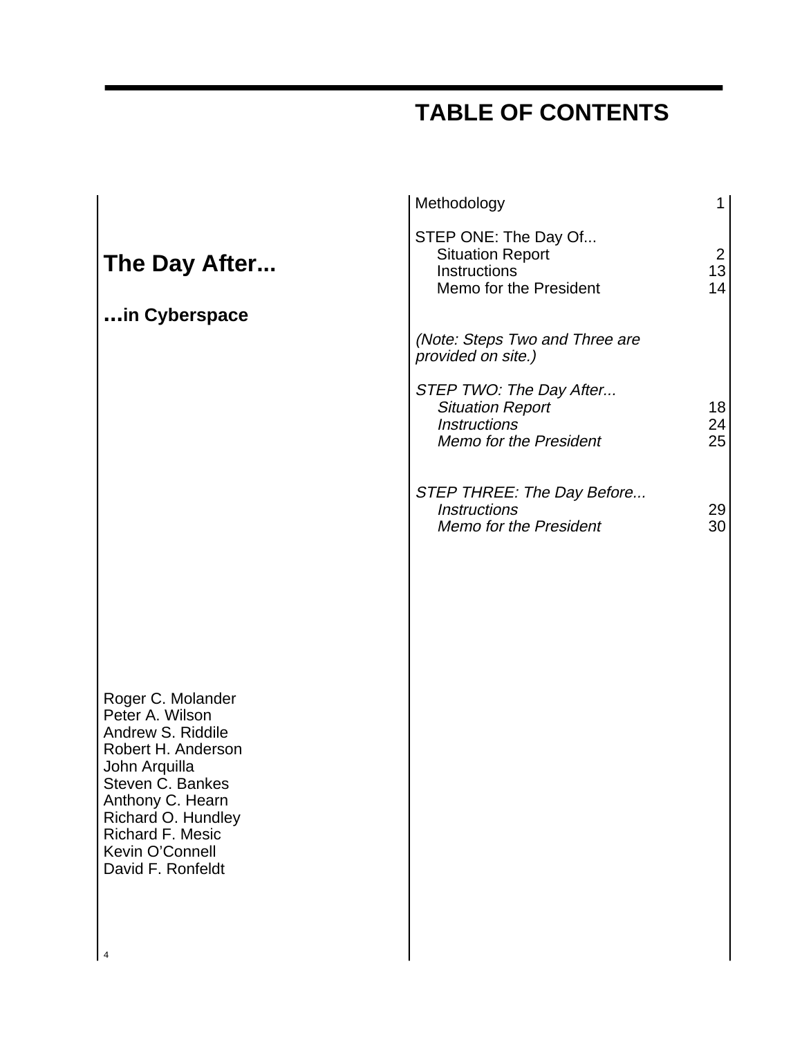# TABLE OF CONTENTS

## The Day After...

### ...in Cyberspace

Roger C. Molander
Peter A. Wilson
Andrew S. Riddile
Robert H. Anderson
John Arquilla
Steven C. Bankes
Anthony C. Hearn
Richard O. Hundley
Richard F. Mesic
Kevin O'Connell
David F. Ronfeldt

| | |
|---|---|
| Methodology | 1 |
| STEP ONE: The Day Of... | |
| Situation Report | 2 |
| Instructions | 13 |
| Memo for the President | 14 |
| *(Note: Steps Two and Three are provided on site.)* | |
| *STEP TWO: The Day After...* | |
| *Situation Report* | 18 |
| *Instructions* | 24 |
| *Memo for the President* | 25 |
| *STEP THREE: The Day Before...* | |
| *Instructions* | 29 |
| *Memo for the President* | 30 |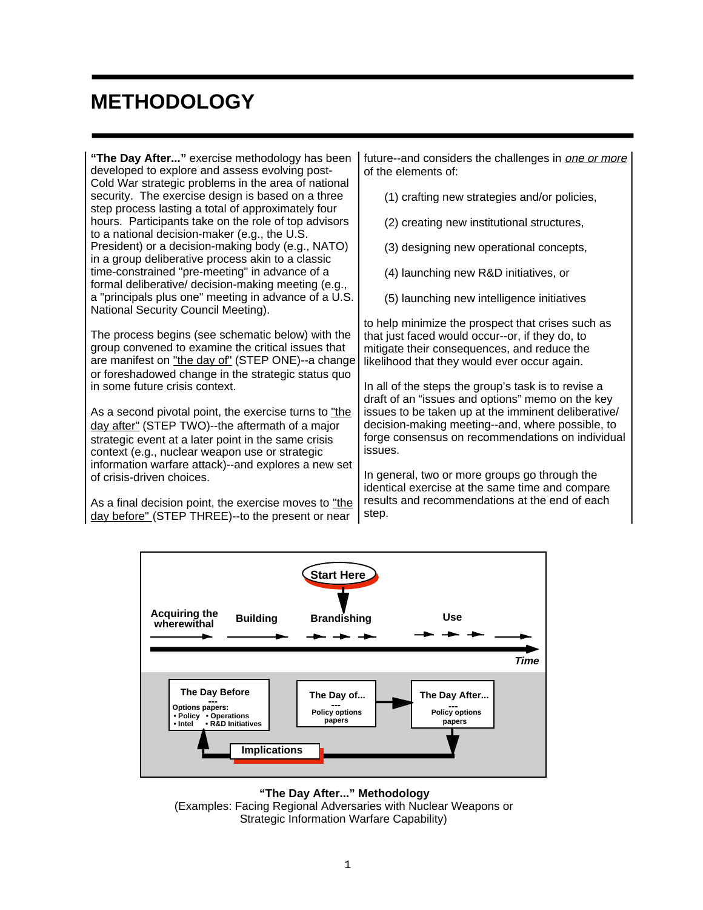# METHODOLOGY

**"The Day After..."** exercise methodology has been developed to explore and assess evolving post-Cold War strategic problems in the area of national security. The exercise design is based on a three step process lasting a total of approximately four hours. Participants take on the role of top advisors to a national decision-maker (e.g., the U.S. President) or a decision-making body (e.g., NATO) in a group deliberative process akin to a classic time-constrained "pre-meeting" in advance of a formal deliberative/ decision-making meeting (e.g., a "principals plus one" meeting in advance of a U.S. National Security Council Meeting).

The process begins (see schematic below) with the group convened to examine the critical issues that are manifest on "the day of" (STEP ONE)--a change or foreshadowed change in the strategic status quo in some future crisis context.

As a second pivotal point, the exercise turns to "the day after" (STEP TWO)--the aftermath of a major strategic event at a later point in the same crisis context (e.g., nuclear weapon use or strategic information warfare attack)--and explores a new set of crisis-driven choices.

As a final decision point, the exercise moves to "the day before" (STEP THREE)--to the present or near future--and considers the challenges in *one or more* of the elements of:

(1) crafting new strategies and/or policies,

(2) creating new institutional structures,

(3) designing new operational concepts,

(4) launching new R&D initiatives, or

(5) launching new intelligence initiatives

to help minimize the prospect that crises such as that just faced would occur--or, if they do, to mitigate their consequences, and reduce the likelihood that they would ever occur again.

In all of the steps the group's task is to revise a draft of an "issues and options" memo on the key issues to be taken up at the imminent deliberative/ decision-making meeting--and, where possible, to forge consensus on recommendations on individual issues.

In general, two or more groups go through the identical exercise at the same time and compare results and recommendations at the end of each step.

Start Here

Acquiring the wherewithal

Building

Brandishing

Use

Time

The Day Before
---
Options papers:
• Policy • Operations
• Intel • R&D Initiatives

The Day of...
---
Policy options papers

The Day After...
---
Policy options papers

Implications

**"The Day After..." Methodology**
(Examples: Facing Regional Adversaries with Nuclear Weapons or Strategic Information Warfare Capability)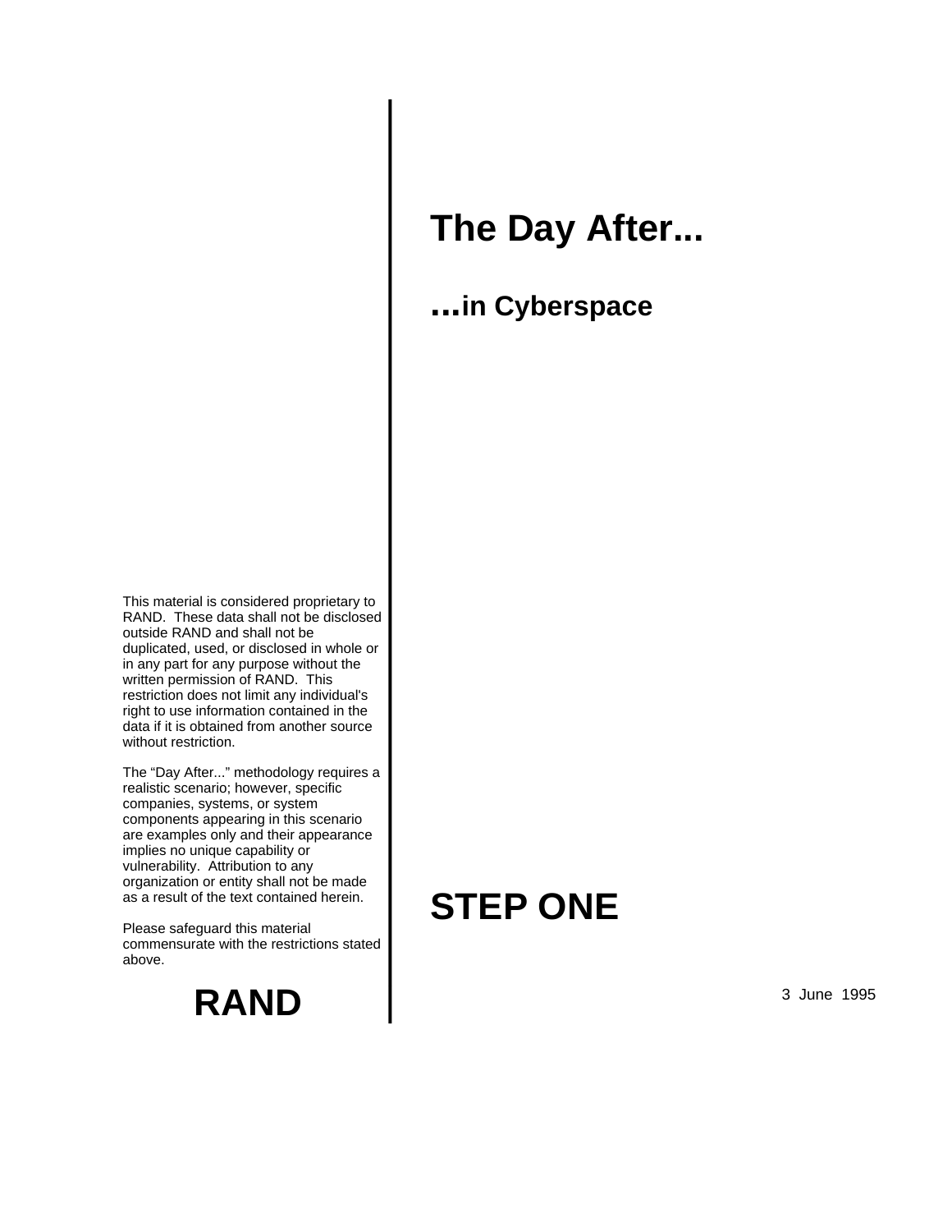# The Day After...

## ...in Cyberspace

This material is considered proprietary to RAND. These data shall not be disclosed outside RAND and shall not be duplicated, used, or disclosed in whole or in any part for any purpose without the written permission of RAND. This restriction does not limit any individual's right to use information contained in the data if it is obtained from another source without restriction.

The "Day After..." methodology requires a realistic scenario; however, specific companies, systems, or system components appearing in this scenario are examples only and their appearance implies no unique capability or vulnerability. Attribution to any organization or entity shall not be made as a result of the text contained herein.

Please safeguard this material commensurate with the restrictions stated above.

# STEP ONE

**RAND**

3 June 1995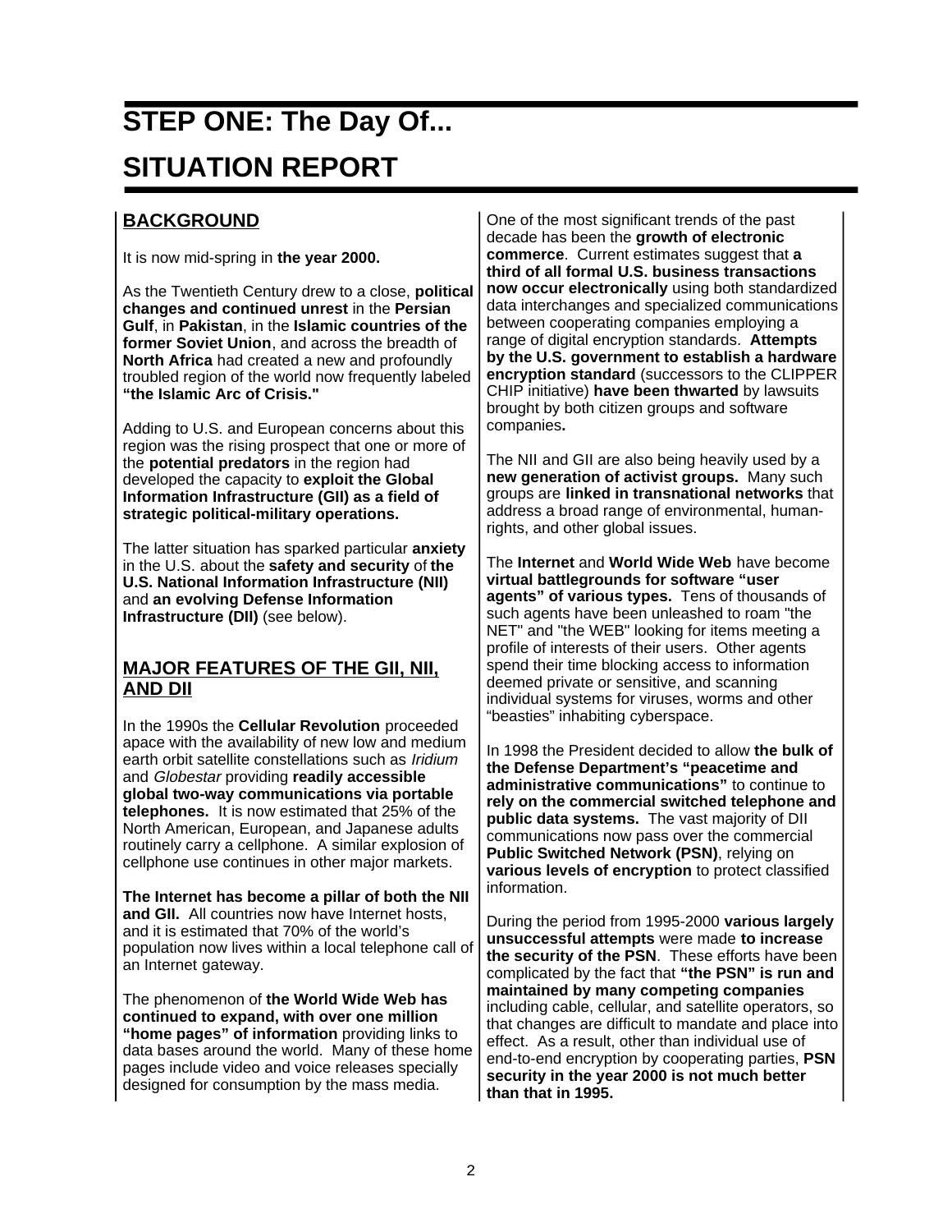# STEP ONE: The Day Of...

# SITUATION REPORT

## BACKGROUND

It is now mid-spring in **the year 2000.**

As the Twentieth Century drew to a close, **political changes and continued unrest** in the **Persian Gulf**, in **Pakistan**, in the **Islamic countries of the former Soviet Union**, and across the breadth of **North Africa** had created a new and profoundly troubled region of the world now frequently labeled **"the Islamic Arc of Crisis."**

Adding to U.S. and European concerns about this region was the rising prospect that one or more of the **potential predators** in the region had developed the capacity to **exploit the Global Information Infrastructure (GII) as a field of strategic political-military operations.**

The latter situation has sparked particular **anxiety** in the U.S. about the **safety and security** of **the U.S. National Information Infrastructure (NII)** and **an evolving Defense Information Infrastructure (DII)** (see below).

## MAJOR FEATURES OF THE GII, NII, AND DII

In the 1990s the **Cellular Revolution** proceeded apace with the availability of new low and medium earth orbit satellite constellations such as *Iridium* and *Globestar* providing **readily accessible global two-way communications via portable telephones.** It is now estimated that 25% of the North American, European, and Japanese adults routinely carry a cellphone. A similar explosion of cellphone use continues in other major markets.

**The Internet has become a pillar of both the NII and GII.** All countries now have Internet hosts, and it is estimated that 70% of the world's population now lives within a local telephone call of an Internet gateway.

The phenomenon of **the World Wide Web has continued to expand, with over one million "home pages" of information** providing links to data bases around the world. Many of these home pages include video and voice releases specially designed for consumption by the mass media.

One of the most significant trends of the past decade has been the **growth of electronic commerce**. Current estimates suggest that **a third of all formal U.S. business transactions now occur electronically** using both standardized data interchanges and specialized communications between cooperating companies employing a range of digital encryption standards. **Attempts by the U.S. government to establish a hardware encryption standard** (successors to the CLIPPER CHIP initiative) **have been thwarted** by lawsuits brought by both citizen groups and software companies**.**

The NII and GII are also being heavily used by a **new generation of activist groups.** Many such groups are **linked in transnational networks** that address a broad range of environmental, human-rights, and other global issues.

The **Internet** and **World Wide Web** have become **virtual battlegrounds for software "user agents" of various types.** Tens of thousands of such agents have been unleashed to roam "the NET" and "the WEB" looking for items meeting a profile of interests of their users. Other agents spend their time blocking access to information deemed private or sensitive, and scanning individual systems for viruses, worms and other "beasties" inhabiting cyberspace.

In 1998 the President decided to allow **the bulk of the Defense Department's "peacetime and administrative communications"** to continue to **rely on the commercial switched telephone and public data systems.** The vast majority of DII communications now pass over the commercial **Public Switched Network (PSN)**, relying on **various levels of encryption** to protect classified information.

During the period from 1995-2000 **various largely unsuccessful attempts** were made **to increase the security of the PSN**. These efforts have been complicated by the fact that **"the PSN" is run and maintained by many competing companies** including cable, cellular, and satellite operators, so that changes are difficult to mandate and place into effect. As a result, other than individual use of end-to-end encryption by cooperating parties, **PSN security in the year 2000 is not much better than that in 1995.**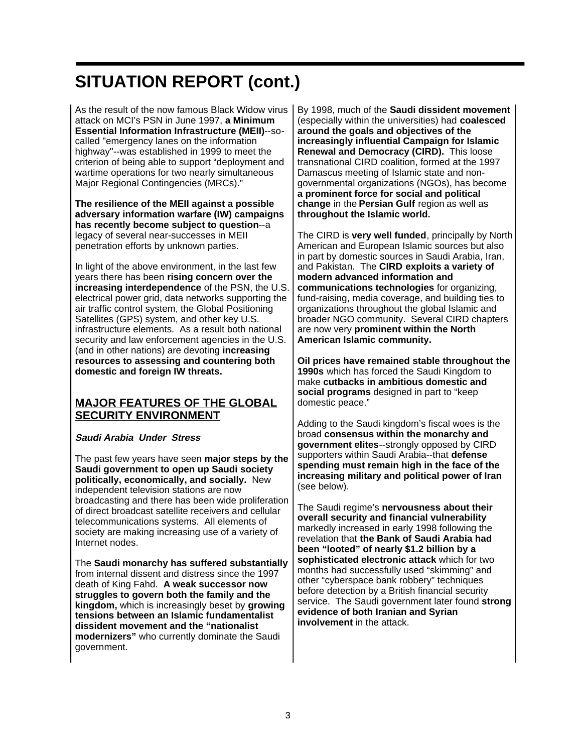# SITUATION REPORT (cont.)

As the result of the now famous Black Widow virus attack on MCI's PSN in June 1997, **a Minimum Essential Information Infrastructure (MEII)**--so-called "emergency lanes on the information highway"--was established in 1999 to meet the criterion of being able to support "deployment and wartime operations for two nearly simultaneous Major Regional Contingencies (MRCs)."

**The resilience of the MEII against a possible adversary information warfare (IW) campaigns has recently become subject to question**--a legacy of several near-successes in MEII penetration efforts by unknown parties.

In light of the above environment, in the last few years there has been **rising concern over the increasing interdependence** of the PSN, the U.S. electrical power grid, data networks supporting the air traffic control system, the Global Positioning Satellites (GPS) system, and other key U.S. infrastructure elements. As a result both national security and law enforcement agencies in the U.S. (and in other nations) are devoting **increasing resources to assessing and countering both domestic and foreign IW threats.**

## MAJOR FEATURES OF THE GLOBAL SECURITY ENVIRONMENT

### *Saudi Arabia Under Stress*

The past few years have seen **major steps by the Saudi government to open up Saudi society politically, economically, and socially.** New independent television stations are now broadcasting and there has been wide proliferation of direct broadcast satellite receivers and cellular telecommunications systems. All elements of society are making increasing use of a variety of Internet nodes.

The **Saudi monarchy has suffered substantially** from internal dissent and distress since the 1997 death of King Fahd. **A weak successor now struggles to govern both the family and the kingdom,** which is increasingly beset by **growing tensions between an Islamic fundamentalist dissident movement and the "nationalist modernizers"** who currently dominate the Saudi government.

By 1998, much of the **Saudi dissident movement** (especially within the universities) had **coalesced around the goals and objectives of the increasingly influential Campaign for Islamic Renewal and Democracy (CIRD).** This loose transnational CIRD coalition, formed at the 1997 Damascus meeting of Islamic state and non-governmental organizations (NGOs), has become **a prominent force for social and political change** in the **Persian Gulf** region as well as **throughout the Islamic world.**

The CIRD is **very well funded**, principally by North American and European Islamic sources but also in part by domestic sources in Saudi Arabia, Iran, and Pakistan. The **CIRD exploits a variety of modern advanced information and communications technologies** for organizing, fund-raising, media coverage, and building ties to organizations throughout the global Islamic and broader NGO community. Several CIRD chapters are now very **prominent within the North American Islamic community.**

**Oil prices have remained stable throughout the 1990s** which has forced the Saudi Kingdom to make **cutbacks in ambitious domestic and social programs** designed in part to "keep domestic peace."

Adding to the Saudi kingdom's fiscal woes is the broad **consensus within the monarchy and government elites**--strongly opposed by CIRD supporters within Saudi Arabia--that **defense spending must remain high in the face of the increasing military and political power of Iran** (see below).

The Saudi regime's **nervousness about their overall security and financial vulnerability** markedly increased in early 1998 following the revelation that **the Bank of Saudi Arabia had been "looted" of nearly $1.2 billion by a sophisticated electronic attack** which for two months had successfully used "skimming" and other "cyberspace bank robbery" techniques before detection by a British financial security service. The Saudi government later found **strong evidence of both Iranian and Syrian involvement** in the attack.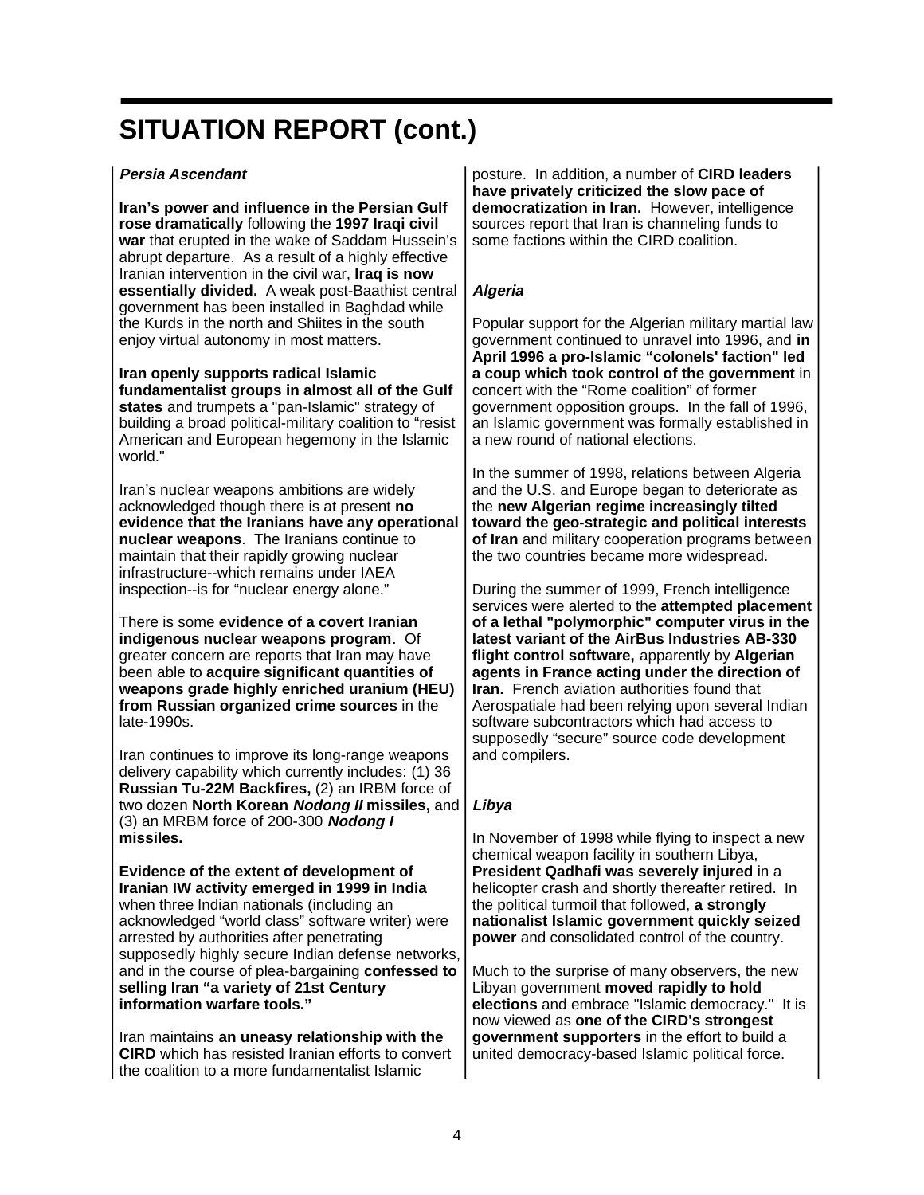# SITUATION REPORT (cont.)

***Persia Ascendant***

**Iran's power and influence in the Persian Gulf rose dramatically** following the **1997 Iraqi civil war** that erupted in the wake of Saddam Hussein's abrupt departure. As a result of a highly effective Iranian intervention in the civil war, **Iraq is now essentially divided.** A weak post-Baathist central government has been installed in Baghdad while the Kurds in the north and Shiites in the south enjoy virtual autonomy in most matters.

**Iran openly supports radical Islamic fundamentalist groups in almost all of the Gulf states** and trumpets a "pan-Islamic" strategy of building a broad political-military coalition to "resist American and European hegemony in the Islamic world."

Iran's nuclear weapons ambitions are widely acknowledged though there is at present **no evidence that the Iranians have any operational nuclear weapons**. The Iranians continue to maintain that their rapidly growing nuclear infrastructure--which remains under IAEA inspection--is for "nuclear energy alone."

There is some **evidence of a covert Iranian indigenous nuclear weapons program**. Of greater concern are reports that Iran may have been able to **acquire significant quantities of weapons grade highly enriched uranium (HEU) from Russian organized crime sources** in the late-1990s.

Iran continues to improve its long-range weapons delivery capability which currently includes: (1) 36 **Russian Tu-22M Backfires,** (2) an IRBM force of two dozen **North Korean *Nodong II* missiles,** and (3) an MRBM force of 200-300 ***Nodong I* missiles.**

**Evidence of the extent of development of Iranian IW activity emerged in 1999 in India** when three Indian nationals (including an acknowledged "world class" software writer) were arrested by authorities after penetrating supposedly highly secure Indian defense networks, and in the course of plea-bargaining **confessed to selling Iran "a variety of 21st Century information warfare tools."**

Iran maintains **an uneasy relationship with the CIRD** which has resisted Iranian efforts to convert the coalition to a more fundamentalist Islamic posture. In addition, a number of **CIRD leaders have privately criticized the slow pace of democratization in Iran.** However, intelligence sources report that Iran is channeling funds to some factions within the CIRD coalition.

***Algeria***

Popular support for the Algerian military martial law government continued to unravel into 1996, and **in April 1996 a pro-Islamic "colonels' faction" led a coup which took control of the government** in concert with the "Rome coalition" of former government opposition groups. In the fall of 1996, an Islamic government was formally established in a new round of national elections.

In the summer of 1998, relations between Algeria and the U.S. and Europe began to deteriorate as the **new Algerian regime increasingly tilted toward the geo-strategic and political interests of Iran** and military cooperation programs between the two countries became more widespread.

During the summer of 1999, French intelligence services were alerted to the **attempted placement of a lethal "polymorphic" computer virus in the latest variant of the AirBus Industries AB-330 flight control software,** apparently by **Algerian agents in France acting under the direction of Iran.** French aviation authorities found that Aerospatiale had been relying upon several Indian software subcontractors which had access to supposedly "secure" source code development and compilers.

***Libya***

In November of 1998 while flying to inspect a new chemical weapon facility in southern Libya, **President Qadhafi was severely injured** in a helicopter crash and shortly thereafter retired. In the political turmoil that followed, **a strongly nationalist Islamic government quickly seized power** and consolidated control of the country.

Much to the surprise of many observers, the new Libyan government **moved rapidly to hold elections** and embrace "Islamic democracy." It is now viewed as **one of the CIRD's strongest government supporters** in the effort to build a united democracy-based Islamic political force.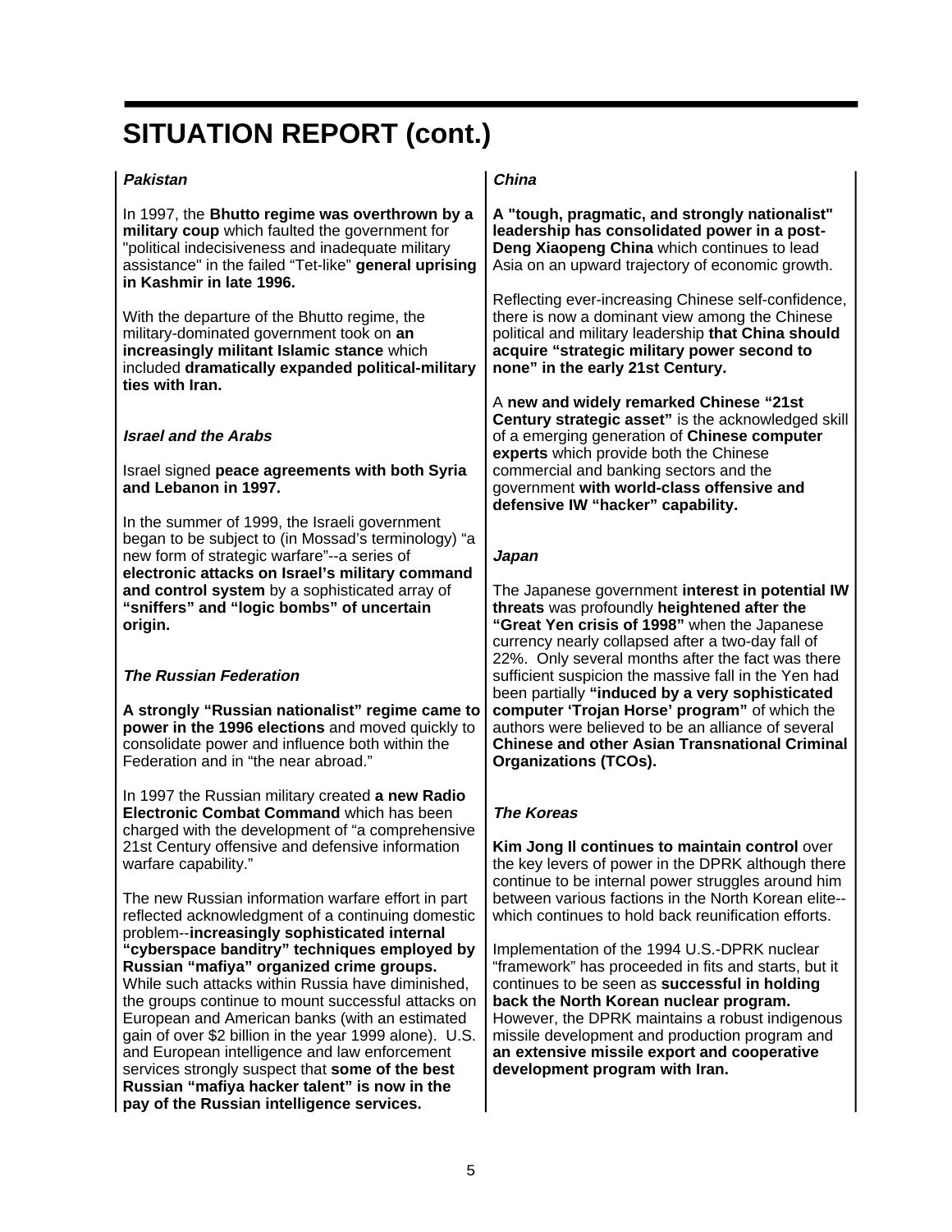# SITUATION REPORT (cont.)

***Pakistan***

In 1997, the **Bhutto regime was overthrown by a military coup** which faulted the government for "political indecisiveness and inadequate military assistance" in the failed "Tet-like" **general uprising in Kashmir in late 1996.**

With the departure of the Bhutto regime, the military-dominated government took on **an increasingly militant Islamic stance** which included **dramatically expanded political-military ties with Iran.**

***Israel and the Arabs***

Israel signed **peace agreements with both Syria and Lebanon in 1997.**

In the summer of 1999, the Israeli government began to be subject to (in Mossad's terminology) "a new form of strategic warfare"--a series of **electronic attacks on Israel's military command and control system** by a sophisticated array of **"sniffers" and "logic bombs" of uncertain origin.**

***The Russian Federation***

**A strongly "Russian nationalist" regime came to power in the 1996 elections** and moved quickly to consolidate power and influence both within the Federation and in "the near abroad."

In 1997 the Russian military created **a new Radio Electronic Combat Command** which has been charged with the development of "a comprehensive 21st Century offensive and defensive information warfare capability."

The new Russian information warfare effort in part reflected acknowledgment of a continuing domestic problem--**increasingly sophisticated internal "cyberspace banditry" techniques employed by Russian "mafiya" organized crime groups.** While such attacks within Russia have diminished, the groups continue to mount successful attacks on European and American banks (with an estimated gain of over $2 billion in the year 1999 alone). U.S. and European intelligence and law enforcement services strongly suspect that **some of the best Russian "mafiya hacker talent" is now in the pay of the Russian intelligence services.**

***China***

**A "tough, pragmatic, and strongly nationalist" leadership has consolidated power in a post-Deng Xiaopeng China** which continues to lead Asia on an upward trajectory of economic growth.

Reflecting ever-increasing Chinese self-confidence, there is now a dominant view among the Chinese political and military leadership **that China should acquire "strategic military power second to none" in the early 21st Century.**

A **new and widely remarked Chinese "21st Century strategic asset"** is the acknowledged skill of a emerging generation of **Chinese computer experts** which provide both the Chinese commercial and banking sectors and the government **with world-class offensive and defensive IW "hacker" capability.**

***Japan***

The Japanese government **interest in potential IW threats** was profoundly **heightened after the "Great Yen crisis of 1998"** when the Japanese currency nearly collapsed after a two-day fall of 22%. Only several months after the fact was there sufficient suspicion the massive fall in the Yen had been partially **"induced by a very sophisticated computer 'Trojan Horse' program"** of which the authors were believed to be an alliance of several **Chinese and other Asian Transnational Criminal Organizations (TCOs).**

***The Koreas***

**Kim Jong Il continues to maintain control** over the key levers of power in the DPRK although there continue to be internal power struggles around him between various factions in the North Korean elite--which continues to hold back reunification efforts.

Implementation of the 1994 U.S.-DPRK nuclear "framework" has proceeded in fits and starts, but it continues to be seen as **successful in holding back the North Korean nuclear program.** However, the DPRK maintains a robust indigenous missile development and production program and **an extensive missile export and cooperative development program with Iran.**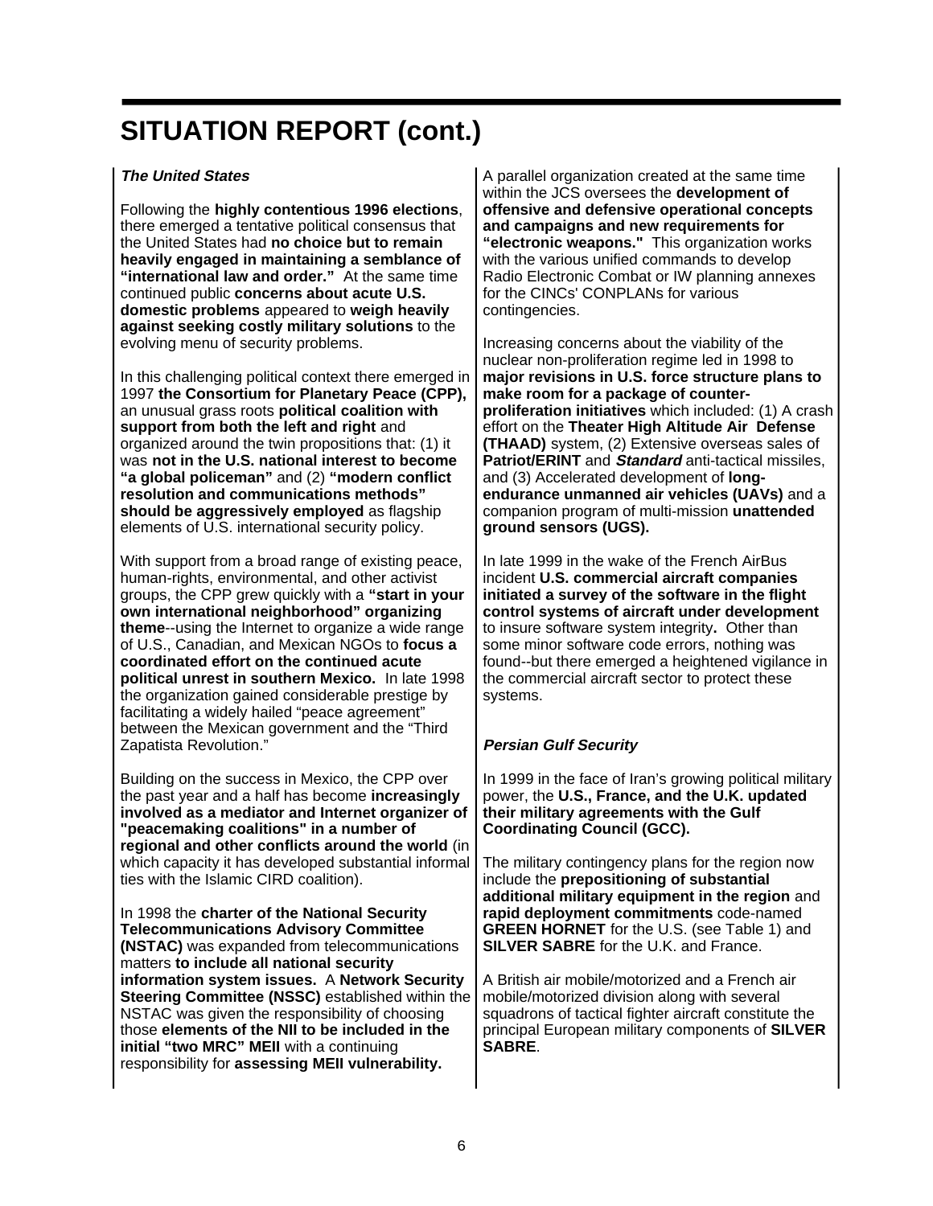# SITUATION REPORT (cont.)

***The United States***

Following the **highly contentious 1996 elections**, there emerged a tentative political consensus that the United States had **no choice but to remain heavily engaged in maintaining a semblance of "international law and order."** At the same time continued public **concerns about acute U.S. domestic problems** appeared to **weigh heavily against seeking costly military solutions** to the evolving menu of security problems.

In this challenging political context there emerged in 1997 **the Consortium for Planetary Peace (CPP),** an unusual grass roots **political coalition with support from both the left and right** and organized around the twin propositions that: (1) it was **not in the U.S. national interest to become "a global policeman"** and (2) **"modern conflict resolution and communications methods" should be aggressively employed** as flagship elements of U.S. international security policy.

With support from a broad range of existing peace, human-rights, environmental, and other activist groups, the CPP grew quickly with a **"start in your own international neighborhood" organizing theme**--using the Internet to organize a wide range of U.S., Canadian, and Mexican NGOs to **focus a coordinated effort on the continued acute political unrest in southern Mexico.** In late 1998 the organization gained considerable prestige by facilitating a widely hailed "peace agreement" between the Mexican government and the "Third Zapatista Revolution."

Building on the success in Mexico, the CPP over the past year and a half has become **increasingly involved as a mediator and Internet organizer of "peacemaking coalitions" in a number of regional and other conflicts around the world** (in which capacity it has developed substantial informal ties with the Islamic CIRD coalition).

In 1998 the **charter of the National Security Telecommunications Advisory Committee (NSTAC)** was expanded from telecommunications matters **to include all national security information system issues.** A **Network Security Steering Committee (NSSC)** established within the NSTAC was given the responsibility of choosing those **elements of the NII to be included in the initial "two MRC" MEII** with a continuing responsibility for **assessing MEII vulnerability.**

A parallel organization created at the same time within the JCS oversees the **development of offensive and defensive operational concepts and campaigns and new requirements for "electronic weapons."** This organization works with the various unified commands to develop Radio Electronic Combat or IW planning annexes for the CINCs' CONPLANs for various contingencies.

Increasing concerns about the viability of the nuclear non-proliferation regime led in 1998 to **major revisions in U.S. force structure plans to make room for a package of counter-proliferation initiatives** which included: (1) A crash effort on the **Theater High Altitude Air Defense (THAAD)** system, (2) Extensive overseas sales of **Patriot/ERINT** and ***Standard*** anti-tactical missiles, and (3) Accelerated development of **long-endurance unmanned air vehicles (UAVs)** and a companion program of multi-mission **unattended ground sensors (UGS).**

In late 1999 in the wake of the French AirBus incident **U.S. commercial aircraft companies initiated a survey of the software in the flight control systems of aircraft under development** to insure software system integrity**.** Other than some minor software code errors, nothing was found--but there emerged a heightened vigilance in the commercial aircraft sector to protect these systems.

***Persian Gulf Security***

In 1999 in the face of Iran's growing political military power, the **U.S., France, and the U.K. updated their military agreements with the Gulf Coordinating Council (GCC).**

The military contingency plans for the region now include the **prepositioning of substantial additional military equipment in the region** and **rapid deployment commitments** code-named **GREEN HORNET** for the U.S. (see Table 1) and **SILVER SABRE** for the U.K. and France.

A British air mobile/motorized and a French air mobile/motorized division along with several squadrons of tactical fighter aircraft constitute the principal European military components of **SILVER SABRE**.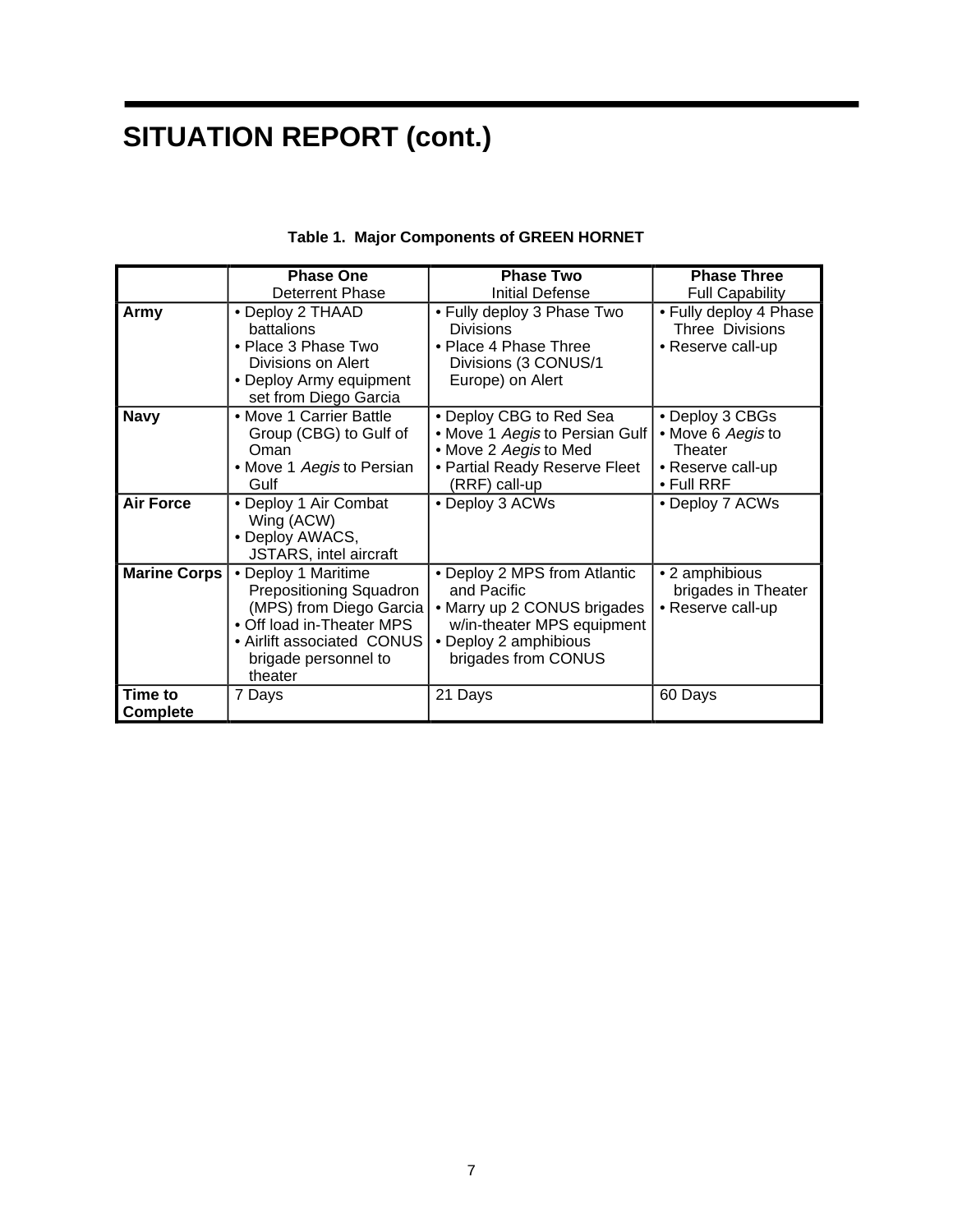# SITUATION REPORT (cont.)

**Table 1. Major Components of GREEN HORNET**

| | **Phase One**<br>Deterrent Phase | **Phase Two**<br>Initial Defense | **Phase Three**<br>Full Capability |
|---|---|---|---|
| **Army** | • Deploy 2 THAAD battalions<br>• Place 3 Phase Two Divisions on Alert<br>• Deploy Army equipment set from Diego Garcia | • Fully deploy 3 Phase Two Divisions<br>• Place 4 Phase Three Divisions (3 CONUS/1 Europe) on Alert | • Fully deploy 4 Phase Three Divisions<br>• Reserve call-up |
| **Navy** | • Move 1 Carrier Battle Group (CBG) to Gulf of Oman<br>• Move 1 *Aegis* to Persian Gulf | • Deploy CBG to Red Sea<br>• Move 1 *Aegis* to Persian Gulf<br>• Move 2 *Aegis* to Med<br>• Partial Ready Reserve Fleet (RRF) call-up | • Deploy 3 CBGs<br>• Move 6 *Aegis* to Theater<br>• Reserve call-up<br>• Full RRF |
| **Air Force** | • Deploy 1 Air Combat Wing (ACW)<br>• Deploy AWACS, JSTARS, intel aircraft | • Deploy 3 ACWs | • Deploy 7 ACWs |
| **Marine Corps** | • Deploy 1 Maritime Prepositioning Squadron (MPS) from Diego Garcia<br>• Off load in-Theater MPS<br>• Airlift associated CONUS brigade personnel to theater | • Deploy 2 MPS from Atlantic and Pacific<br>• Marry up 2 CONUS brigades w/in-theater MPS equipment<br>• Deploy 2 amphibious brigades from CONUS | • 2 amphibious brigades in Theater<br>• Reserve call-up |
| **Time to Complete** | 7 Days | 21 Days | 60 Days |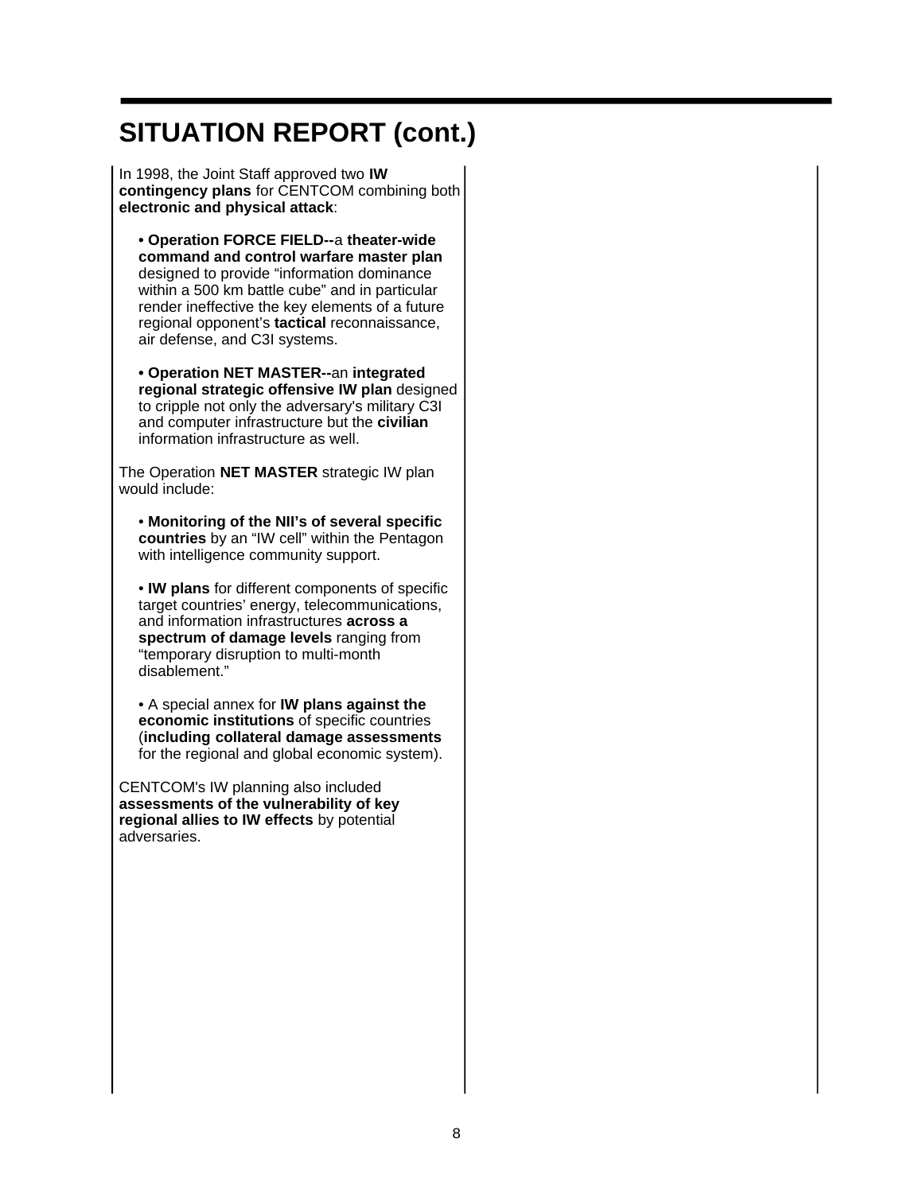# SITUATION REPORT (cont.)

In 1998, the Joint Staff approved two **IW contingency plans** for CENTCOM combining both **electronic and physical attack**:

- **Operation FORCE FIELD--**a **theater-wide command and control warfare master plan** designed to provide "information dominance within a 500 km battle cube" and in particular render ineffective the key elements of a future regional opponent's **tactical** reconnaissance, air defense, and C3I systems.

- **Operation NET MASTER--**an **integrated regional strategic offensive IW plan** designed to cripple not only the adversary's military C3I and computer infrastructure but the **civilian** information infrastructure as well.

The Operation **NET MASTER** strategic IW plan would include:

- **Monitoring of the NII's of several specific countries** by an "IW cell" within the Pentagon with intelligence community support.

- **IW plans** for different components of specific target countries' energy, telecommunications, and information infrastructures **across a spectrum of damage levels** ranging from "temporary disruption to multi-month disablement."

- A special annex for **IW plans against the economic institutions** of specific countries (**including collateral damage assessments** for the regional and global economic system).

CENTCOM's IW planning also included **assessments of the vulnerability of key regional allies to IW effects** by potential adversaries.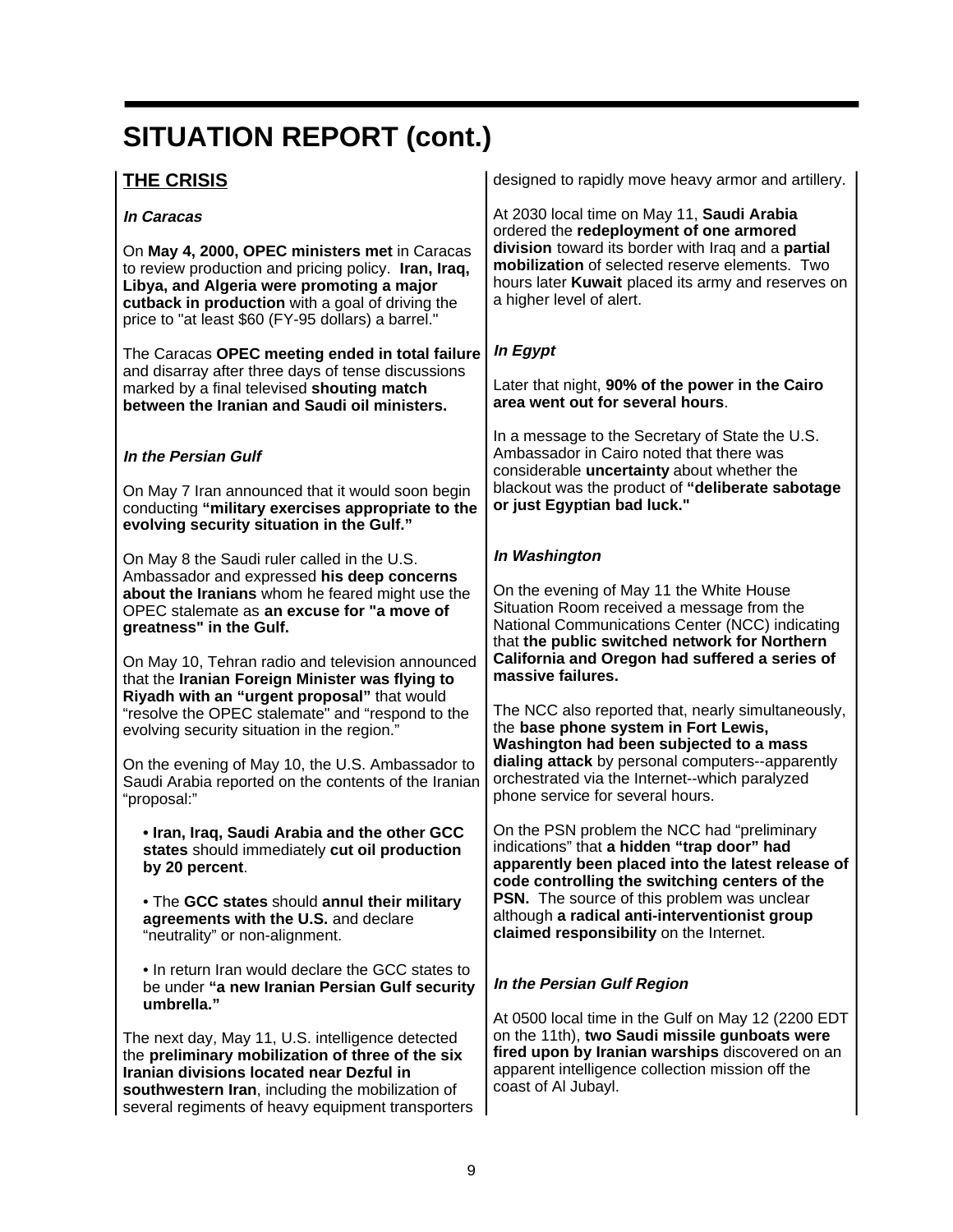# SITUATION REPORT (cont.)

## THE CRISIS

### *In Caracas*

On **May 4, 2000, OPEC ministers met** in Caracas to review production and pricing policy. **Iran, Iraq, Libya, and Algeria were promoting a major cutback in production** with a goal of driving the price to "at least $60 (FY-95 dollars) a barrel."

The Caracas **OPEC meeting ended in total failure** and disarray after three days of tense discussions marked by a final televised **shouting match between the Iranian and Saudi oil ministers.**

### *In the Persian Gulf*

On May 7 Iran announced that it would soon begin conducting **"military exercises appropriate to the evolving security situation in the Gulf."**

On May 8 the Saudi ruler called in the U.S. Ambassador and expressed **his deep concerns about the Iranians** whom he feared might use the OPEC stalemate as **an excuse for "a move of greatness" in the Gulf.**

On May 10, Tehran radio and television announced that the **Iranian Foreign Minister was flying to Riyadh with an "urgent proposal"** that would "resolve the OPEC stalemate" and "respond to the evolving security situation in the region."

On the evening of May 10, the U.S. Ambassador to Saudi Arabia reported on the contents of the Iranian "proposal:"

- **Iran, Iraq, Saudi Arabia and the other GCC states** should immediately **cut oil production by 20 percent**.
- The **GCC states** should **annul their military agreements with the U.S.** and declare "neutrality" or non-alignment.
- In return Iran would declare the GCC states to be under **"a new Iranian Persian Gulf security umbrella."**

The next day, May 11, U.S. intelligence detected the **preliminary mobilization of three of the six Iranian divisions located near Dezful in southwestern Iran**, including the mobilization of several regiments of heavy equipment transporters designed to rapidly move heavy armor and artillery.

At 2030 local time on May 11, **Saudi Arabia** ordered the **redeployment of one armored division** toward its border with Iraq and a **partial mobilization** of selected reserve elements. Two hours later **Kuwait** placed its army and reserves on a higher level of alert.

### *In Egypt*

Later that night, **90% of the power in the Cairo area went out for several hours**.

In a message to the Secretary of State the U.S. Ambassador in Cairo noted that there was considerable **uncertainty** about whether the blackout was the product of **"deliberate sabotage or just Egyptian bad luck."**

### *In Washington*

On the evening of May 11 the White House Situation Room received a message from the National Communications Center (NCC) indicating that **the public switched network for Northern California and Oregon had suffered a series of massive failures.**

The NCC also reported that, nearly simultaneously, the **base phone system in Fort Lewis, Washington had been subjected to a mass dialing attack** by personal computers--apparently orchestrated via the Internet--which paralyzed phone service for several hours.

On the PSN problem the NCC had "preliminary indications" that **a hidden "trap door" had apparently been placed into the latest release of code controlling the switching centers of the PSN.** The source of this problem was unclear although **a radical anti-interventionist group claimed responsibility** on the Internet.

### *In the Persian Gulf Region*

At 0500 local time in the Gulf on May 12 (2200 EDT on the 11th), **two Saudi missile gunboats were fired upon by Iranian warships** discovered on an apparent intelligence collection mission off the coast of Al Jubayl.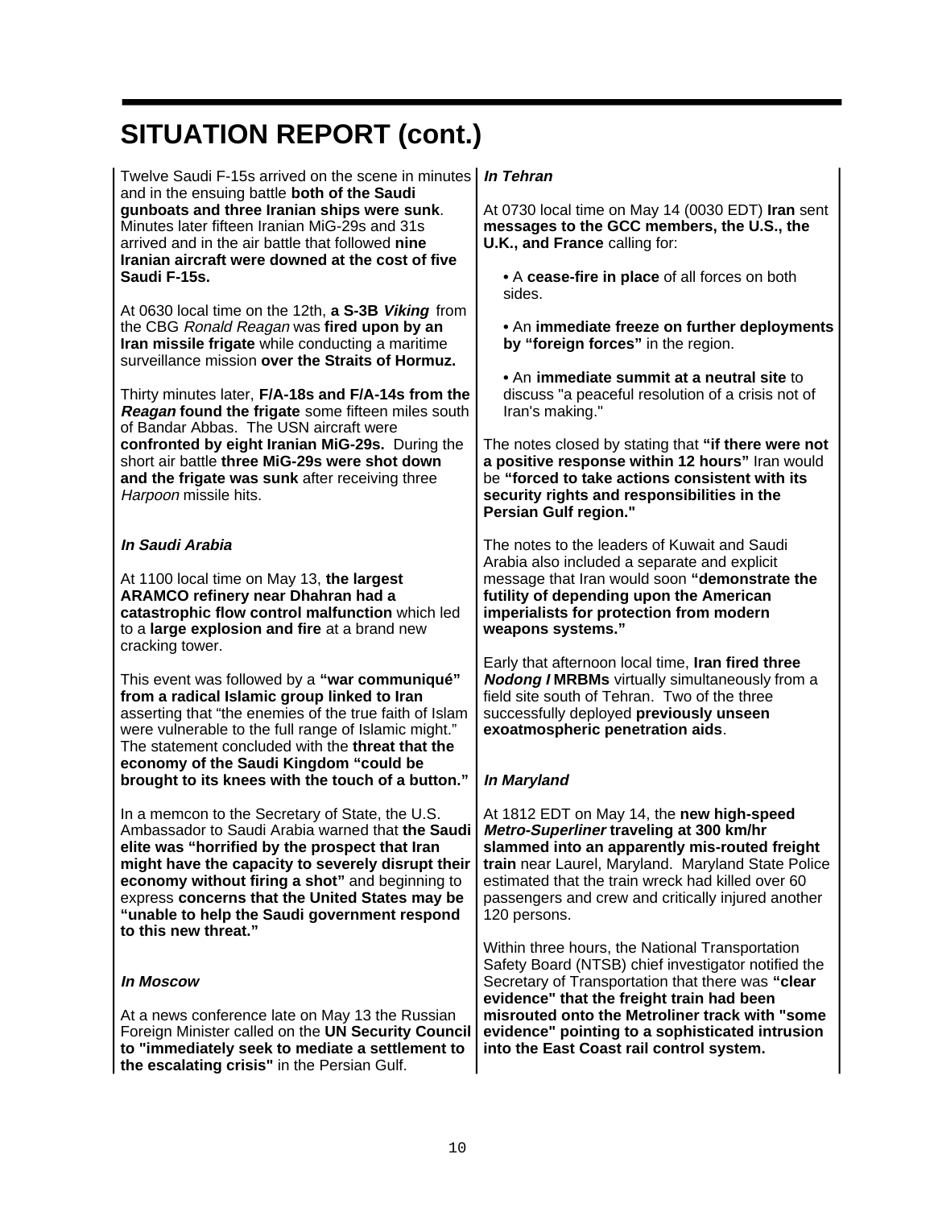# SITUATION REPORT (cont.)

Twelve Saudi F-15s arrived on the scene in minutes and in the ensuing battle **both of the Saudi gunboats and three Iranian ships were sunk**. Minutes later fifteen Iranian MiG-29s and 31s arrived and in the air battle that followed **nine Iranian aircraft were downed at the cost of five Saudi F-15s.**

At 0630 local time on the 12th, **a S-3B *Viking*** from the CBG *Ronald Reagan* was **fired upon by an Iran missile frigate** while conducting a maritime surveillance mission **over the Straits of Hormuz.**

Thirty minutes later, **F/A-18s and F/A-14s from the *Reagan* found the frigate** some fifteen miles south of Bandar Abbas. The USN aircraft were **confronted by eight Iranian MiG-29s.** During the short air battle **three MiG-29s were shot down and the frigate was sunk** after receiving three *Harpoon* missile hits.

***In Saudi Arabia***

At 1100 local time on May 13, **the largest ARAMCO refinery near Dhahran had a catastrophic flow control malfunction** which led to a **large explosion and fire** at a brand new cracking tower.

This event was followed by a **"war communiqué" from a radical Islamic group linked to Iran** asserting that "the enemies of the true faith of Islam were vulnerable to the full range of Islamic might." The statement concluded with the **threat that the economy of the Saudi Kingdom "could be brought to its knees with the touch of a button."**

In a memcon to the Secretary of State, the U.S. Ambassador to Saudi Arabia warned that **the Saudi elite was "horrified by the prospect that Iran might have the capacity to severely disrupt their economy without firing a shot"** and beginning to express **concerns that the United States may be "unable to help the Saudi government respond to this new threat."**

***In Moscow***

At a news conference late on May 13 the Russian Foreign Minister called on the **UN Security Council to "immediately seek to mediate a settlement to the escalating crisis"** in the Persian Gulf.

***In Tehran***

At 0730 local time on May 14 (0030 EDT) **Iran** sent **messages to the GCC members, the U.S., the U.K., and France** calling for:

- A **cease-fire in place** of all forces on both sides.
- An **immediate freeze on further deployments by "foreign forces"** in the region.
- An **immediate summit at a neutral site** to discuss "a peaceful resolution of a crisis not of Iran's making."

The notes closed by stating that **"if there were not a positive response within 12 hours"** Iran would be **"forced to take actions consistent with its security rights and responsibilities in the Persian Gulf region."**

The notes to the leaders of Kuwait and Saudi Arabia also included a separate and explicit message that Iran would soon **"demonstrate the futility of depending upon the American imperialists for protection from modern weapons systems."**

Early that afternoon local time, **Iran fired three *Nodong I* MRBMs** virtually simultaneously from a field site south of Tehran. Two of the three successfully deployed **previously unseen exoatmospheric penetration aids**.

***In Maryland***

At 1812 EDT on May 14, the **new high-speed *Metro-Superliner* traveling at 300 km/hr slammed into an apparently mis-routed freight train** near Laurel, Maryland. Maryland State Police estimated that the train wreck had killed over 60 passengers and crew and critically injured another 120 persons.

Within three hours, the National Transportation Safety Board (NTSB) chief investigator notified the Secretary of Transportation that there was **"clear evidence" that the freight train had been misrouted onto the Metroliner track with "some evidence" pointing to a sophisticated intrusion into the East Coast rail control system.**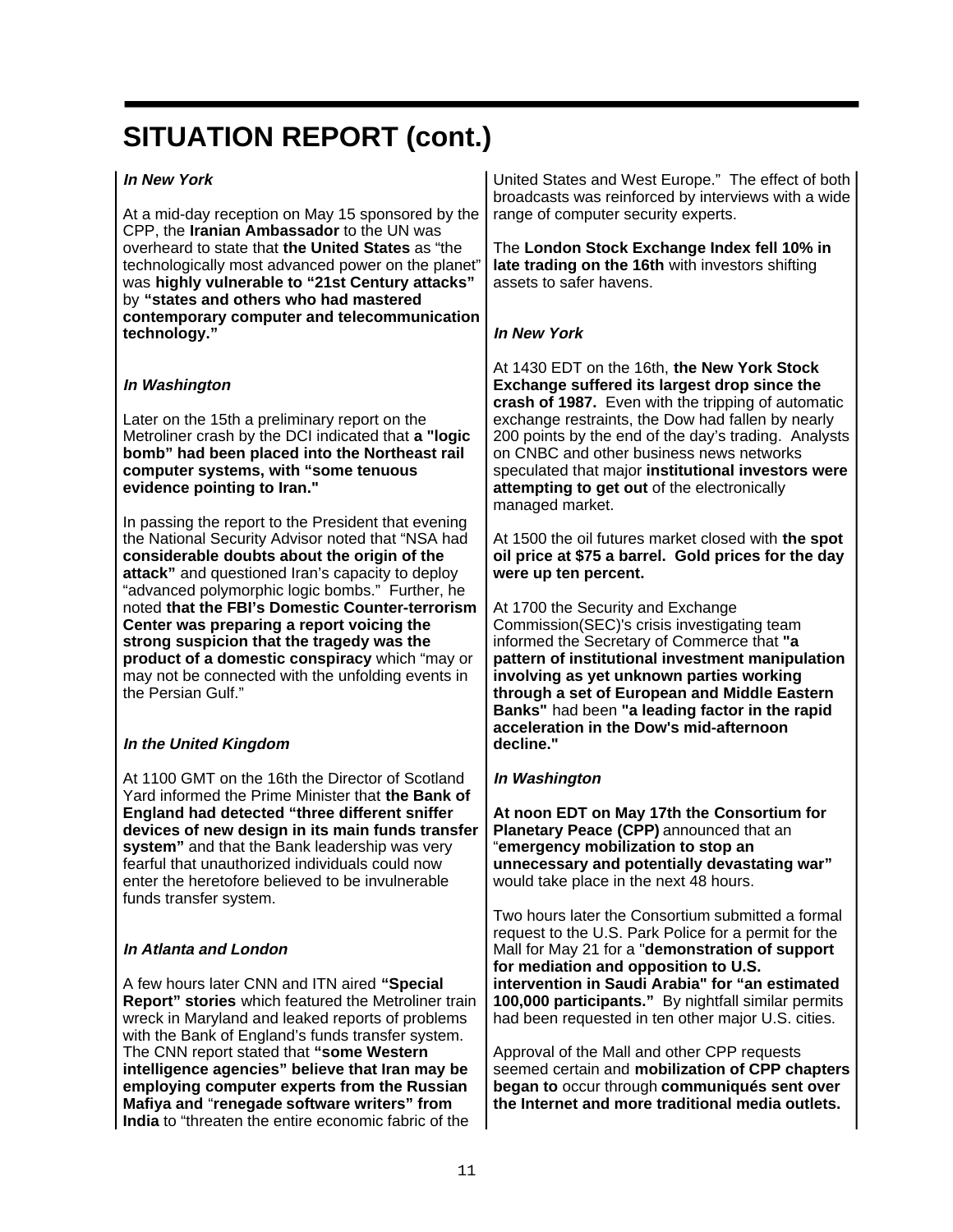# SITUATION REPORT (cont.)

***In New York***

At a mid-day reception on May 15 sponsored by the CPP, the **Iranian Ambassador** to the UN was overheard to state that **the United States** as "the technologically most advanced power on the planet" was **highly vulnerable to "21st Century attacks"** by **"states and others who had mastered contemporary computer and telecommunication technology."**

***In Washington***

Later on the 15th a preliminary report on the Metroliner crash by the DCI indicated that **a "logic bomb" had been placed into the Northeast rail computer systems, with "some tenuous evidence pointing to Iran."**

In passing the report to the President that evening the National Security Advisor noted that "NSA had **considerable doubts about the origin of the attack"** and questioned Iran's capacity to deploy "advanced polymorphic logic bombs." Further, he noted **that the FBI's Domestic Counter-terrorism Center was preparing a report voicing the strong suspicion that the tragedy was the product of a domestic conspiracy** which "may or may not be connected with the unfolding events in the Persian Gulf."

***In the United Kingdom***

At 1100 GMT on the 16th the Director of Scotland Yard informed the Prime Minister that **the Bank of England had detected "three different sniffer devices of new design in its main funds transfer system"** and that the Bank leadership was very fearful that unauthorized individuals could now enter the heretofore believed to be invulnerable funds transfer system.

***In Atlanta and London***

A few hours later CNN and ITN aired **"Special Report" stories** which featured the Metroliner train wreck in Maryland and leaked reports of problems with the Bank of England's funds transfer system. The CNN report stated that **"some Western intelligence agencies" believe that Iran may be employing computer experts from the Russian Mafiya and "renegade software writers" from India** to "threaten the entire economic fabric of the United States and West Europe." The effect of both broadcasts was reinforced by interviews with a wide range of computer security experts.

The **London Stock Exchange Index fell 10% in late trading on the 16th** with investors shifting assets to safer havens.

***In New York***

At 1430 EDT on the 16th, **the New York Stock Exchange suffered its largest drop since the crash of 1987.** Even with the tripping of automatic exchange restraints, the Dow had fallen by nearly 200 points by the end of the day's trading. Analysts on CNBC and other business news networks speculated that major **institutional investors were attempting to get out** of the electronically managed market.

At 1500 the oil futures market closed with **the spot oil price at $75 a barrel. Gold prices for the day were up ten percent.**

At 1700 the Security and Exchange Commission(SEC)'s crisis investigating team informed the Secretary of Commerce that **"a pattern of institutional investment manipulation involving as yet unknown parties working through a set of European and Middle Eastern Banks"** had been **"a leading factor in the rapid acceleration in the Dow's mid-afternoon decline."**

***In Washington***

**At noon EDT on May 17th the Consortium for Planetary Peace (CPP)** announced that an "**emergency mobilization to stop an unnecessary and potentially devastating war"** would take place in the next 48 hours.

Two hours later the Consortium submitted a formal request to the U.S. Park Police for a permit for the Mall for May 21 for a "**demonstration of support for mediation and opposition to U.S. intervention in Saudi Arabia"** for **"an estimated 100,000 participants."** By nightfall similar permits had been requested in ten other major U.S. cities.

Approval of the Mall and other CPP requests seemed certain and **mobilization of CPP chapters began to** occur through **communiqués sent over the Internet and more traditional media outlets.**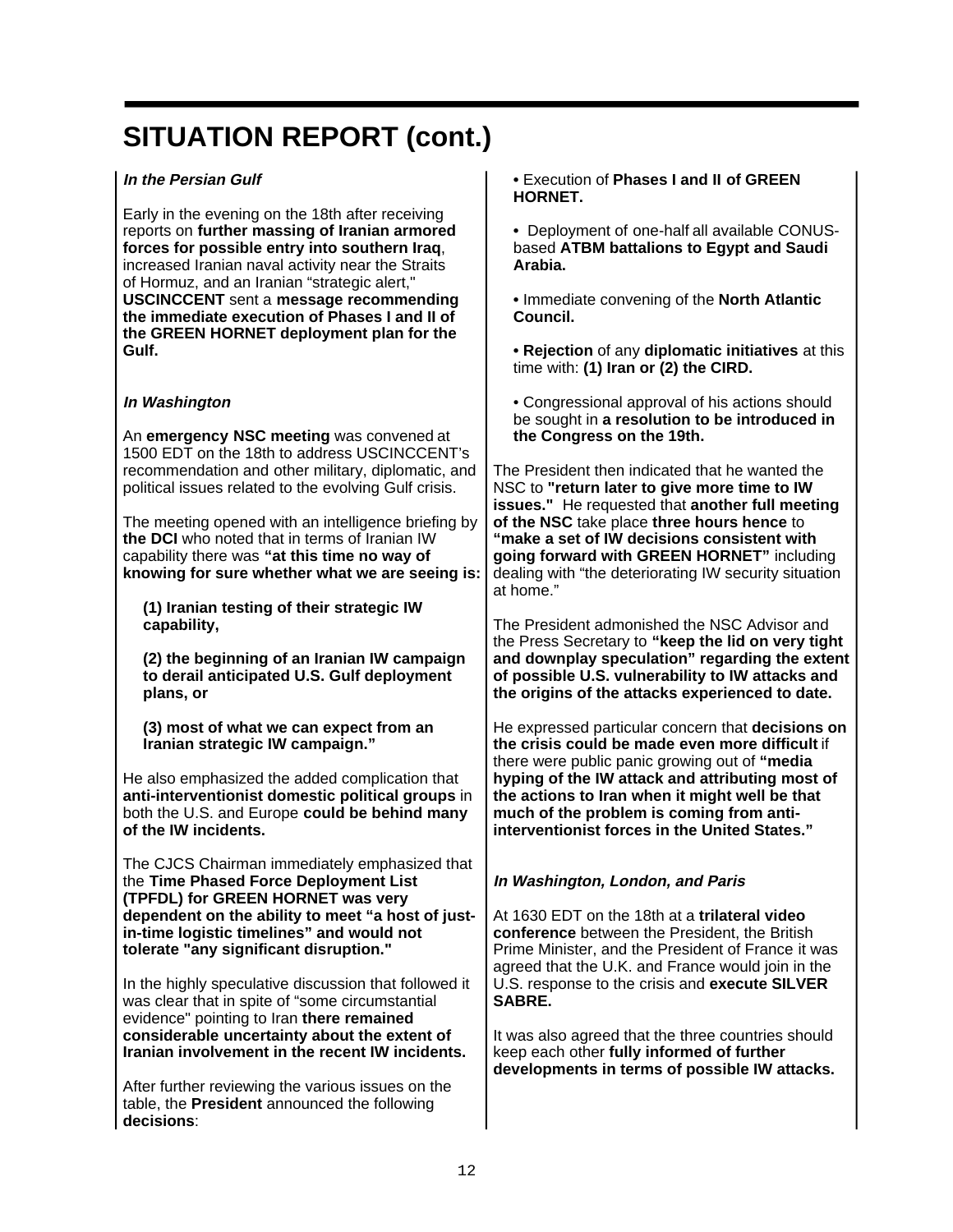# SITUATION REPORT (cont.)

***In the Persian Gulf***

Early in the evening on the 18th after receiving reports on **further massing of Iranian armored forces for possible entry into southern Iraq**, increased Iranian naval activity near the Straits of Hormuz, and an Iranian "strategic alert," **USCINCCENT** sent a **message recommending the immediate execution of Phases I and II of the GREEN HORNET deployment plan for the Gulf.**

***In Washington***

An **emergency NSC meeting** was convened at 1500 EDT on the 18th to address USCINCCENT's recommendation and other military, diplomatic, and political issues related to the evolving Gulf crisis.

The meeting opened with an intelligence briefing by **the DCI** who noted that in terms of Iranian IW capability there was **"at this time no way of knowing for sure whether what we are seeing is:**

> **(1) Iranian testing of their strategic IW capability,**
>
> **(2) the beginning of an Iranian IW campaign to derail anticipated U.S. Gulf deployment plans, or**
>
> **(3) most of what we can expect from an Iranian strategic IW campaign."**

He also emphasized the added complication that **anti-interventionist domestic political groups** in both the U.S. and Europe **could be behind many of the IW incidents.**

The CJCS Chairman immediately emphasized that the **Time Phased Force Deployment List (TPFDL) for GREEN HORNET was very dependent on the ability to meet "a host of just-in-time logistic timelines" and would not tolerate "any significant disruption."**

In the highly speculative discussion that followed it was clear that in spite of "some circumstantial evidence" pointing to Iran **there remained considerable uncertainty about the extent of Iranian involvement in the recent IW incidents.**

After further reviewing the various issues on the table, the **President** announced the following **decisions**:

- Execution of **Phases I and II of GREEN HORNET.**
- Deployment of one-half all available CONUS-based **ATBM battalions to Egypt and Saudi Arabia.**
- Immediate convening of the **North Atlantic Council.**
- **Rejection** of any **diplomatic initiatives** at this time with: **(1) Iran or (2) the CIRD.**
- Congressional approval of his actions should be sought in **a resolution to be introduced in the Congress on the 19th.**

The President then indicated that he wanted the NSC to **"return later to give more time to IW issues."** He requested that **another full meeting of the NSC** take place **three hours hence** to **"make a set of IW decisions consistent with going forward with GREEN HORNET"** including dealing with "the deteriorating IW security situation at home."

The President admonished the NSC Advisor and the Press Secretary to **"keep the lid on very tight and downplay speculation" regarding the extent of possible U.S. vulnerability to IW attacks and the origins of the attacks experienced to date.**

He expressed particular concern that **decisions on the crisis could be made even more difficult** if there were public panic growing out of **"media hyping of the IW attack and attributing most of the actions to Iran when it might well be that much of the problem is coming from anti-interventionist forces in the United States."**

***In Washington, London, and Paris***

At 1630 EDT on the 18th at a **trilateral video conference** between the President, the British Prime Minister, and the President of France it was agreed that the U.K. and France would join in the U.S. response to the crisis and **execute SILVER SABRE.**

It was also agreed that the three countries should keep each other **fully informed of further developments in terms of possible IW attacks.**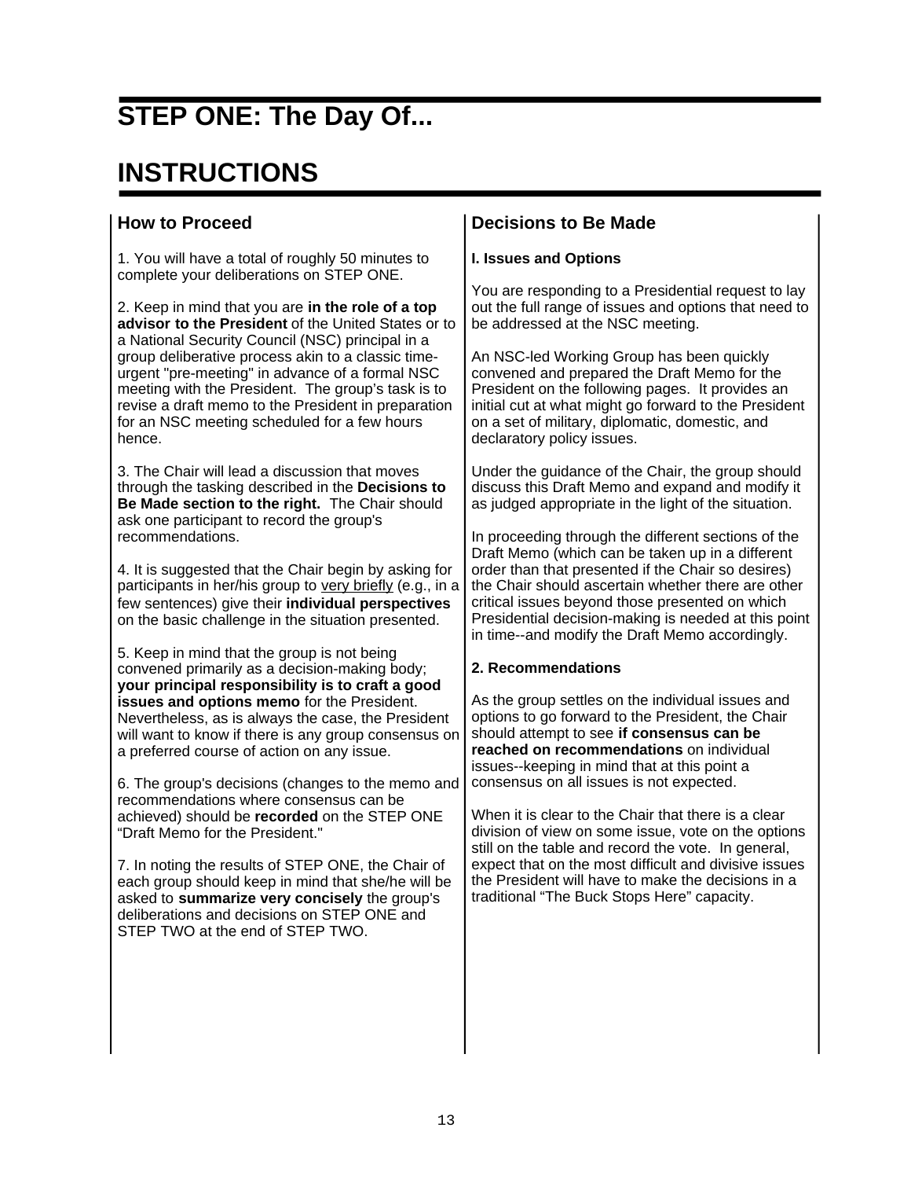# STEP ONE: The Day Of...

# INSTRUCTIONS

## How to Proceed

1. You will have a total of roughly 50 minutes to complete your deliberations on STEP ONE.

2. Keep in mind that you are **in the role of a top advisor to the President** of the United States or to a National Security Council (NSC) principal in a group deliberative process akin to a classic time-urgent "pre-meeting" in advance of a formal NSC meeting with the President. The group's task is to revise a draft memo to the President in preparation for an NSC meeting scheduled for a few hours hence.

3. The Chair will lead a discussion that moves through the tasking described in the **Decisions to Be Made section to the right.** The Chair should ask one participant to record the group's recommendations.

4. It is suggested that the Chair begin by asking for participants in her/his group to <u>very briefly</u> (e.g., in a few sentences) give their **individual perspectives** on the basic challenge in the situation presented.

5. Keep in mind that the group is not being convened primarily as a decision-making body; **your principal responsibility is to craft a good issues and options memo** for the President. Nevertheless, as is always the case, the President will want to know if there is any group consensus on a preferred course of action on any issue.

6. The group's decisions (changes to the memo and recommendations where consensus can be achieved) should be **recorded** on the STEP ONE "Draft Memo for the President."

7. In noting the results of STEP ONE, the Chair of each group should keep in mind that she/he will be asked to **summarize very concisely** the group's deliberations and decisions on STEP ONE and STEP TWO at the end of STEP TWO.

## Decisions to Be Made

### I. Issues and Options

You are responding to a Presidential request to lay out the full range of issues and options that need to be addressed at the NSC meeting.

An NSC-led Working Group has been quickly convened and prepared the Draft Memo for the President on the following pages. It provides an initial cut at what might go forward to the President on a set of military, diplomatic, domestic, and declaratory policy issues.

Under the guidance of the Chair, the group should discuss this Draft Memo and expand and modify it as judged appropriate in the light of the situation.

In proceeding through the different sections of the Draft Memo (which can be taken up in a different order than that presented if the Chair so desires) the Chair should ascertain whether there are other critical issues beyond those presented on which Presidential decision-making is needed at this point in time--and modify the Draft Memo accordingly.

### 2. Recommendations

As the group settles on the individual issues and options to go forward to the President, the Chair should attempt to see **if consensus can be reached on recommendations** on individual issues--keeping in mind that at this point a consensus on all issues is not expected.

When it is clear to the Chair that there is a clear division of view on some issue, vote on the options still on the table and record the vote. In general, expect that on the most difficult and divisive issues the President will have to make the decisions in a traditional "The Buck Stops Here" capacity.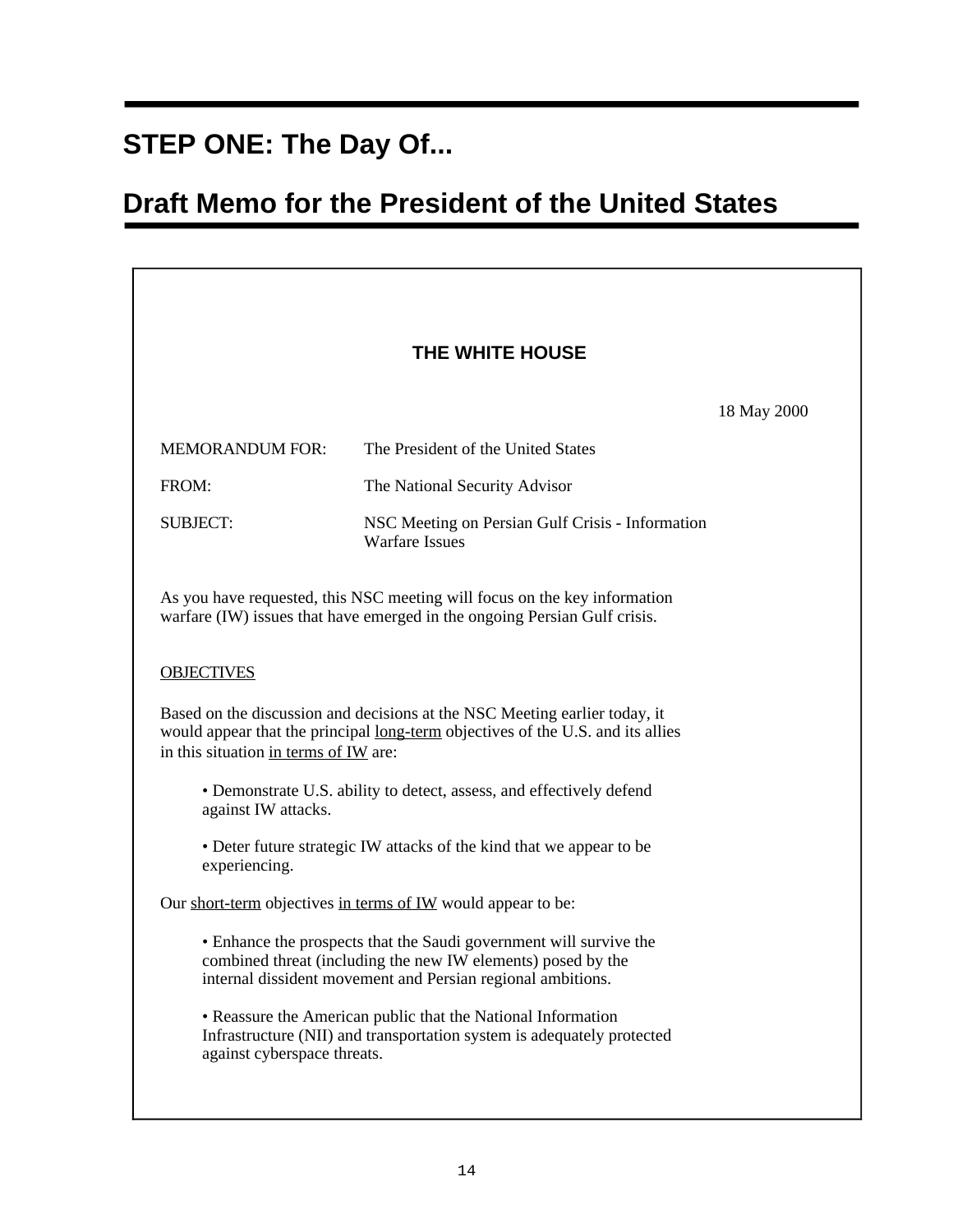# STEP ONE: The Day Of...

# Draft Memo for the President of the United States

**THE WHITE HOUSE**

18 May 2000

MEMORANDUM FOR: The President of the United States

FROM: The National Security Advisor

SUBJECT: NSC Meeting on Persian Gulf Crisis - Information Warfare Issues

As you have requested, this NSC meeting will focus on the key information warfare (IW) issues that have emerged in the ongoing Persian Gulf crisis.

<u>OBJECTIVES</u>

Based on the discussion and decisions at the NSC Meeting earlier today, it would appear that the principal <u>long-term</u> objectives of the U.S. and its allies in this situation <u>in terms of IW</u> are:

- Demonstrate U.S. ability to detect, assess, and effectively defend against IW attacks.
- Deter future strategic IW attacks of the kind that we appear to be experiencing.

Our <u>short-term</u> objectives <u>in terms of IW</u> would appear to be:

- Enhance the prospects that the Saudi government will survive the combined threat (including the new IW elements) posed by the internal dissident movement and Persian regional ambitions.
- Reassure the American public that the National Information Infrastructure (NII) and transportation system is adequately protected against cyberspace threats.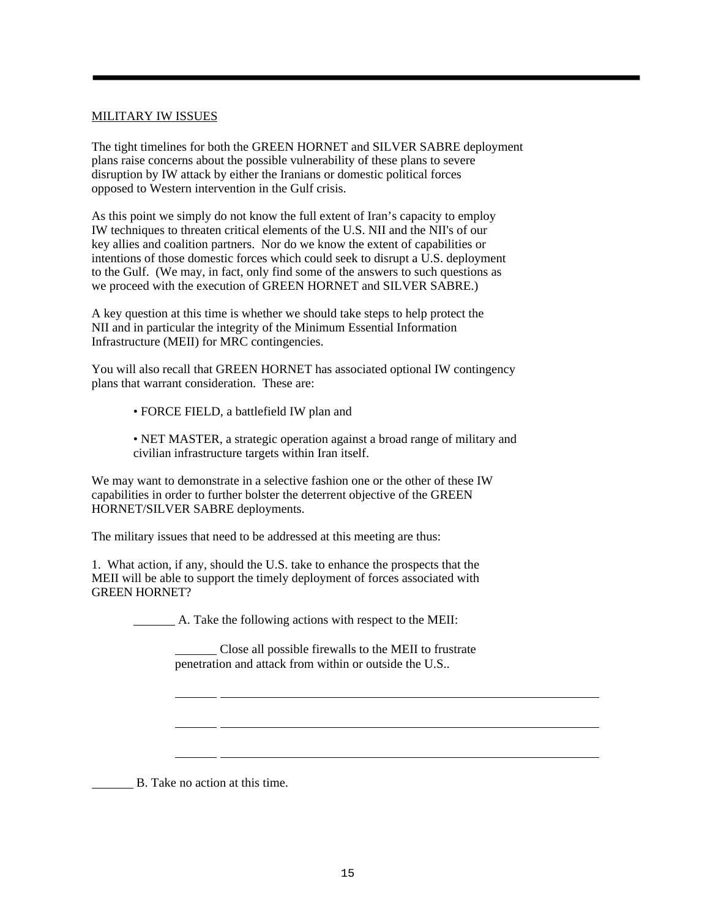MILITARY IW ISSUES

The tight timelines for both the GREEN HORNET and SILVER SABRE deployment plans raise concerns about the possible vulnerability of these plans to severe disruption by IW attack by either the Iranians or domestic political forces opposed to Western intervention in the Gulf crisis.

As this point we simply do not know the full extent of Iran's capacity to employ IW techniques to threaten critical elements of the U.S. NII and the NII's of our key allies and coalition partners. Nor do we know the extent of capabilities or intentions of those domestic forces which could seek to disrupt a U.S. deployment to the Gulf. (We may, in fact, only find some of the answers to such questions as we proceed with the execution of GREEN HORNET and SILVER SABRE.)

A key question at this time is whether we should take steps to help protect the NII and in particular the integrity of the Minimum Essential Information Infrastructure (MEII) for MRC contingencies.

You will also recall that GREEN HORNET has associated optional IW contingency plans that warrant consideration. These are:

- FORCE FIELD, a battlefield IW plan and
- NET MASTER, a strategic operation against a broad range of military and civilian infrastructure targets within Iran itself.

We may want to demonstrate in a selective fashion one or the other of these IW capabilities in order to further bolster the deterrent objective of the GREEN HORNET/SILVER SABRE deployments.

The military issues that need to be addressed at this meeting are thus:

1. What action, if any, should the U.S. take to enhance the prospects that the MEII will be able to support the timely deployment of forces associated with GREEN HORNET?

_______ A. Take the following actions with respect to the MEII:

_______ Close all possible firewalls to the MEII to frustrate penetration and attack from within or outside the U.S..

_______ _______________________________________________

_______ _______________________________________________

_______ _______________________________________________

_______ B. Take no action at this time.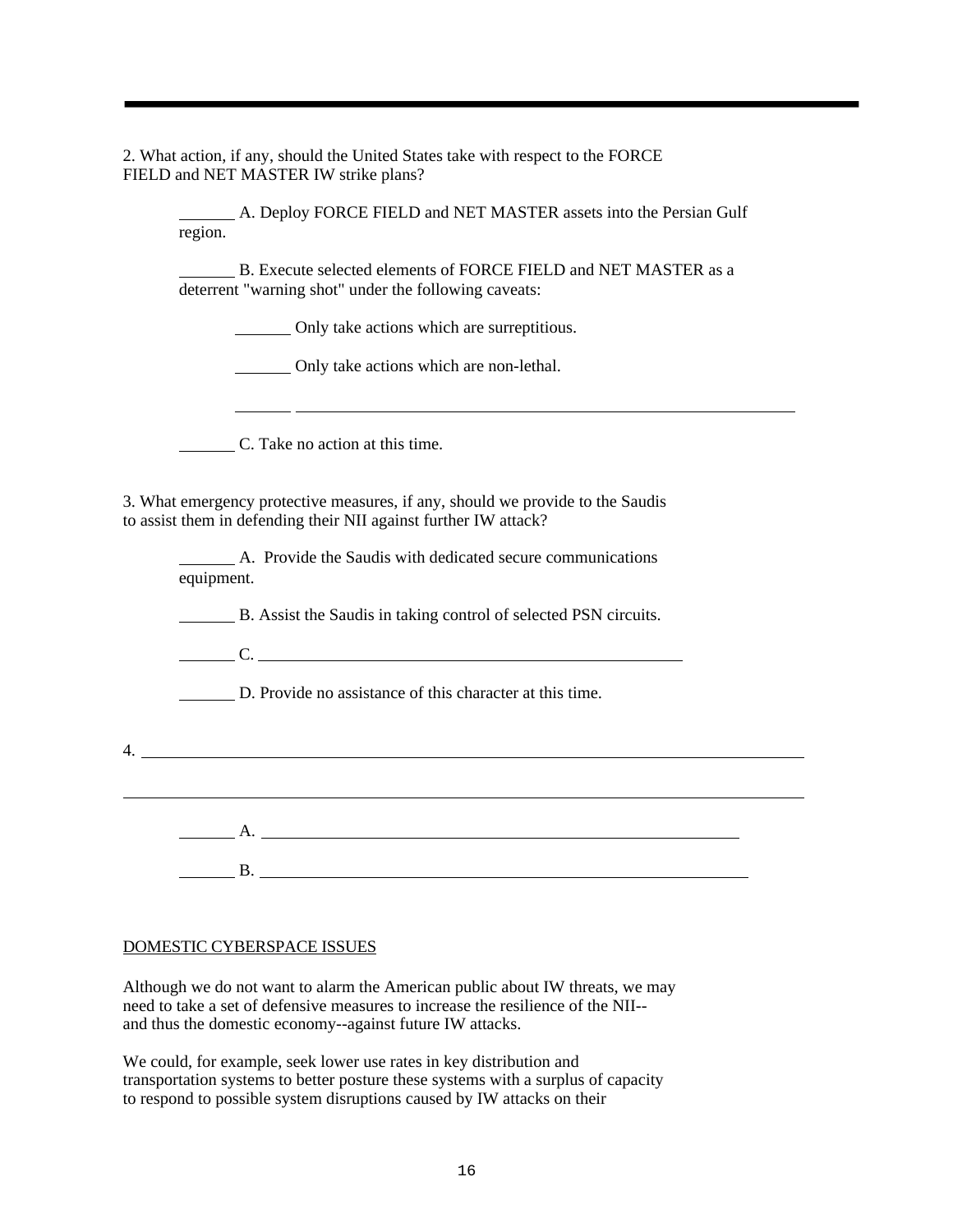2. What action, if any, should the United States take with respect to the FORCE FIELD and NET MASTER IW strike plans?

_______ A. Deploy FORCE FIELD and NET MASTER assets into the Persian Gulf region.

_______ B. Execute selected elements of FORCE FIELD and NET MASTER as a deterrent "warning shot" under the following caveats:

_______ Only take actions which are surreptitious.

_______ Only take actions which are non-lethal.

_______ _______________________________________________

_______ C. Take no action at this time.

3. What emergency protective measures, if any, should we provide to the Saudis to assist them in defending their NII against further IW attack?

_______ A. Provide the Saudis with dedicated secure communications equipment.

_______ B. Assist the Saudis in taking control of selected PSN circuits.

_______ C. _______________________________________

_______ D. Provide no assistance of this character at this time.

4. ____________________________________________________________

____________________________________________________________

_______ A. ______________________________________________

_______ B. ______________________________________________

DOMESTIC CYBERSPACE ISSUES

Although we do not want to alarm the American public about IW threats, we may need to take a set of defensive measures to increase the resilience of the NII--and thus the domestic economy--against future IW attacks.

We could, for example, seek lower use rates in key distribution and transportation systems to better posture these systems with a surplus of capacity to respond to possible system disruptions caused by IW attacks on their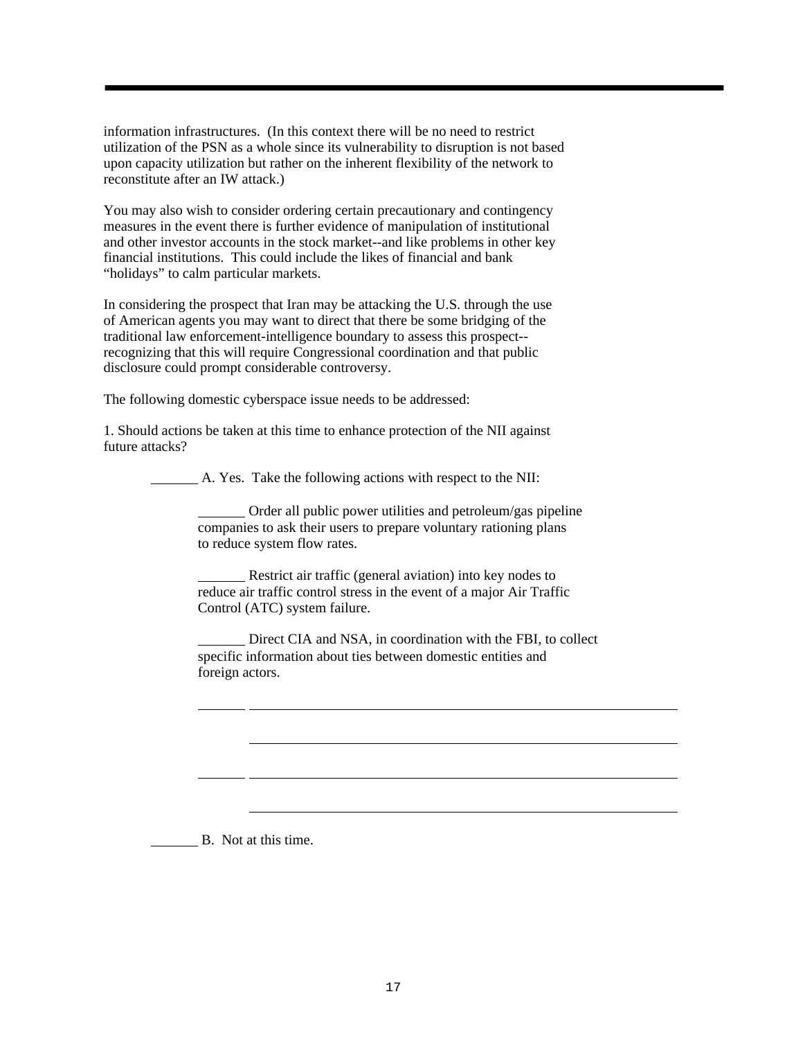information infrastructures. (In this context there will be no need to restrict utilization of the PSN as a whole since its vulnerability to disruption is not based upon capacity utilization but rather on the inherent flexibility of the network to reconstitute after an IW attack.)

You may also wish to consider ordering certain precautionary and contingency measures in the event there is further evidence of manipulation of institutional and other investor accounts in the stock market--and like problems in other key financial institutions. This could include the likes of financial and bank "holidays" to calm particular markets.

In considering the prospect that Iran may be attacking the U.S. through the use of American agents you may want to direct that there be some bridging of the traditional law enforcement-intelligence boundary to assess this prospect--recognizing that this will require Congressional coordination and that public disclosure could prompt considerable controversy.

The following domestic cyberspace issue needs to be addressed:

1. Should actions be taken at this time to enhance protection of the NII against future attacks?

_______ A. Yes. Take the following actions with respect to the NII:

> _______ Order all public power utilities and petroleum/gas pipeline companies to ask their users to prepare voluntary rationing plans to reduce system flow rates.
>
> _______ Restrict air traffic (general aviation) into key nodes to reduce air traffic control stress in the event of a major Air Traffic Control (ATC) system failure.
>
> _______ Direct CIA and NSA, in coordination with the FBI, to collect specific information about ties between domestic entities and foreign actors.
>
> _______ ____________________________________________
>
> ____________________________________________
>
> _______ ____________________________________________
>
> ____________________________________________

_______ B. Not at this time.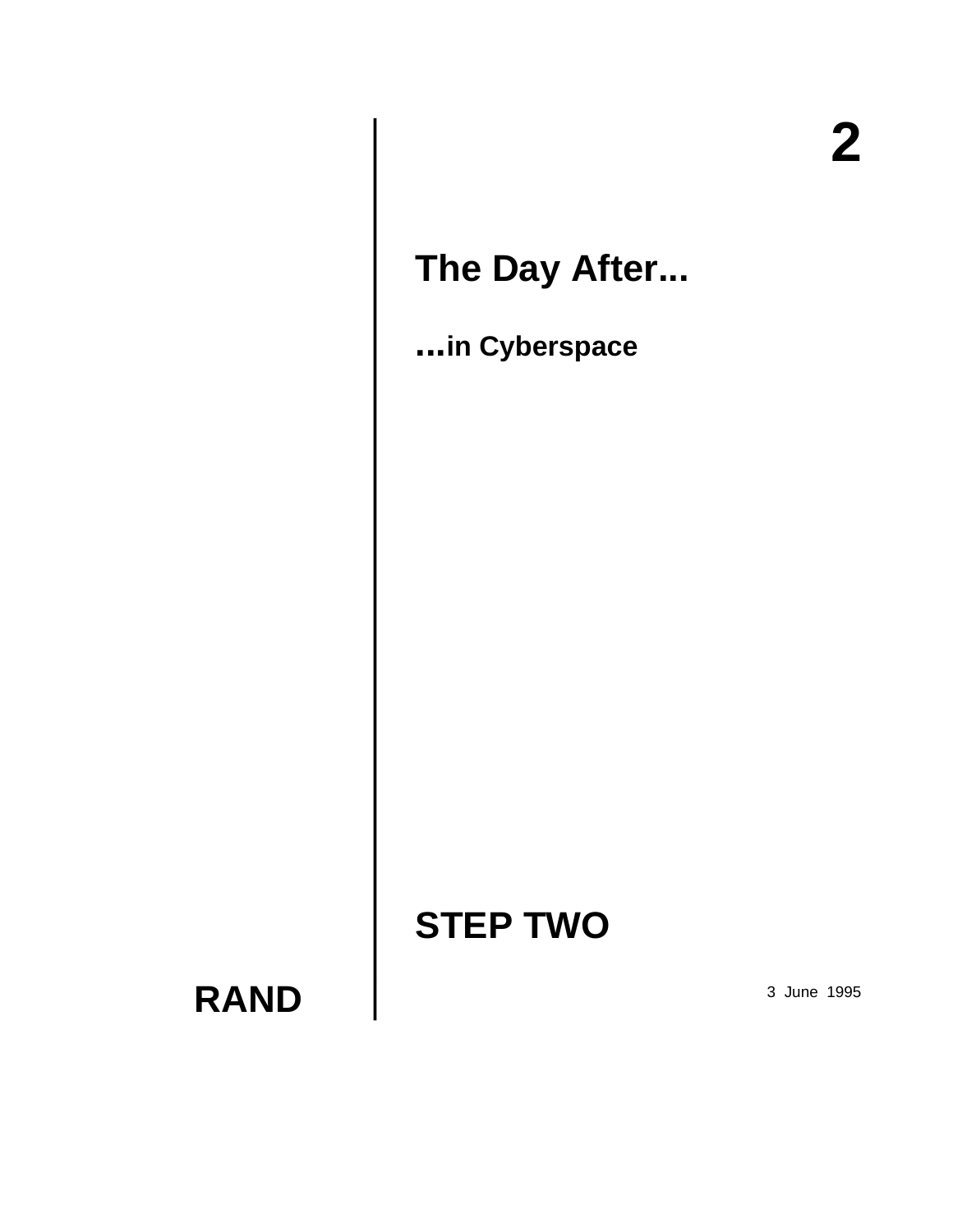# 2

## The Day After...

### ...in Cyberspace

## STEP TWO

**RAND**

3 June 1995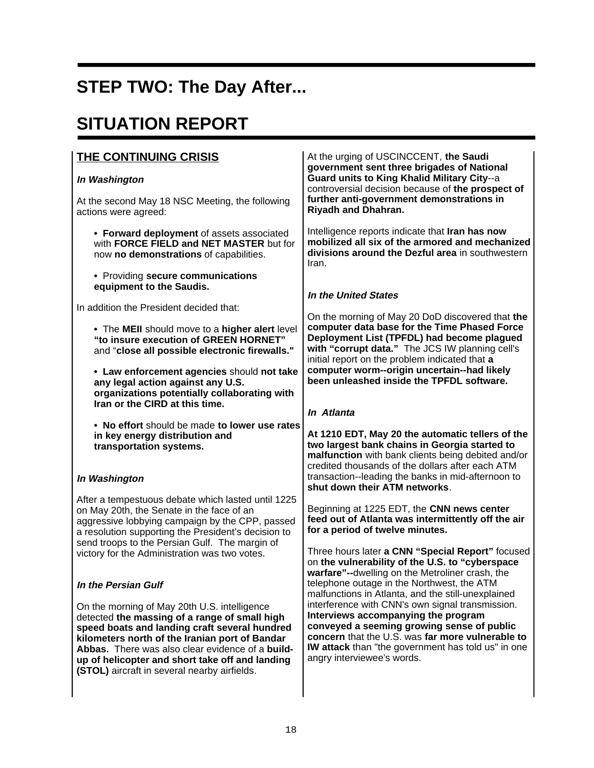# STEP TWO: The Day After...

# SITUATION REPORT

## THE CONTINUING CRISIS

***In Washington***

At the second May 18 NSC Meeting, the following actions were agreed:

- **Forward deployment** of assets associated with **FORCE FIELD and NET MASTER** but for now **no demonstrations** of capabilities.

- Providing **secure communications equipment to the Saudis.**

In addition the President decided that:

- The **MEII** should move to a **higher alert** level **"to insure execution of GREEN HORNET"** and "**close all possible electronic firewalls."**

- **Law enforcement agencies** should **not take any legal action against any U.S. organizations potentially collaborating with Iran or the CIRD at this time.**

- **No effort** should be made **to lower use rates in key energy distribution and transportation systems.**

***In Washington***

After a tempestuous debate which lasted until 1225 on May 20th, the Senate in the face of an aggressive lobbying campaign by the CPP, passed a resolution supporting the President's decision to send troops to the Persian Gulf. The margin of victory for the Administration was two votes.

***In the Persian Gulf***

On the morning of May 20th U.S. intelligence detected **the massing of a range of small high speed boats and landing craft several hundred kilometers north of the Iranian port of Bandar Abbas.** There was also clear evidence of a **build-up of helicopter and short take off and landing (STOL)** aircraft in several nearby airfields.

At the urging of USCINCCENT, **the Saudi government sent three brigades of National Guard units to King Khalid Military City**--a controversial decision because of **the prospect of further anti-government demonstrations in Riyadh and Dhahran.**

Intelligence reports indicate that **Iran has now mobilized all six of the armored and mechanized divisions around the Dezful area** in southwestern Iran.

***In the United States***

On the morning of May 20 DoD discovered that **the computer data base for the Time Phased Force Deployment List (TPFDL) had become plagued with "corrupt data."** The JCS IW planning cell's initial report on the problem indicated that **a computer worm--origin uncertain--had likely been unleashed inside the TPFDL software.**

***In Atlanta***

**At 1210 EDT, May 20 the automatic tellers of the two largest bank chains in Georgia started to malfunction** with bank clients being debited and/or credited thousands of the dollars after each ATM transaction--leading the banks in mid-afternoon to **shut down their ATM networks**.

Beginning at 1225 EDT, the **CNN news center feed out of Atlanta was intermittently off the air for a period of twelve minutes.**

Three hours later **a CNN "Special Report"** focused on **the vulnerability of the U.S. to "cyberspace warfare"--**dwelling on the Metroliner crash, the telephone outage in the Northwest, the ATM malfunctions in Atlanta, and the still-unexplained interference with CNN's own signal transmission. **Interviews accompanying the program conveyed a seeming growing sense of public concern** that the U.S. was **far more vulnerable to IW attack** than "the government has told us" in one angry interviewee's words.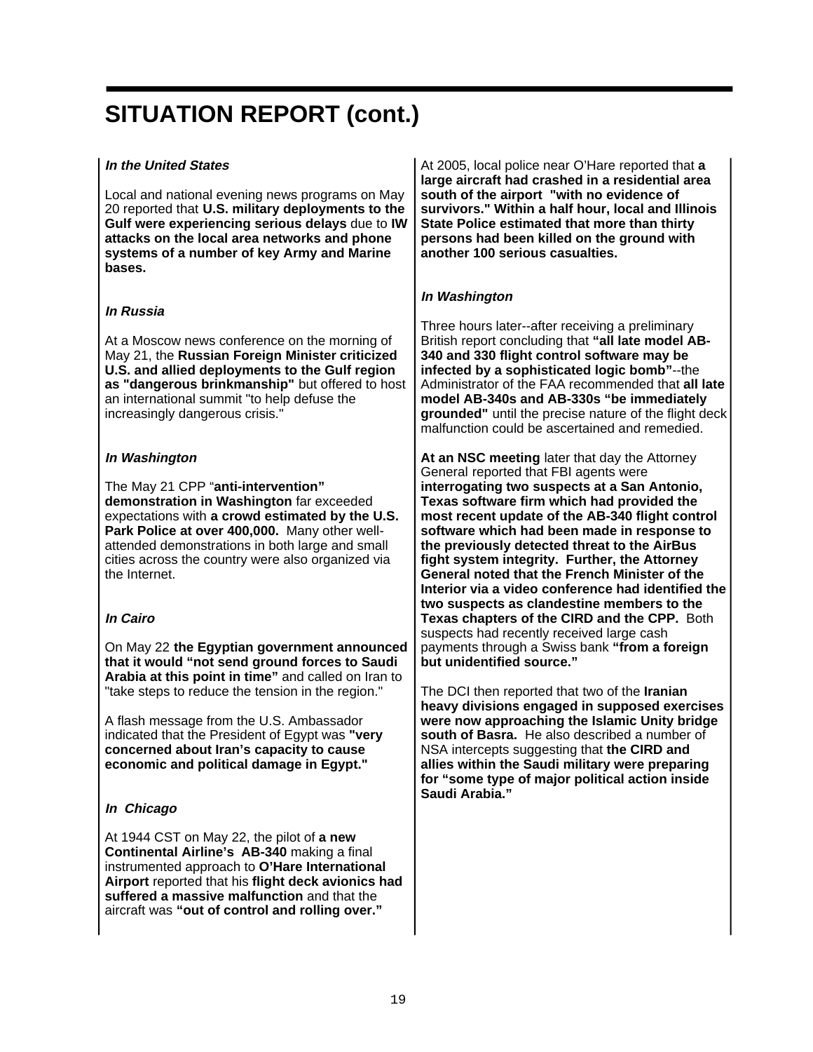# SITUATION REPORT (cont.)

***In the United States***

Local and national evening news programs on May 20 reported that **U.S. military deployments to the Gulf were experiencing serious delays** due to **IW attacks on the local area networks and phone systems of a number of key Army and Marine bases.**

***In Russia***

At a Moscow news conference on the morning of May 21, the **Russian Foreign Minister criticized U.S. and allied deployments to the Gulf region as "dangerous brinkmanship"** but offered to host an international summit "to help defuse the increasingly dangerous crisis."

***In Washington***

The May 21 CPP "**anti-intervention" demonstration in Washington** far exceeded expectations with **a crowd estimated by the U.S. Park Police at over 400,000.** Many other well-attended demonstrations in both large and small cities across the country were also organized via the Internet.

***In Cairo***

On May 22 **the Egyptian government announced that it would "not send ground forces to Saudi Arabia at this point in time"** and called on Iran to "take steps to reduce the tension in the region."

A flash message from the U.S. Ambassador indicated that the President of Egypt was **"very concerned about Iran's capacity to cause economic and political damage in Egypt."**

***In Chicago***

At 1944 CST on May 22, the pilot of **a new Continental Airline's AB-340** making a final instrumented approach to **O'Hare International Airport** reported that his **flight deck avionics had suffered a massive malfunction** and that the aircraft was **"out of control and rolling over."**

At 2005, local police near O'Hare reported that **a large aircraft had crashed in a residential area south of the airport "with no evidence of survivors." Within a half hour, local and Illinois State Police estimated that more than thirty persons had been killed on the ground with another 100 serious casualties.**

***In Washington***

Three hours later--after receiving a preliminary British report concluding that **"all late model AB-340 and 330 flight control software may be infected by a sophisticated logic bomb"**--the Administrator of the FAA recommended that **all late model AB-340s and AB-330s "be immediately grounded"** until the precise nature of the flight deck malfunction could be ascertained and remedied.

**At an NSC meeting** later that day the Attorney General reported that FBI agents were **interrogating two suspects at a San Antonio, Texas software firm which had provided the most recent update of the AB-340 flight control software which had been made in response to the previously detected threat to the AirBus fight system integrity. Further, the Attorney General noted that the French Minister of the Interior via a video conference had identified the two suspects as clandestine members to the Texas chapters of the CIRD and the CPP.** Both suspects had recently received large cash payments through a Swiss bank **"from a foreign but unidentified source."**

The DCI then reported that two of the **Iranian heavy divisions engaged in supposed exercises were now approaching the Islamic Unity bridge south of Basra.** He also described a number of NSA intercepts suggesting that **the CIRD and allies within the Saudi military were preparing for "some type of major political action inside Saudi Arabia."**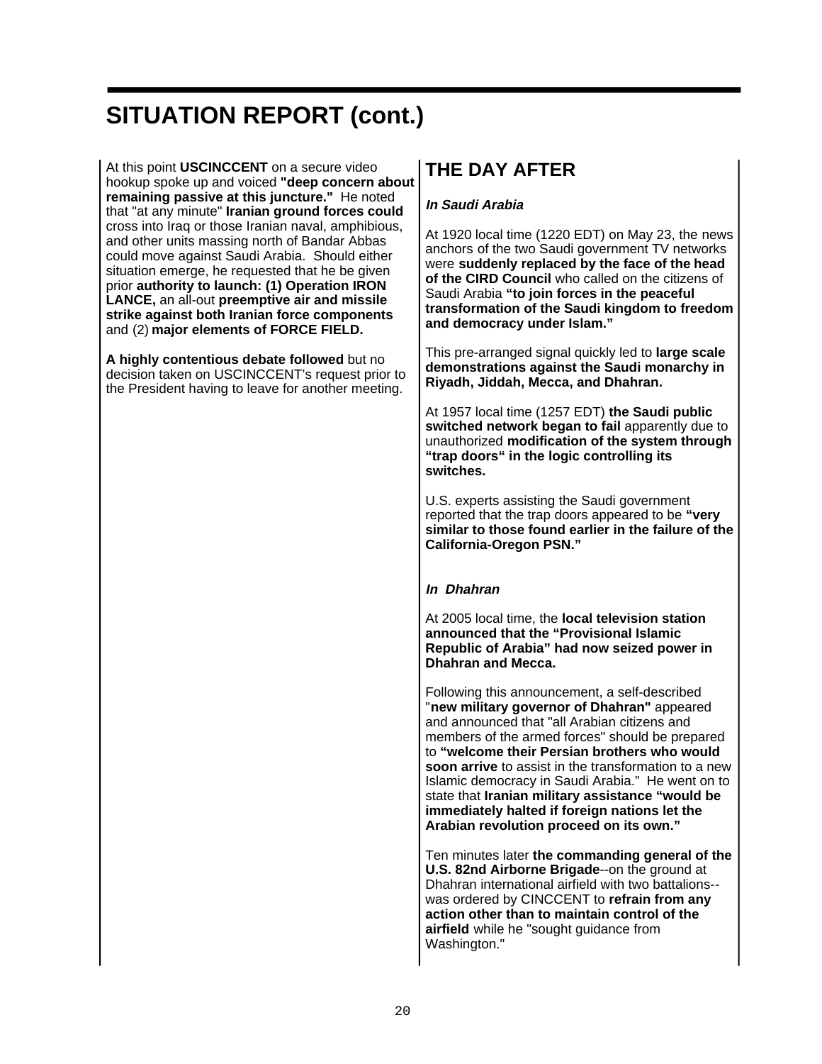# SITUATION REPORT (cont.)

At this point **USCINCCENT** on a secure video hookup spoke up and voiced **"deep concern about remaining passive at this juncture."** He noted that "at any minute" **Iranian ground forces could** cross into Iraq or those Iranian naval, amphibious, and other units massing north of Bandar Abbas could move against Saudi Arabia. Should either situation emerge, he requested that he be given prior **authority to launch: (1) Operation IRON LANCE,** an all-out **preemptive air and missile strike against both Iranian force components** and (2) **major elements of FORCE FIELD.**

**A highly contentious debate followed** but no decision taken on USCINCCENT's request prior to the President having to leave for another meeting.

## THE DAY AFTER

### *In Saudi Arabia*

At 1920 local time (1220 EDT) on May 23, the news anchors of the two Saudi government TV networks were **suddenly replaced by the face of the head of the CIRD Council** who called on the citizens of Saudi Arabia **"to join forces in the peaceful transformation of the Saudi kingdom to freedom and democracy under Islam."**

This pre-arranged signal quickly led to **large scale demonstrations against the Saudi monarchy in Riyadh, Jiddah, Mecca, and Dhahran.**

At 1957 local time (1257 EDT) **the Saudi public switched network began to fail** apparently due to unauthorized **modification of the system through "trap doors" in the logic controlling its switches.**

U.S. experts assisting the Saudi government reported that the trap doors appeared to be **"very similar to those found earlier in the failure of the California-Oregon PSN."**

### *In Dhahran*

At 2005 local time, the **local television station announced that the "Provisional Islamic Republic of Arabia" had now seized power in Dhahran and Mecca.**

Following this announcement, a self-described "**new military governor of Dhahran"** appeared and announced that "all Arabian citizens and members of the armed forces" should be prepared to **"welcome their Persian brothers who would soon arrive** to assist in the transformation to a new Islamic democracy in Saudi Arabia." He went on to state that **Iranian military assistance "would be immediately halted if foreign nations let the Arabian revolution proceed on its own."**

Ten minutes later **the commanding general of the U.S. 82nd Airborne Brigade**--on the ground at Dhahran international airfield with two battalions--was ordered by CINCCENT to **refrain from any action other than to maintain control of the airfield** while he "sought guidance from Washington."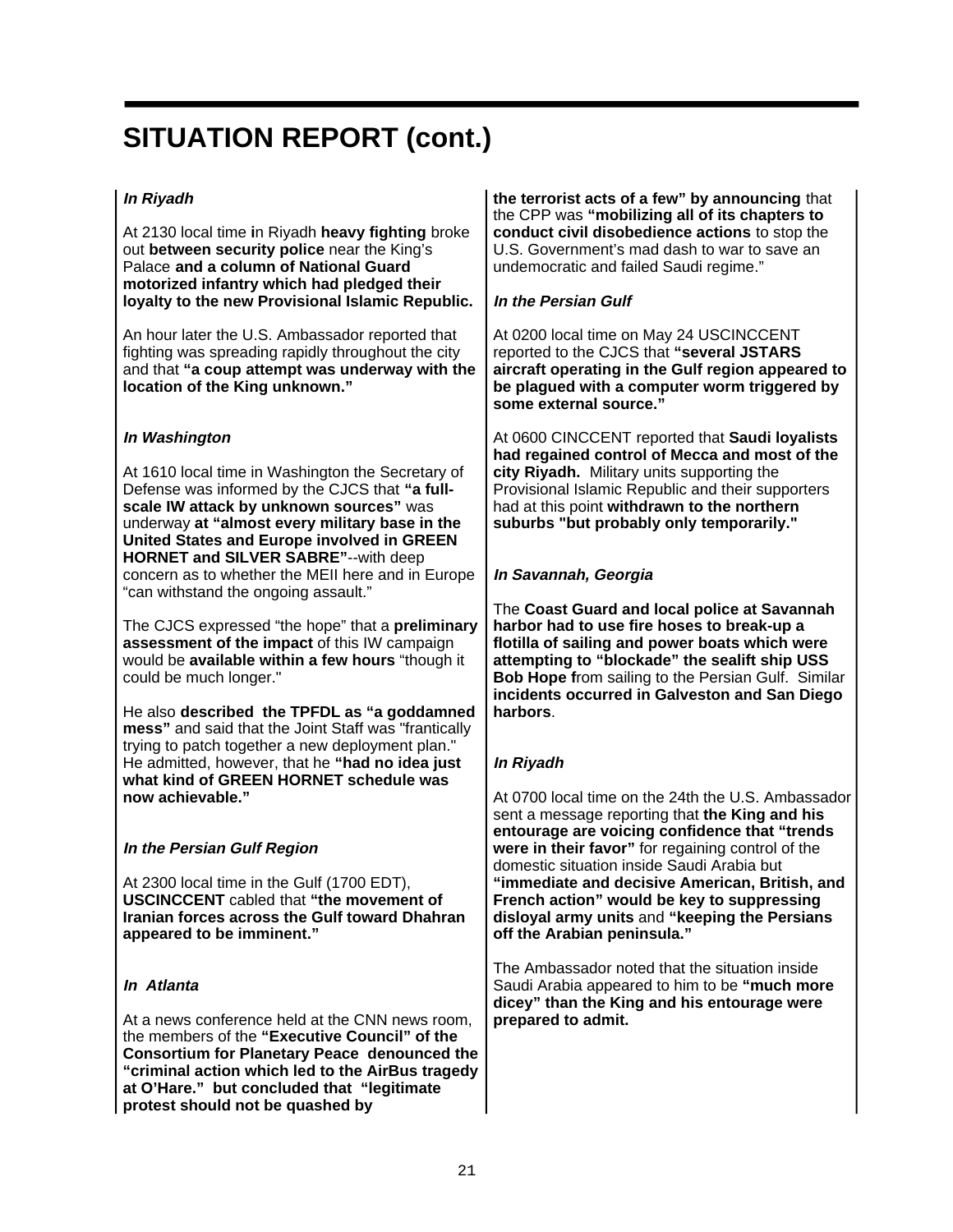# SITUATION REPORT (cont.)

***In Riyadh***

At 2130 local time **i**n Riyadh **heavy fighting** broke out **between security police** near the King's Palace **and a column of National Guard motorized infantry which had pledged their loyalty to the new Provisional Islamic Republic.**

An hour later the U.S. Ambassador reported that fighting was spreading rapidly throughout the city and that **"a coup attempt was underway with the location of the King unknown."**

***In Washington***

At 1610 local time in Washington the Secretary of Defense was informed by the CJCS that **"a full-scale IW attack by unknown sources"** was underway **at "almost every military base in the United States and Europe involved in GREEN HORNET and SILVER SABRE"**--with deep concern as to whether the MEII here and in Europe "can withstand the ongoing assault."

The CJCS expressed "the hope" that a **preliminary assessment of the impact** of this IW campaign would be **available within a few hours** "though it could be much longer."

He also **described the TPFDL as "a goddamned mess"** and said that the Joint Staff was "frantically trying to patch together a new deployment plan." He admitted, however, that he **"had no idea just what kind of GREEN HORNET schedule was now achievable."**

***In the Persian Gulf Region***

At 2300 local time in the Gulf (1700 EDT), **USCINCCENT** cabled that **"the movement of Iranian forces across the Gulf toward Dhahran appeared to be imminent."**

***In Atlanta***

At a news conference held at the CNN news room, the members of the **"Executive Council" of the Consortium for Planetary Peace denounced the "criminal action which led to the AirBus tragedy at O'Hare." but concluded that "legitimate protest should not be quashed by the terrorist acts of a few" by announcing** that the CPP was **"mobilizing all of its chapters to conduct civil disobedience actions** to stop the U.S. Government's mad dash to war to save an undemocratic and failed Saudi regime."

***In the Persian Gulf***

At 0200 local time on May 24 USCINCCENT reported to the CJCS that **"several JSTARS aircraft operating in the Gulf region appeared to be plagued with a computer worm triggered by some external source."**

At 0600 CINCCENT reported that **Saudi loyalists had regained control of Mecca and most of the city Riyadh.** Military units supporting the Provisional Islamic Republic and their supporters had at this point **withdrawn to the northern suburbs "but probably only temporarily."**

***In Savannah, Georgia***

The **Coast Guard and local police at Savannah harbor had to use fire hoses to break-up a flotilla of sailing and power boats which were attempting to "blockade" the sealift ship USS Bob Hope f**rom sailing to the Persian Gulf. Similar **incidents occurred in Galveston and San Diego harbors**.

***In Riyadh***

At 0700 local time on the 24th the U.S. Ambassador sent a message reporting that **the King and his entourage are voicing confidence that "trends were in their favor"** for regaining control of the domestic situation inside Saudi Arabia but **"immediate and decisive American, British, and French action" would be key to suppressing disloyal army units** and **"keeping the Persians off the Arabian peninsula."**

The Ambassador noted that the situation inside Saudi Arabia appeared to him to be **"much more dicey" than the King and his entourage were prepared to admit.**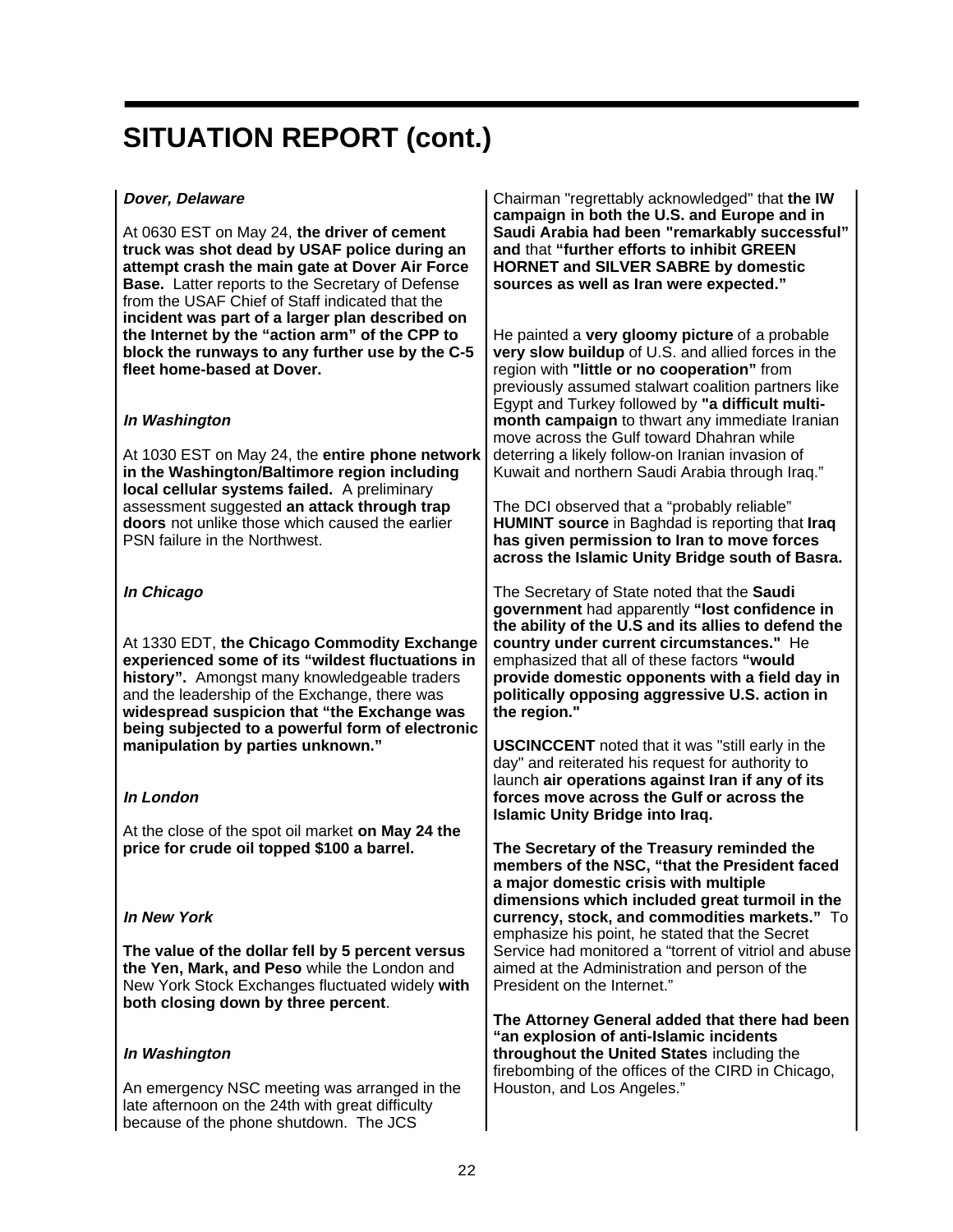# SITUATION REPORT (cont.)

***Dover, Delaware***

At 0630 EST on May 24, **the driver of cement truck was shot dead by USAF police during an attempt crash the main gate at Dover Air Force Base.** Latter reports to the Secretary of Defense from the USAF Chief of Staff indicated that the **incident was part of a larger plan described on the Internet by the "action arm" of the CPP to block the runways to any further use by the C-5 fleet home-based at Dover.**

***In Washington***

At 1030 EST on May 24, the **entire phone network in the Washington/Baltimore region including local cellular systems failed.** A preliminary assessment suggested **an attack through trap doors** not unlike those which caused the earlier PSN failure in the Northwest.

***In Chicago***

At 1330 EDT, **the Chicago Commodity Exchange experienced some of its "wildest fluctuations in history".** Amongst many knowledgeable traders and the leadership of the Exchange, there was **widespread suspicion that "the Exchange was being subjected to a powerful form of electronic manipulation by parties unknown."**

***In London***

At the close of the spot oil market **on May 24 the price for crude oil topped $100 a barrel.**

***In New York***

**The value of the dollar fell by 5 percent versus the Yen, Mark, and Peso** while the London and New York Stock Exchanges fluctuated widely **with both closing down by three percent**.

***In Washington***

An emergency NSC meeting was arranged in the late afternoon on the 24th with great difficulty because of the phone shutdown. The JCS Chairman "regrettably acknowledged" that **the IW campaign in both the U.S. and Europe and in Saudi Arabia had been "remarkably successful" and** that **"further efforts to inhibit GREEN HORNET and SILVER SABRE by domestic sources as well as Iran were expected."**

He painted a **very gloomy picture** of a probable **very slow buildup** of U.S. and allied forces in the region with **"little or no cooperation"** from previously assumed stalwart coalition partners like Egypt and Turkey followed by **"a difficult multi-month campaign** to thwart any immediate Iranian move across the Gulf toward Dhahran while deterring a likely follow-on Iranian invasion of Kuwait and northern Saudi Arabia through Iraq."

The DCI observed that a "probably reliable" **HUMINT source** in Baghdad is reporting that **Iraq has given permission to Iran to move forces across the Islamic Unity Bridge south of Basra.**

The Secretary of State noted that the **Saudi government** had apparently **"lost confidence in the ability of the U.S and its allies to defend the country under current circumstances."** He emphasized that all of these factors **"would provide domestic opponents with a field day in politically opposing aggressive U.S. action in the region."**

**USCINCCENT** noted that it was "still early in the day" and reiterated his request for authority to launch **air operations against Iran if any of its forces move across the Gulf or across the Islamic Unity Bridge into Iraq.**

**The Secretary of the Treasury reminded the members of the NSC, "that the President faced a major domestic crisis with multiple dimensions which included great turmoil in the currency, stock, and commodities markets."** To emphasize his point, he stated that the Secret Service had monitored a "torrent of vitriol and abuse aimed at the Administration and person of the President on the Internet."

**The Attorney General added that there had been "an explosion of anti-Islamic incidents throughout the United States** including the firebombing of the offices of the CIRD in Chicago, Houston, and Los Angeles."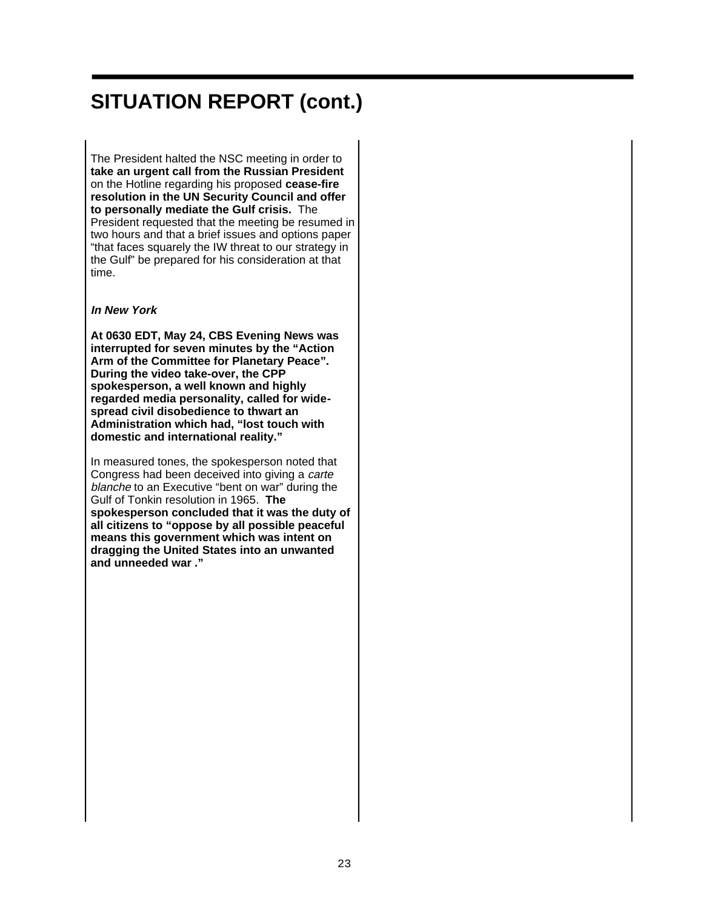# SITUATION REPORT (cont.)

The President halted the NSC meeting in order to **take an urgent call from the Russian President** on the Hotline regarding his proposed **cease-fire resolution in the UN Security Council and offer to personally mediate the Gulf crisis.** The President requested that the meeting be resumed in two hours and that a brief issues and options paper "that faces squarely the IW threat to our strategy in the Gulf" be prepared for his consideration at that time.

***In New York***

**At 0630 EDT, May 24, CBS Evening News was interrupted for seven minutes by the "Action Arm of the Committee for Planetary Peace". During the video take-over, the CPP spokesperson, a well known and highly regarded media personality, called for wide-spread civil disobedience to thwart an Administration which had, "lost touch with domestic and international reality."**

In measured tones, the spokesperson noted that Congress had been deceived into giving a *carte blanche* to an Executive "bent on war" during the Gulf of Tonkin resolution in 1965. **The spokesperson concluded that it was the duty of all citizens to "oppose by all possible peaceful means this government which was intent on dragging the United States into an unwanted and unneeded war ."**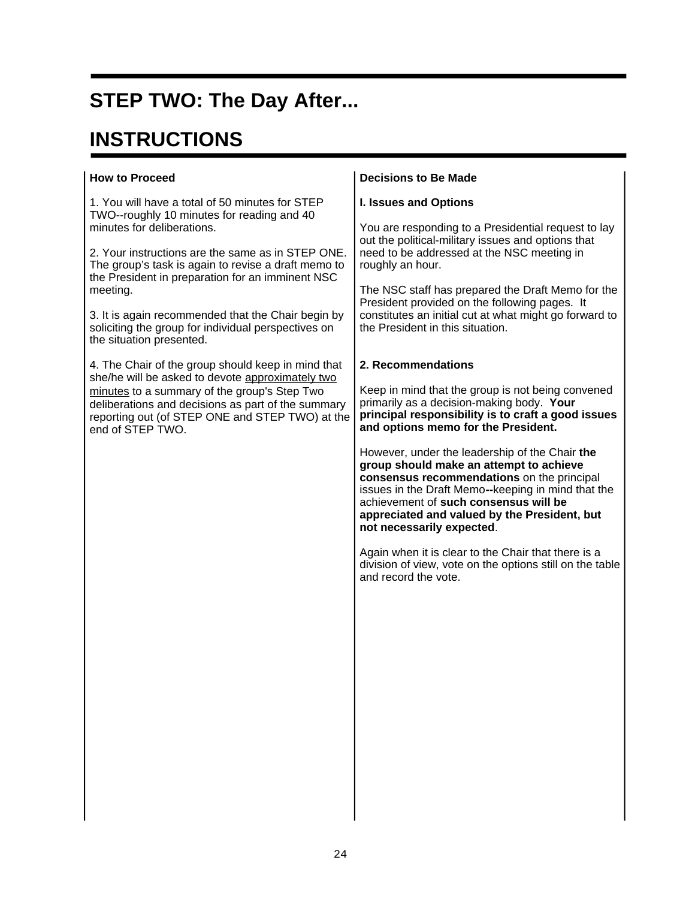# STEP TWO: The Day After...

# INSTRUCTIONS

**How to Proceed**

1. You will have a total of 50 minutes for STEP TWO--roughly 10 minutes for reading and 40 minutes for deliberations.

2. Your instructions are the same as in STEP ONE. The group's task is again to revise a draft memo to the President in preparation for an imminent NSC meeting.

3. It is again recommended that the Chair begin by soliciting the group for individual perspectives on the situation presented.

4. The Chair of the group should keep in mind that she/he will be asked to devote approximately two minutes to a summary of the group's Step Two deliberations and decisions as part of the summary reporting out (of STEP ONE and STEP TWO) at the end of STEP TWO.

**Decisions to Be Made**

**I. Issues and Options**

You are responding to a Presidential request to lay out the political-military issues and options that need to be addressed at the NSC meeting in roughly an hour.

The NSC staff has prepared the Draft Memo for the President provided on the following pages. It constitutes an initial cut at what might go forward to the President in this situation.

**2. Recommendations**

Keep in mind that the group is not being convened primarily as a decision-making body. **Your principal responsibility is to craft a good issues and options memo for the President.**

However, under the leadership of the Chair **the group should make an attempt to achieve consensus recommendations** on the principal issues in the Draft Memo**--**keeping in mind that the achievement of **such consensus will be appreciated and valued by the President, but not necessarily expected**.

Again when it is clear to the Chair that there is a division of view, vote on the options still on the table and record the vote.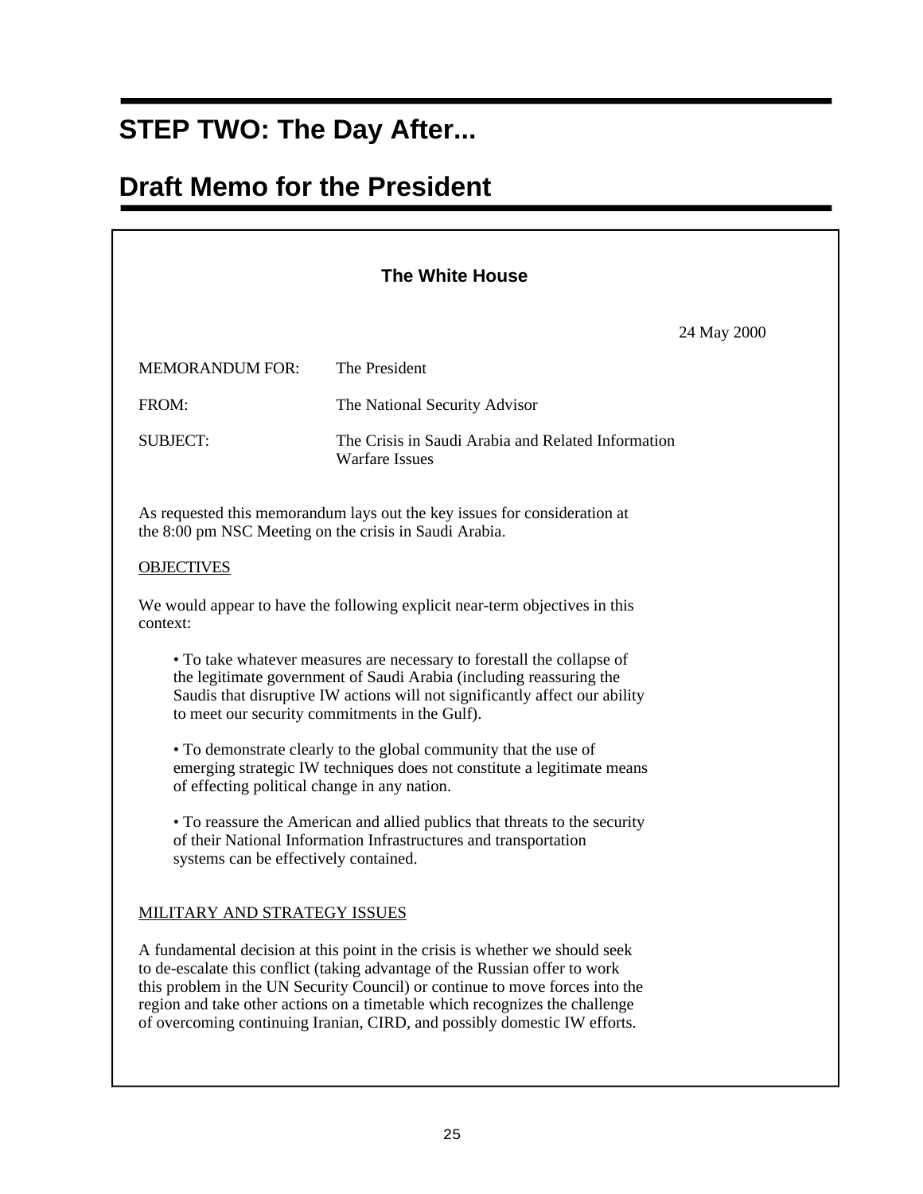# STEP TWO: The Day After...

# Draft Memo for the President

**The White House**

24 May 2000

MEMORANDUM FOR: The President

FROM: The National Security Advisor

SUBJECT: The Crisis in Saudi Arabia and Related Information Warfare Issues

As requested this memorandum lays out the key issues for consideration at the 8:00 pm NSC Meeting on the crisis in Saudi Arabia.

OBJECTIVES

We would appear to have the following explicit near-term objectives in this context:

- To take whatever measures are necessary to forestall the collapse of the legitimate government of Saudi Arabia (including reassuring the Saudis that disruptive IW actions will not significantly affect our ability to meet our security commitments in the Gulf).
- To demonstrate clearly to the global community that the use of emerging strategic IW techniques does not constitute a legitimate means of effecting political change in any nation.
- To reassure the American and allied publics that threats to the security of their National Information Infrastructures and transportation systems can be effectively contained.

MILITARY AND STRATEGY ISSUES

A fundamental decision at this point in the crisis is whether we should seek to de-escalate this conflict (taking advantage of the Russian offer to work this problem in the UN Security Council) or continue to move forces into the region and take other actions on a timetable which recognizes the challenge of overcoming continuing Iranian, CIRD, and possibly domestic IW efforts.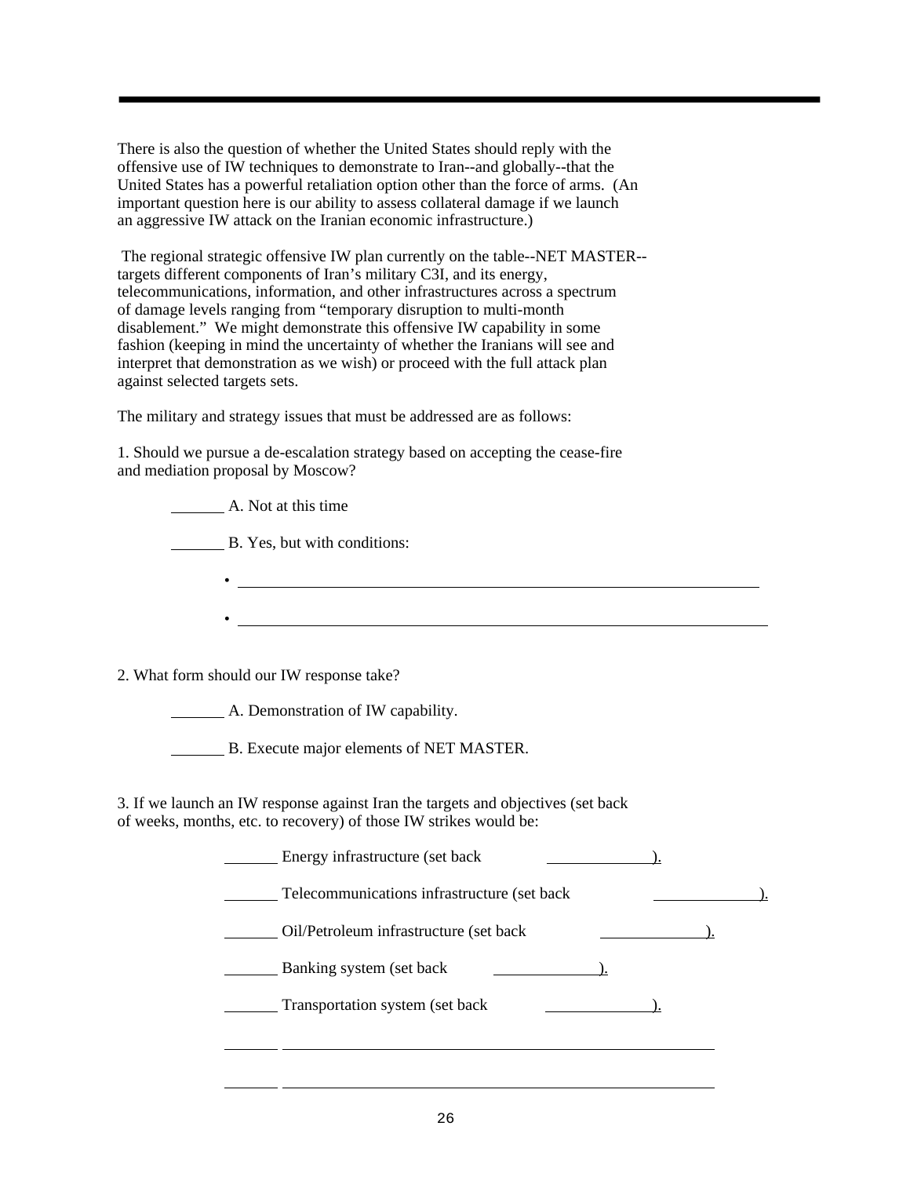There is also the question of whether the United States should reply with the offensive use of IW techniques to demonstrate to Iran--and globally--that the United States has a powerful retaliation option other than the force of arms. (An important question here is our ability to assess collateral damage if we launch an aggressive IW attack on the Iranian economic infrastructure.)

The regional strategic offensive IW plan currently on the table--NET MASTER--targets different components of Iran's military C3I, and its energy, telecommunications, information, and other infrastructures across a spectrum of damage levels ranging from "temporary disruption to multi-month disablement." We might demonstrate this offensive IW capability in some fashion (keeping in mind the uncertainty of whether the Iranians will see and interpret that demonstration as we wish) or proceed with the full attack plan against selected targets sets.

The military and strategy issues that must be addressed are as follows:

1. Should we pursue a de-escalation strategy based on accepting the cease-fire and mediation proposal by Moscow?

_______ A. Not at this time

_______ B. Yes, but with conditions:

- ____________________________________________
- ____________________________________________

2. What form should our IW response take?

_______ A. Demonstration of IW capability.

_______ B. Execute major elements of NET MASTER.

3. If we launch an IW response against Iran the targets and objectives (set back of weeks, months, etc. to recovery) of those IW strikes would be:

_______ Energy infrastructure (set back _____________).

_______ Telecommunications infrastructure (set back _____________).

_______ Oil/Petroleum infrastructure (set back _____________).

_______ Banking system (set back _____________).

_______ Transportation system (set back _____________).

_______ ____________________________________________

_______ ____________________________________________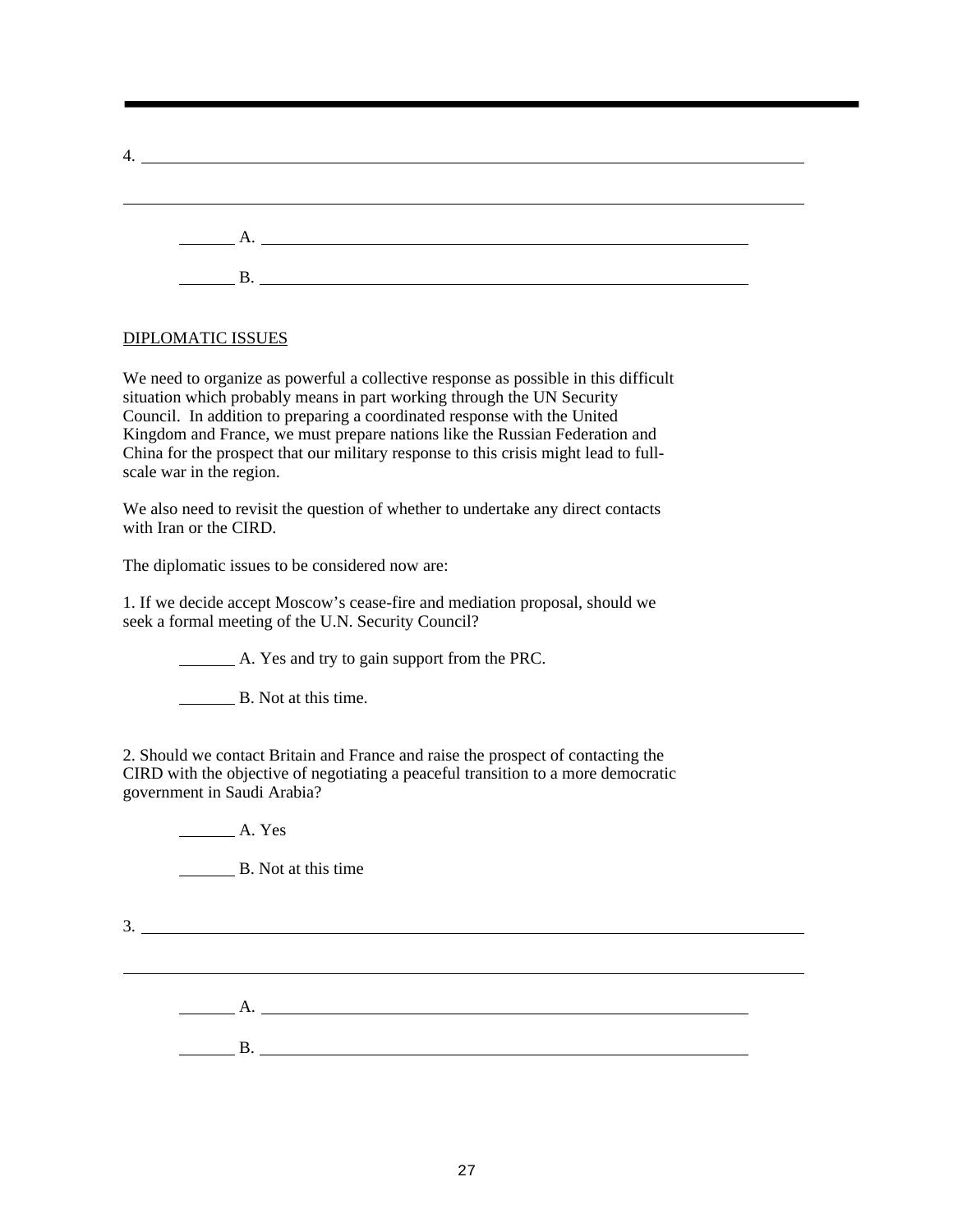4. ______________________________________________________________________________

______________________________________________________________________________

_______ A. ____________________________________________________________

_______ B. ____________________________________________________________

DIPLOMATIC ISSUES

We need to organize as powerful a collective response as possible in this difficult situation which probably means in part working through the UN Security Council. In addition to preparing a coordinated response with the United Kingdom and France, we must prepare nations like the Russian Federation and China for the prospect that our military response to this crisis might lead to full-scale war in the region.

We also need to revisit the question of whether to undertake any direct contacts with Iran or the CIRD.

The diplomatic issues to be considered now are:

1. If we decide accept Moscow's cease-fire and mediation proposal, should we seek a formal meeting of the U.N. Security Council?

_______ A. Yes and try to gain support from the PRC.

_______ B. Not at this time.

2. Should we contact Britain and France and raise the prospect of contacting the CIRD with the objective of negotiating a peaceful transition to a more democratic government in Saudi Arabia?

_______ A. Yes

_______ B. Not at this time

3. ______________________________________________________________________________

______________________________________________________________________________

_______ A. ____________________________________________________________

_______ B. ____________________________________________________________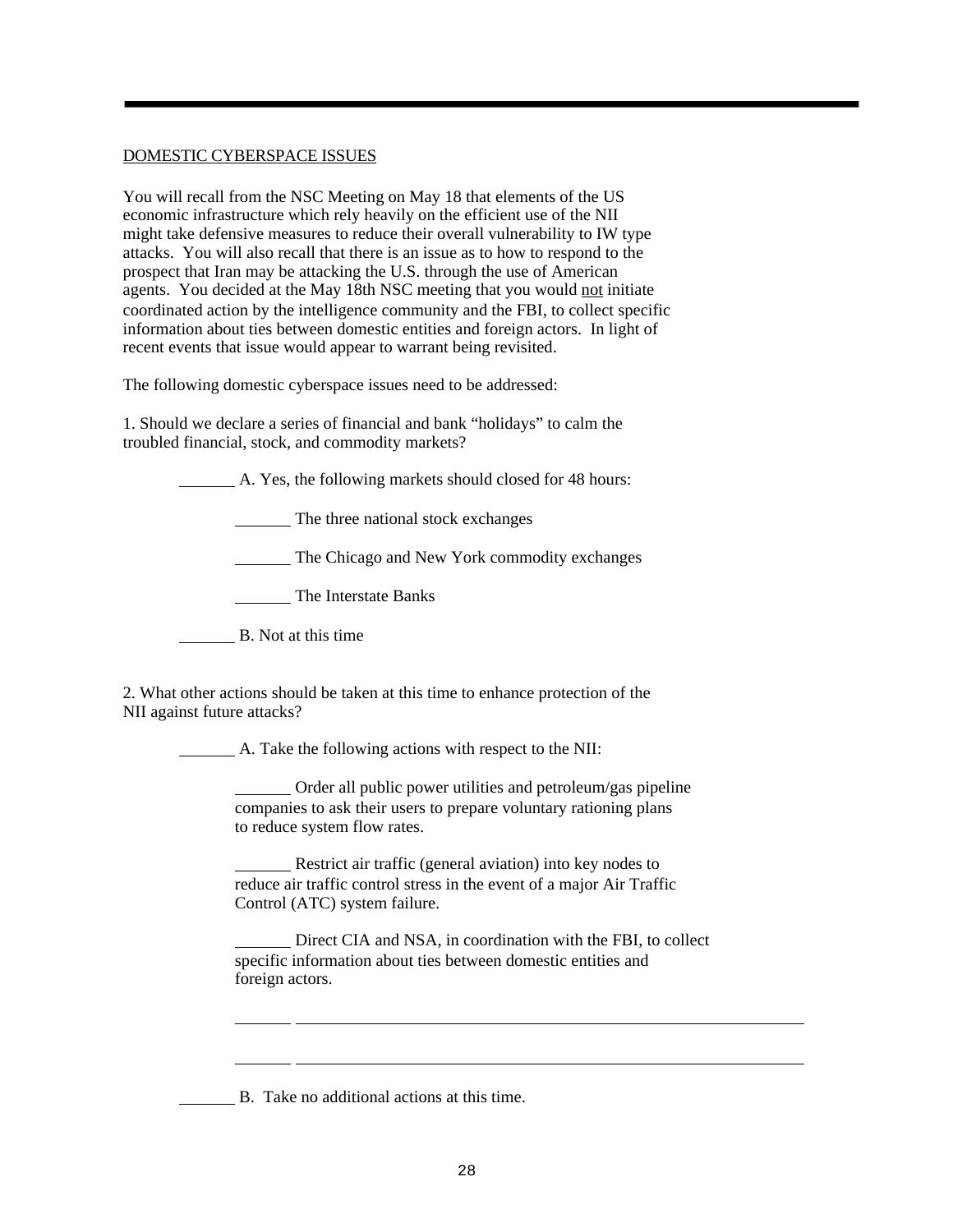## DOMESTIC CYBERSPACE ISSUES

You will recall from the NSC Meeting on May 18 that elements of the US economic infrastructure which rely heavily on the efficient use of the NII might take defensive measures to reduce their overall vulnerability to IW type attacks. You will also recall that there is an issue as to how to respond to the prospect that Iran may be attacking the U.S. through the use of American agents. You decided at the May 18th NSC meeting that you would not initiate coordinated action by the intelligence community and the FBI, to collect specific information about ties between domestic entities and foreign actors. In light of recent events that issue would appear to warrant being revisited.

The following domestic cyberspace issues need to be addressed:

1. Should we declare a series of financial and bank "holidays" to calm the troubled financial, stock, and commodity markets?

_______ A. Yes, the following markets should closed for 48 hours:

_______ The three national stock exchanges

_______ The Chicago and New York commodity exchanges

_______ The Interstate Banks

_______ B. Not at this time

2. What other actions should be taken at this time to enhance protection of the NII against future attacks?

_______ A. Take the following actions with respect to the NII:

_______ Order all public power utilities and petroleum/gas pipeline companies to ask their users to prepare voluntary rationing plans to reduce system flow rates.

_______ Restrict air traffic (general aviation) into key nodes to reduce air traffic control stress in the event of a major Air Traffic Control (ATC) system failure.

_______ Direct CIA and NSA, in coordination with the FBI, to collect specific information about ties between domestic entities and foreign actors.

_______ ____________________________________________

_______ ____________________________________________

_______ B. Take no additional actions at this time.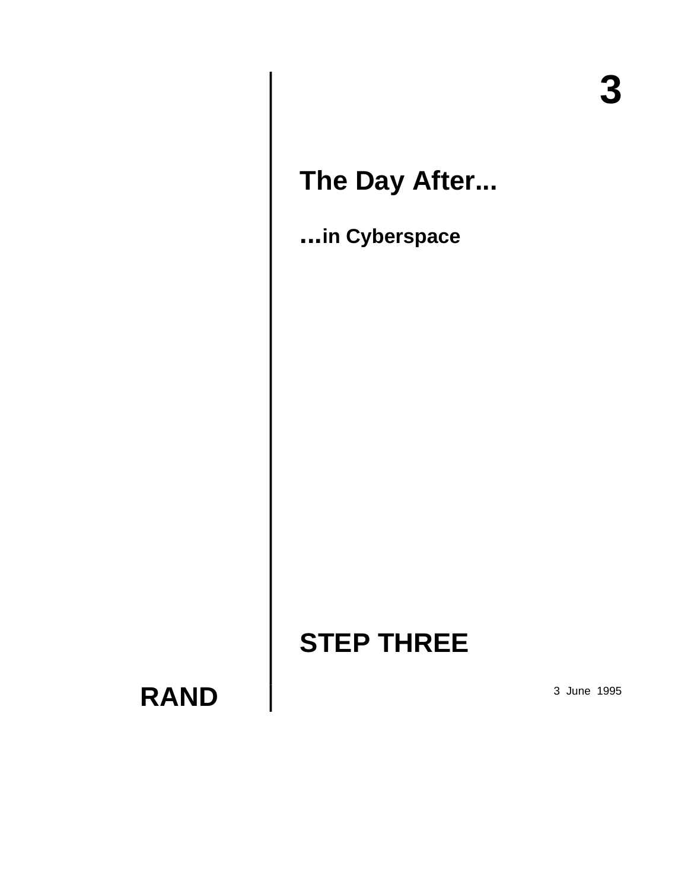# 3

## The Day After...

### ...in Cyberspace

## STEP THREE

**RAND**

3 June 1995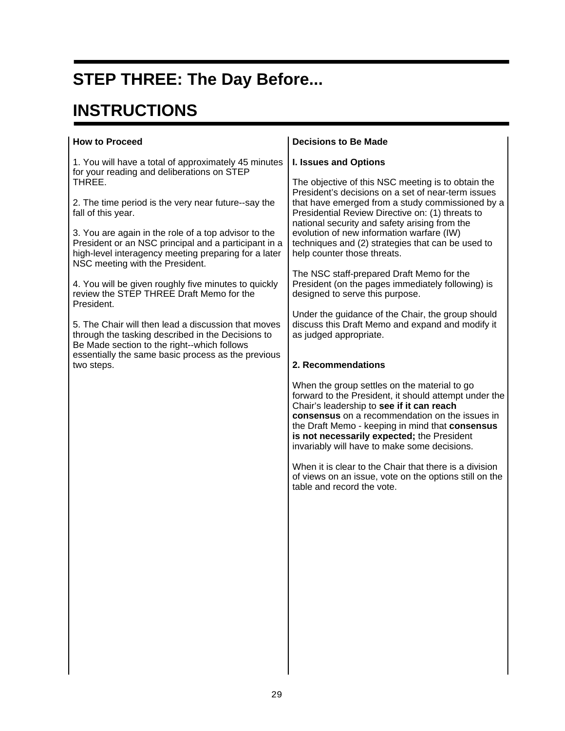# STEP THREE: The Day Before...

# INSTRUCTIONS

**How to Proceed**

1. You will have a total of approximately 45 minutes for your reading and deliberations on STEP THREE.

2. The time period is the very near future--say the fall of this year.

3. You are again in the role of a top advisor to the President or an NSC principal and a participant in a high-level interagency meeting preparing for a later NSC meeting with the President.

4. You will be given roughly five minutes to quickly review the STEP THREE Draft Memo for the President.

5. The Chair will then lead a discussion that moves through the tasking described in the Decisions to Be Made section to the right--which follows essentially the same basic process as the previous two steps.

**Decisions to Be Made**

**I. Issues and Options**

The objective of this NSC meeting is to obtain the President's decisions on a set of near-term issues that have emerged from a study commissioned by a Presidential Review Directive on: (1) threats to national security and safety arising from the evolution of new information warfare (IW) techniques and (2) strategies that can be used to help counter those threats.

The NSC staff-prepared Draft Memo for the President (on the pages immediately following) is designed to serve this purpose.

Under the guidance of the Chair, the group should discuss this Draft Memo and expand and modify it as judged appropriate.

**2. Recommendations**

When the group settles on the material to go forward to the President, it should attempt under the Chair's leadership to **see if it can reach consensus** on a recommendation on the issues in the Draft Memo - keeping in mind that **consensus is not necessarily expected;** the President invariably will have to make some decisions.

When it is clear to the Chair that there is a division of views on an issue, vote on the options still on the table and record the vote.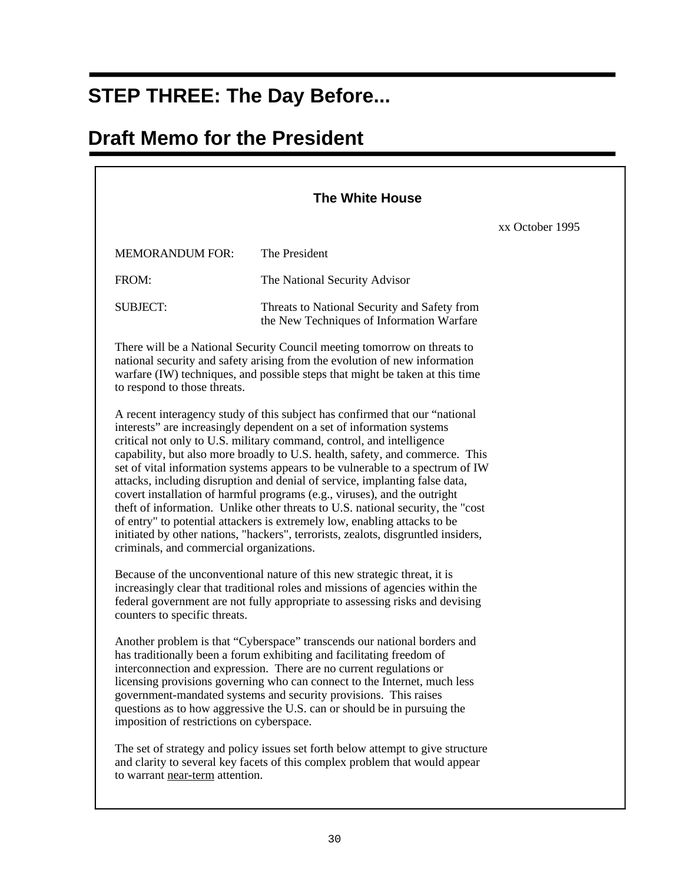# STEP THREE: The Day Before...

# Draft Memo for the President

**The White House**

xx October 1995

MEMORANDUM FOR: The President

FROM: The National Security Advisor

SUBJECT: Threats to National Security and Safety from the New Techniques of Information Warfare

There will be a National Security Council meeting tomorrow on threats to national security and safety arising from the evolution of new information warfare (IW) techniques, and possible steps that might be taken at this time to respond to those threats.

A recent interagency study of this subject has confirmed that our "national interests" are increasingly dependent on a set of information systems critical not only to U.S. military command, control, and intelligence capability, but also more broadly to U.S. health, safety, and commerce. This set of vital information systems appears to be vulnerable to a spectrum of IW attacks, including disruption and denial of service, implanting false data, covert installation of harmful programs (e.g., viruses), and the outright theft of information. Unlike other threats to U.S. national security, the "cost of entry" to potential attackers is extremely low, enabling attacks to be initiated by other nations, "hackers", terrorists, zealots, disgruntled insiders, criminals, and commercial organizations.

Because of the unconventional nature of this new strategic threat, it is increasingly clear that traditional roles and missions of agencies within the federal government are not fully appropriate to assessing risks and devising counters to specific threats.

Another problem is that "Cyberspace" transcends our national borders and has traditionally been a forum exhibiting and facilitating freedom of interconnection and expression. There are no current regulations or licensing provisions governing who can connect to the Internet, much less government-mandated systems and security provisions. This raises questions as to how aggressive the U.S. can or should be in pursuing the imposition of restrictions on cyberspace.

The set of strategy and policy issues set forth below attempt to give structure and clarity to several key facets of this complex problem that would appear to warrant <u>near-term</u> attention.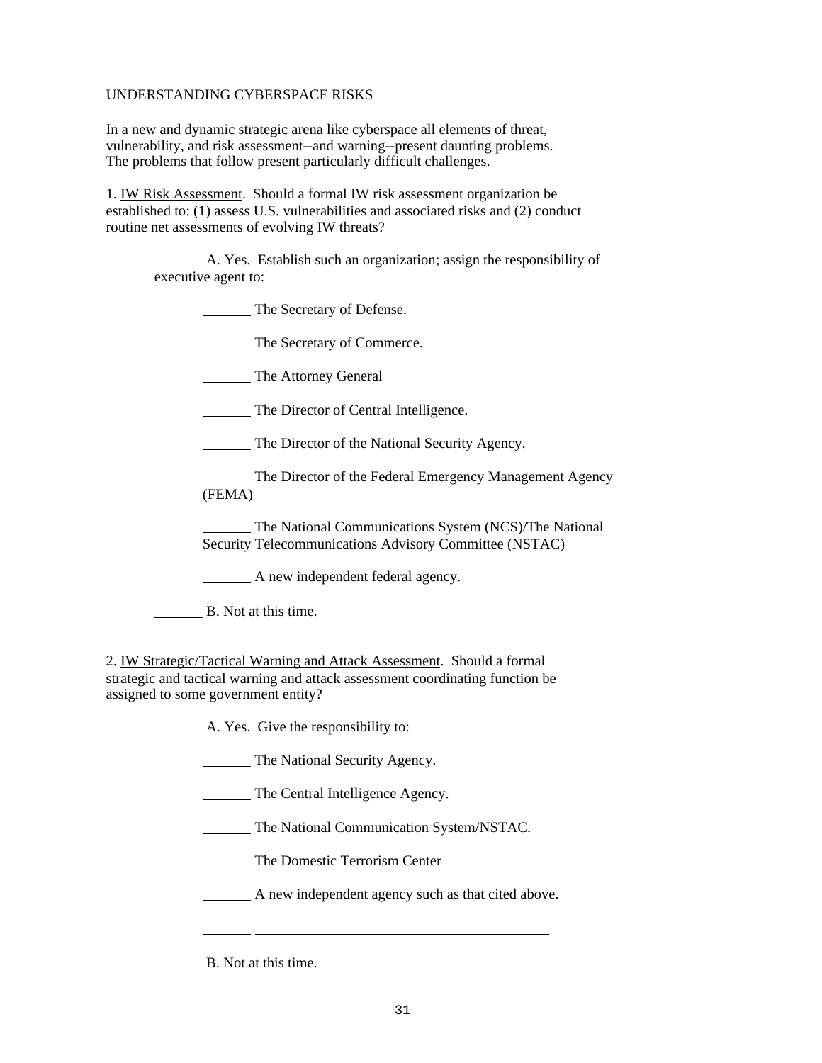UNDERSTANDING CYBERSPACE RISKS

In a new and dynamic strategic arena like cyberspace all elements of threat, vulnerability, and risk assessment--and warning--present daunting problems. The problems that follow present particularly difficult challenges.

1. IW Risk Assessment. Should a formal IW risk assessment organization be established to: (1) assess U.S. vulnerabilities and associated risks and (2) conduct routine net assessments of evolving IW threats?

_______ A. Yes. Establish such an organization; assign the responsibility of executive agent to:

- _______ The Secretary of Defense.
- _______ The Secretary of Commerce.
- _______ The Attorney General
- _______ The Director of Central Intelligence.
- _______ The Director of the National Security Agency.
- _______ The Director of the Federal Emergency Management Agency (FEMA)
- _______ The National Communications System (NCS)/The National Security Telecommunications Advisory Committee (NSTAC)
- _______ A new independent federal agency.

_______ B. Not at this time.

2. IW Strategic/Tactical Warning and Attack Assessment. Should a formal strategic and tactical warning and attack assessment coordinating function be assigned to some government entity?

_______ A. Yes. Give the responsibility to:

- _______ The National Security Agency.
- _______ The Central Intelligence Agency.
- _______ The National Communication System/NSTAC.
- _______ The Domestic Terrorism Center
- _______ A new independent agency such as that cited above.
- _______ ________________________________________

_______ B. Not at this time.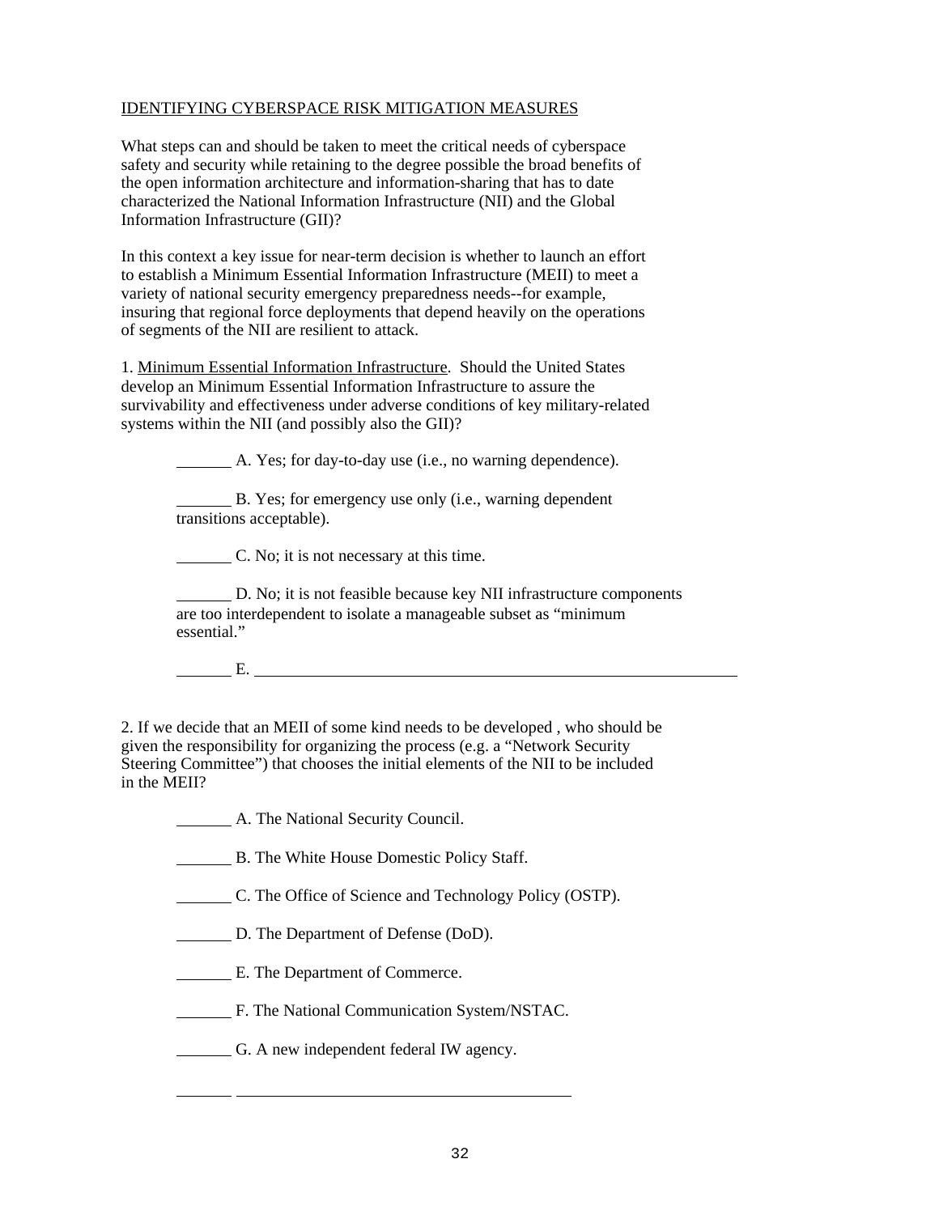IDENTIFYING CYBERSPACE RISK MITIGATION MEASURES

What steps can and should be taken to meet the critical needs of cyberspace safety and security while retaining to the degree possible the broad benefits of the open information architecture and information-sharing that has to date characterized the National Information Infrastructure (NII) and the Global Information Infrastructure (GII)?

In this context a key issue for near-term decision is whether to launch an effort to establish a Minimum Essential Information Infrastructure (MEII) to meet a variety of national security emergency preparedness needs--for example, insuring that regional force deployments that depend heavily on the operations of segments of the NII are resilient to attack.

1. Minimum Essential Information Infrastructure. Should the United States develop an Minimum Essential Information Infrastructure to assure the survivability and effectiveness under adverse conditions of key military-related systems within the NII (and possibly also the GII)?

_______ A. Yes; for day-to-day use (i.e., no warning dependence).

_______ B. Yes; for emergency use only (i.e., warning dependent transitions acceptable).

_______ C. No; it is not necessary at this time.

_______ D. No; it is not feasible because key NII infrastructure components are too interdependent to isolate a manageable subset as "minimum essential."

_______ E. _______________________________________________

2. If we decide that an MEII of some kind needs to be developed , who should be given the responsibility for organizing the process (e.g. a "Network Security Steering Committee") that chooses the initial elements of the NII to be included in the MEII?

_______ A. The National Security Council.

_______ B. The White House Domestic Policy Staff.

_______ C. The Office of Science and Technology Policy (OSTP).

_______ D. The Department of Defense (DoD).

_______ E. The Department of Commerce.

_______ F. The National Communication System/NSTAC.

_______ G. A new independent federal IW agency.

_______ _______________________________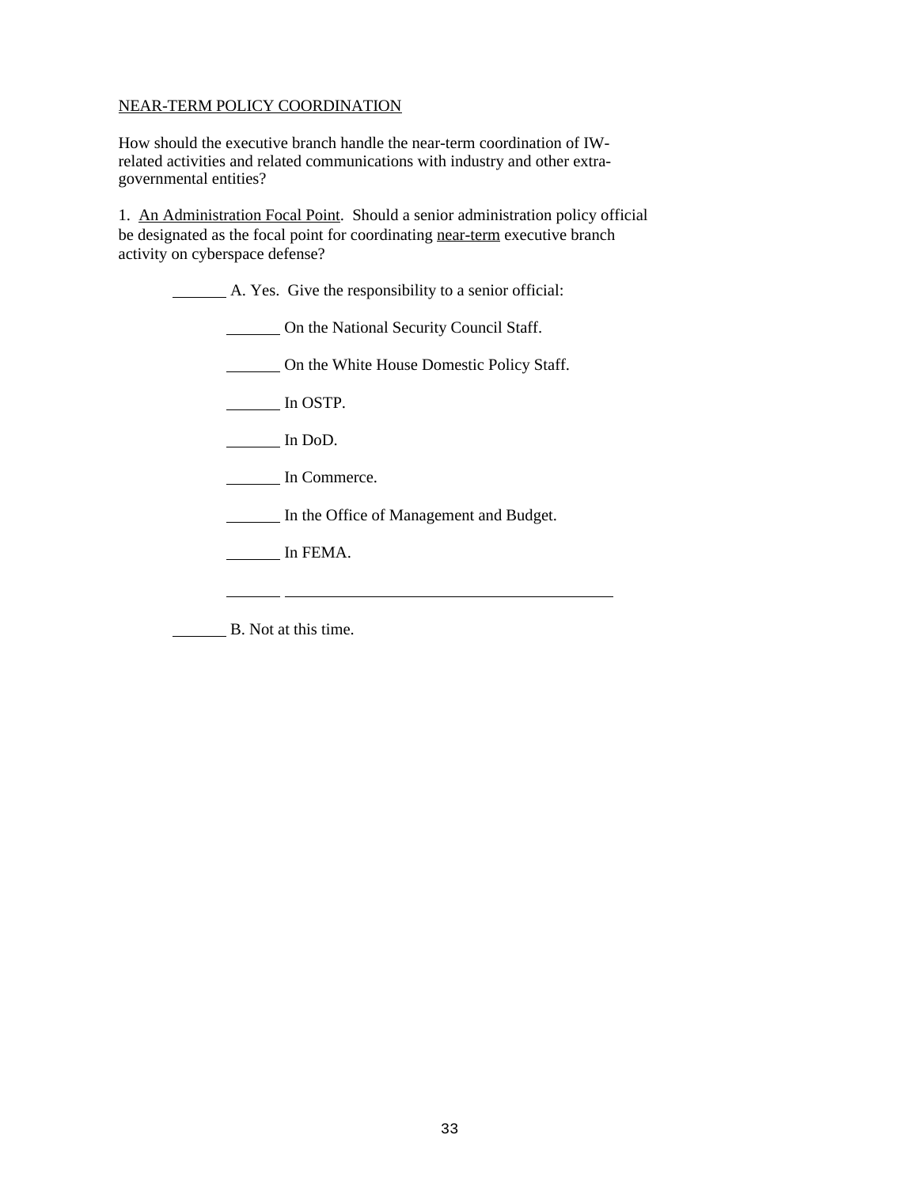NEAR-TERM POLICY COORDINATION

How should the executive branch handle the near-term coordination of IW-related activities and related communications with industry and other extra-governmental entities?

1. An Administration Focal Point. Should a senior administration policy official be designated as the focal point for coordinating near-term executive branch activity on cyberspace defense?

_______ A. Yes. Give the responsibility to a senior official:

_______ On the National Security Council Staff.

_______ On the White House Domestic Policy Staff.

_______ In OSTP.

_______ In DoD.

_______ In Commerce.

_______ In the Office of Management and Budget.

_______ In FEMA.

_______ ________________________________________

_______ B. Not at this time.